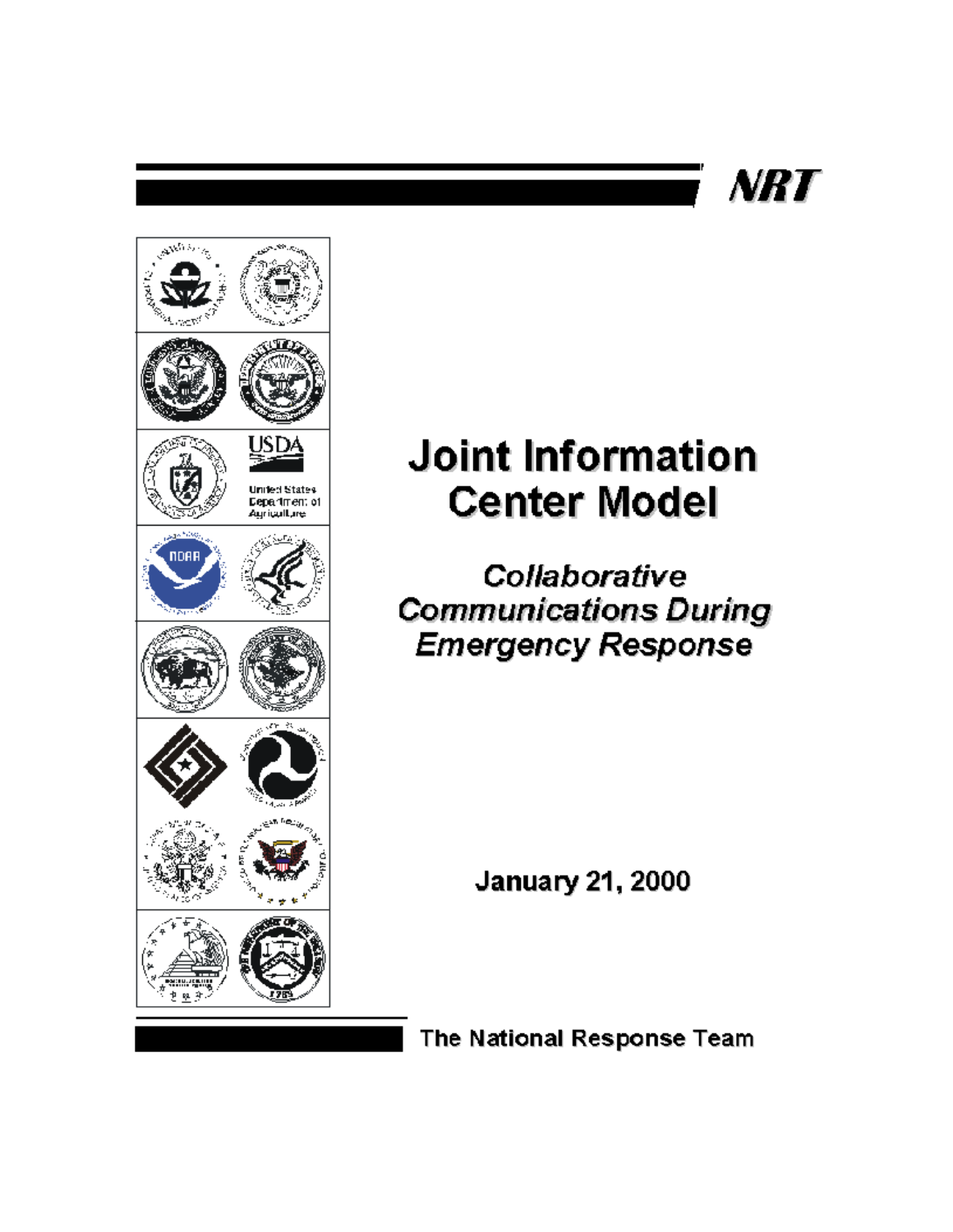NRT

# Joint Information Center Model

## *Collaborative Communications During Emergency Response*

January 21, 2000

The National Response Team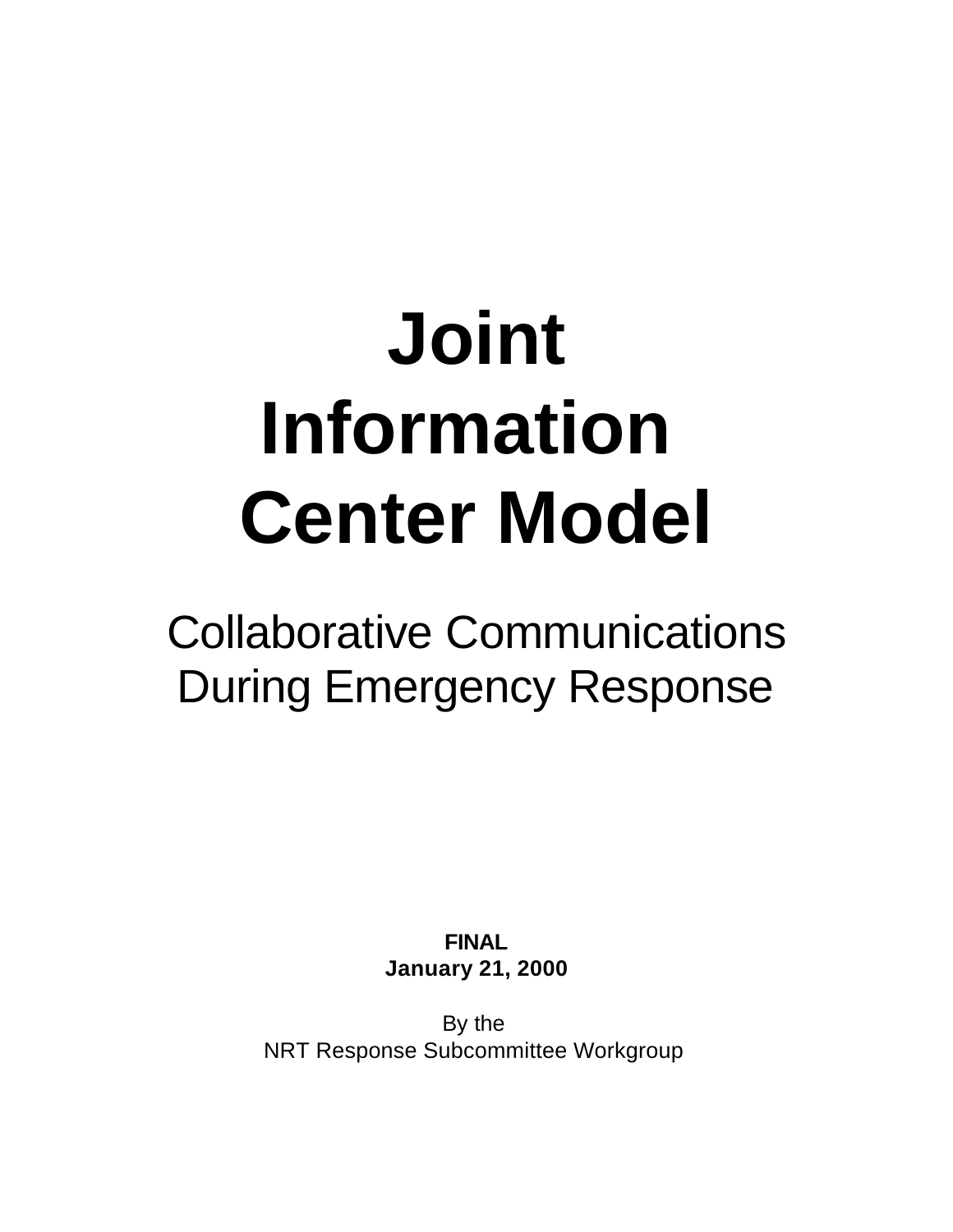# Joint Information Center Model

## Collaborative Communications During Emergency Response

**FINAL**
**January 21, 2000**

By the
NRT Response Subcommittee Workgroup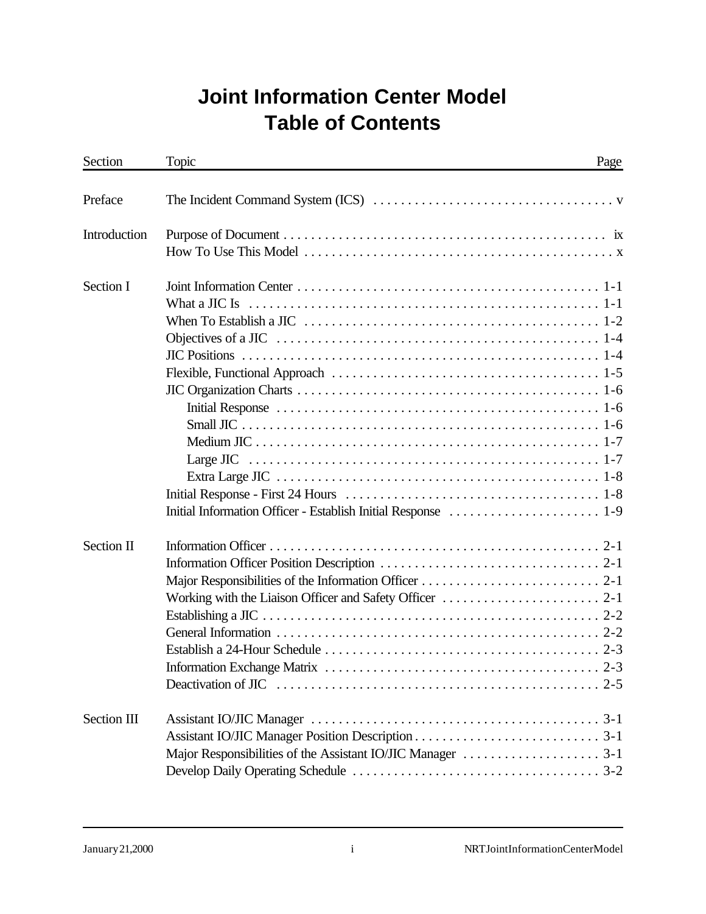# Joint Information Center Model
# Table of Contents

| Section | Topic | Page |
|---|---|---|
| Preface | The Incident Command System (ICS) | v |
| Introduction | Purpose of Document | ix |
| | How To Use This Model | x |
| Section I | Joint Information Center | 1-1 |
| | What a JIC Is | 1-1 |
| | When To Establish a JIC | 1-2 |
| | Objectives of a JIC | 1-4 |
| | JIC Positions | 1-4 |
| | Flexible, Functional Approach | 1-5 |
| | JIC Organization Charts | 1-6 |
| | Initial Response | 1-6 |
| | Small JIC | 1-6 |
| | Medium JIC | 1-7 |
| | Large JIC | 1-7 |
| | Extra Large JIC | 1-8 |
| | Initial Response - First 24 Hours | 1-8 |
| | Initial Information Officer - Establish Initial Response | 1-9 |
| Section II | Information Officer | 2-1 |
| | Information Officer Position Description | 2-1 |
| | Major Responsibilities of the Information Officer | 2-1 |
| | Working with the Liaison Officer and Safety Officer | 2-1 |
| | Establishing a JIC | 2-2 |
| | General Information | 2-2 |
| | Establish a 24-Hour Schedule | 2-3 |
| | Information Exchange Matrix | 2-3 |
| | Deactivation of JIC | 2-5 |
| Section III | Assistant IO/JIC Manager | 3-1 |
| | Assistant IO/JIC Manager Position Description | 3-1 |
| | Major Responsibilities of the Assistant IO/JIC Manager | 3-1 |
| | Develop Daily Operating Schedule | 3-2 |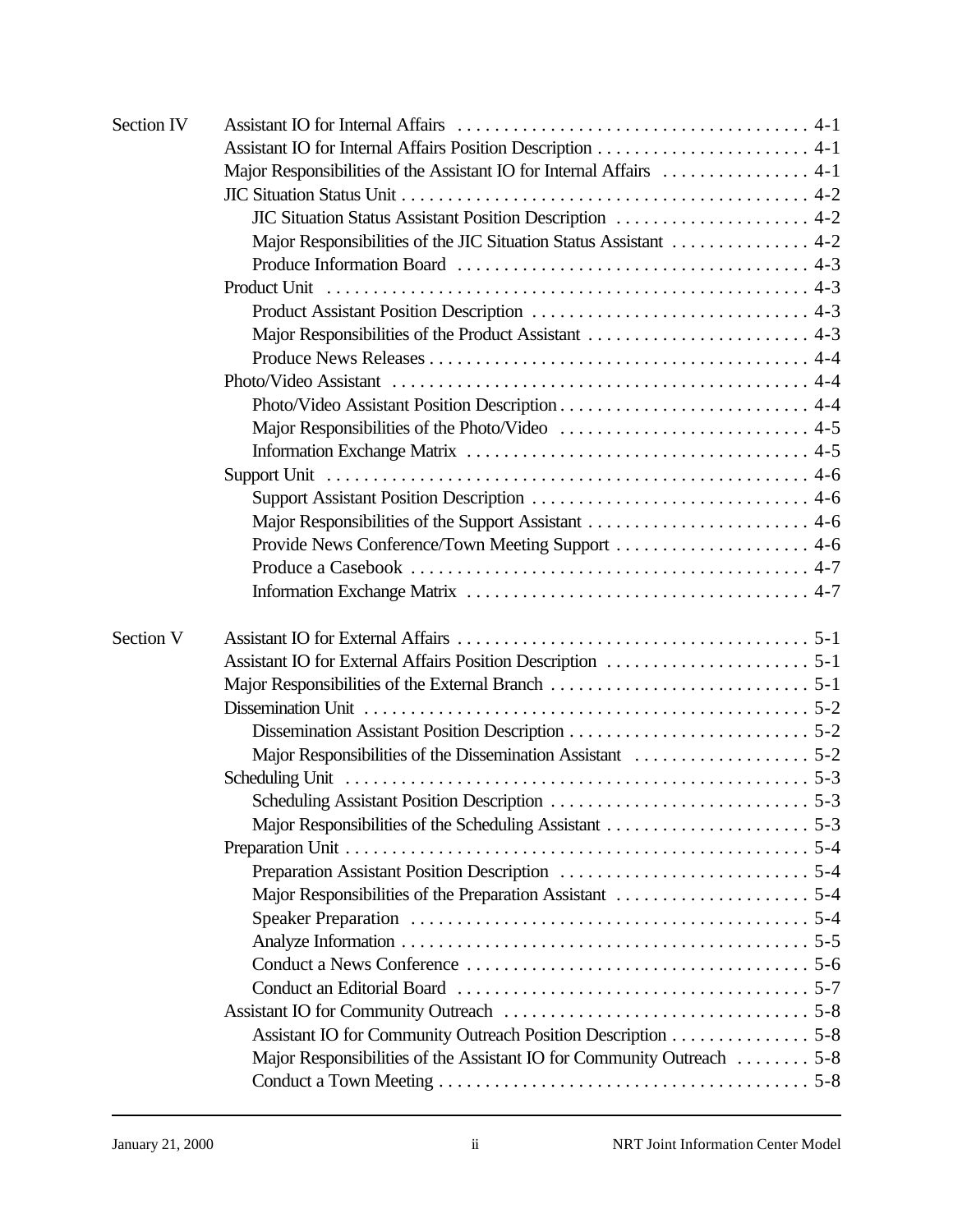| | | |
|---|---|---|
| Section IV | Assistant IO for Internal Affairs | 4-1 |
| | Assistant IO for Internal Affairs Position Description | 4-1 |
| | Major Responsibilities of the Assistant IO for Internal Affairs | 4-1 |
| | JIC Situation Status Unit | 4-2 |
| | JIC Situation Status Assistant Position Description | 4-2 |
| | Major Responsibilities of the JIC Situation Status Assistant | 4-2 |
| | Produce Information Board | 4-3 |
| | Product Unit | 4-3 |
| | Product Assistant Position Description | 4-3 |
| | Major Responsibilities of the Product Assistant | 4-3 |
| | Produce News Releases | 4-4 |
| | Photo/Video Assistant | 4-4 |
| | Photo/Video Assistant Position Description | 4-4 |
| | Major Responsibilities of the Photo/Video | 4-5 |
| | Information Exchange Matrix | 4-5 |
| | Support Unit | 4-6 |
| | Support Assistant Position Description | 4-6 |
| | Major Responsibilities of the Support Assistant | 4-6 |
| | Provide News Conference/Town Meeting Support | 4-6 |
| | Produce a Casebook | 4-7 |
| | Information Exchange Matrix | 4-7 |
| Section V | Assistant IO for External Affairs | 5-1 |
| | Assistant IO for External Affairs Position Description | 5-1 |
| | Major Responsibilities of the External Branch | 5-1 |
| | Dissemination Unit | 5-2 |
| | Dissemination Assistant Position Description | 5-2 |
| | Major Responsibilities of the Dissemination Assistant | 5-2 |
| | Scheduling Unit | 5-3 |
| | Scheduling Assistant Position Description | 5-3 |
| | Major Responsibilities of the Scheduling Assistant | 5-3 |
| | Preparation Unit | 5-4 |
| | Preparation Assistant Position Description | 5-4 |
| | Major Responsibilities of the Preparation Assistant | 5-4 |
| | Speaker Preparation | 5-4 |
| | Analyze Information | 5-5 |
| | Conduct a News Conference | 5-6 |
| | Conduct an Editorial Board | 5-7 |
| | Assistant IO for Community Outreach | 5-8 |
| | Assistant IO for Community Outreach Position Description | 5-8 |
| | Major Responsibilities of the Assistant IO for Community Outreach | 5-8 |
| | Conduct a Town Meeting | 5-8 |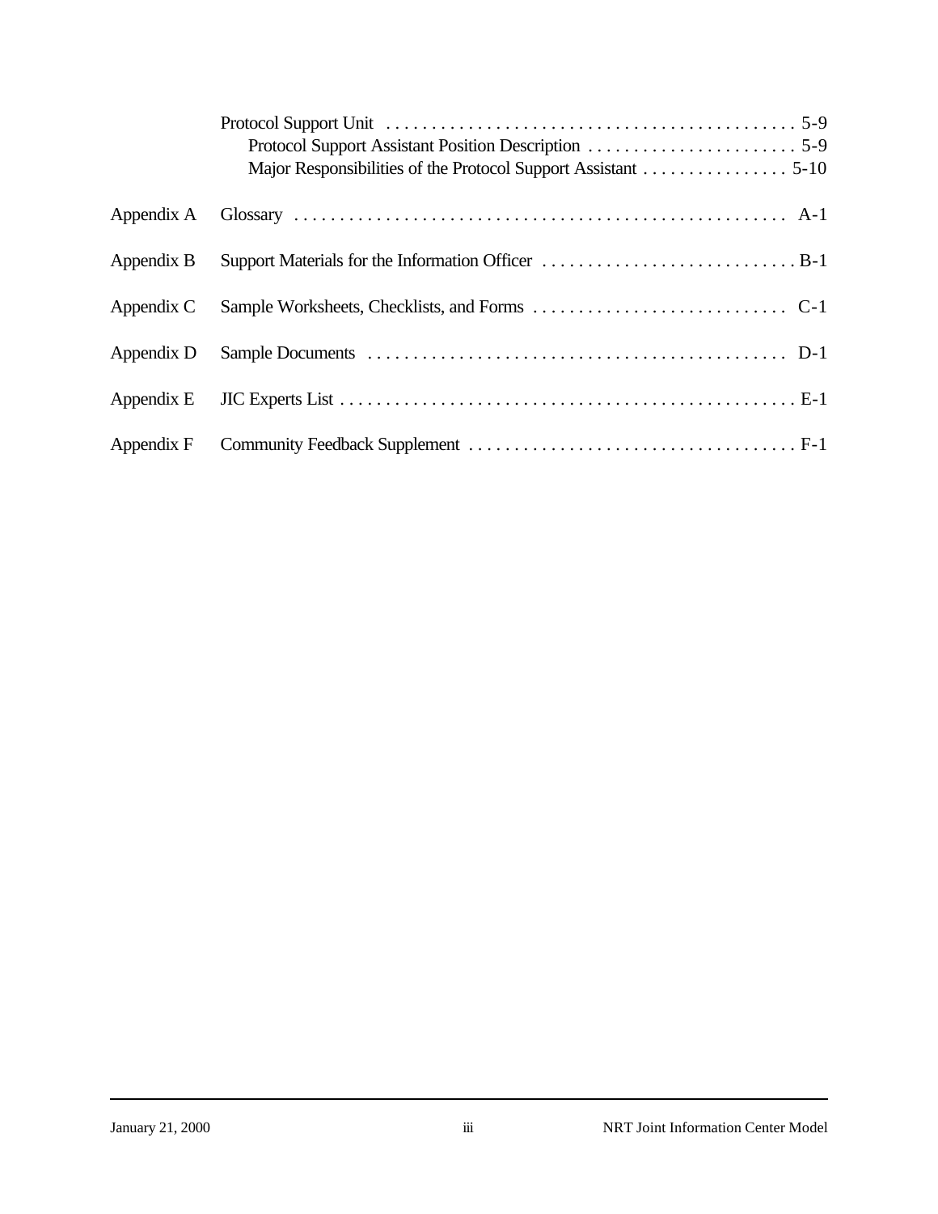Protocol Support Unit . . . . . . . . . . . . . . . . . . . . . . . . . . . . . . . . . . . . . . . . . . . . 5-9
  Protocol Support Assistant Position Description . . . . . . . . . . . . . . . . . . . . . . . 5-9
  Major Responsibilities of the Protocol Support Assistant . . . . . . . . . . . . . . . . 5-10

Appendix A Glossary . . . . . . . . . . . . . . . . . . . . . . . . . . . . . . . . . . . . . . . . . . . . . . . . . . . . . A-1

Appendix B Support Materials for the Information Officer . . . . . . . . . . . . . . . . . . . . . . . . . . . . B-1

Appendix C Sample Worksheets, Checklists, and Forms . . . . . . . . . . . . . . . . . . . . . . . . . . . . C-1

Appendix D Sample Documents . . . . . . . . . . . . . . . . . . . . . . . . . . . . . . . . . . . . . . . . . . . . . . D-1

Appendix E JIC Experts List . . . . . . . . . . . . . . . . . . . . . . . . . . . . . . . . . . . . . . . . . . . . . . . . . . E-1

Appendix F Community Feedback Supplement . . . . . . . . . . . . . . . . . . . . . . . . . . . . . . . . . . . . F-1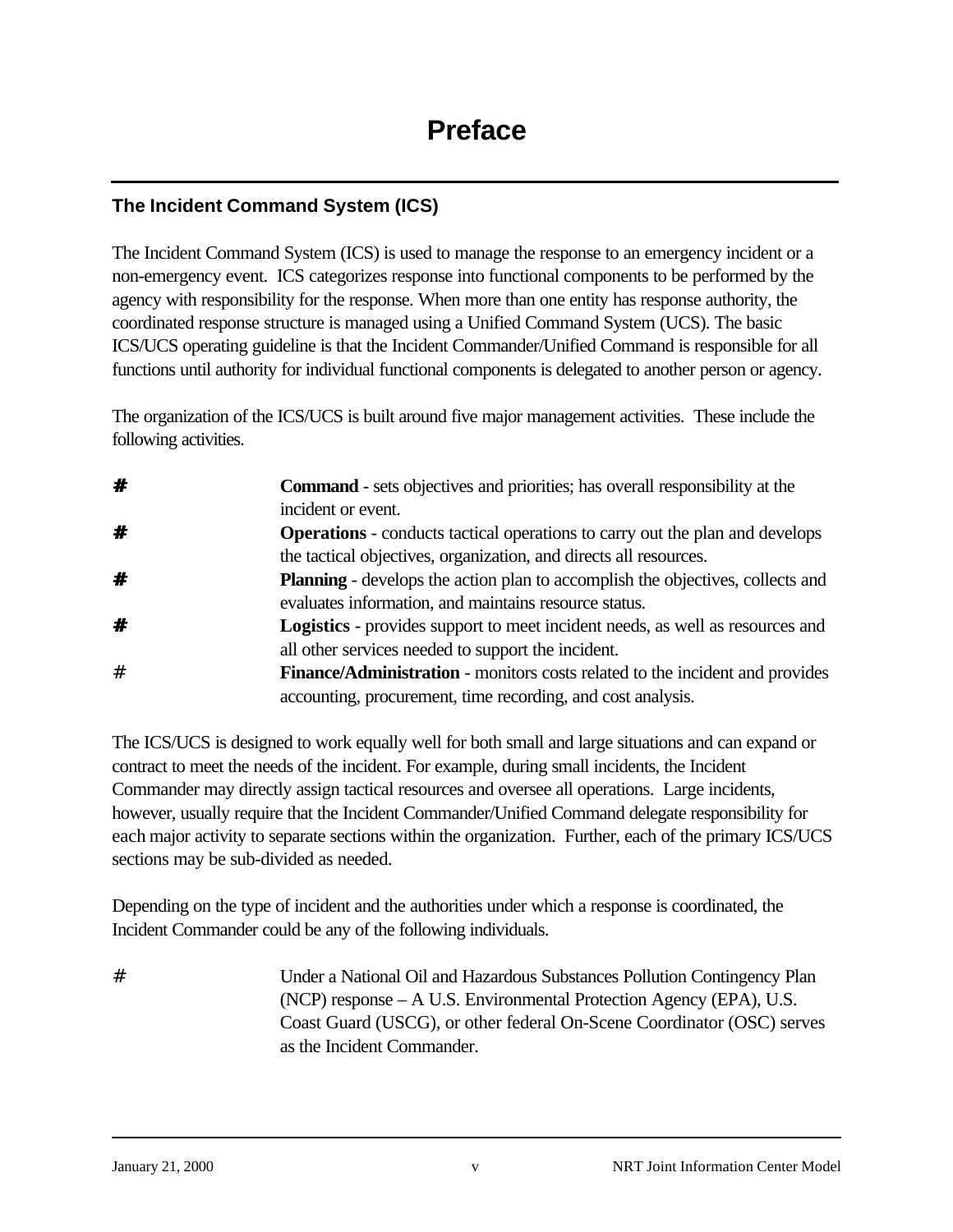# Preface

## The Incident Command System (ICS)

The Incident Command System (ICS) is used to manage the response to an emergency incident or a non-emergency event. ICS categorizes response into functional components to be performed by the agency with responsibility for the response. When more than one entity has response authority, the coordinated response structure is managed using a Unified Command System (UCS). The basic ICS/UCS operating guideline is that the Incident Commander/Unified Command is responsible for all functions until authority for individual functional components is delegated to another person or agency.

The organization of the ICS/UCS is built around five major management activities. These include the following activities.

- **Command** - sets objectives and priorities; has overall responsibility at the incident or event.
- **Operations** - conducts tactical operations to carry out the plan and develops the tactical objectives, organization, and directs all resources.
- **Planning** - develops the action plan to accomplish the objectives, collects and evaluates information, and maintains resource status.
- **Logistics** - provides support to meet incident needs, as well as resources and all other services needed to support the incident.
- **Finance/Administration** - monitors costs related to the incident and provides accounting, procurement, time recording, and cost analysis.

The ICS/UCS is designed to work equally well for both small and large situations and can expand or contract to meet the needs of the incident. For example, during small incidents, the Incident Commander may directly assign tactical resources and oversee all operations. Large incidents, however, usually require that the Incident Commander/Unified Command delegate responsibility for each major activity to separate sections within the organization. Further, each of the primary ICS/UCS sections may be sub-divided as needed.

Depending on the type of incident and the authorities under which a response is coordinated, the Incident Commander could be any of the following individuals.

- Under a National Oil and Hazardous Substances Pollution Contingency Plan (NCP) response – A U.S. Environmental Protection Agency (EPA), U.S. Coast Guard (USCG), or other federal On-Scene Coordinator (OSC) serves as the Incident Commander.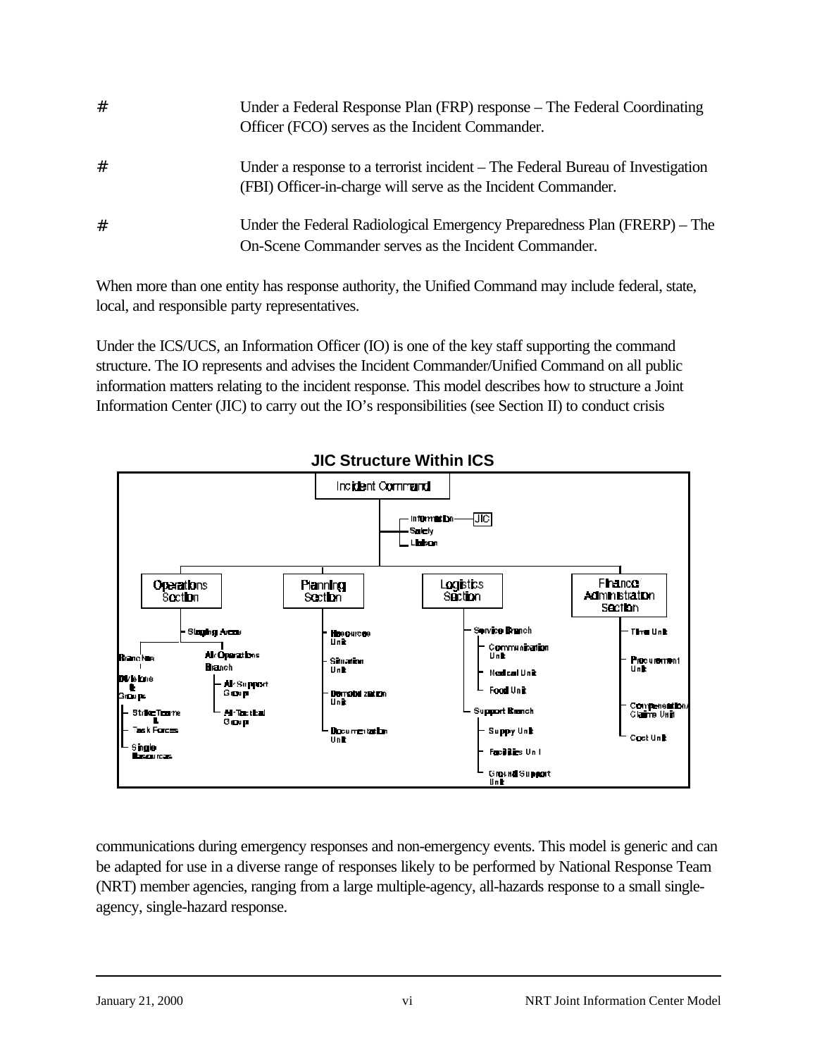- Under a Federal Response Plan (FRP) response – The Federal Coordinating Officer (FCO) serves as the Incident Commander.
- Under a response to a terrorist incident – The Federal Bureau of Investigation (FBI) Officer-in-charge will serve as the Incident Commander.
- Under the Federal Radiological Emergency Preparedness Plan (FRERP) – The On-Scene Commander serves as the Incident Commander.

When more than one entity has response authority, the Unified Command may include federal, state, local, and responsible party representatives.

Under the ICS/UCS, an Information Officer (IO) is one of the key staff supporting the command structure. The IO represents and advises the Incident Commander/Unified Command on all public information matters relating to the incident response. This model describes how to structure a Joint Information Center (JIC) to carry out the IO's responsibilities (see Section II) to conduct crisis

**JIC Structure Within ICS**

- Incident Command
  - Information — JIC
  - Safety
  - Liaison
  - Operations Section
    - Staging Areas
    - Branches
      - Divisions & Groups
        - Strike Teams & Task Forces
        - Single Resources
    - Air Operations Branch
      - Air Support Group
      - Air Tactical Group
  - Planning Section
    - Resources Unit
    - Situation Unit
    - Demobilization Unit
    - Documentation Unit
  - Logistics Section
    - Service Branch
      - Communication Unit
      - Medical Unit
      - Food Unit
    - Support Branch
      - Supply Unit
      - Facilities Unit
      - Ground Support Unit
  - Finance Administration Section
    - Time Unit
    - Procurement Unit
    - Compensation/Claims Unit
    - Cost Unit

communications during emergency responses and non-emergency events. This model is generic and can be adapted for use in a diverse range of responses likely to be performed by National Response Team (NRT) member agencies, ranging from a large multiple-agency, all-hazards response to a small single-agency, single-hazard response.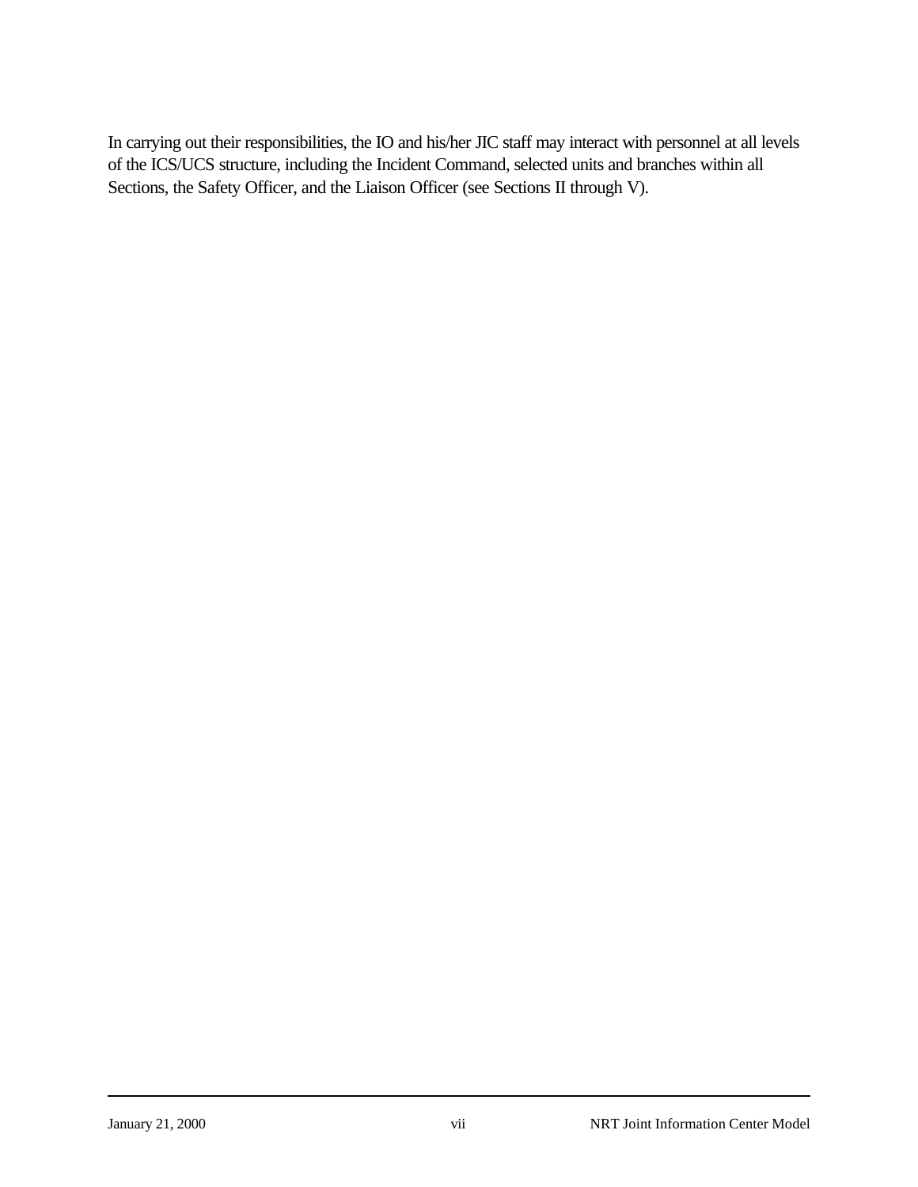In carrying out their responsibilities, the IO and his/her JIC staff may interact with personnel at all levels of the ICS/UCS structure, including the Incident Command, selected units and branches within all Sections, the Safety Officer, and the Liaison Officer (see Sections II through V).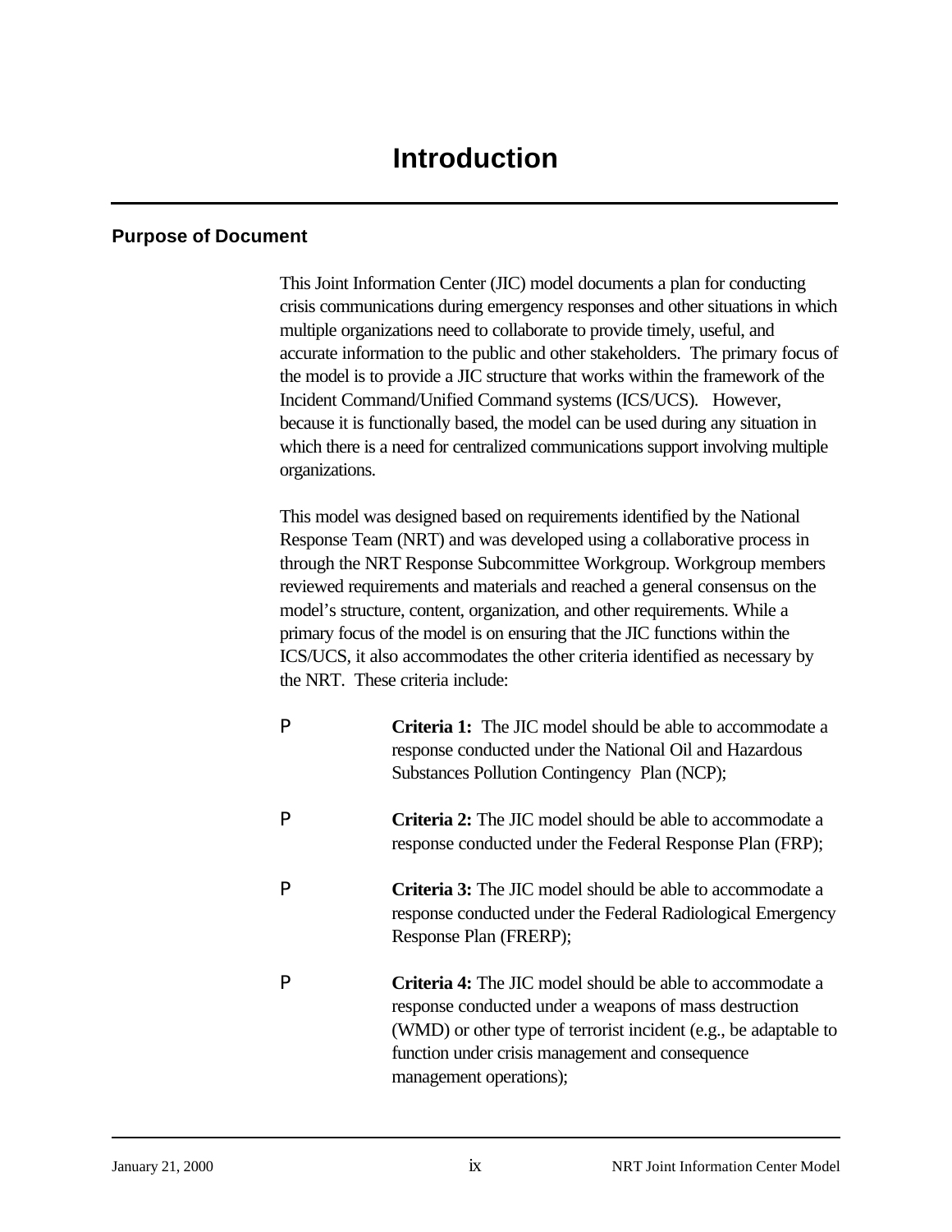# Introduction

## Purpose of Document

This Joint Information Center (JIC) model documents a plan for conducting crisis communications during emergency responses and other situations in which multiple organizations need to collaborate to provide timely, useful, and accurate information to the public and other stakeholders. The primary focus of the model is to provide a JIC structure that works within the framework of the Incident Command/Unified Command systems (ICS/UCS). However, because it is functionally based, the model can be used during any situation in which there is a need for centralized communications support involving multiple organizations.

This model was designed based on requirements identified by the National Response Team (NRT) and was developed using a collaborative process in through the NRT Response Subcommittee Workgroup. Workgroup members reviewed requirements and materials and reached a general consensus on the model's structure, content, organization, and other requirements. While a primary focus of the model is on ensuring that the JIC functions within the ICS/UCS, it also accommodates the other criteria identified as necessary by the NRT. These criteria include:

- **Criteria 1:** The JIC model should be able to accommodate a response conducted under the National Oil and Hazardous Substances Pollution Contingency Plan (NCP);
- **Criteria 2:** The JIC model should be able to accommodate a response conducted under the Federal Response Plan (FRP);
- **Criteria 3:** The JIC model should be able to accommodate a response conducted under the Federal Radiological Emergency Response Plan (FRERP);
- **Criteria 4:** The JIC model should be able to accommodate a response conducted under a weapons of mass destruction (WMD) or other type of terrorist incident (e.g., be adaptable to function under crisis management and consequence management operations);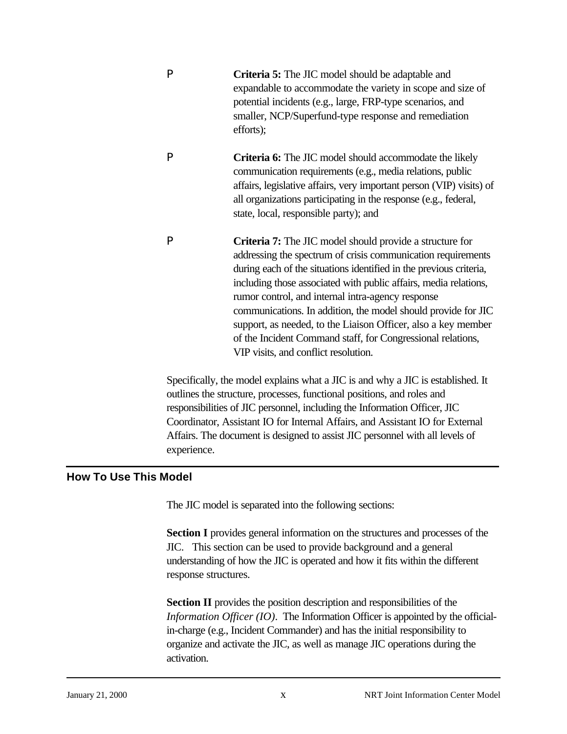- **Criteria 5:** The JIC model should be adaptable and expandable to accommodate the variety in scope and size of potential incidents (e.g., large, FRP-type scenarios, and smaller, NCP/Superfund-type response and remediation efforts);

- **Criteria 6:** The JIC model should accommodate the likely communication requirements (e.g., media relations, public affairs, legislative affairs, very important person (VIP) visits) of all organizations participating in the response (e.g., federal, state, local, responsible party); and

- **Criteria 7:** The JIC model should provide a structure for addressing the spectrum of crisis communication requirements during each of the situations identified in the previous criteria, including those associated with public affairs, media relations, rumor control, and internal intra-agency response communications. In addition, the model should provide for JIC support, as needed, to the Liaison Officer, also a key member of the Incident Command staff, for Congressional relations, VIP visits, and conflict resolution.

Specifically, the model explains what a JIC is and why a JIC is established. It outlines the structure, processes, functional positions, and roles and responsibilities of JIC personnel, including the Information Officer, JIC Coordinator, Assistant IO for Internal Affairs, and Assistant IO for External Affairs. The document is designed to assist JIC personnel with all levels of experience.

## How To Use This Model

The JIC model is separated into the following sections:

**Section I** provides general information on the structures and processes of the JIC. This section can be used to provide background and a general understanding of how the JIC is operated and how it fits within the different response structures.

**Section II** provides the position description and responsibilities of the *Information Officer (IO)*. The Information Officer is appointed by the official-in-charge (e.g., Incident Commander) and has the initial responsibility to organize and activate the JIC, as well as manage JIC operations during the activation.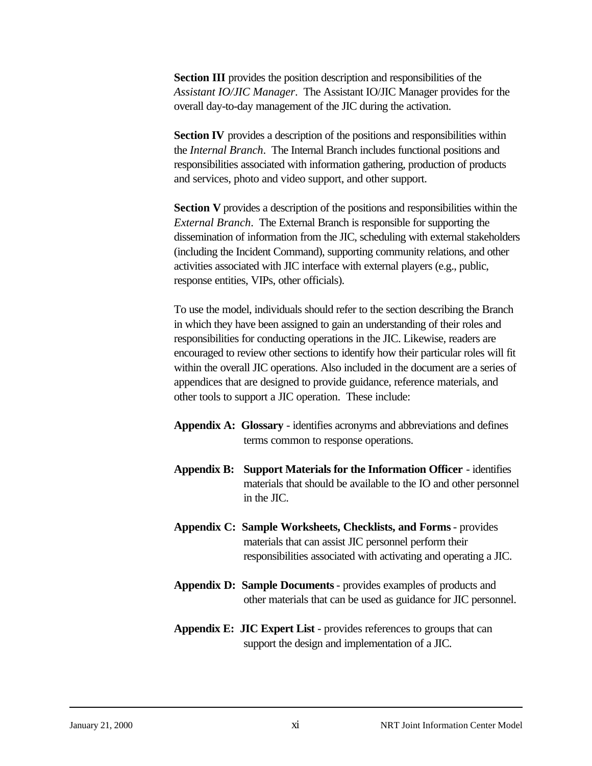**Section III** provides the position description and responsibilities of the *Assistant IO/JIC Manager*. The Assistant IO/JIC Manager provides for the overall day-to-day management of the JIC during the activation.

**Section IV** provides a description of the positions and responsibilities within the *Internal Branch*. The Internal Branch includes functional positions and responsibilities associated with information gathering, production of products and services, photo and video support, and other support.

**Section V** provides a description of the positions and responsibilities within the *External Branch*. The External Branch is responsible for supporting the dissemination of information from the JIC, scheduling with external stakeholders (including the Incident Command), supporting community relations, and other activities associated with JIC interface with external players (e.g., public, response entities, VIPs, other officials).

To use the model, individuals should refer to the section describing the Branch in which they have been assigned to gain an understanding of their roles and responsibilities for conducting operations in the JIC. Likewise, readers are encouraged to review other sections to identify how their particular roles will fit within the overall JIC operations. Also included in the document are a series of appendices that are designed to provide guidance, reference materials, and other tools to support a JIC operation. These include:

**Appendix A: Glossary** - identifies acronyms and abbreviations and defines terms common to response operations.

**Appendix B: Support Materials for the Information Officer** - identifies materials that should be available to the IO and other personnel in the JIC.

**Appendix C: Sample Worksheets, Checklists, and Forms** - provides materials that can assist JIC personnel perform their responsibilities associated with activating and operating a JIC.

**Appendix D: Sample Documents** - provides examples of products and other materials that can be used as guidance for JIC personnel.

**Appendix E: JIC Expert List** - provides references to groups that can support the design and implementation of a JIC.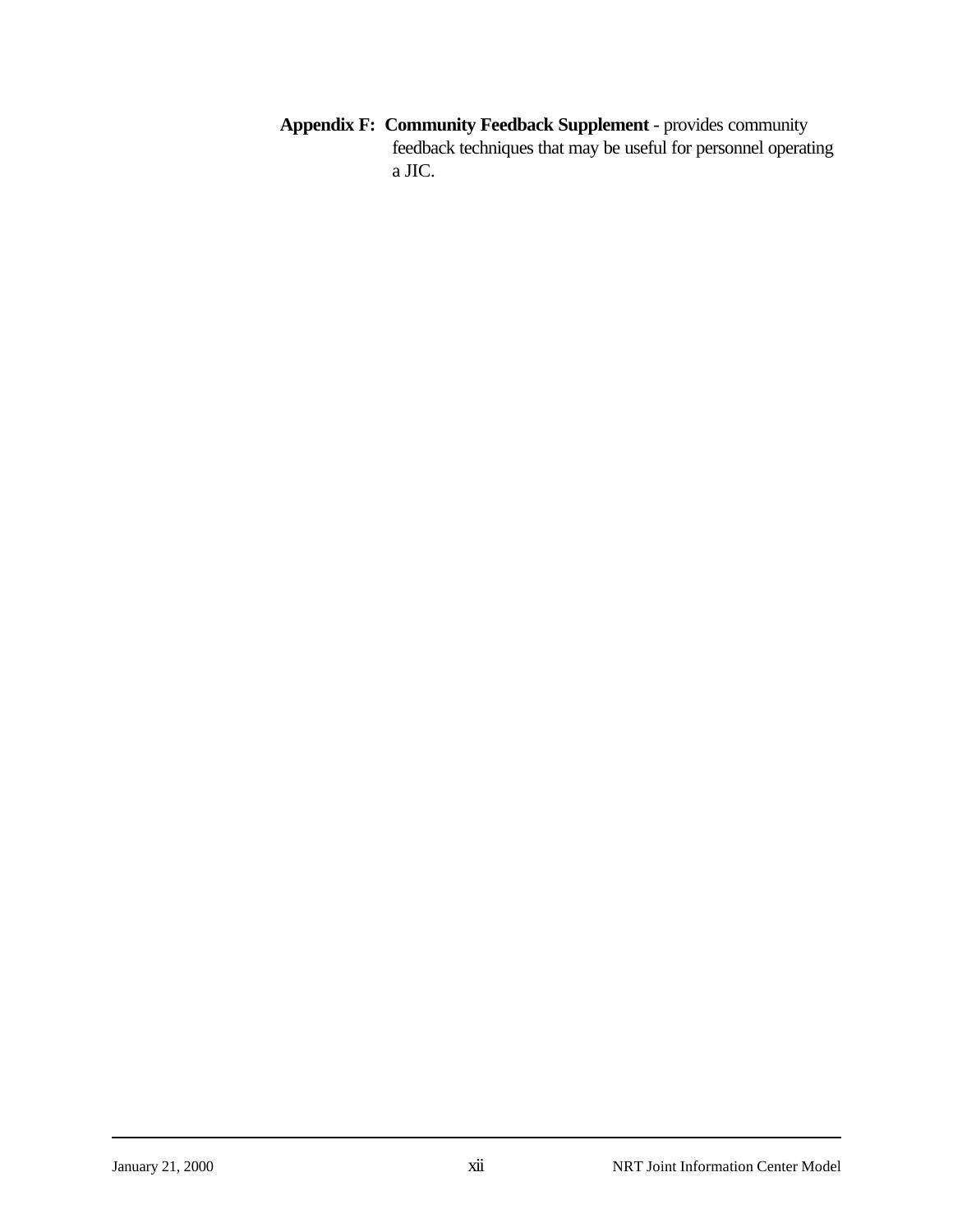**Appendix F: Community Feedback Supplement** - provides community feedback techniques that may be useful for personnel operating a JIC.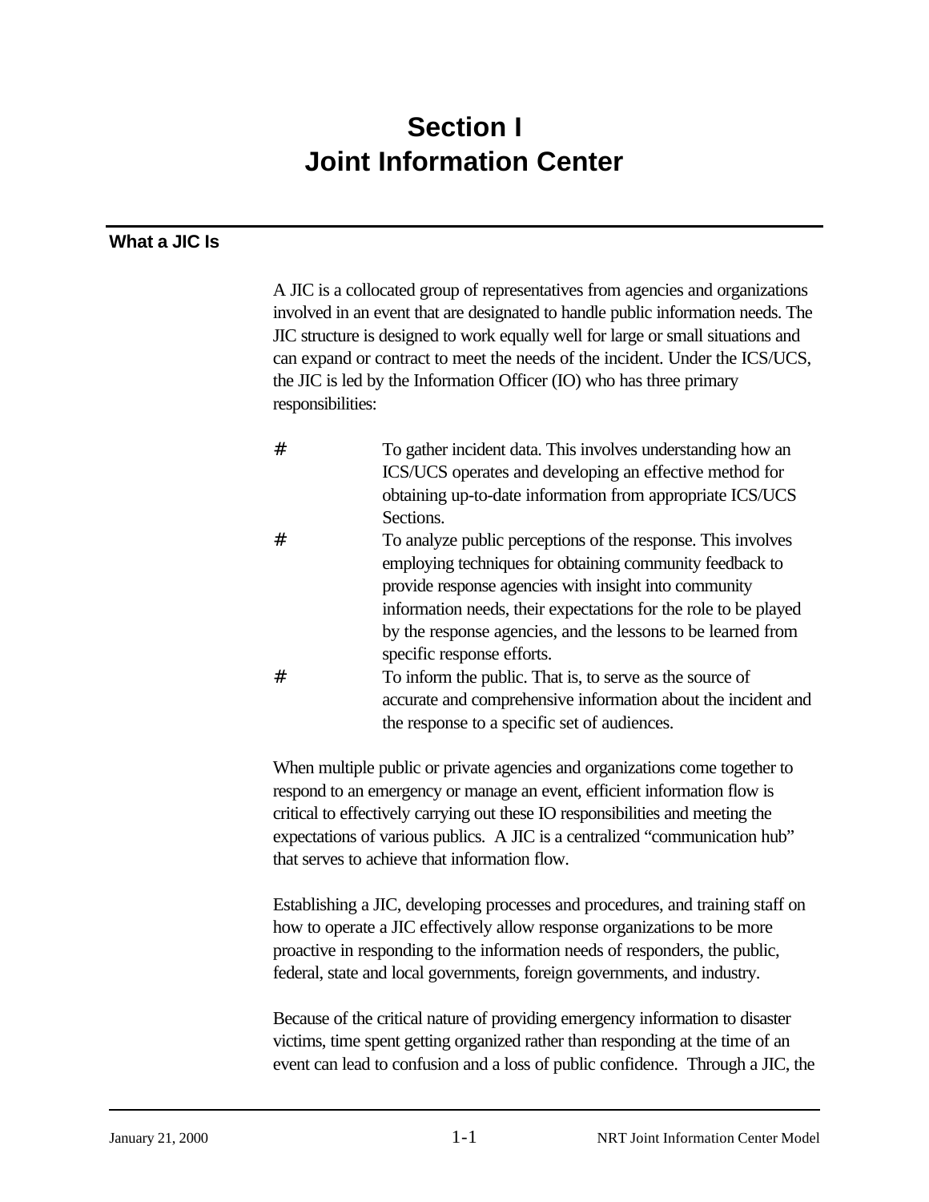# Section I
# Joint Information Center

## What a JIC Is

A JIC is a collocated group of representatives from agencies and organizations involved in an event that are designated to handle public information needs. The JIC structure is designed to work equally well for large or small situations and can expand or contract to meet the needs of the incident. Under the ICS/UCS, the JIC is led by the Information Officer (IO) who has three primary responsibilities:

- To gather incident data. This involves understanding how an ICS/UCS operates and developing an effective method for obtaining up-to-date information from appropriate ICS/UCS Sections.
- To analyze public perceptions of the response. This involves employing techniques for obtaining community feedback to provide response agencies with insight into community information needs, their expectations for the role to be played by the response agencies, and the lessons to be learned from specific response efforts.
- To inform the public. That is, to serve as the source of accurate and comprehensive information about the incident and the response to a specific set of audiences.

When multiple public or private agencies and organizations come together to respond to an emergency or manage an event, efficient information flow is critical to effectively carrying out these IO responsibilities and meeting the expectations of various publics. A JIC is a centralized "communication hub" that serves to achieve that information flow.

Establishing a JIC, developing processes and procedures, and training staff on how to operate a JIC effectively allow response organizations to be more proactive in responding to the information needs of responders, the public, federal, state and local governments, foreign governments, and industry.

Because of the critical nature of providing emergency information to disaster victims, time spent getting organized rather than responding at the time of an event can lead to confusion and a loss of public confidence. Through a JIC, the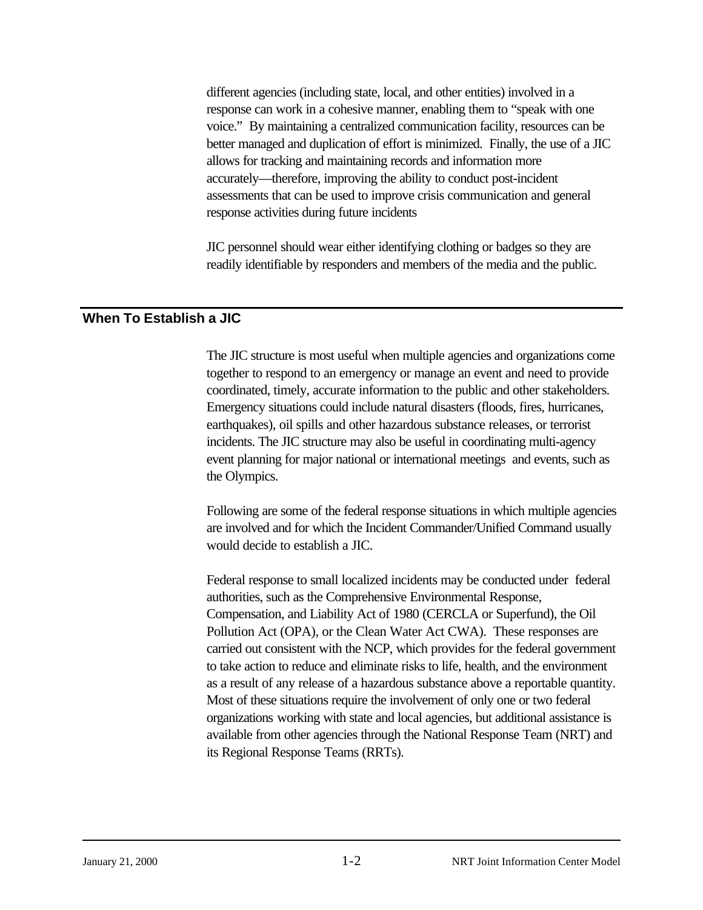different agencies (including state, local, and other entities) involved in a response can work in a cohesive manner, enabling them to "speak with one voice." By maintaining a centralized communication facility, resources can be better managed and duplication of effort is minimized. Finally, the use of a JIC allows for tracking and maintaining records and information more accurately—therefore, improving the ability to conduct post-incident assessments that can be used to improve crisis communication and general response activities during future incidents

JIC personnel should wear either identifying clothing or badges so they are readily identifiable by responders and members of the media and the public.

## When To Establish a JIC

The JIC structure is most useful when multiple agencies and organizations come together to respond to an emergency or manage an event and need to provide coordinated, timely, accurate information to the public and other stakeholders. Emergency situations could include natural disasters (floods, fires, hurricanes, earthquakes), oil spills and other hazardous substance releases, or terrorist incidents. The JIC structure may also be useful in coordinating multi-agency event planning for major national or international meetings and events, such as the Olympics.

Following are some of the federal response situations in which multiple agencies are involved and for which the Incident Commander/Unified Command usually would decide to establish a JIC.

Federal response to small localized incidents may be conducted under federal authorities, such as the Comprehensive Environmental Response, Compensation, and Liability Act of 1980 (CERCLA or Superfund), the Oil Pollution Act (OPA), or the Clean Water Act CWA). These responses are carried out consistent with the NCP, which provides for the federal government to take action to reduce and eliminate risks to life, health, and the environment as a result of any release of a hazardous substance above a reportable quantity. Most of these situations require the involvement of only one or two federal organizations working with state and local agencies, but additional assistance is available from other agencies through the National Response Team (NRT) and its Regional Response Teams (RRTs).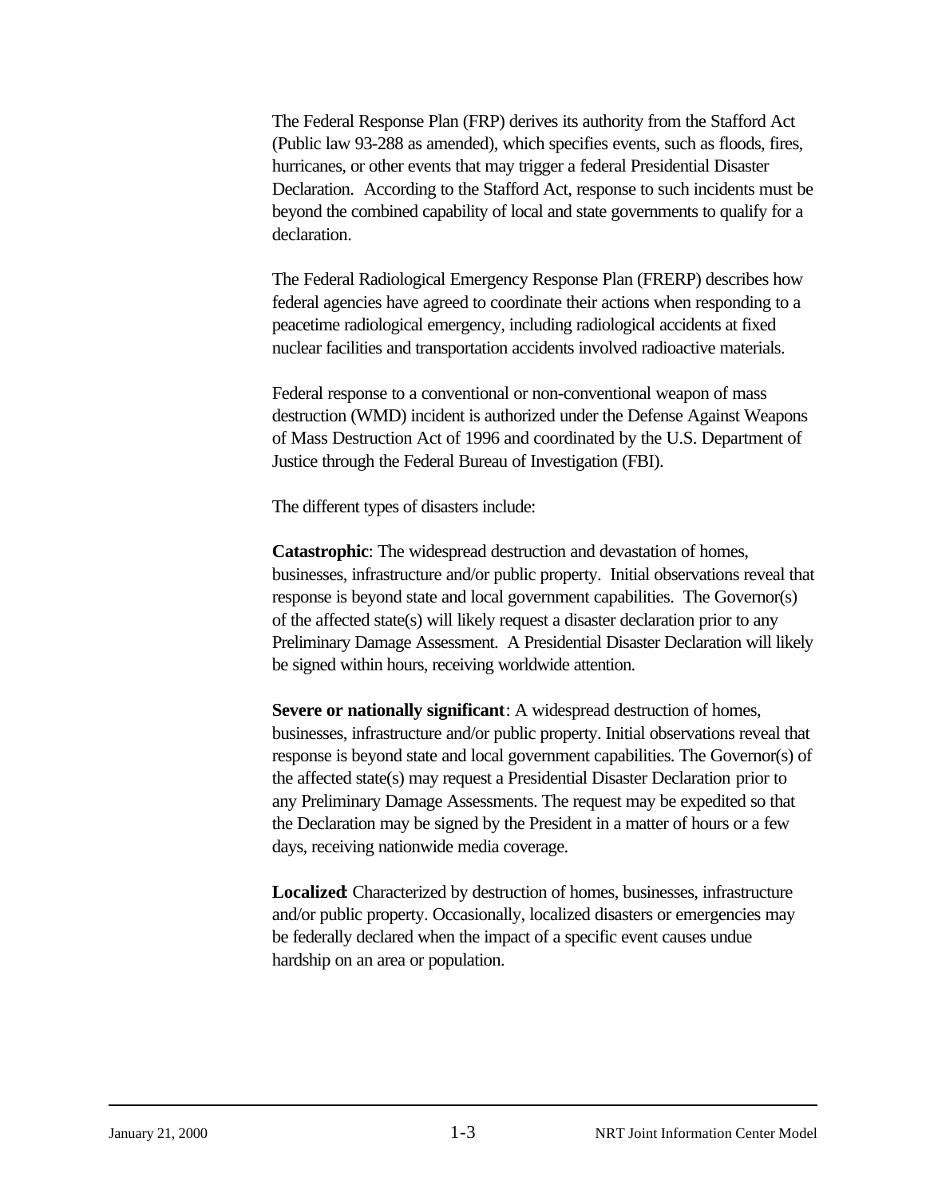The Federal Response Plan (FRP) derives its authority from the Stafford Act (Public law 93-288 as amended), which specifies events, such as floods, fires, hurricanes, or other events that may trigger a federal Presidential Disaster Declaration. According to the Stafford Act, response to such incidents must be beyond the combined capability of local and state governments to qualify for a declaration.

The Federal Radiological Emergency Response Plan (FRERP) describes how federal agencies have agreed to coordinate their actions when responding to a peacetime radiological emergency, including radiological accidents at fixed nuclear facilities and transportation accidents involved radioactive materials.

Federal response to a conventional or non-conventional weapon of mass destruction (WMD) incident is authorized under the Defense Against Weapons of Mass Destruction Act of 1996 and coordinated by the U.S. Department of Justice through the Federal Bureau of Investigation (FBI).

The different types of disasters include:

**Catastrophic**: The widespread destruction and devastation of homes, businesses, infrastructure and/or public property. Initial observations reveal that response is beyond state and local government capabilities. The Governor(s) of the affected state(s) will likely request a disaster declaration prior to any Preliminary Damage Assessment. A Presidential Disaster Declaration will likely be signed within hours, receiving worldwide attention.

**Severe or nationally significant**: A widespread destruction of homes, businesses, infrastructure and/or public property. Initial observations reveal that response is beyond state and local government capabilities. The Governor(s) of the affected state(s) may request a Presidential Disaster Declaration prior to any Preliminary Damage Assessments. The request may be expedited so that the Declaration may be signed by the President in a matter of hours or a few days, receiving nationwide media coverage.

**Localized**: Characterized by destruction of homes, businesses, infrastructure and/or public property. Occasionally, localized disasters or emergencies may be federally declared when the impact of a specific event causes undue hardship on an area or population.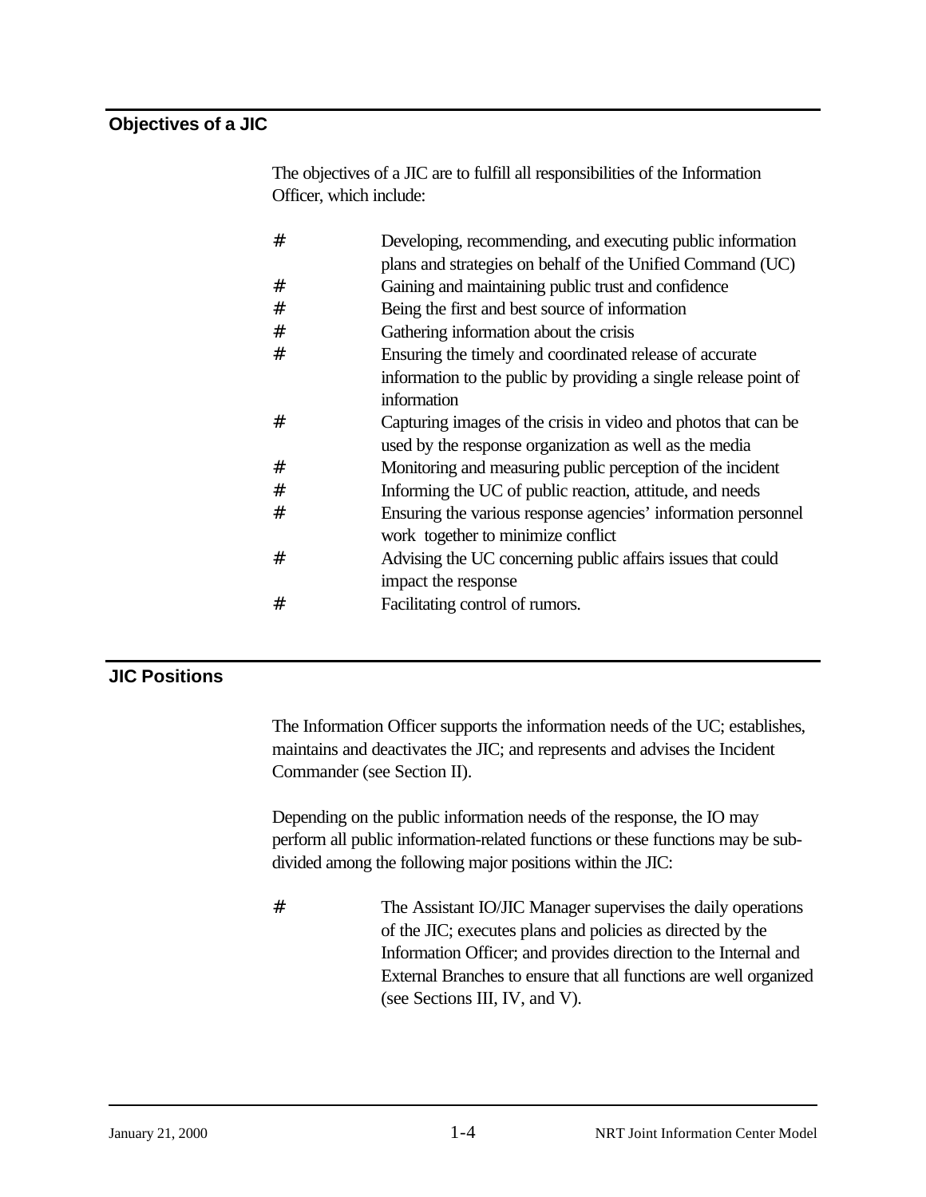## Objectives of a JIC

The objectives of a JIC are to fulfill all responsibilities of the Information Officer, which include:

- Developing, recommending, and executing public information plans and strategies on behalf of the Unified Command (UC)
- Gaining and maintaining public trust and confidence
- Being the first and best source of information
- Gathering information about the crisis
- Ensuring the timely and coordinated release of accurate information to the public by providing a single release point of information
- Capturing images of the crisis in video and photos that can be used by the response organization as well as the media
- Monitoring and measuring public perception of the incident
- Informing the UC of public reaction, attitude, and needs
- Ensuring the various response agencies' information personnel work together to minimize conflict
- Advising the UC concerning public affairs issues that could impact the response
- Facilitating control of rumors.

## JIC Positions

The Information Officer supports the information needs of the UC; establishes, maintains and deactivates the JIC; and represents and advises the Incident Commander (see Section II).

Depending on the public information needs of the response, the IO may perform all public information-related functions or these functions may be sub-divided among the following major positions within the JIC:

- The Assistant IO/JIC Manager supervises the daily operations of the JIC; executes plans and policies as directed by the Information Officer; and provides direction to the Internal and External Branches to ensure that all functions are well organized (see Sections III, IV, and V).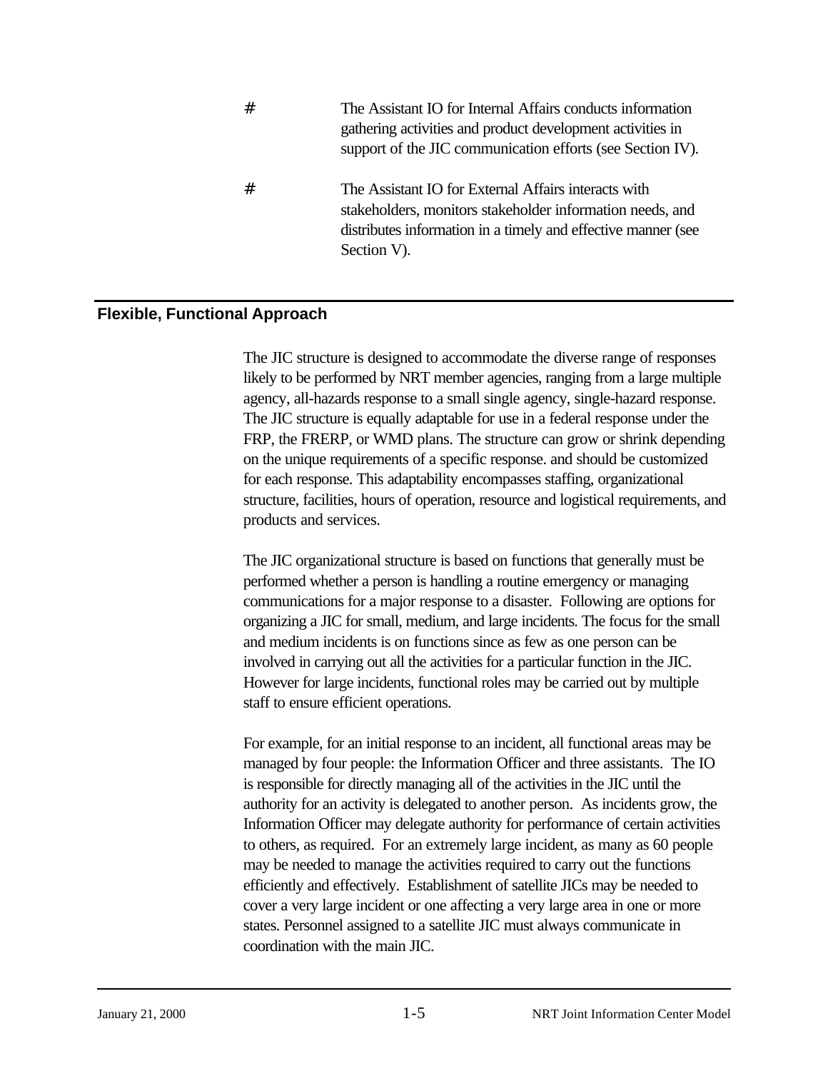- The Assistant IO for Internal Affairs conducts information gathering activities and product development activities in support of the JIC communication efforts (see Section IV).

- The Assistant IO for External Affairs interacts with stakeholders, monitors stakeholder information needs, and distributes information in a timely and effective manner (see Section V).

## Flexible, Functional Approach

The JIC structure is designed to accommodate the diverse range of responses likely to be performed by NRT member agencies, ranging from a large multiple agency, all-hazards response to a small single agency, single-hazard response. The JIC structure is equally adaptable for use in a federal response under the FRP, the FRERP, or WMD plans. The structure can grow or shrink depending on the unique requirements of a specific response. and should be customized for each response. This adaptability encompasses staffing, organizational structure, facilities, hours of operation, resource and logistical requirements, and products and services.

The JIC organizational structure is based on functions that generally must be performed whether a person is handling a routine emergency or managing communications for a major response to a disaster. Following are options for organizing a JIC for small, medium, and large incidents. The focus for the small and medium incidents is on functions since as few as one person can be involved in carrying out all the activities for a particular function in the JIC. However for large incidents, functional roles may be carried out by multiple staff to ensure efficient operations.

For example, for an initial response to an incident, all functional areas may be managed by four people: the Information Officer and three assistants. The IO is responsible for directly managing all of the activities in the JIC until the authority for an activity is delegated to another person. As incidents grow, the Information Officer may delegate authority for performance of certain activities to others, as required. For an extremely large incident, as many as 60 people may be needed to manage the activities required to carry out the functions efficiently and effectively. Establishment of satellite JICs may be needed to cover a very large incident or one affecting a very large area in one or more states. Personnel assigned to a satellite JIC must always communicate in coordination with the main JIC.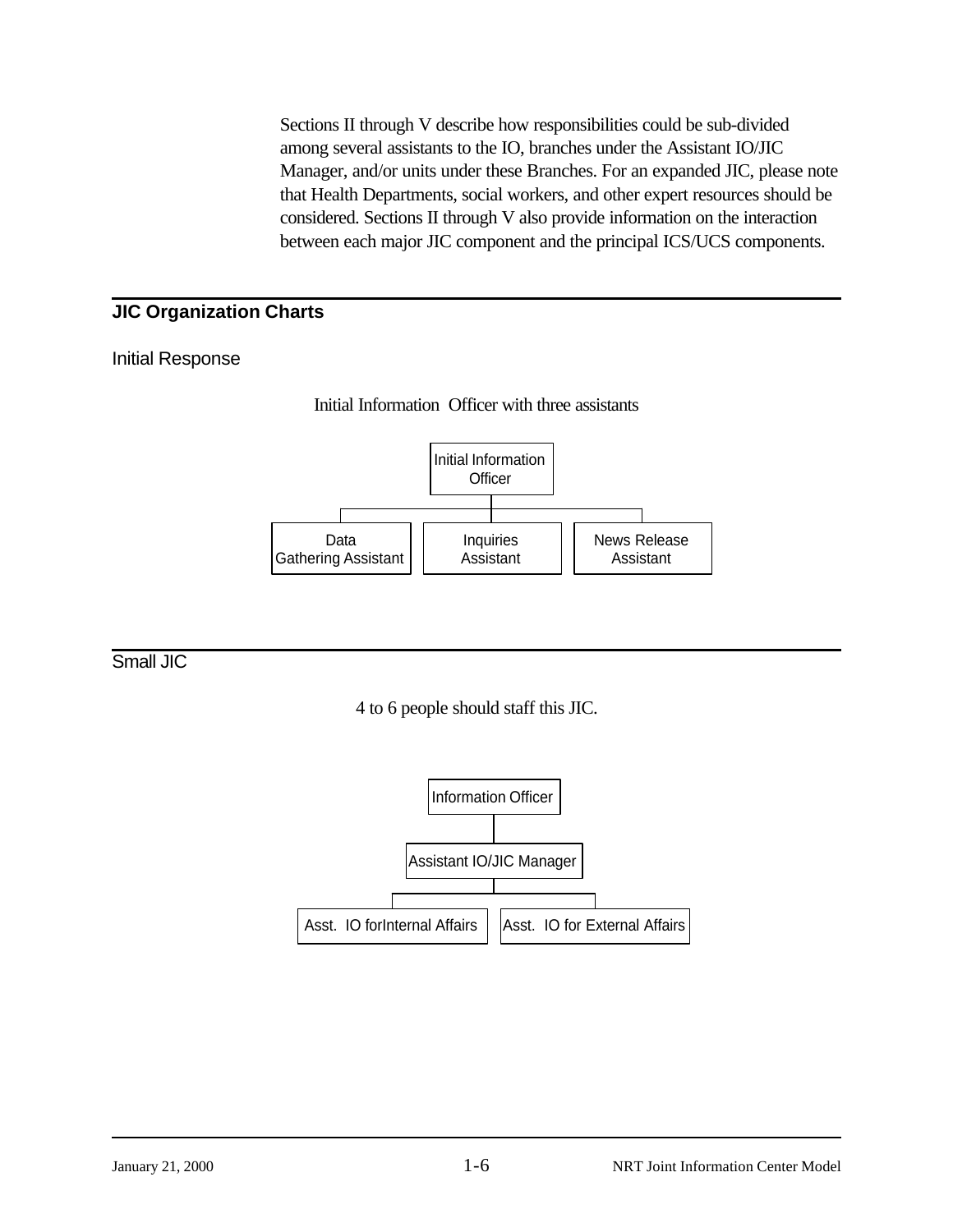Sections II through V describe how responsibilities could be sub-divided among several assistants to the IO, branches under the Assistant IO/JIC Manager, and/or units under these Branches. For an expanded JIC, please note that Health Departments, social workers, and other expert resources should be considered. Sections II through V also provide information on the interaction between each major JIC component and the principal ICS/UCS components.

## JIC Organization Charts

### Initial Response

Initial Information Officer with three assistants

- Initial Information Officer
  - Data Gathering Assistant
  - Inquiries Assistant
  - News Release Assistant

### Small JIC

4 to 6 people should staff this JIC.

- Information Officer
  - Assistant IO/JIC Manager
    - Asst. IO forInternal Affairs
    - Asst. IO for External Affairs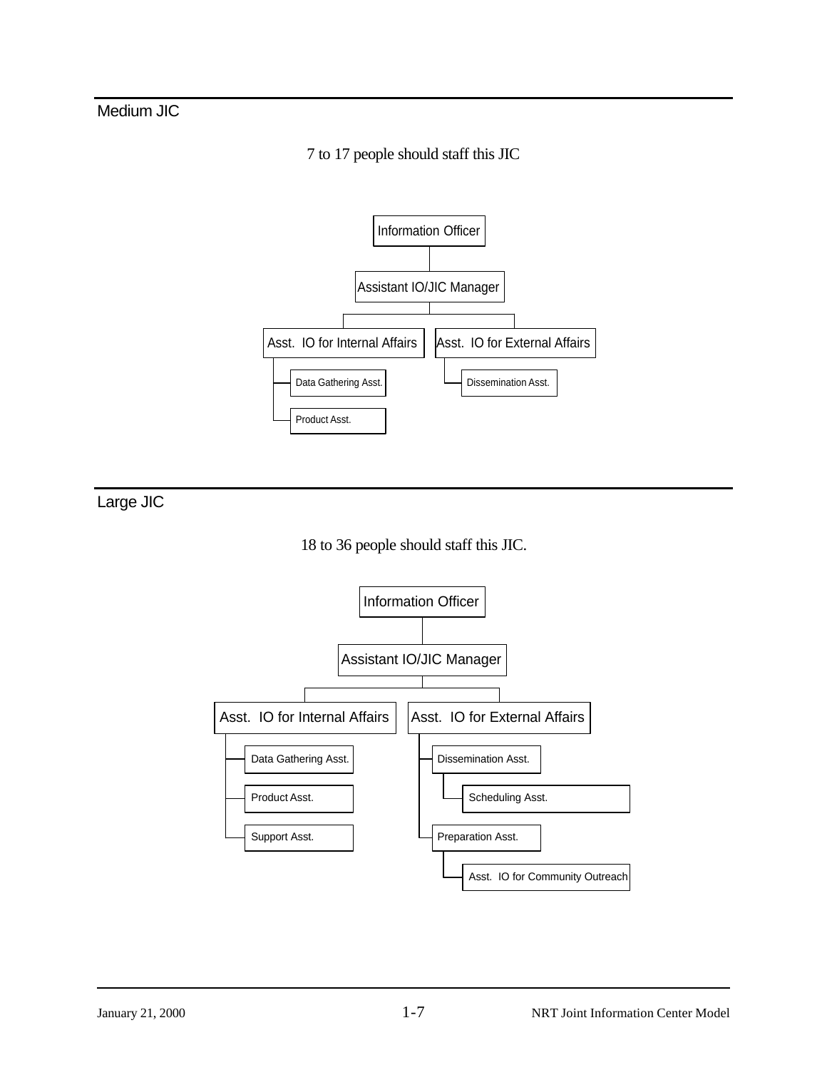## Medium JIC

7 to 17 people should staff this JIC

- Information Officer
  - Assistant IO/JIC Manager
    - Asst. IO for Internal Affairs
      - Data Gathering Asst.
      - Product Asst.
    - Asst. IO for External Affairs
      - Dissemination Asst.

## Large JIC

18 to 36 people should staff this JIC.

- Information Officer
  - Assistant IO/JIC Manager
    - Asst. IO for Internal Affairs
      - Data Gathering Asst.
      - Product Asst.
      - Support Asst.
    - Asst. IO for External Affairs
      - Dissemination Asst.
        - Scheduling Asst.
      - Preparation Asst.
        - Asst. IO for Community Outreach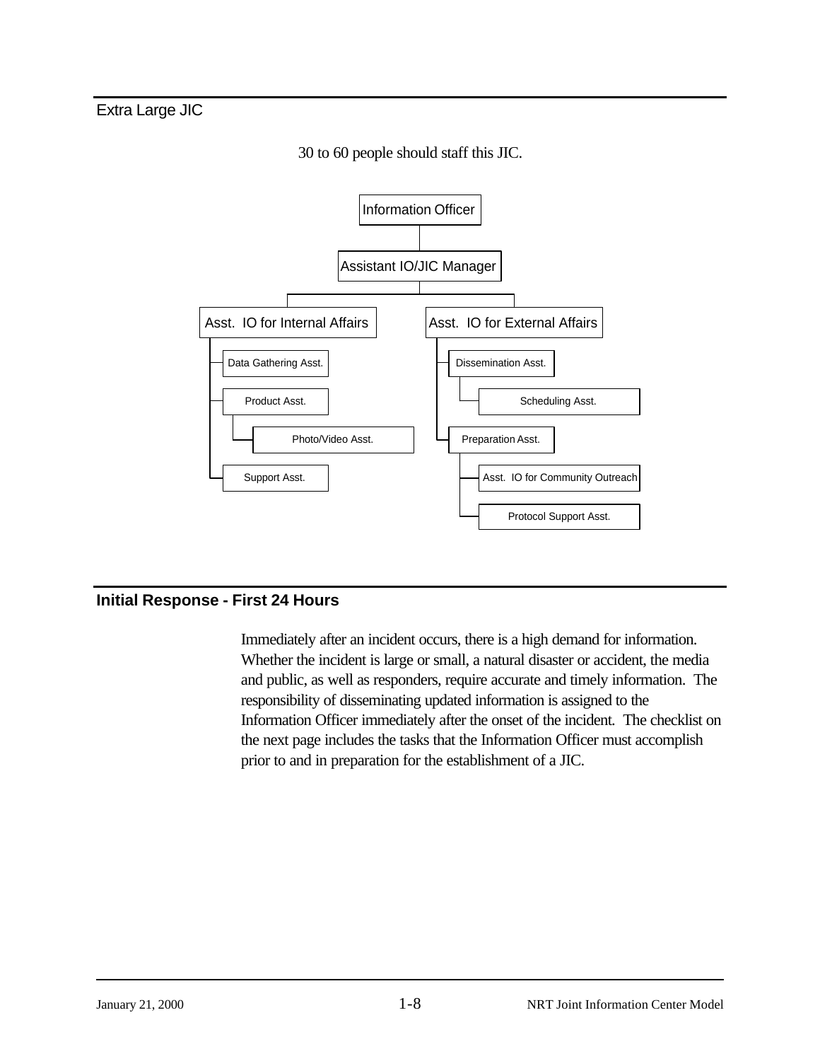## Extra Large JIC

30 to 60 people should staff this JIC.

- Information Officer
  - Assistant IO/JIC Manager
    - Asst. IO for Internal Affairs
      - Data Gathering Asst.
      - Product Asst.
        - Photo/Video Asst.
      - Support Asst.
    - Asst. IO for External Affairs
      - Dissemination Asst.
        - Scheduling Asst.
      - Preparation Asst.
        - Asst. IO for Community Outreach
        - Protocol Support Asst.

## Initial Response - First 24 Hours

Immediately after an incident occurs, there is a high demand for information. Whether the incident is large or small, a natural disaster or accident, the media and public, as well as responders, require accurate and timely information. The responsibility of disseminating updated information is assigned to the Information Officer immediately after the onset of the incident. The checklist on the next page includes the tasks that the Information Officer must accomplish prior to and in preparation for the establishment of a JIC.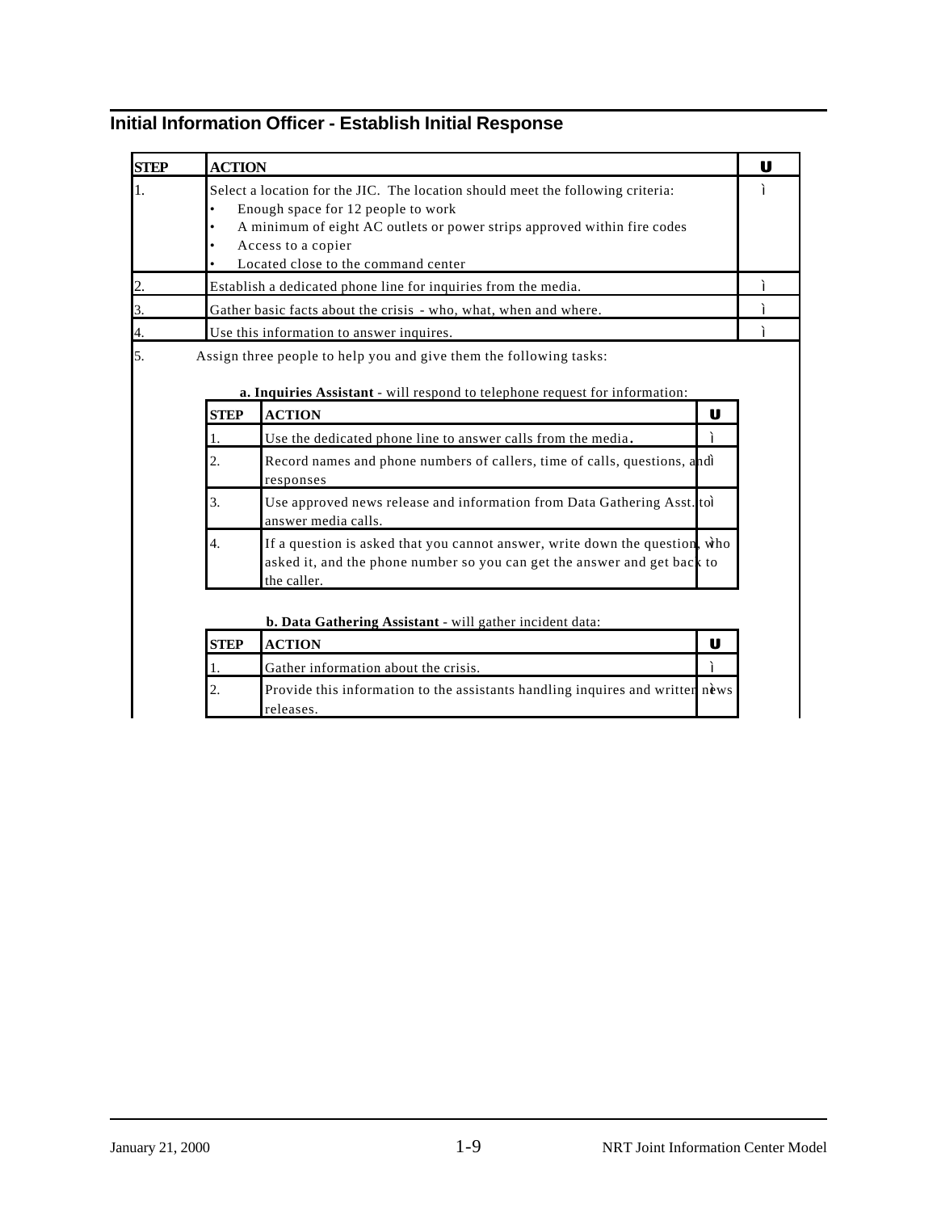## Initial Information Officer - Establish Initial Response

| STEP | ACTION | ü |
|---|---|---|
| 1. | Select a location for the JIC. The location should meet the following criteria:<br>• Enough space for 12 people to work<br>• A minimum of eight AC outlets or power strips approved within fire codes<br>• Access to a copier<br>• Located close to the command center | ì |
| 2. | Establish a dedicated phone line for inquiries from the media. | ì |
| 3. | Gather basic facts about the crisis - who, what, when and where. | ì |
| 4. | Use this information to answer inquires. | ì |
| 5. | Assign three people to help you and give them the following tasks: | |

**a. Inquiries Assistant** - will respond to telephone request for information:

| STEP | ACTION | ü |
|---|---|---|
| 1. | Use the dedicated phone line to answer calls from the media. | ì |
| 2. | Record names and phone numbers of callers, time of calls, questions, and responses | ì |
| 3. | Use approved news release and information from Data Gathering Asst. to answer media calls. | ì |
| 4. | If a question is asked that you cannot answer, write down the question, who asked it, and the phone number so you can get the answer and get back to the caller. | ì |

**b. Data Gathering Assistant** - will gather incident data:

| STEP | ACTION | ü |
|---|---|---|
| 1. | Gather information about the crisis. | ì |
| 2. | Provide this information to the assistants handling inquires and written news releases. | ì |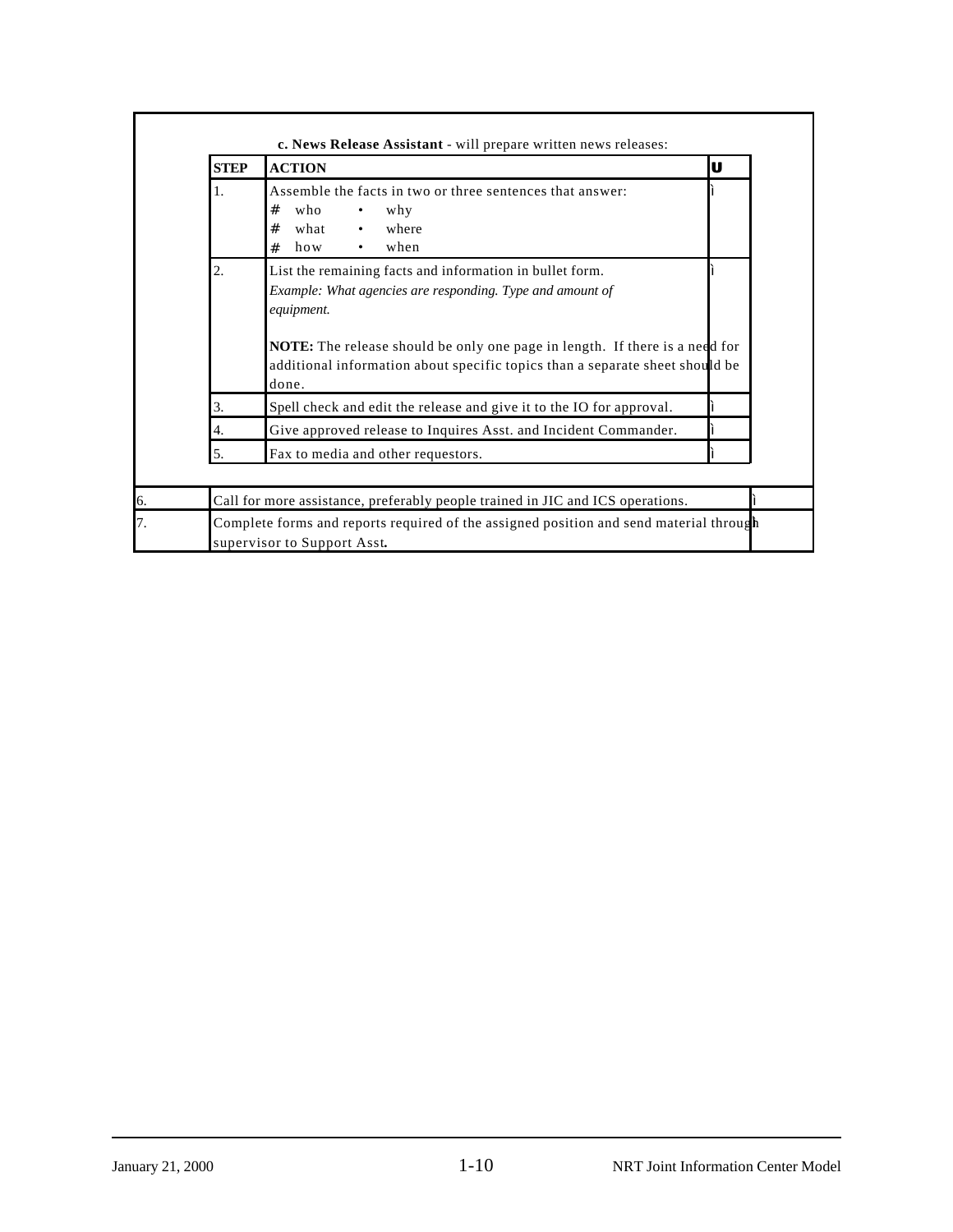**c. News Release Assistant** - will prepare written news releases:

| STEP | ACTION | ✓ |
|---|---|---|
| 1. | Assemble the facts in two or three sentences that answer:<br># who • why<br># what • where<br># how • when | ✓ |
| 2. | List the remaining facts and information in bullet form.<br>*Example: What agencies are responding. Type and amount of equipment.*<br><br>**NOTE:** The release should be only one page in length. If there is a need for additional information about specific topics than a separate sheet should be done. | ✓ |
| 3. | Spell check and edit the release and give it to the IO for approval. | ✓ |
| 4. | Give approved release to Inquires Asst. and Incident Commander. | ✓ |
| 5. | Fax to media and other requestors. | ✓ |

| | | |
|---|---|---|
| 6. | Call for more assistance, preferably people trained in JIC and ICS operations. | ✓ |
| 7. | Complete forms and reports required of the assigned position and send material through supervisor to Support Asst. | |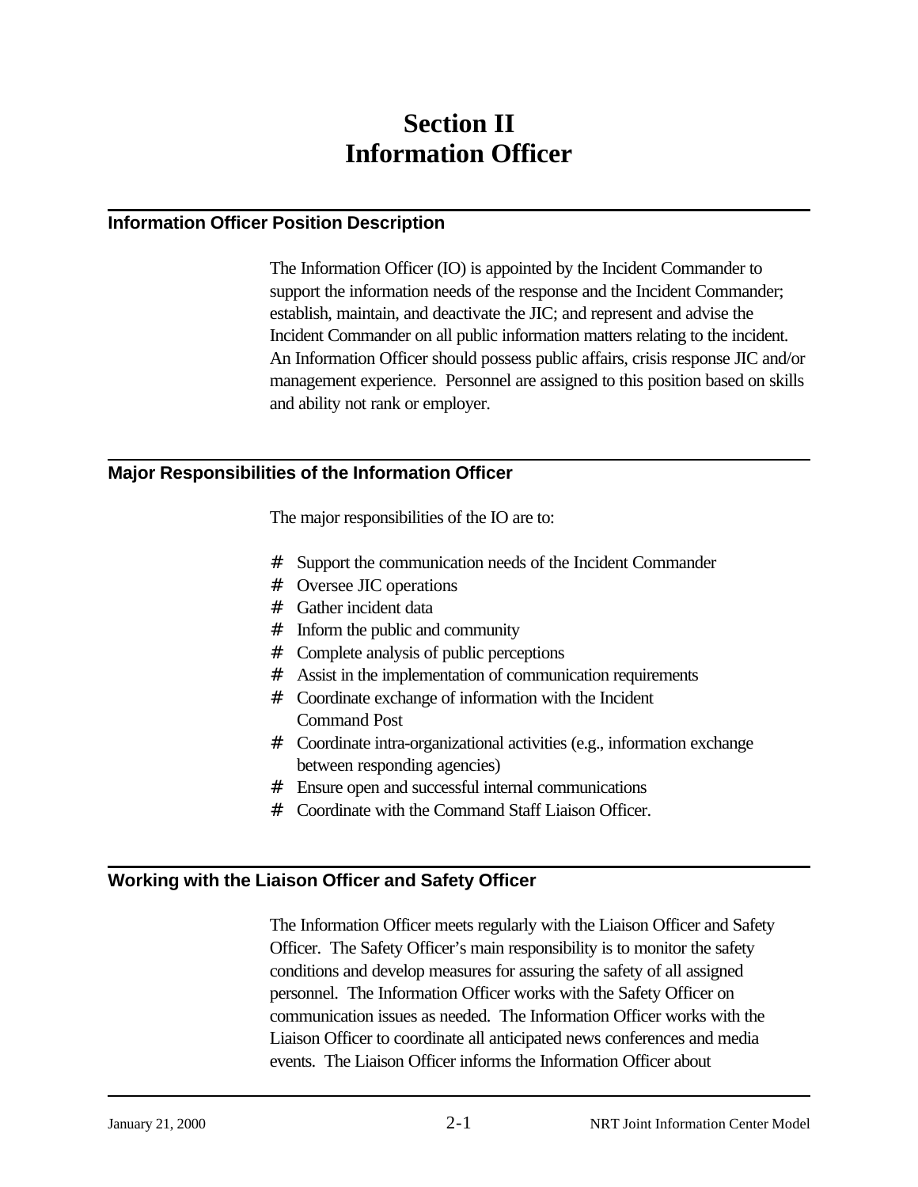# Section II
# Information Officer

## Information Officer Position Description

The Information Officer (IO) is appointed by the Incident Commander to support the information needs of the response and the Incident Commander; establish, maintain, and deactivate the JIC; and represent and advise the Incident Commander on all public information matters relating to the incident. An Information Officer should possess public affairs, crisis response JIC and/or management experience. Personnel are assigned to this position based on skills and ability not rank or employer.

## Major Responsibilities of the Information Officer

The major responsibilities of the IO are to:

- Support the communication needs of the Incident Commander
- Oversee JIC operations
- Gather incident data
- Inform the public and community
- Complete analysis of public perceptions
- Assist in the implementation of communication requirements
- Coordinate exchange of information with the Incident Command Post
- Coordinate intra-organizational activities (e.g., information exchange between responding agencies)
- Ensure open and successful internal communications
- Coordinate with the Command Staff Liaison Officer.

## Working with the Liaison Officer and Safety Officer

The Information Officer meets regularly with the Liaison Officer and Safety Officer. The Safety Officer's main responsibility is to monitor the safety conditions and develop measures for assuring the safety of all assigned personnel. The Information Officer works with the Safety Officer on communication issues as needed. The Information Officer works with the Liaison Officer to coordinate all anticipated news conferences and media events. The Liaison Officer informs the Information Officer about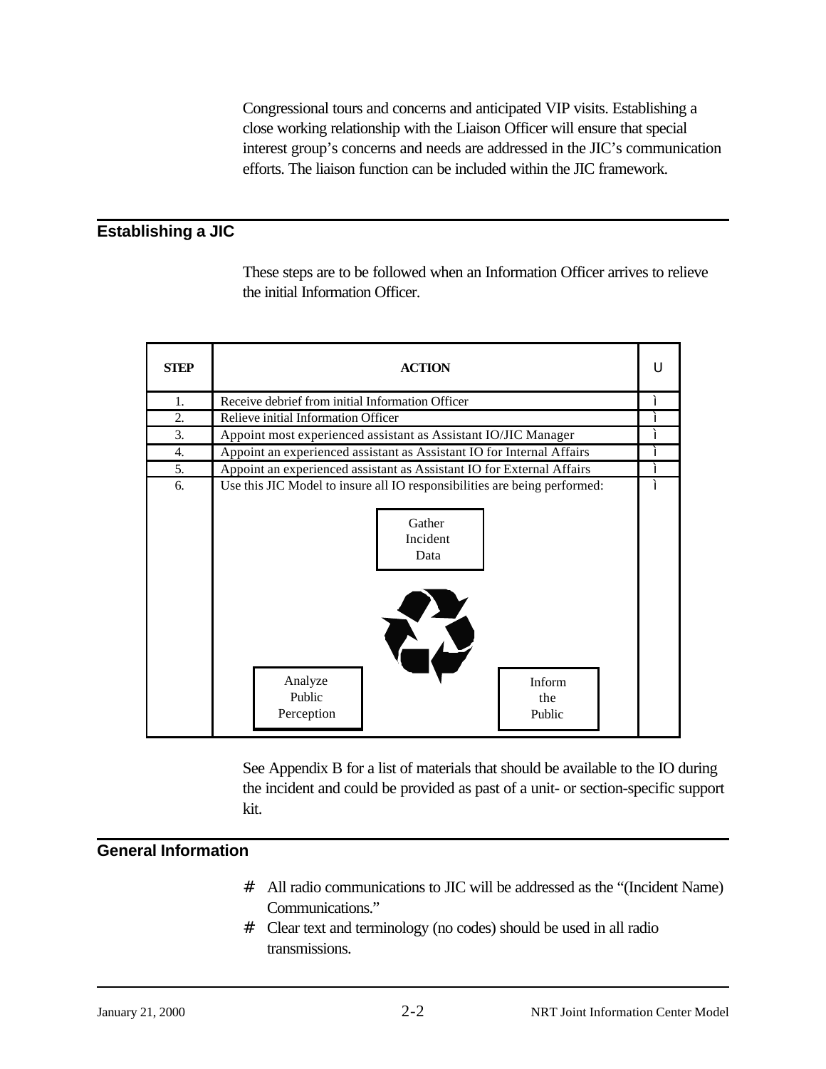Congressional tours and concerns and anticipated VIP visits. Establishing a close working relationship with the Liaison Officer will ensure that special interest group's concerns and needs are addressed in the JIC's communication efforts. The liaison function can be included within the JIC framework.

## Establishing a JIC

These steps are to be followed when an Information Officer arrives to relieve the initial Information Officer.

| STEP | ACTION | U |
|---|---|---|
| 1. | Receive debrief from initial Information Officer | ì |
| 2. | Relieve initial Information Officer | ì |
| 3. | Appoint most experienced assistant as Assistant IO/JIC Manager | ì |
| 4. | Appoint an experienced assistant as Assistant IO for Internal Affairs | ì |
| 5. | Appoint an experienced assistant as Assistant IO for External Affairs | ì |
| 6. | Use this JIC Model to insure all IO responsibilities are being performed: Gather Incident Data; Inform the Public; Analyze Public Perception | ì |

See Appendix B for a list of materials that should be available to the IO during the incident and could be provided as past of a unit- or section-specific support kit.

## General Information

- All radio communications to JIC will be addressed as the "(Incident Name) Communications."
- Clear text and terminology (no codes) should be used in all radio transmissions.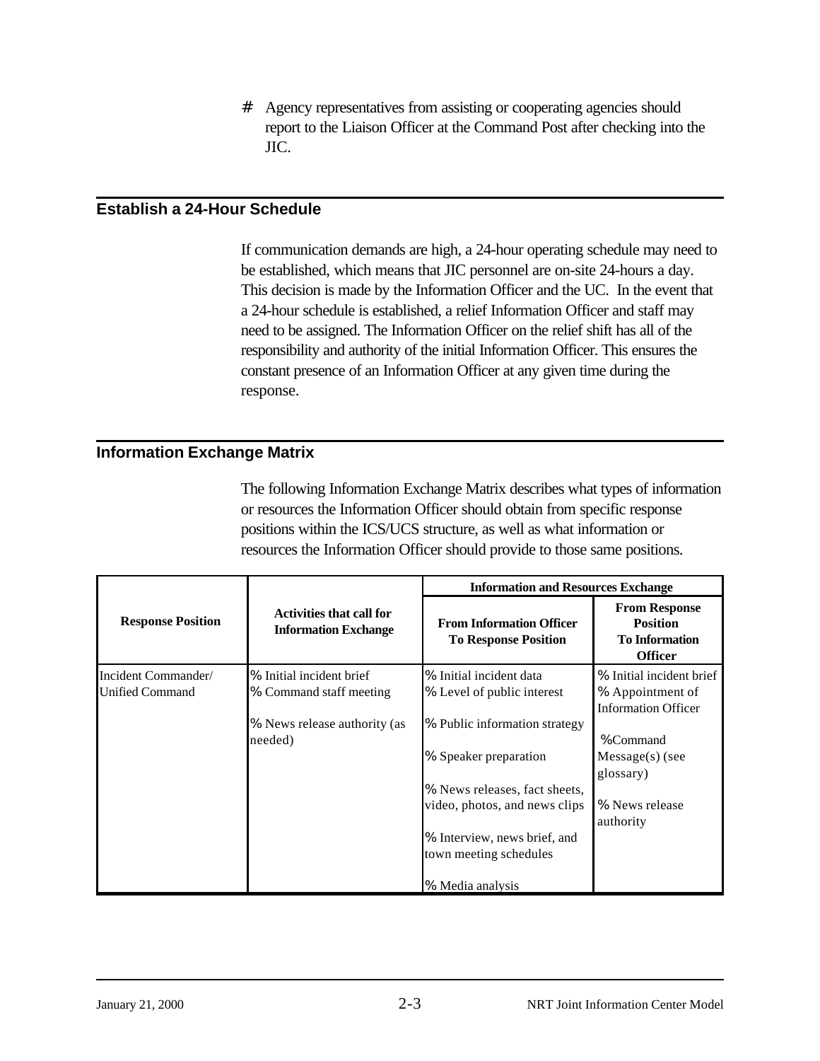# Agency representatives from assisting or cooperating agencies should report to the Liaison Officer at the Command Post after checking into the JIC.

## Establish a 24-Hour Schedule

If communication demands are high, a 24-hour operating schedule may need to be established, which means that JIC personnel are on-site 24-hours a day. This decision is made by the Information Officer and the UC. In the event that a 24-hour schedule is established, a relief Information Officer and staff may need to be assigned. The Information Officer on the relief shift has all of the responsibility and authority of the initial Information Officer. This ensures the constant presence of an Information Officer at any given time during the response.

## Information Exchange Matrix

The following Information Exchange Matrix describes what types of information or resources the Information Officer should obtain from specific response positions within the ICS/UCS structure, as well as what information or resources the Information Officer should provide to those same positions.

| Response Position | Activities that call for Information Exchange | Information and Resources Exchange | |
|---|---|---|---|
| | | **From Information Officer To Response Position** | **From Response Position To Information Officer** |
| Incident Commander/ Unified Command | % Initial incident brief<br>% Command staff meeting<br>% News release authority (as needed) | % Initial incident data<br>% Level of public interest<br>% Public information strategy<br>% Speaker preparation<br>% News releases, fact sheets, video, photos, and news clips<br>% Interview, news brief, and town meeting schedules<br>% Media analysis | % Initial incident brief<br>% Appointment of Information Officer<br>%Command Message(s) (see glossary)<br>% News release authority |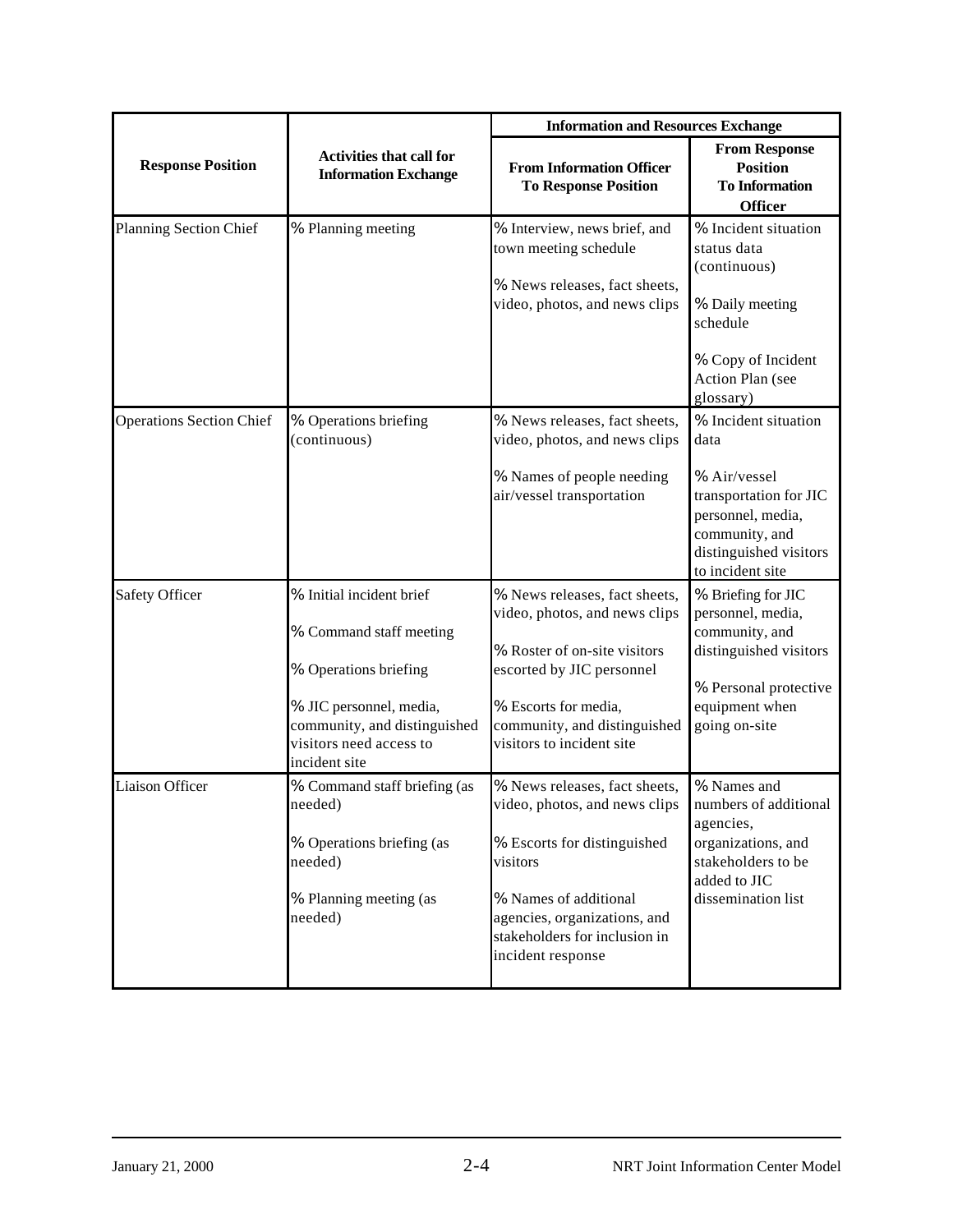| Response Position | Activities that call for Information Exchange | Information and Resources Exchange | |
|---|---|---|---|
| | | From Information Officer To Response Position | From Response Position To Information Officer |
| Planning Section Chief | % Planning meeting | % Interview, news brief, and town meeting schedule<br><br>% News releases, fact sheets, video, photos, and news clips | % Incident situation status data (continuous)<br><br>% Daily meeting schedule<br><br>% Copy of Incident Action Plan (see glossary) |
| Operations Section Chief | % Operations briefing (continuous) | % News releases, fact sheets, video, photos, and news clips<br><br>% Names of people needing air/vessel transportation | % Incident situation data<br><br>% Air/vessel transportation for JIC personnel, media, community, and distinguished visitors to incident site |
| Safety Officer | % Initial incident brief<br><br>% Command staff meeting<br><br>% Operations briefing<br><br>% JIC personnel, media, community, and distinguished visitors need access to incident site | % News releases, fact sheets, video, photos, and news clips<br><br>% Roster of on-site visitors escorted by JIC personnel<br><br>% Escorts for media, community, and distinguished visitors to incident site | % Briefing for JIC personnel, media, community, and distinguished visitors<br><br>% Personal protective equipment when going on-site |
| Liaison Officer | % Command staff briefing (as needed)<br><br>% Operations briefing (as needed)<br><br>% Planning meeting (as needed) | % News releases, fact sheets, video, photos, and news clips<br><br>% Escorts for distinguished visitors<br><br>% Names of additional agencies, organizations, and stakeholders for inclusion in incident response | % Names and numbers of additional agencies, organizations, and stakeholders to be added to JIC dissemination list |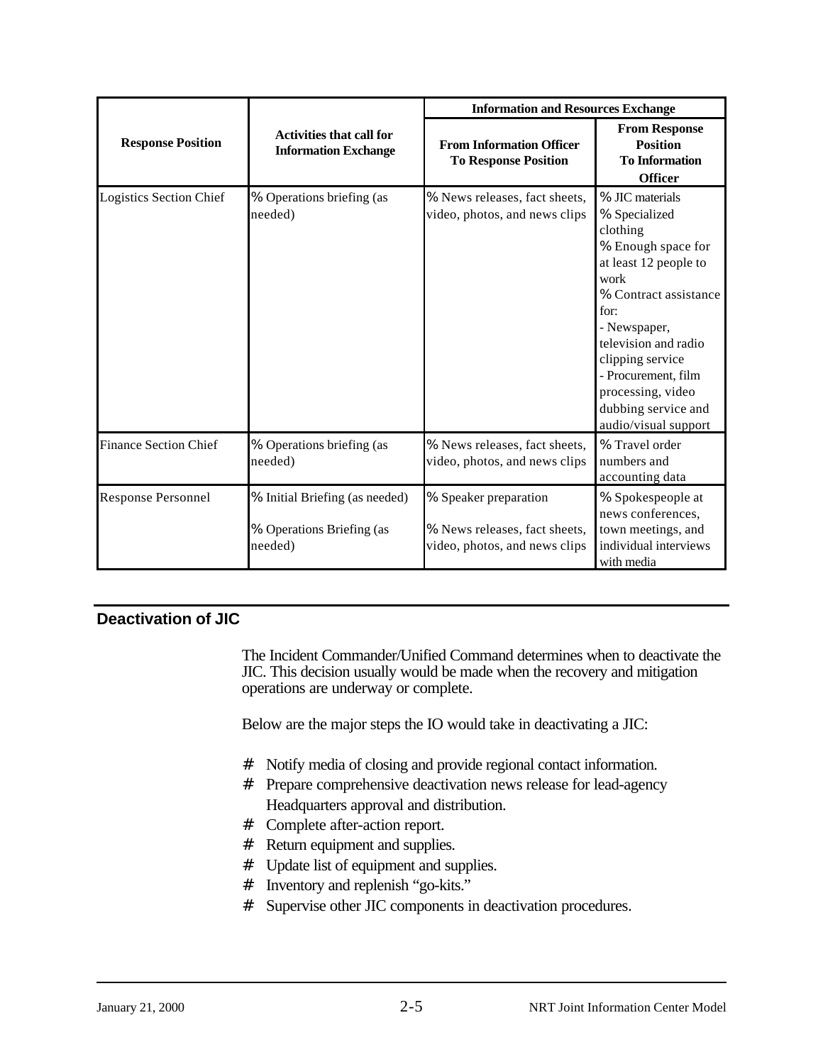| Response Position | Activities that call for Information Exchange | Information and Resources Exchange | |
|---|---|---|---|
| | | From Information Officer To Response Position | From Response Position To Information Officer |
| Logistics Section Chief | % Operations briefing (as needed) | % News releases, fact sheets, video, photos, and news clips | % JIC materials<br>% Specialized clothing<br>% Enough space for at least 12 people to work<br>% Contract assistance for:<br>- Newspaper, television and radio clipping service<br>- Procurement, film processing, video dubbing service and audio/visual support |
| Finance Section Chief | % Operations briefing (as needed) | % News releases, fact sheets, video, photos, and news clips | % Travel order numbers and accounting data |
| Response Personnel | % Initial Briefing (as needed)<br>% Operations Briefing (as needed) | % Speaker preparation<br>% News releases, fact sheets, video, photos, and news clips | % Spokespeople at news conferences, town meetings, and individual interviews with media |

## Deactivation of JIC

The Incident Commander/Unified Command determines when to deactivate the JIC. This decision usually would be made when the recovery and mitigation operations are underway or complete.

Below are the major steps the IO would take in deactivating a JIC:

- Notify media of closing and provide regional contact information.
- Prepare comprehensive deactivation news release for lead-agency Headquarters approval and distribution.
- Complete after-action report.
- Return equipment and supplies.
- Update list of equipment and supplies.
- Inventory and replenish "go-kits."
- Supervise other JIC components in deactivation procedures.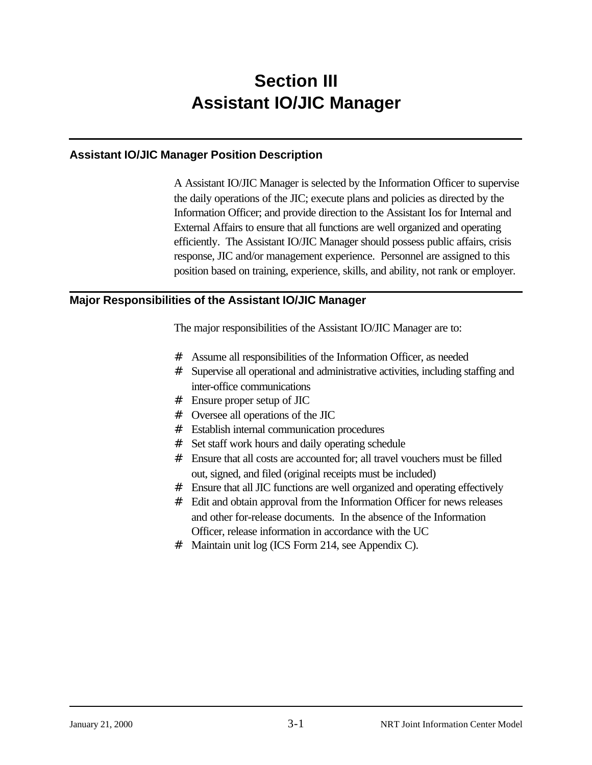# Section III
# Assistant IO/JIC Manager

## Assistant IO/JIC Manager Position Description

A Assistant IO/JIC Manager is selected by the Information Officer to supervise the daily operations of the JIC; execute plans and policies as directed by the Information Officer; and provide direction to the Assistant Ios for Internal and External Affairs to ensure that all functions are well organized and operating efficiently. The Assistant IO/JIC Manager should possess public affairs, crisis response, JIC and/or management experience. Personnel are assigned to this position based on training, experience, skills, and ability, not rank or employer.

## Major Responsibilities of the Assistant IO/JIC Manager

The major responsibilities of the Assistant IO/JIC Manager are to:

- Assume all responsibilities of the Information Officer, as needed
- Supervise all operational and administrative activities, including staffing and inter-office communications
- Ensure proper setup of JIC
- Oversee all operations of the JIC
- Establish internal communication procedures
- Set staff work hours and daily operating schedule
- Ensure that all costs are accounted for; all travel vouchers must be filled out, signed, and filed (original receipts must be included)
- Ensure that all JIC functions are well organized and operating effectively
- Edit and obtain approval from the Information Officer for news releases and other for-release documents. In the absence of the Information Officer, release information in accordance with the UC
- Maintain unit log (ICS Form 214, see Appendix C).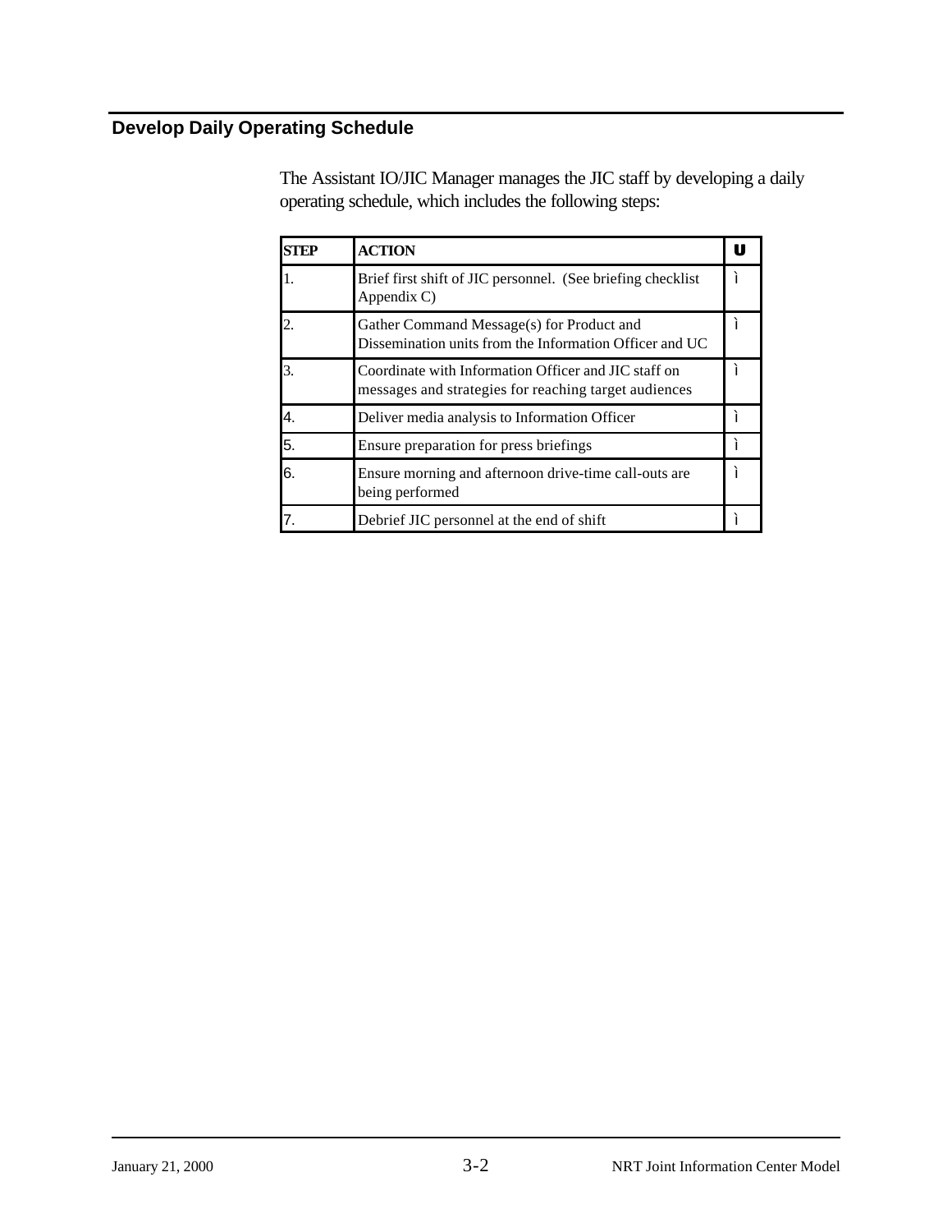## Develop Daily Operating Schedule

The Assistant IO/JIC Manager manages the JIC staff by developing a daily operating schedule, which includes the following steps:

| STEP | ACTION | U |
|---|---|---|
| 1. | Brief first shift of JIC personnel. (See briefing checklist Appendix C) | ì |
| 2. | Gather Command Message(s) for Product and Dissemination units from the Information Officer and UC | ì |
| 3. | Coordinate with Information Officer and JIC staff on messages and strategies for reaching target audiences | ì |
| 4. | Deliver media analysis to Information Officer | ì |
| 5. | Ensure preparation for press briefings | ì |
| 6. | Ensure morning and afternoon drive-time call-outs are being performed | ì |
| 7. | Debrief JIC personnel at the end of shift | ì |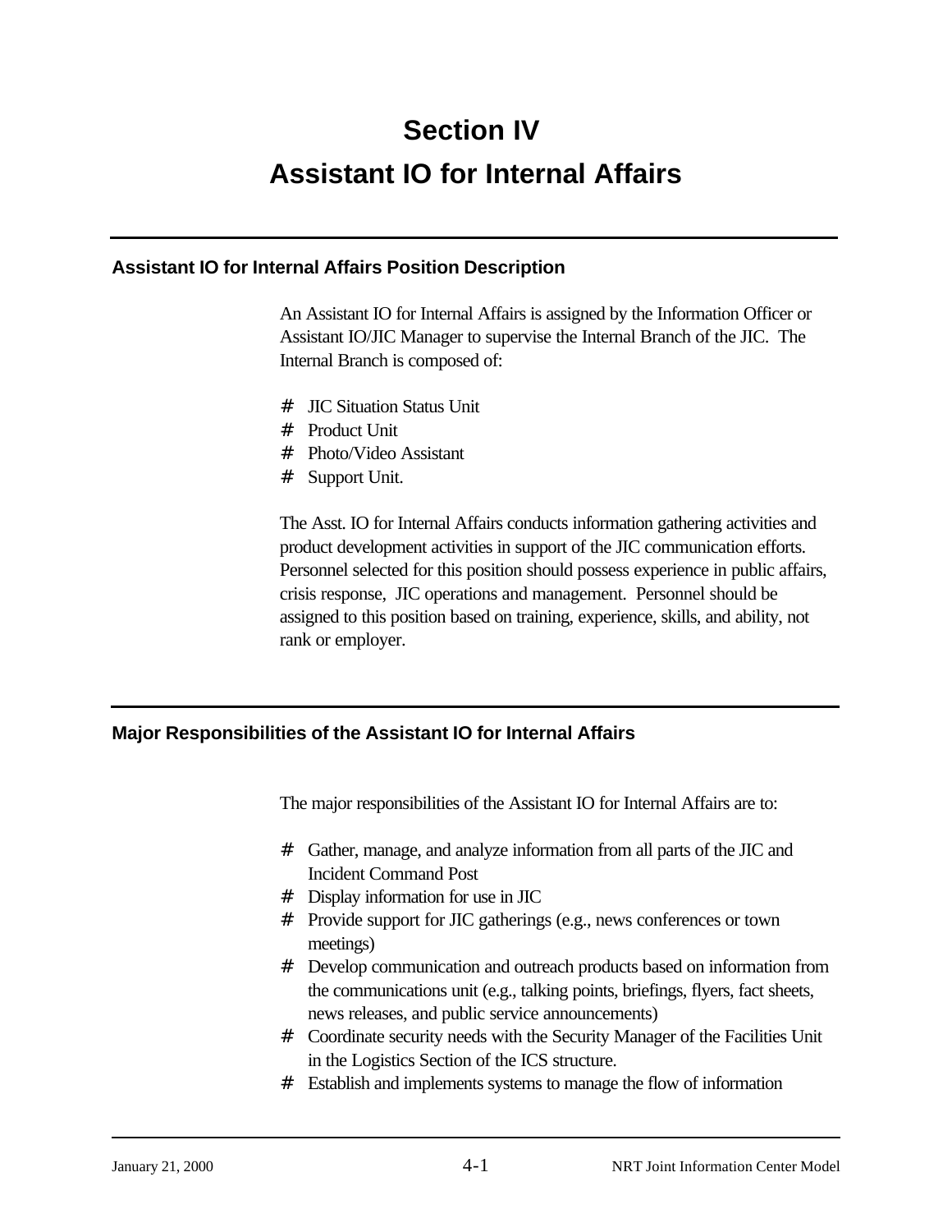# Section IV
# Assistant IO for Internal Affairs

## Assistant IO for Internal Affairs Position Description

An Assistant IO for Internal Affairs is assigned by the Information Officer or Assistant IO/JIC Manager to supervise the Internal Branch of the JIC. The Internal Branch is composed of:

- JIC Situation Status Unit
- Product Unit
- Photo/Video Assistant
- Support Unit.

The Asst. IO for Internal Affairs conducts information gathering activities and product development activities in support of the JIC communication efforts. Personnel selected for this position should possess experience in public affairs, crisis response, JIC operations and management. Personnel should be assigned to this position based on training, experience, skills, and ability, not rank or employer.

## Major Responsibilities of the Assistant IO for Internal Affairs

The major responsibilities of the Assistant IO for Internal Affairs are to:

- Gather, manage, and analyze information from all parts of the JIC and Incident Command Post
- Display information for use in JIC
- Provide support for JIC gatherings (e.g., news conferences or town meetings)
- Develop communication and outreach products based on information from the communications unit (e.g., talking points, briefings, flyers, fact sheets, news releases, and public service announcements)
- Coordinate security needs with the Security Manager of the Facilities Unit in the Logistics Section of the ICS structure.
- Establish and implements systems to manage the flow of information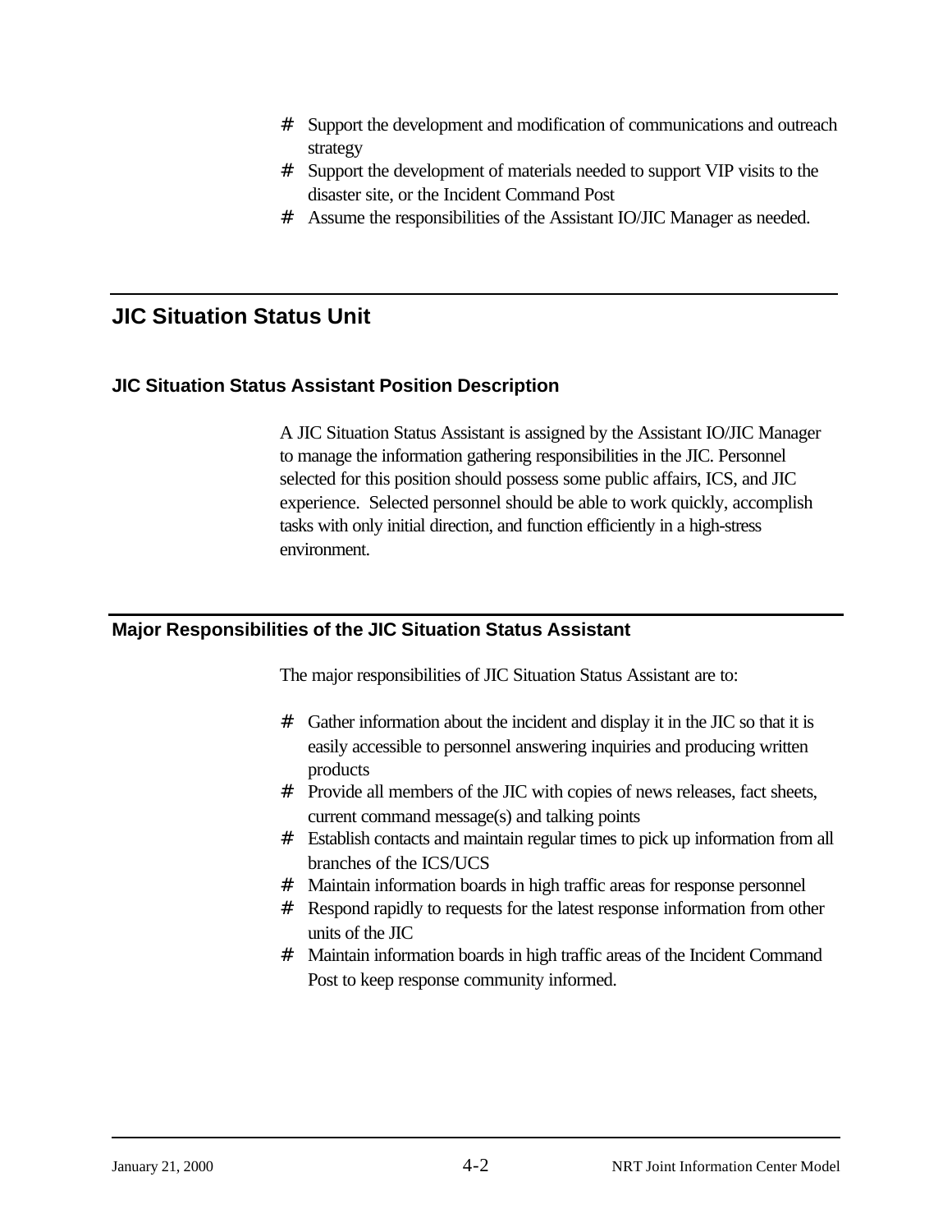- Support the development and modification of communications and outreach strategy
- Support the development of materials needed to support VIP visits to the disaster site, or the Incident Command Post
- Assume the responsibilities of the Assistant IO/JIC Manager as needed.

## JIC Situation Status Unit

### JIC Situation Status Assistant Position Description

A JIC Situation Status Assistant is assigned by the Assistant IO/JIC Manager to manage the information gathering responsibilities in the JIC. Personnel selected for this position should possess some public affairs, ICS, and JIC experience. Selected personnel should be able to work quickly, accomplish tasks with only initial direction, and function efficiently in a high-stress environment.

### Major Responsibilities of the JIC Situation Status Assistant

The major responsibilities of JIC Situation Status Assistant are to:

- Gather information about the incident and display it in the JIC so that it is easily accessible to personnel answering inquiries and producing written products
- Provide all members of the JIC with copies of news releases, fact sheets, current command message(s) and talking points
- Establish contacts and maintain regular times to pick up information from all branches of the ICS/UCS
- Maintain information boards in high traffic areas for response personnel
- Respond rapidly to requests for the latest response information from other units of the JIC
- Maintain information boards in high traffic areas of the Incident Command Post to keep response community informed.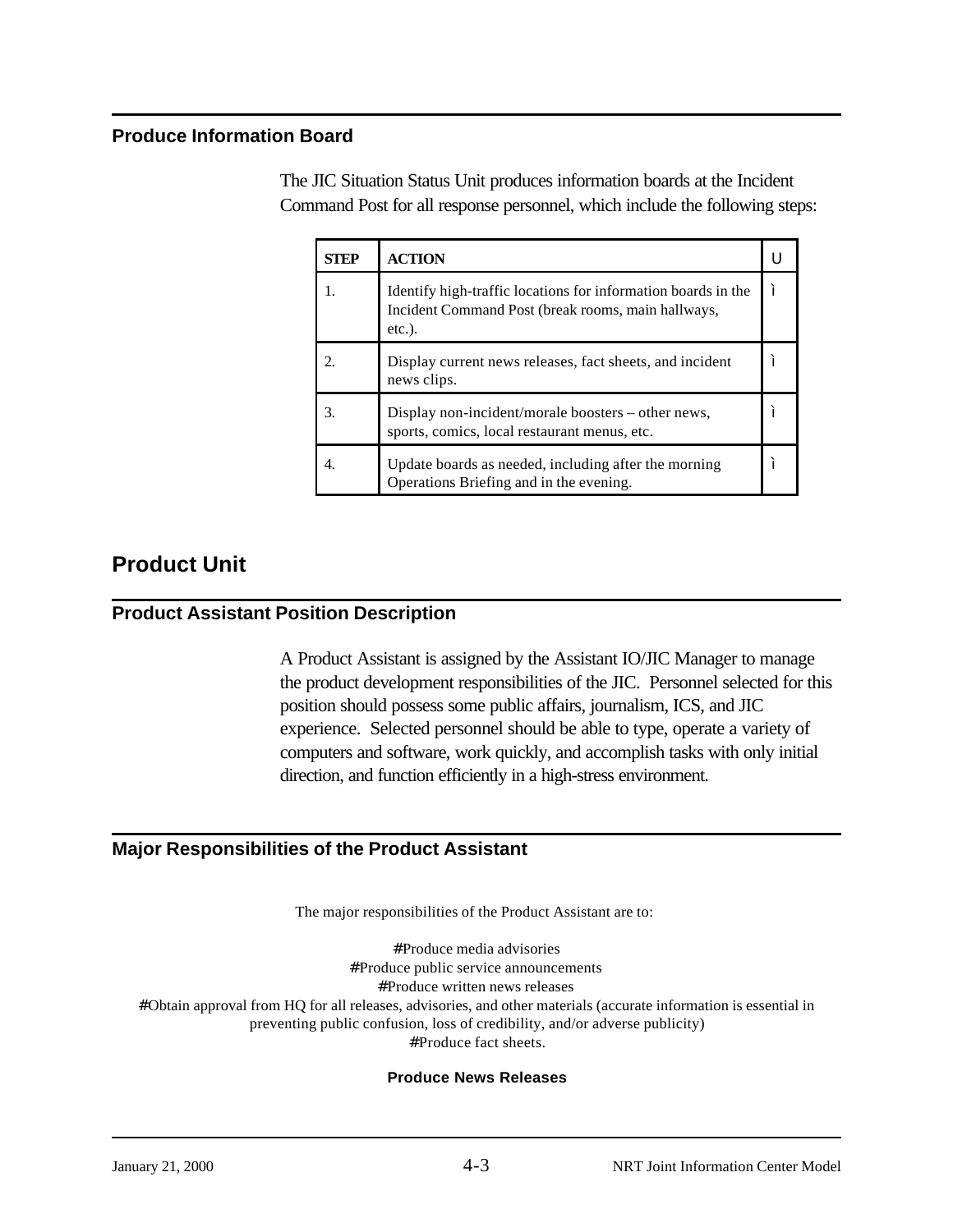## Produce Information Board

The JIC Situation Status Unit produces information boards at the Incident Command Post for all response personnel, which include the following steps:

| STEP | ACTION | U |
|---|---|---|
| 1. | Identify high-traffic locations for information boards in the Incident Command Post (break rooms, main hallways, etc.). | ì |
| 2. | Display current news releases, fact sheets, and incident news clips. | ì |
| 3. | Display non-incident/morale boosters – other news, sports, comics, local restaurant menus, etc. | ì |
| 4. | Update boards as needed, including after the morning Operations Briefing and in the evening. | ì |

# Product Unit

## Product Assistant Position Description

A Product Assistant is assigned by the Assistant IO/JIC Manager to manage the product development responsibilities of the JIC. Personnel selected for this position should possess some public affairs, journalism, ICS, and JIC experience. Selected personnel should be able to type, operate a variety of computers and software, work quickly, and accomplish tasks with only initial direction, and function efficiently in a high-stress environment.

## Major Responsibilities of the Product Assistant

The major responsibilities of the Product Assistant are to:

#Produce media advisories
#Produce public service announcements
#Produce written news releases
#Obtain approval from HQ for all releases, advisories, and other materials (accurate information is essential in preventing public confusion, loss of credibility, and/or adverse publicity)
#Produce fact sheets.

**Produce News Releases**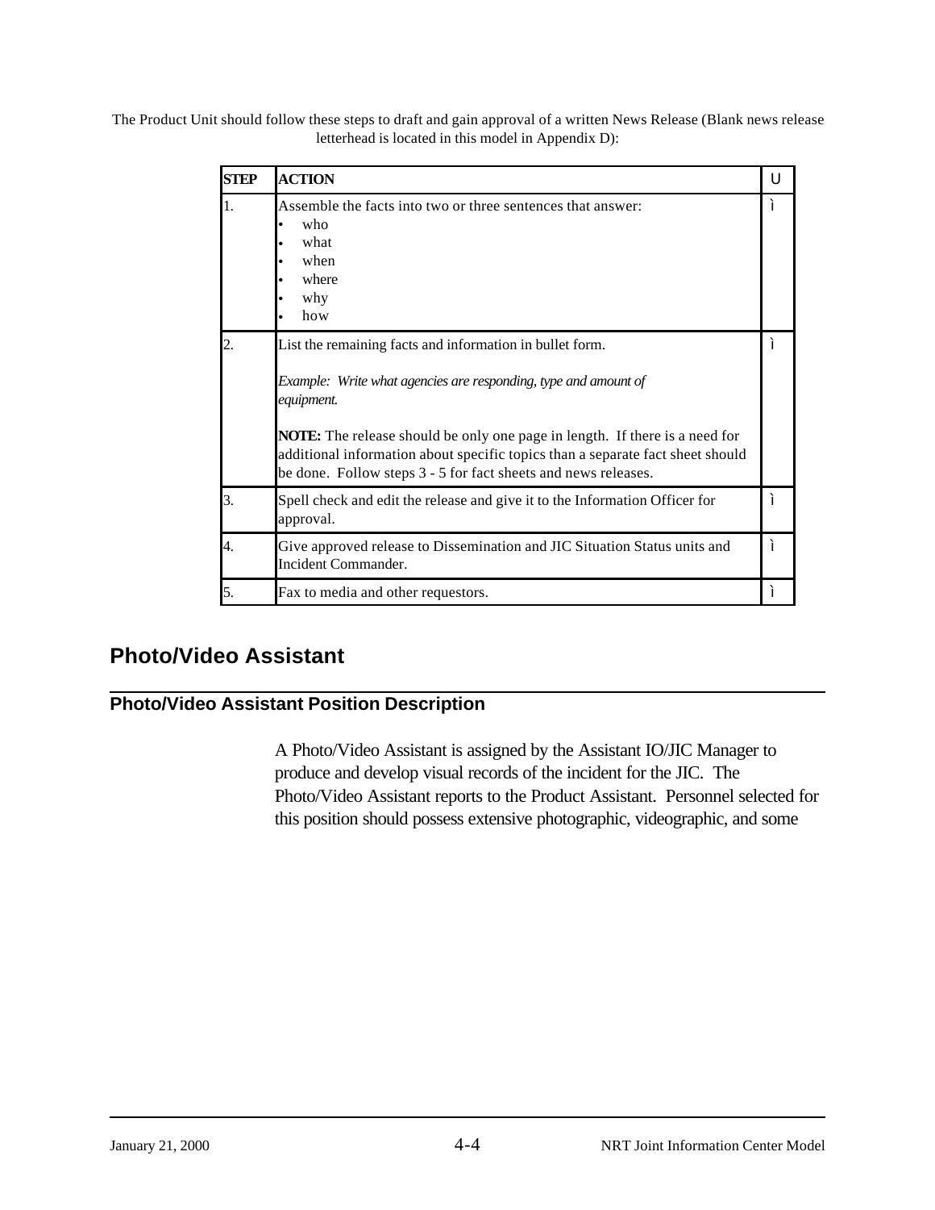The Product Unit should follow these steps to draft and gain approval of a written News Release (Blank news release letterhead is located in this model in Appendix D):

| STEP | ACTION | U |
|---|---|---|
| 1. | Assemble the facts into two or three sentences that answer:<br>• who<br>• what<br>• when<br>• where<br>• why<br>• how | ì |
| 2. | List the remaining facts and information in bullet form.<br><br>*Example: Write what agencies are responding, type and amount of equipment.*<br><br>**NOTE:** The release should be only one page in length. If there is a need for additional information about specific topics than a separate fact sheet should be done. Follow steps 3 - 5 for fact sheets and news releases. | ì |
| 3. | Spell check and edit the release and give it to the Information Officer for approval. | ì |
| 4. | Give approved release to Dissemination and JIC Situation Status units and Incident Commander. | ì |
| 5. | Fax to media and other requestors. | ì |

## Photo/Video Assistant

### Photo/Video Assistant Position Description

A Photo/Video Assistant is assigned by the Assistant IO/JIC Manager to produce and develop visual records of the incident for the JIC. The Photo/Video Assistant reports to the Product Assistant. Personnel selected for this position should possess extensive photographic, videographic, and some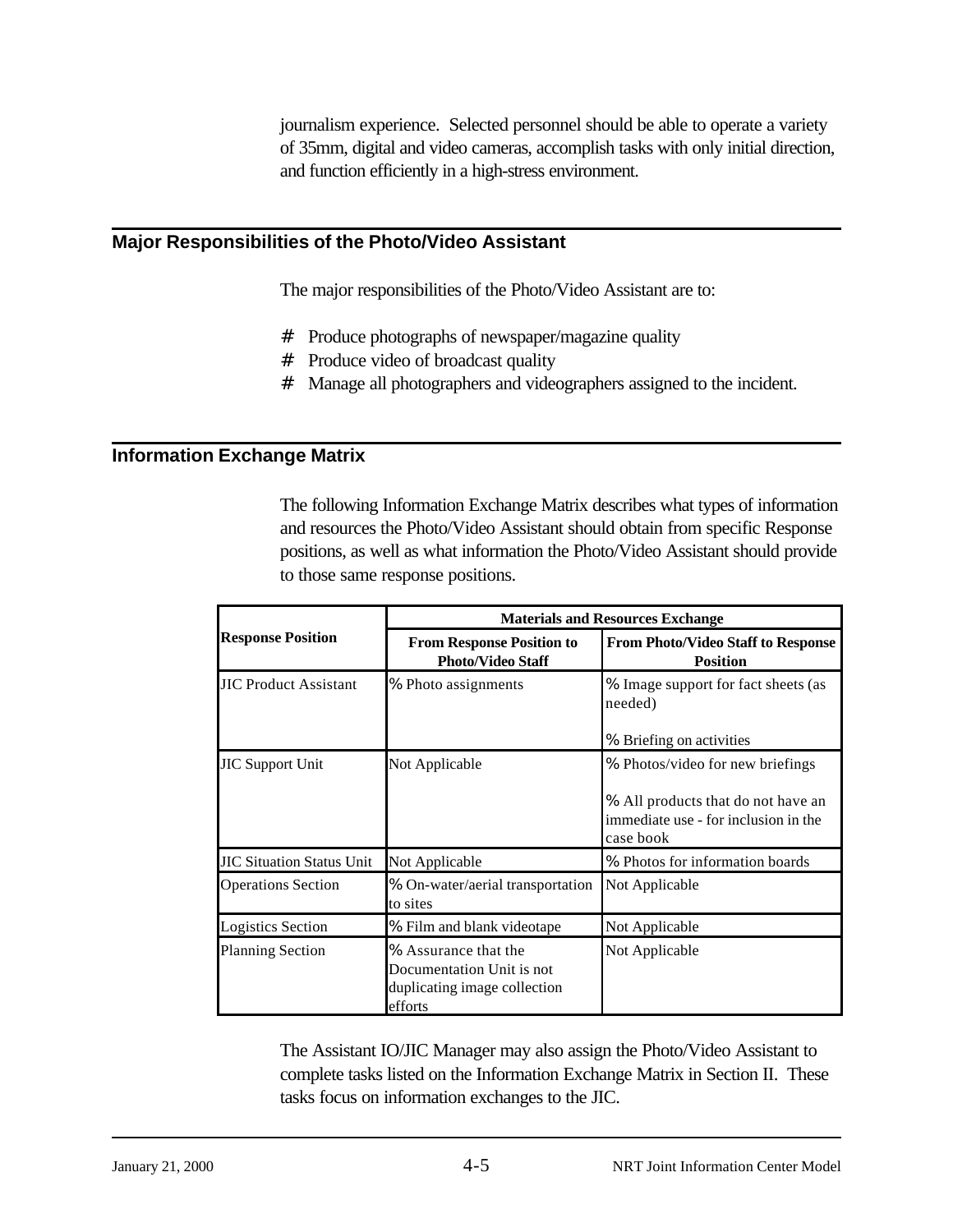journalism experience. Selected personnel should be able to operate a variety of 35mm, digital and video cameras, accomplish tasks with only initial direction, and function efficiently in a high-stress environment.

## Major Responsibilities of the Photo/Video Assistant

The major responsibilities of the Photo/Video Assistant are to:

# Produce photographs of newspaper/magazine quality
# Produce video of broadcast quality
# Manage all photographers and videographers assigned to the incident.

## Information Exchange Matrix

The following Information Exchange Matrix describes what types of information and resources the Photo/Video Assistant should obtain from specific Response positions, as well as what information the Photo/Video Assistant should provide to those same response positions.

| Response Position | Materials and Resources Exchange | |
|---|---|---|
| | **From Response Position to Photo/Video Staff** | **From Photo/Video Staff to Response Position** |
| JIC Product Assistant | % Photo assignments | % Image support for fact sheets (as needed)<br><br>% Briefing on activities |
| JIC Support Unit | Not Applicable | % Photos/video for new briefings<br><br>% All products that do not have an immediate use - for inclusion in the case book |
| JIC Situation Status Unit | Not Applicable | % Photos for information boards |
| Operations Section | % On-water/aerial transportation to sites | Not Applicable |
| Logistics Section | % Film and blank videotape | Not Applicable |
| Planning Section | % Assurance that the Documentation Unit is not duplicating image collection efforts | Not Applicable |

The Assistant IO/JIC Manager may also assign the Photo/Video Assistant to complete tasks listed on the Information Exchange Matrix in Section II. These tasks focus on information exchanges to the JIC.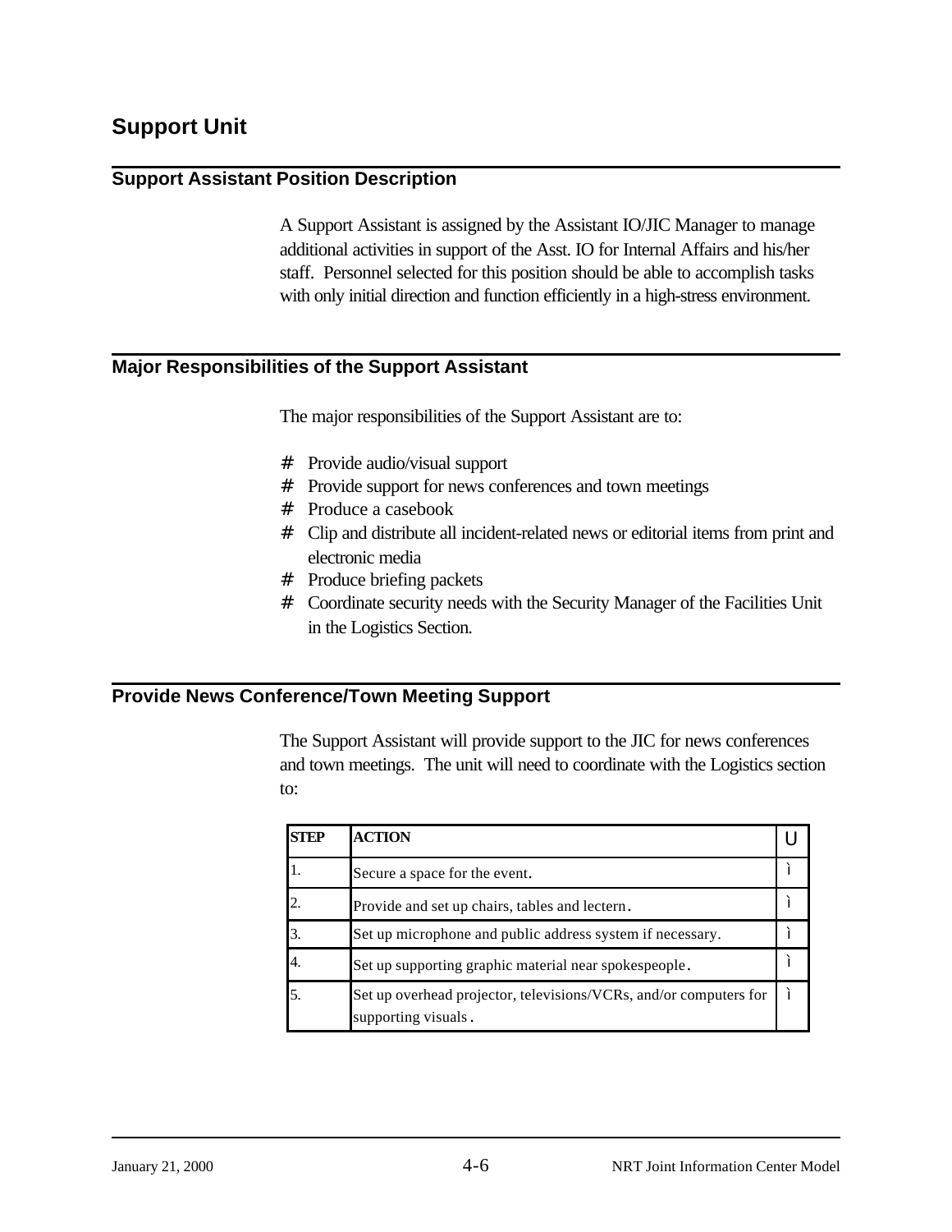# Support Unit

## Support Assistant Position Description

A Support Assistant is assigned by the Assistant IO/JIC Manager to manage additional activities in support of the Asst. IO for Internal Affairs and his/her staff. Personnel selected for this position should be able to accomplish tasks with only initial direction and function efficiently in a high-stress environment.

## Major Responsibilities of the Support Assistant

The major responsibilities of the Support Assistant are to:

- Provide audio/visual support
- Provide support for news conferences and town meetings
- Produce a casebook
- Clip and distribute all incident-related news or editorial items from print and electronic media
- Produce briefing packets
- Coordinate security needs with the Security Manager of the Facilities Unit in the Logistics Section.

## Provide News Conference/Town Meeting Support

The Support Assistant will provide support to the JIC for news conferences and town meetings. The unit will need to coordinate with the Logistics section to:

| STEP | ACTION | U |
|---|---|---|
| 1. | Secure a space for the event. | ì |
| 2. | Provide and set up chairs, tables and lectern. | ì |
| 3. | Set up microphone and public address system if necessary. | ì |
| 4. | Set up supporting graphic material near spokespeople. | ì |
| 5. | Set up overhead projector, televisions/VCRs, and/or computers for supporting visuals. | ì |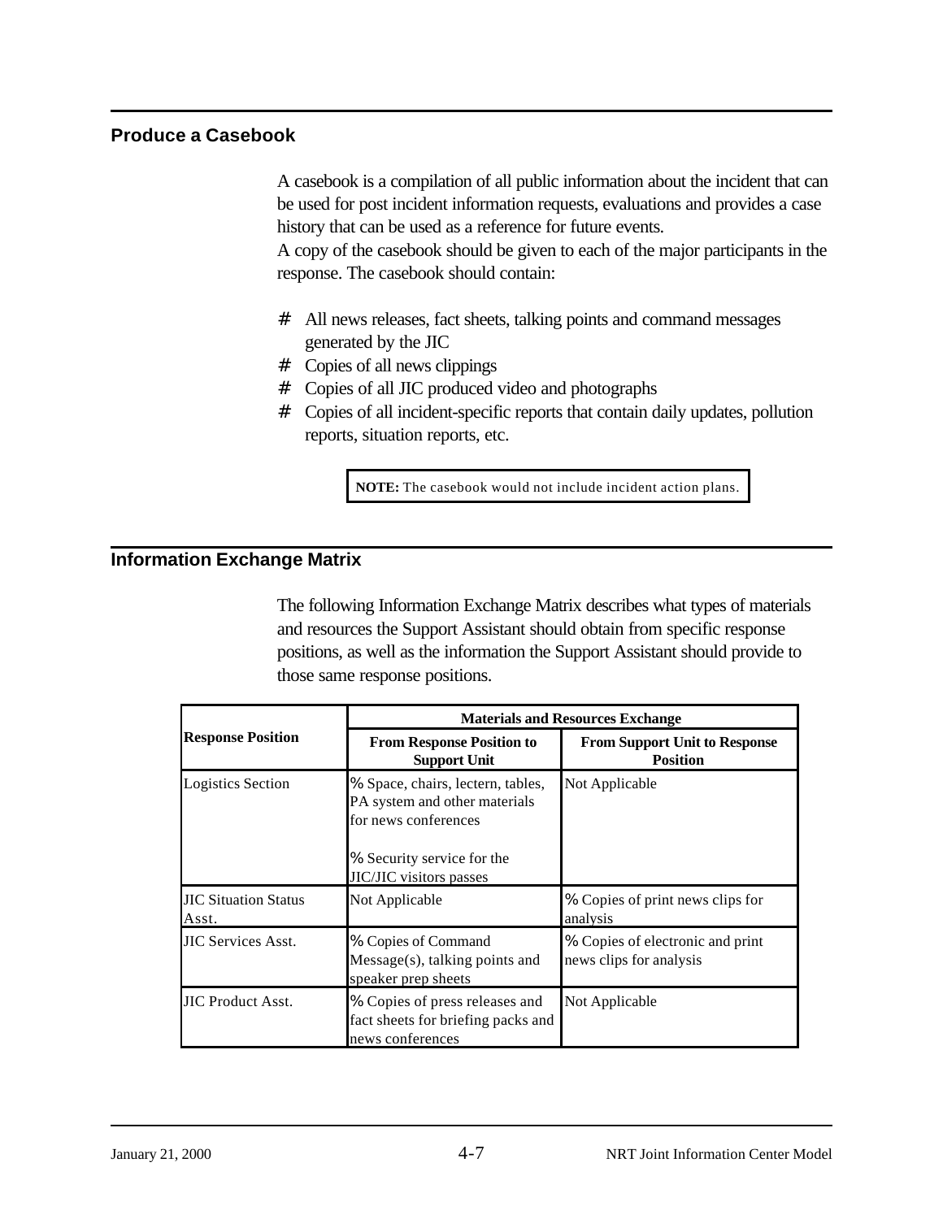## Produce a Casebook

A casebook is a compilation of all public information about the incident that can be used for post incident information requests, evaluations and provides a case history that can be used as a reference for future events.
A copy of the casebook should be given to each of the major participants in the response. The casebook should contain:

- All news releases, fact sheets, talking points and command messages generated by the JIC
- Copies of all news clippings
- Copies of all JIC produced video and photographs
- Copies of all incident-specific reports that contain daily updates, pollution reports, situation reports, etc.

> **NOTE:** The casebook would not include incident action plans.

## Information Exchange Matrix

The following Information Exchange Matrix describes what types of materials and resources the Support Assistant should obtain from specific response positions, as well as the information the Support Assistant should provide to those same response positions.

| Response Position | Materials and Resources Exchange | |
|---|---|---|
| | **From Response Position to Support Unit** | **From Support Unit to Response Position** |
| Logistics Section | % Space, chairs, lectern, tables, PA system and other materials for news conferences<br><br>% Security service for the JIC/JIC visitors passes | Not Applicable |
| JIC Situation Status Asst. | Not Applicable | % Copies of print news clips for analysis |
| JIC Services Asst. | % Copies of Command Message(s), talking points and speaker prep sheets | % Copies of electronic and print news clips for analysis |
| JIC Product Asst. | % Copies of press releases and fact sheets for briefing packs and news conferences | Not Applicable |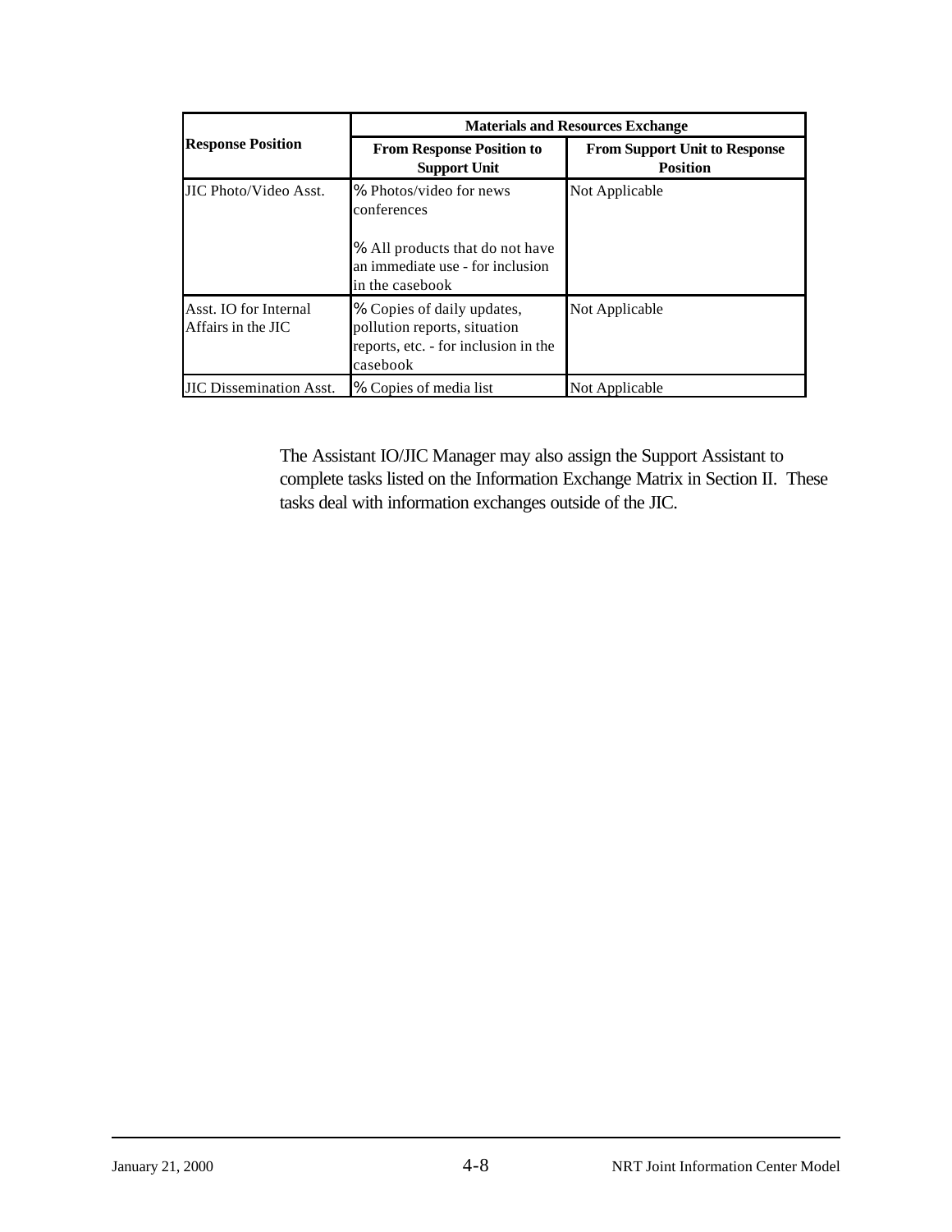| Response Position | Materials and Resources Exchange | |
|---|---|---|
| | From Response Position to Support Unit | From Support Unit to Response Position |
| JIC Photo/Video Asst. | % Photos/video for news conferences<br><br>% All products that do not have an immediate use - for inclusion in the casebook | Not Applicable |
| Asst. IO for Internal Affairs in the JIC | % Copies of daily updates, pollution reports, situation reports, etc. - for inclusion in the casebook | Not Applicable |
| JIC Dissemination Asst. | % Copies of media list | Not Applicable |

The Assistant IO/JIC Manager may also assign the Support Assistant to complete tasks listed on the Information Exchange Matrix in Section II. These tasks deal with information exchanges outside of the JIC.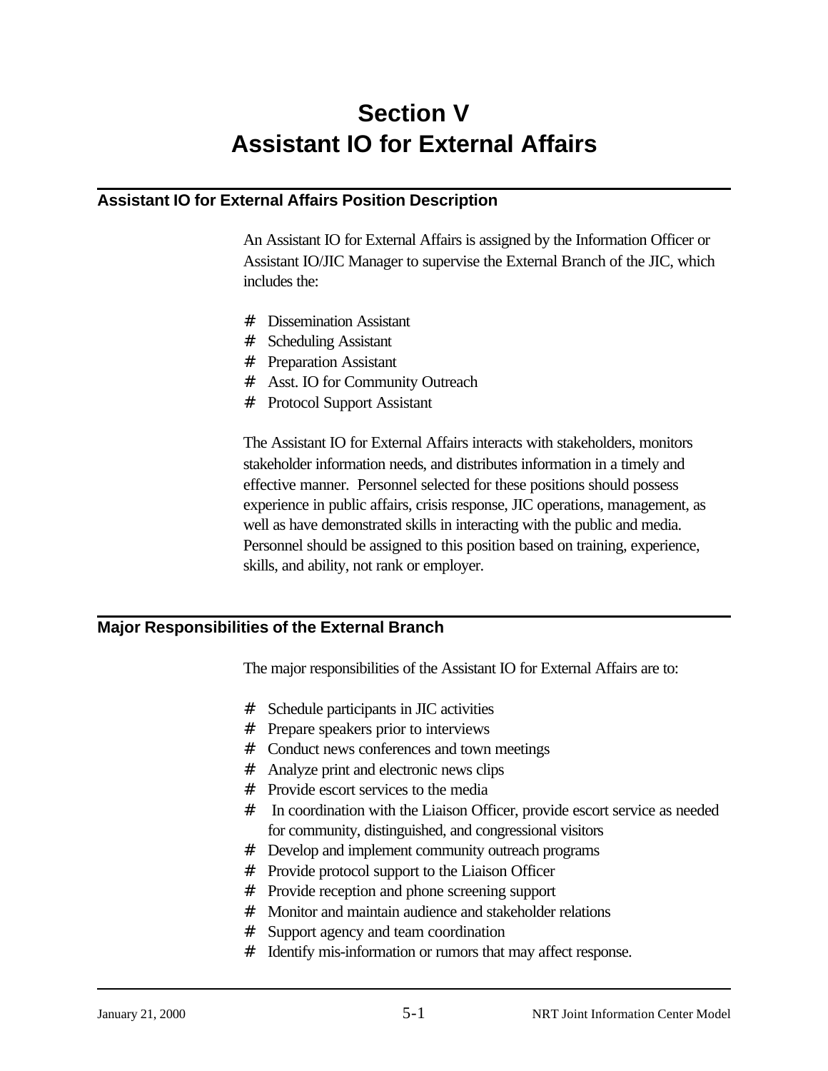# Section V
# Assistant IO for External Affairs

## Assistant IO for External Affairs Position Description

An Assistant IO for External Affairs is assigned by the Information Officer or Assistant IO/JIC Manager to supervise the External Branch of the JIC, which includes the:

- Dissemination Assistant
- Scheduling Assistant
- Preparation Assistant
- Asst. IO for Community Outreach
- Protocol Support Assistant

The Assistant IO for External Affairs interacts with stakeholders, monitors stakeholder information needs, and distributes information in a timely and effective manner. Personnel selected for these positions should possess experience in public affairs, crisis response, JIC operations, management, as well as have demonstrated skills in interacting with the public and media. Personnel should be assigned to this position based on training, experience, skills, and ability, not rank or employer.

## Major Responsibilities of the External Branch

The major responsibilities of the Assistant IO for External Affairs are to:

- Schedule participants in JIC activities
- Prepare speakers prior to interviews
- Conduct news conferences and town meetings
- Analyze print and electronic news clips
- Provide escort services to the media
- In coordination with the Liaison Officer, provide escort service as needed for community, distinguished, and congressional visitors
- Develop and implement community outreach programs
- Provide protocol support to the Liaison Officer
- Provide reception and phone screening support
- Monitor and maintain audience and stakeholder relations
- Support agency and team coordination
- Identify mis-information or rumors that may affect response.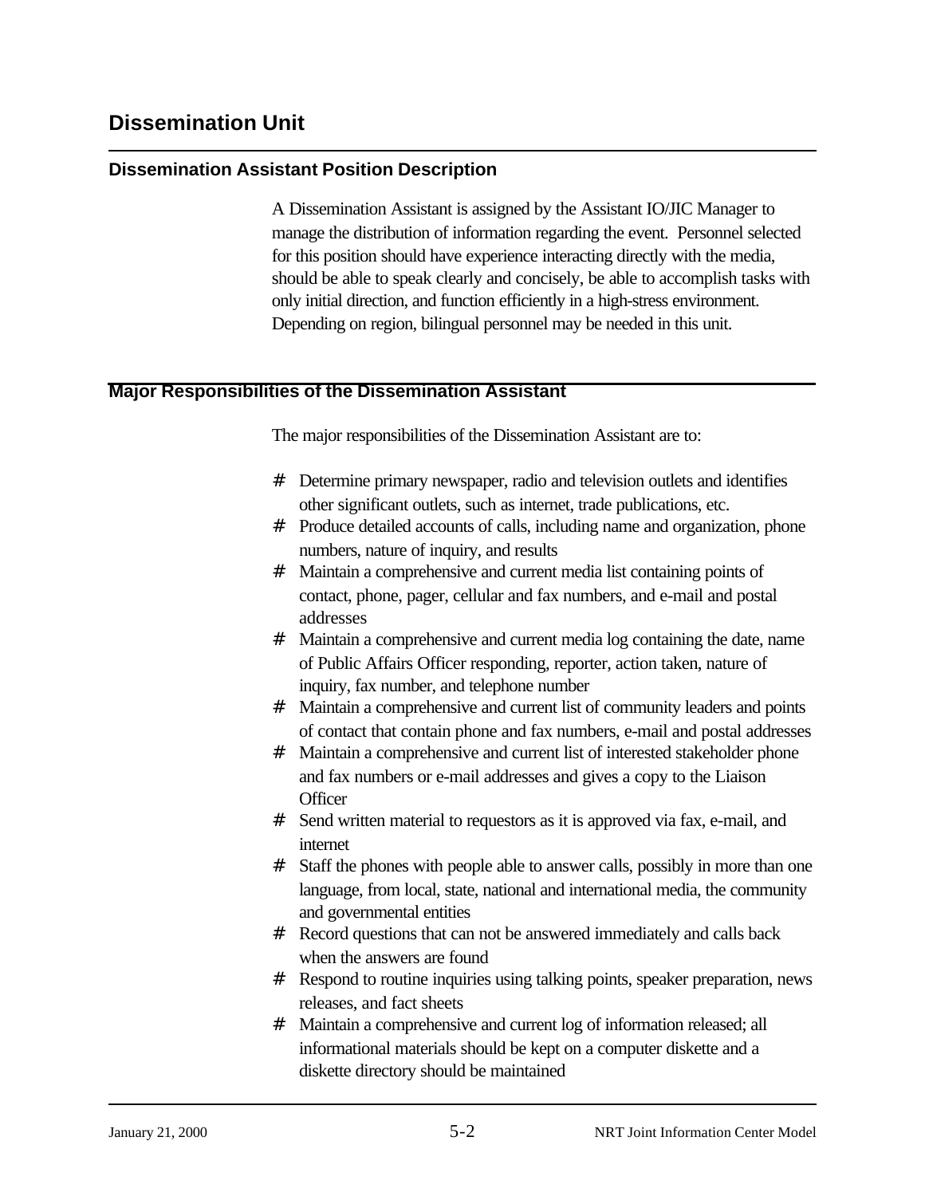# Dissemination Unit

## Dissemination Assistant Position Description

A Dissemination Assistant is assigned by the Assistant IO/JIC Manager to manage the distribution of information regarding the event. Personnel selected for this position should have experience interacting directly with the media, should be able to speak clearly and concisely, be able to accomplish tasks with only initial direction, and function efficiently in a high-stress environment. Depending on region, bilingual personnel may be needed in this unit.

## Major Responsibilities of the Dissemination Assistant

The major responsibilities of the Dissemination Assistant are to:

- Determine primary newspaper, radio and television outlets and identifies other significant outlets, such as internet, trade publications, etc.
- Produce detailed accounts of calls, including name and organization, phone numbers, nature of inquiry, and results
- Maintain a comprehensive and current media list containing points of contact, phone, pager, cellular and fax numbers, and e-mail and postal addresses
- Maintain a comprehensive and current media log containing the date, name of Public Affairs Officer responding, reporter, action taken, nature of inquiry, fax number, and telephone number
- Maintain a comprehensive and current list of community leaders and points of contact that contain phone and fax numbers, e-mail and postal addresses
- Maintain a comprehensive and current list of interested stakeholder phone and fax numbers or e-mail addresses and gives a copy to the Liaison Officer
- Send written material to requestors as it is approved via fax, e-mail, and internet
- Staff the phones with people able to answer calls, possibly in more than one language, from local, state, national and international media, the community and governmental entities
- Record questions that can not be answered immediately and calls back when the answers are found
- Respond to routine inquiries using talking points, speaker preparation, news releases, and fact sheets
- Maintain a comprehensive and current log of information released; all informational materials should be kept on a computer diskette and a diskette directory should be maintained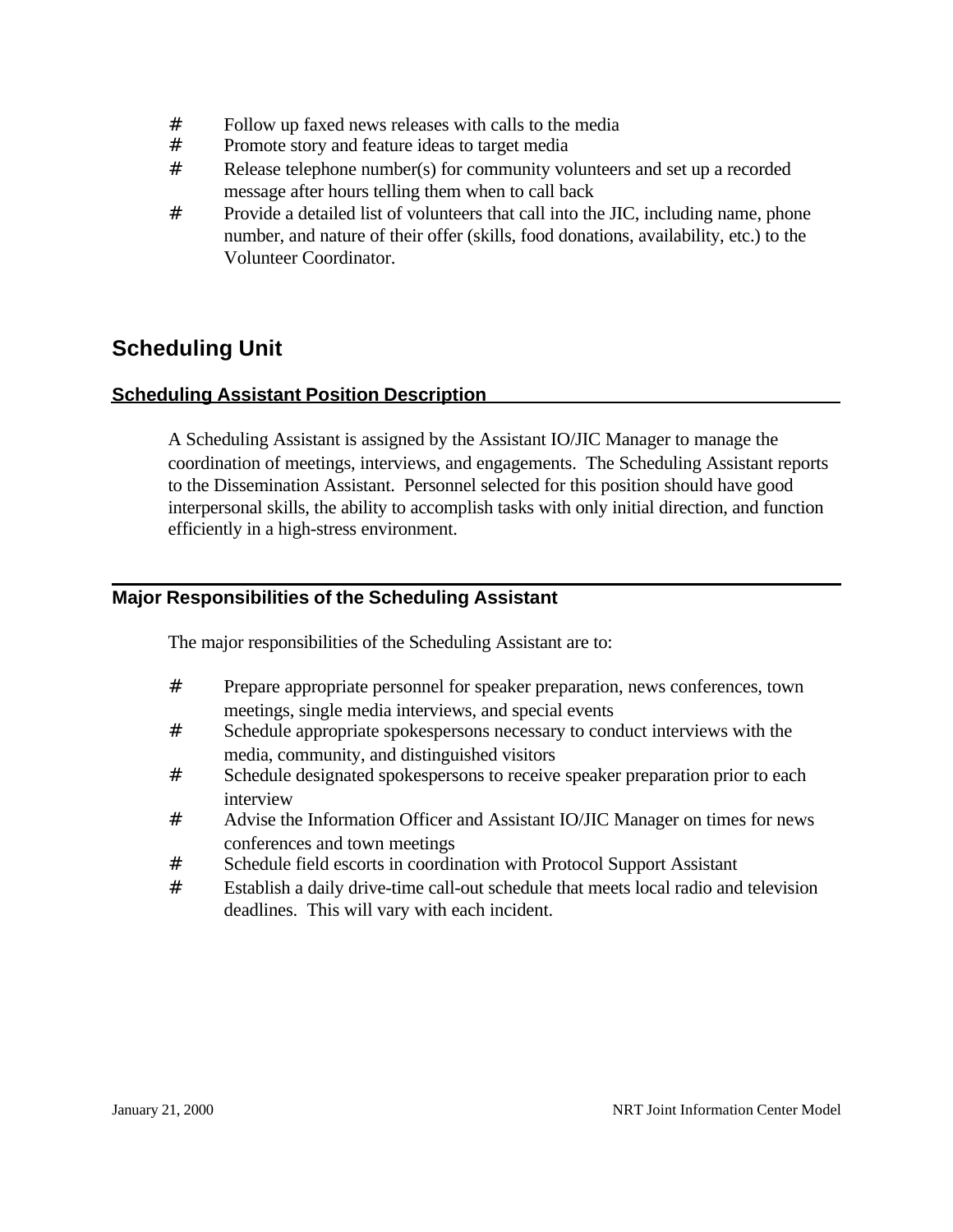- Follow up faxed news releases with calls to the media
- Promote story and feature ideas to target media
- Release telephone number(s) for community volunteers and set up a recorded message after hours telling them when to call back
- Provide a detailed list of volunteers that call into the JIC, including name, phone number, and nature of their offer (skills, food donations, availability, etc.) to the Volunteer Coordinator.

## Scheduling Unit

### Scheduling Assistant Position Description

A Scheduling Assistant is assigned by the Assistant IO/JIC Manager to manage the coordination of meetings, interviews, and engagements. The Scheduling Assistant reports to the Dissemination Assistant. Personnel selected for this position should have good interpersonal skills, the ability to accomplish tasks with only initial direction, and function efficiently in a high-stress environment.

### Major Responsibilities of the Scheduling Assistant

The major responsibilities of the Scheduling Assistant are to:

- Prepare appropriate personnel for speaker preparation, news conferences, town meetings, single media interviews, and special events
- Schedule appropriate spokespersons necessary to conduct interviews with the media, community, and distinguished visitors
- Schedule designated spokespersons to receive speaker preparation prior to each interview
- Advise the Information Officer and Assistant IO/JIC Manager on times for news conferences and town meetings
- Schedule field escorts in coordination with Protocol Support Assistant
- Establish a daily drive-time call-out schedule that meets local radio and television deadlines. This will vary with each incident.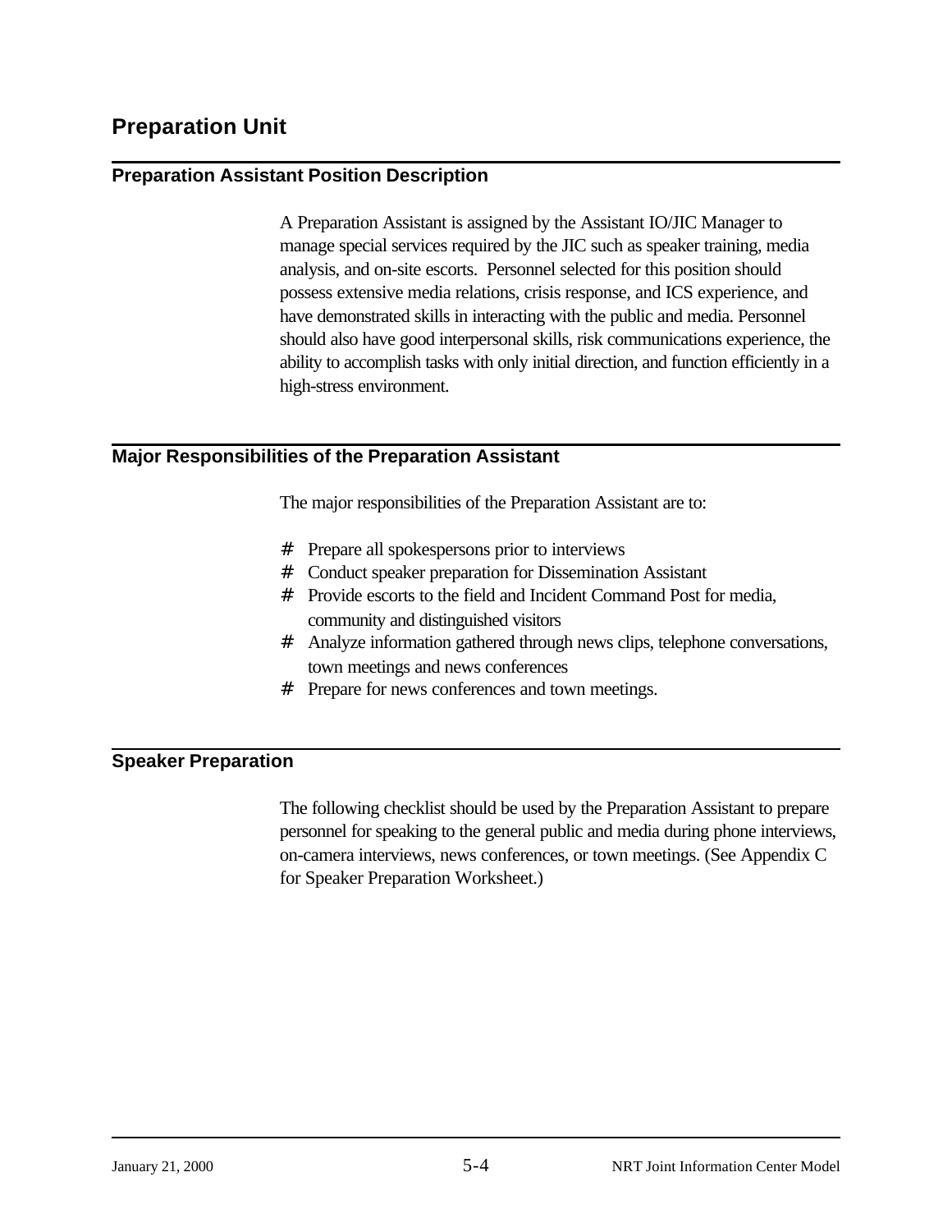# Preparation Unit

## Preparation Assistant Position Description

A Preparation Assistant is assigned by the Assistant IO/JIC Manager to manage special services required by the JIC such as speaker training, media analysis, and on-site escorts. Personnel selected for this position should possess extensive media relations, crisis response, and ICS experience, and have demonstrated skills in interacting with the public and media. Personnel should also have good interpersonal skills, risk communications experience, the ability to accomplish tasks with only initial direction, and function efficiently in a high-stress environment.

## Major Responsibilities of the Preparation Assistant

The major responsibilities of the Preparation Assistant are to:

- Prepare all spokespersons prior to interviews
- Conduct speaker preparation for Dissemination Assistant
- Provide escorts to the field and Incident Command Post for media, community and distinguished visitors
- Analyze information gathered through news clips, telephone conversations, town meetings and news conferences
- Prepare for news conferences and town meetings.

## Speaker Preparation

The following checklist should be used by the Preparation Assistant to prepare personnel for speaking to the general public and media during phone interviews, on-camera interviews, news conferences, or town meetings. (See Appendix C for Speaker Preparation Worksheet.)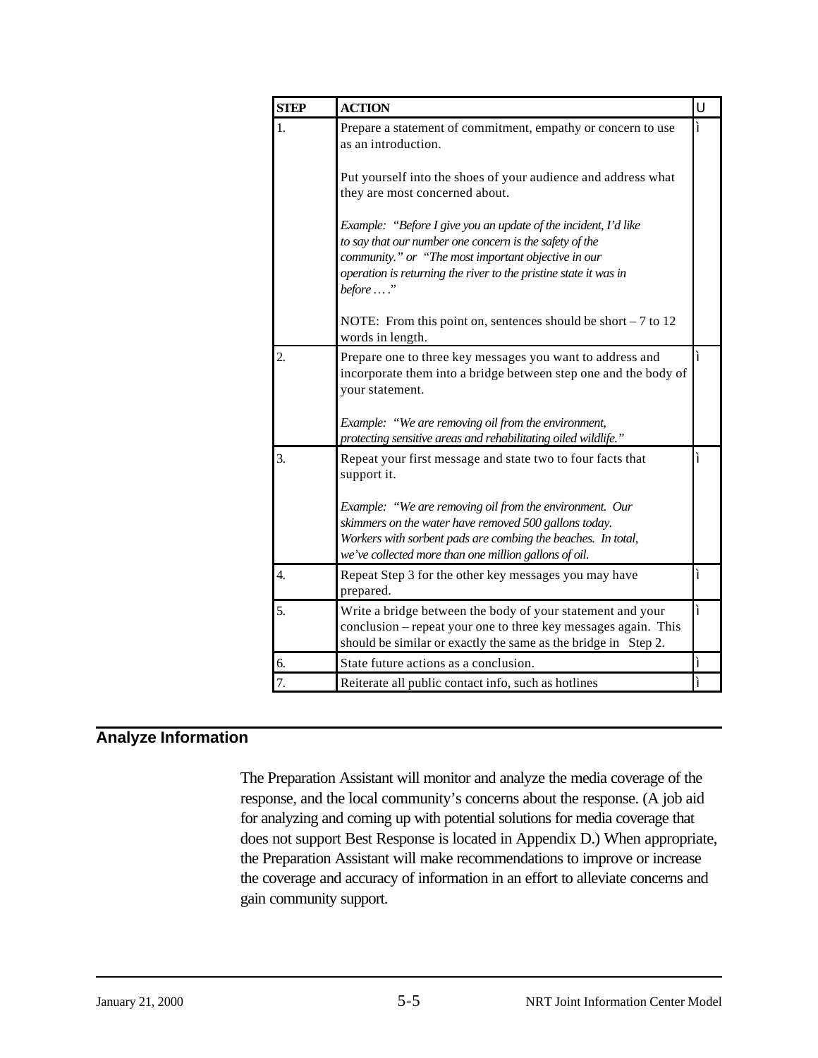| STEP | ACTION | Ü |
|---|---|---|
| 1. | Prepare a statement of commitment, empathy or concern to use as an introduction.<br><br>Put yourself into the shoes of your audience and address what they are most concerned about.<br><br>*Example: "Before I give you an update of the incident, I'd like to say that our number one concern is the safety of the community." or "The most important objective in our operation is returning the river to the pristine state it was in before … ."*<br><br>NOTE: From this point on, sentences should be short – 7 to 12 words in length. | ì |
| 2. | Prepare one to three key messages you want to address and incorporate them into a bridge between step one and the body of your statement.<br><br>*Example: "We are removing oil from the environment, protecting sensitive areas and rehabilitating oiled wildlife."* | ì |
| 3. | Repeat your first message and state two to four facts that support it.<br><br>*Example: "We are removing oil from the environment. Our skimmers on the water have removed 500 gallons today. Workers with sorbent pads are combing the beaches. In total, we've collected more than one million gallons of oil.* | ì |
| 4. | Repeat Step 3 for the other key messages you may have prepared. | ì |
| 5. | Write a bridge between the body of your statement and your conclusion – repeat your one to three key messages again. This should be similar or exactly the same as the bridge in Step 2. | ì |
| 6. | State future actions as a conclusion. | ì |
| 7. | Reiterate all public contact info, such as hotlines | ì |

## Analyze Information

The Preparation Assistant will monitor and analyze the media coverage of the response, and the local community's concerns about the response. (A job aid for analyzing and coming up with potential solutions for media coverage that does not support Best Response is located in Appendix D.) When appropriate, the Preparation Assistant will make recommendations to improve or increase the coverage and accuracy of information in an effort to alleviate concerns and gain community support.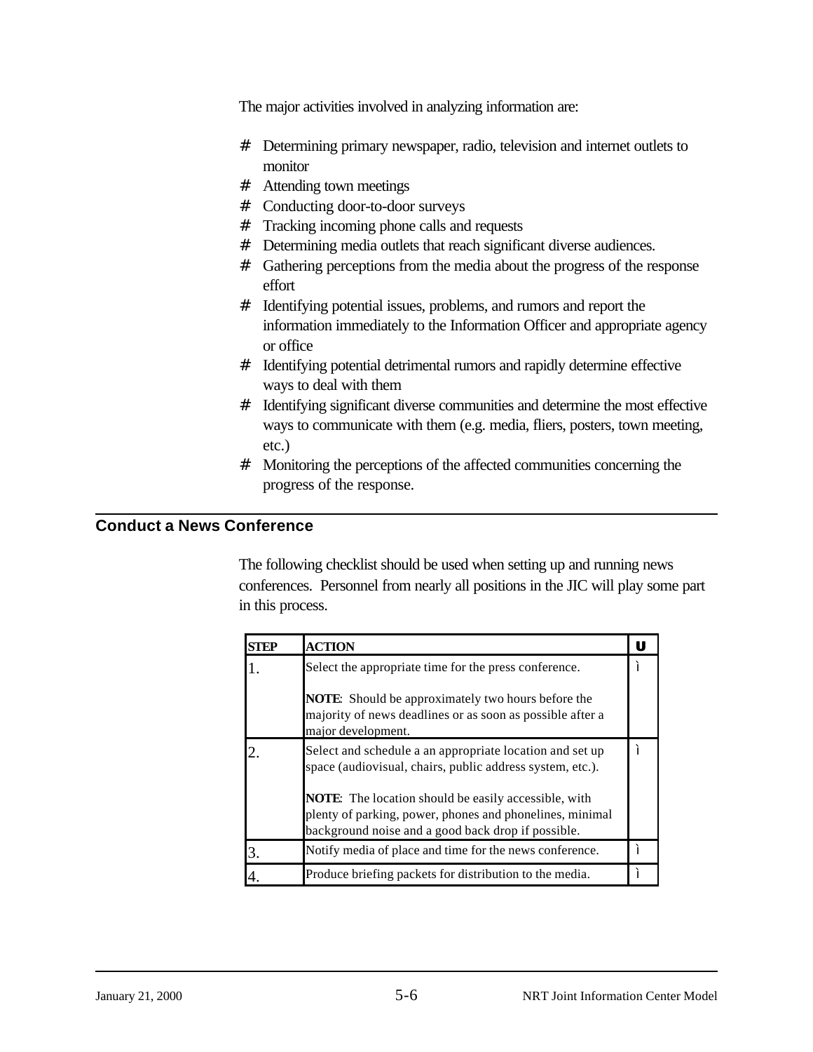The major activities involved in analyzing information are:

- Determining primary newspaper, radio, television and internet outlets to monitor
- Attending town meetings
- Conducting door-to-door surveys
- Tracking incoming phone calls and requests
- Determining media outlets that reach significant diverse audiences.
- Gathering perceptions from the media about the progress of the response effort
- Identifying potential issues, problems, and rumors and report the information immediately to the Information Officer and appropriate agency or office
- Identifying potential detrimental rumors and rapidly determine effective ways to deal with them
- Identifying significant diverse communities and determine the most effective ways to communicate with them (e.g. media, fliers, posters, town meeting, etc.)
- Monitoring the perceptions of the affected communities concerning the progress of the response.

## Conduct a News Conference

The following checklist should be used when setting up and running news conferences. Personnel from nearly all positions in the JIC will play some part in this process.

| STEP | ACTION | ✓ |
|---|---|---|
| 1. | Select the appropriate time for the press conference.<br><br>**NOTE**: Should be approximately two hours before the majority of news deadlines or as soon as possible after a major development. | ☐ |
| 2. | Select and schedule a an appropriate location and set up space (audiovisual, chairs, public address system, etc.).<br><br>**NOTE**: The location should be easily accessible, with plenty of parking, power, phones and phonelines, minimal background noise and a good back drop if possible. | ☐ |
| 3. | Notify media of place and time for the news conference. | ☐ |
| 4. | Produce briefing packets for distribution to the media. | ☐ |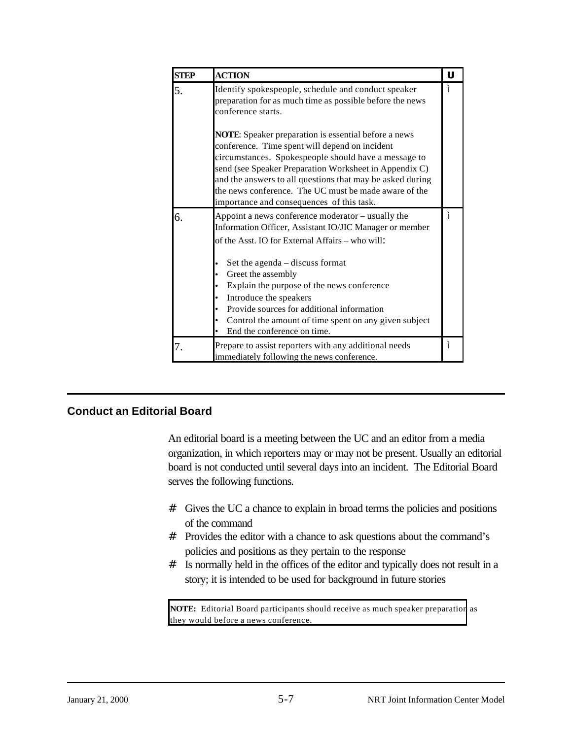| STEP | ACTION | U |
|---|---|---|
| 5. | Identify spokespeople, schedule and conduct speaker preparation for as much time as possible before the news conference starts.<br><br>**NOTE**: Speaker preparation is essential before a news conference. Time spent will depend on incident circumstances. Spokespeople should have a message to send (see Speaker Preparation Worksheet in Appendix C) and the answers to all questions that may be asked during the news conference. The UC must be made aware of the importance and consequences of this task. | ì |
| 6. | Appoint a news conference moderator – usually the Information Officer, Assistant IO/JIC Manager or member of the Asst. IO for External Affairs – who will:<br><br>• Set the agenda – discuss format<br>• Greet the assembly<br>• Explain the purpose of the news conference<br>• Introduce the speakers<br>• Provide sources for additional information<br>• Control the amount of time spent on any given subject<br>• End the conference on time. | ì |
| 7. | Prepare to assist reporters with any additional needs immediately following the news conference. | ì |

## Conduct an Editorial Board

An editorial board is a meeting between the UC and an editor from a media organization, in which reporters may or may not be present. Usually an editorial board is not conducted until several days into an incident. The Editorial Board serves the following functions.

# Gives the UC a chance to explain in broad terms the policies and positions of the command
# Provides the editor with a chance to ask questions about the command's policies and positions as they pertain to the response
# Is normally held in the offices of the editor and typically does not result in a story; it is intended to be used for background in future stories

**NOTE:** Editorial Board participants should receive as much speaker preparation as they would before a news conference.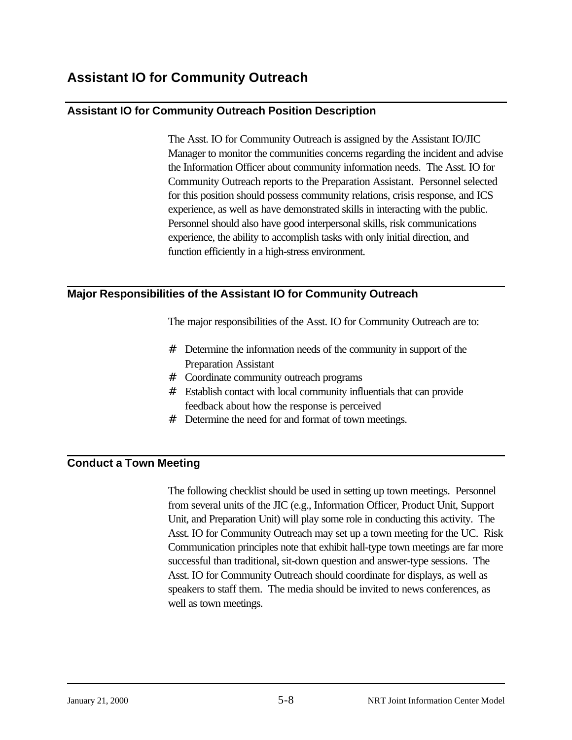# Assistant IO for Community Outreach

## Assistant IO for Community Outreach Position Description

The Asst. IO for Community Outreach is assigned by the Assistant IO/JIC Manager to monitor the communities concerns regarding the incident and advise the Information Officer about community information needs. The Asst. IO for Community Outreach reports to the Preparation Assistant. Personnel selected for this position should possess community relations, crisis response, and ICS experience, as well as have demonstrated skills in interacting with the public. Personnel should also have good interpersonal skills, risk communications experience, the ability to accomplish tasks with only initial direction, and function efficiently in a high-stress environment.

## Major Responsibilities of the Assistant IO for Community Outreach

The major responsibilities of the Asst. IO for Community Outreach are to:

- Determine the information needs of the community in support of the Preparation Assistant
- Coordinate community outreach programs
- Establish contact with local community influentials that can provide feedback about how the response is perceived
- Determine the need for and format of town meetings.

## Conduct a Town Meeting

The following checklist should be used in setting up town meetings. Personnel from several units of the JIC (e.g., Information Officer, Product Unit, Support Unit, and Preparation Unit) will play some role in conducting this activity. The Asst. IO for Community Outreach may set up a town meeting for the UC. Risk Communication principles note that exhibit hall-type town meetings are far more successful than traditional, sit-down question and answer-type sessions. The Asst. IO for Community Outreach should coordinate for displays, as well as speakers to staff them. The media should be invited to news conferences, as well as town meetings.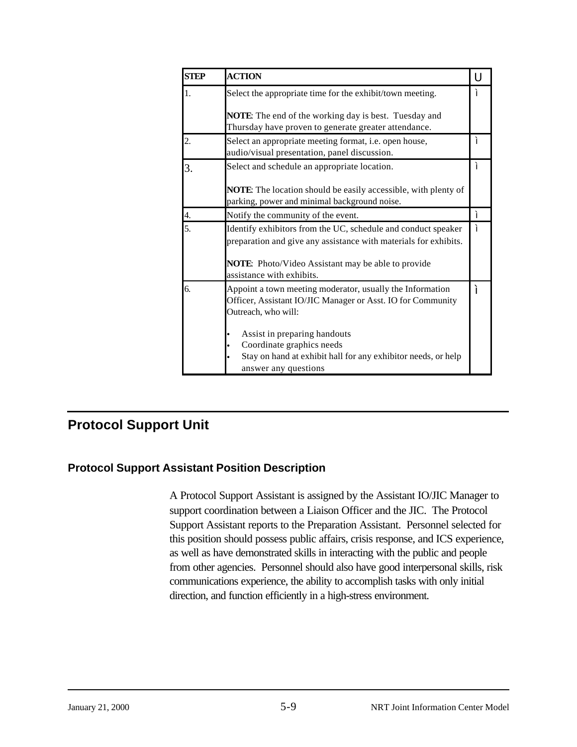| STEP | ACTION | Ü |
|---|---|---|
| 1. | Select the appropriate time for the exhibit/town meeting.<br><br>**NOTE**: The end of the working day is best. Tuesday and Thursday have proven to generate greater attendance. | ì |
| 2. | Select an appropriate meeting format, i.e. open house, audio/visual presentation, panel discussion. | ì |
| 3. | Select and schedule an appropriate location.<br><br>**NOTE**: The location should be easily accessible, with plenty of parking, power and minimal background noise. | ì |
| 4. | Notify the community of the event. | ì |
| 5. | Identify exhibitors from the UC, schedule and conduct speaker preparation and give any assistance with materials for exhibits.<br><br>**NOTE**: Photo/Video Assistant may be able to provide assistance with exhibits. | ì |
| 6. | Appoint a town meeting moderator, usually the Information Officer, Assistant IO/JIC Manager or Asst. IO for Community Outreach, who will:<br><br>• Assist in preparing handouts<br>• Coordinate graphics needs<br>• Stay on hand at exhibit hall for any exhibitor needs, or help answer any questions | ì |

## Protocol Support Unit

### Protocol Support Assistant Position Description

A Protocol Support Assistant is assigned by the Assistant IO/JIC Manager to support coordination between a Liaison Officer and the JIC. The Protocol Support Assistant reports to the Preparation Assistant. Personnel selected for this position should possess public affairs, crisis response, and ICS experience, as well as have demonstrated skills in interacting with the public and people from other agencies. Personnel should also have good interpersonal skills, risk communications experience, the ability to accomplish tasks with only initial direction, and function efficiently in a high-stress environment.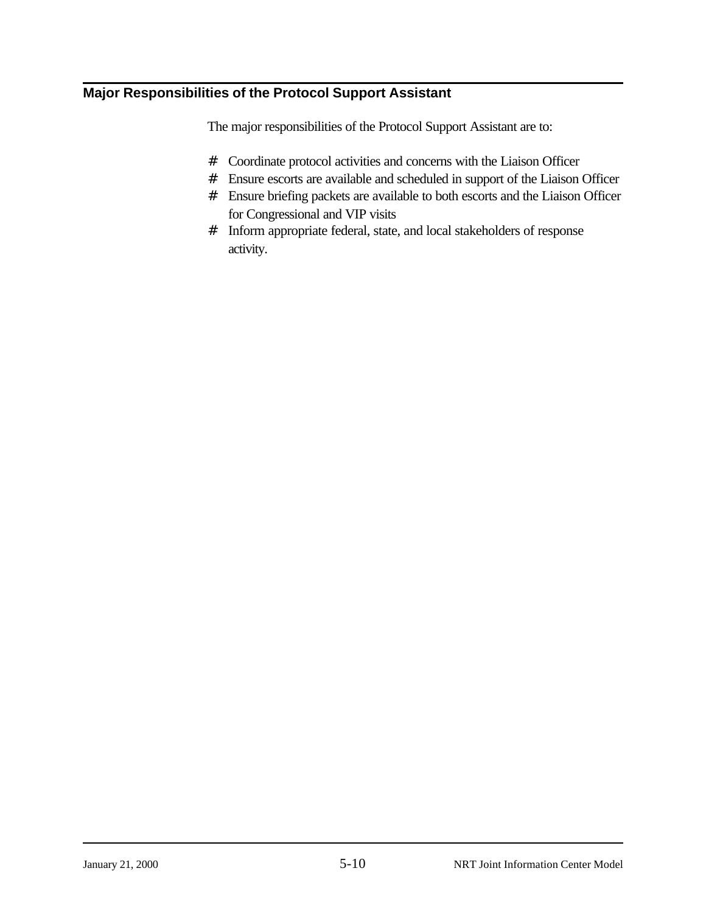## Major Responsibilities of the Protocol Support Assistant

The major responsibilities of the Protocol Support Assistant are to:

- Coordinate protocol activities and concerns with the Liaison Officer
- Ensure escorts are available and scheduled in support of the Liaison Officer
- Ensure briefing packets are available to both escorts and the Liaison Officer for Congressional and VIP visits
- Inform appropriate federal, state, and local stakeholders of response activity.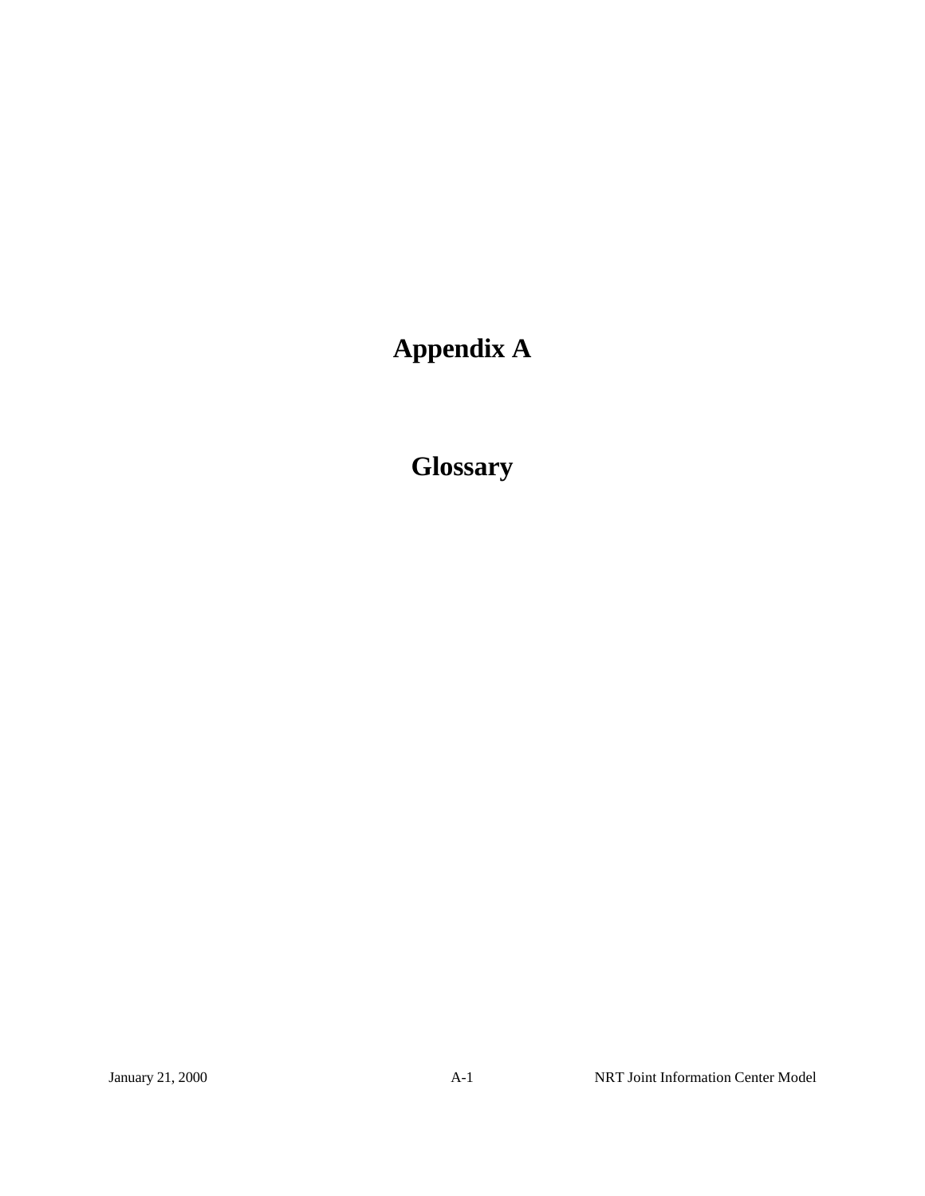# Appendix A

# Glossary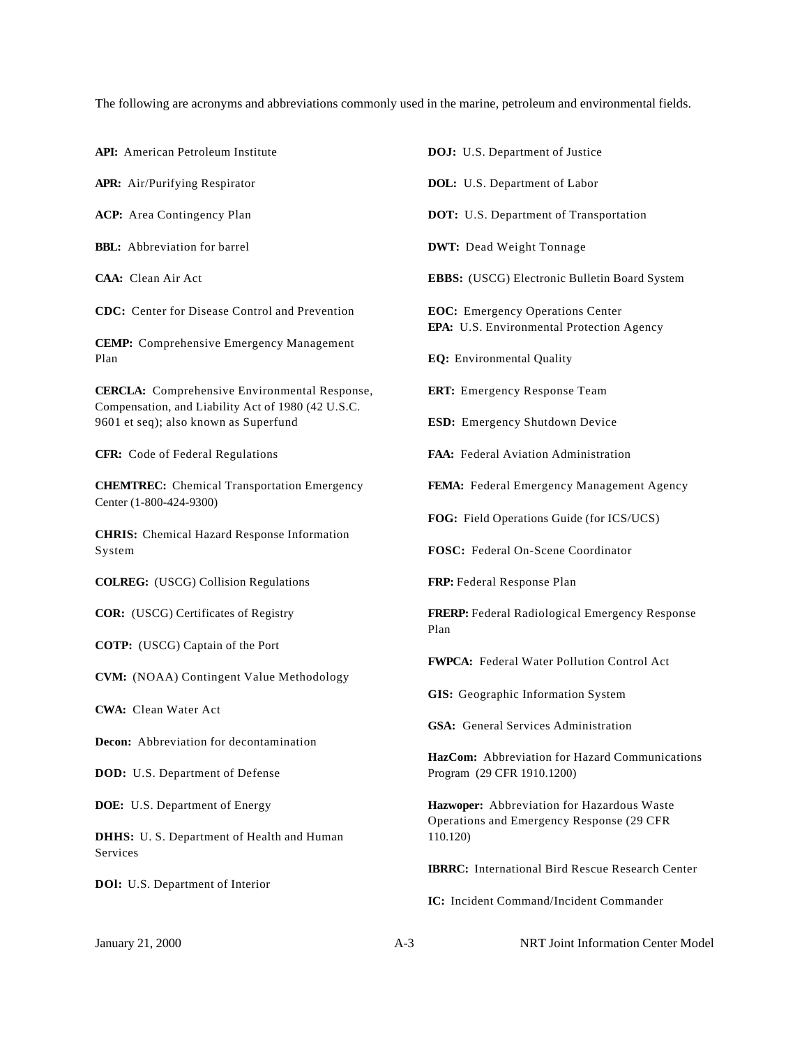The following are acronyms and abbreviations commonly used in the marine, petroleum and environmental fields.

**API:** American Petroleum Institute

**APR:** Air/Purifying Respirator

**ACP:** Area Contingency Plan

**BBL:** Abbreviation for barrel

**CAA:** Clean Air Act

**CDC:** Center for Disease Control and Prevention

**CEMP:** Comprehensive Emergency Management Plan

**CERCLA:** Comprehensive Environmental Response, Compensation, and Liability Act of 1980 (42 U.S.C. 9601 et seq); also known as Superfund

**CFR:** Code of Federal Regulations

**CHEMTREC:** Chemical Transportation Emergency Center (1-800-424-9300)

**CHRIS:** Chemical Hazard Response Information System

**COLREG:** (USCG) Collision Regulations

**COR:** (USCG) Certificates of Registry

**COTP:** (USCG) Captain of the Port

**CVM:** (NOAA) Contingent Value Methodology

**CWA:** Clean Water Act

**Decon:** Abbreviation for decontamination

**DOD:** U.S. Department of Defense

**DOE:** U.S. Department of Energy

**DHHS:** U. S. Department of Health and Human Services

**DOl:** U.S. Department of Interior

**DOJ:** U.S. Department of Justice

**DOL:** U.S. Department of Labor

**DOT:** U.S. Department of Transportation

**DWT:** Dead Weight Tonnage

**EBBS:** (USCG) Electronic Bulletin Board System

**EOC:** Emergency Operations Center

**EPA:** U.S. Environmental Protection Agency

**EQ:** Environmental Quality

**ERT:** Emergency Response Team

**ESD:** Emergency Shutdown Device

**FAA:** Federal Aviation Administration

**FEMA:** Federal Emergency Management Agency

**FOG:** Field Operations Guide (for ICS/UCS)

**FOSC:** Federal On-Scene Coordinator

**FRP:** Federal Response Plan

**FRERP:** Federal Radiological Emergency Response Plan

**FWPCA:** Federal Water Pollution Control Act

**GIS:** Geographic Information System

**GSA:** General Services Administration

**HazCom:** Abbreviation for Hazard Communications Program (29 CFR 1910.1200)

**Hazwoper:** Abbreviation for Hazardous Waste Operations and Emergency Response (29 CFR 110.120)

**IBRRC:** International Bird Rescue Research Center

**IC:** Incident Command/Incident Commander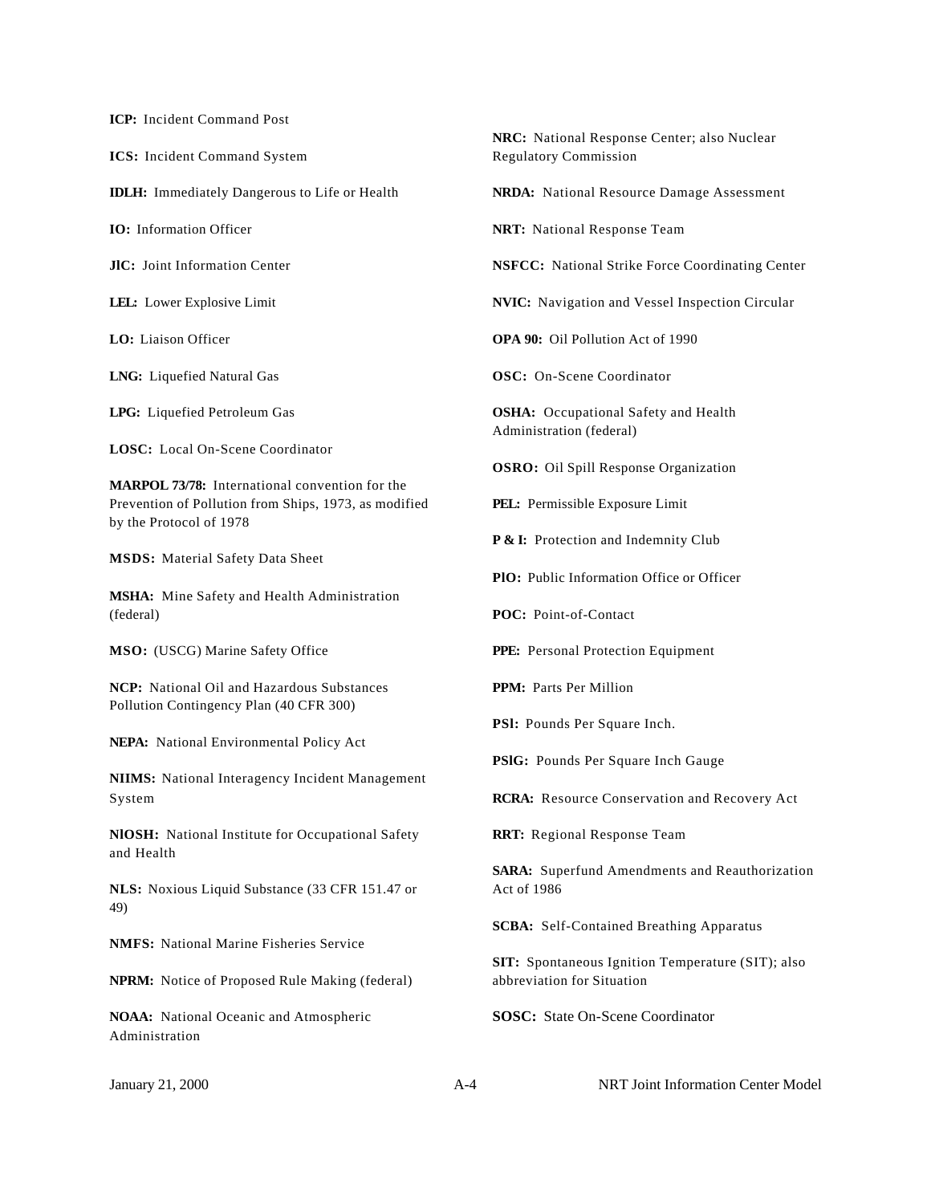**ICP:** Incident Command Post

**ICS:** Incident Command System

**IDLH:** Immediately Dangerous to Life or Health

**IO:** Information Officer

**JIC:** Joint Information Center

**LEL:** Lower Explosive Limit

**LO:** Liaison Officer

**LNG:** Liquefied Natural Gas

**LPG:** Liquefied Petroleum Gas

**LOSC:** Local On-Scene Coordinator

**MARPOL 73/78:** International convention for the Prevention of Pollution from Ships, 1973, as modified by the Protocol of 1978

**MSDS:** Material Safety Data Sheet

**MSHA:** Mine Safety and Health Administration (federal)

**MSO:** (USCG) Marine Safety Office

**NCP:** National Oil and Hazardous Substances Pollution Contingency Plan (40 CFR 300)

**NEPA:** National Environmental Policy Act

**NIIMS:** National Interagency Incident Management System

**NIOSH:** National Institute for Occupational Safety and Health

**NLS:** Noxious Liquid Substance (33 CFR 151.47 or 49)

**NMFS:** National Marine Fisheries Service

**NPRM:** Notice of Proposed Rule Making (federal)

**NOAA:** National Oceanic and Atmospheric Administration

**NRC:** National Response Center; also Nuclear Regulatory Commission

**NRDA:** National Resource Damage Assessment

**NRT:** National Response Team

**NSFCC:** National Strike Force Coordinating Center

**NVIC:** Navigation and Vessel Inspection Circular

**OPA 90:** Oil Pollution Act of 1990

**OSC:** On-Scene Coordinator

**OSHA:** Occupational Safety and Health Administration (federal)

**OSRO:** Oil Spill Response Organization

**PEL:** Permissible Exposure Limit

**P & I:** Protection and Indemnity Club

**PIO:** Public Information Office or Officer

**POC:** Point-of-Contact

**PPE:** Personal Protection Equipment

**PPM:** Parts Per Million

**PSI:** Pounds Per Square Inch.

**PSIG:** Pounds Per Square Inch Gauge

**RCRA:** Resource Conservation and Recovery Act

**RRT:** Regional Response Team

**SARA:** Superfund Amendments and Reauthorization Act of 1986

**SCBA:** Self-Contained Breathing Apparatus

**SIT:** Spontaneous Ignition Temperature (SIT); also abbreviation for Situation

**SOSC:** State On-Scene Coordinator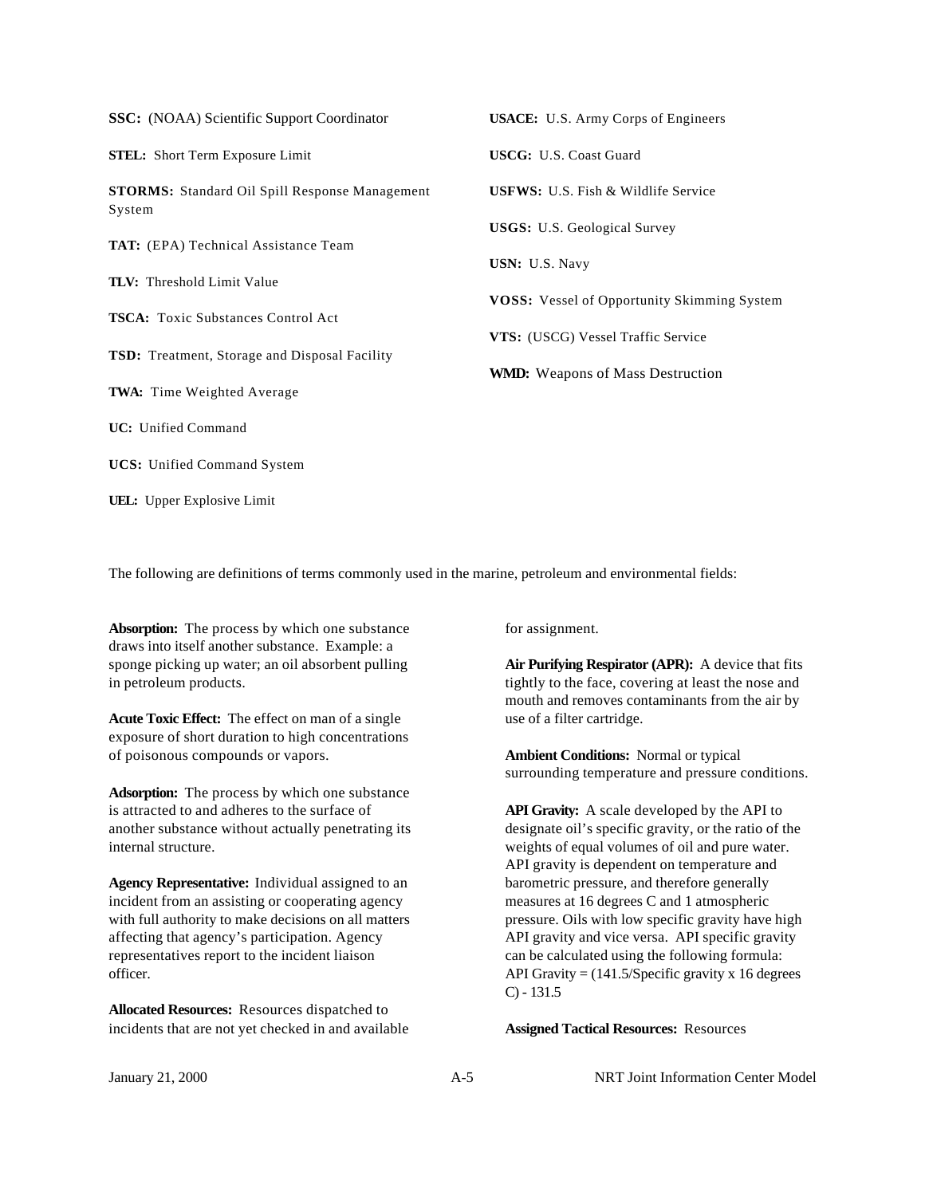**SSC:** (NOAA) Scientific Support Coordinator

**STEL:** Short Term Exposure Limit

**STORMS:** Standard Oil Spill Response Management System

**TAT:** (EPA) Technical Assistance Team

**TLV:** Threshold Limit Value

**TSCA:** Toxic Substances Control Act

**TSD:** Treatment, Storage and Disposal Facility

**TWA:** Time Weighted Average

**UC:** Unified Command

**UCS:** Unified Command System

**UEL:** Upper Explosive Limit

**USACE:** U.S. Army Corps of Engineers

**USCG:** U.S. Coast Guard

**USFWS:** U.S. Fish & Wildlife Service

**USGS:** U.S. Geological Survey

**USN:** U.S. Navy

**VOSS:** Vessel of Opportunity Skimming System

**VTS:** (USCG) Vessel Traffic Service

**WMD:** Weapons of Mass Destruction

The following are definitions of terms commonly used in the marine, petroleum and environmental fields:

**Absorption:** The process by which one substance draws into itself another substance. Example: a sponge picking up water; an oil absorbent pulling in petroleum products.

**Acute Toxic Effect:** The effect on man of a single exposure of short duration to high concentrations of poisonous compounds or vapors.

**Adsorption:** The process by which one substance is attracted to and adheres to the surface of another substance without actually penetrating its internal structure.

**Agency Representative:** Individual assigned to an incident from an assisting or cooperating agency with full authority to make decisions on all matters affecting that agency's participation. Agency representatives report to the incident liaison officer.

**Allocated Resources:** Resources dispatched to incidents that are not yet checked in and available for assignment.

**Air Purifying Respirator (APR):** A device that fits tightly to the face, covering at least the nose and mouth and removes contaminants from the air by use of a filter cartridge.

**Ambient Conditions:** Normal or typical surrounding temperature and pressure conditions.

**API Gravity:** A scale developed by the API to designate oil's specific gravity, or the ratio of the weights of equal volumes of oil and pure water. API gravity is dependent on temperature and barometric pressure, and therefore generally measures at 16 degrees C and 1 atmospheric pressure. Oils with low specific gravity have high API gravity and vice versa. API specific gravity can be calculated using the following formula: API Gravity = (141.5/Specific gravity x 16 degrees C) - 131.5

**Assigned Tactical Resources:** Resources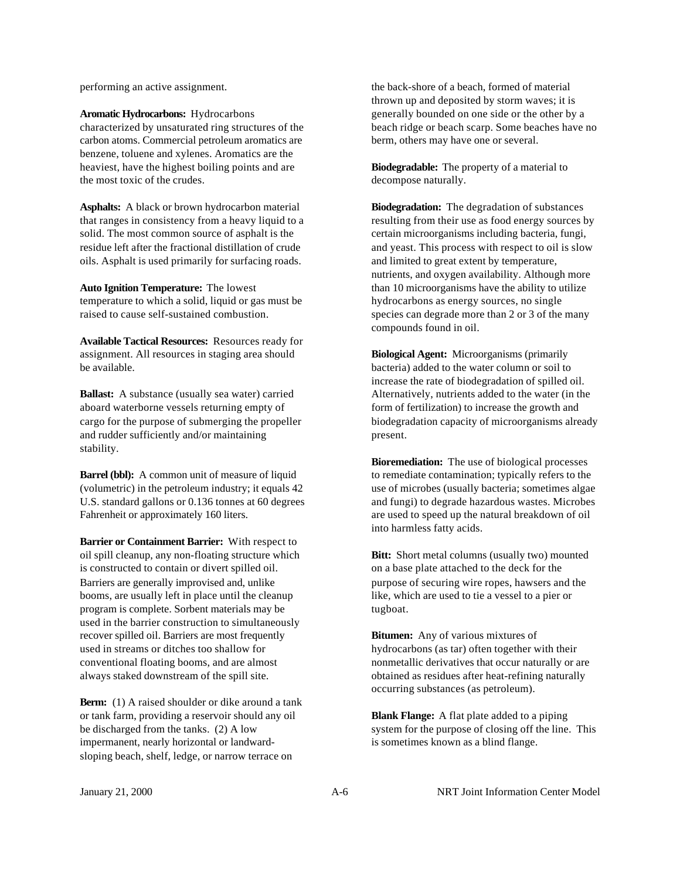performing an active assignment.

**Aromatic Hydrocarbons:** Hydrocarbons characterized by unsaturated ring structures of the carbon atoms. Commercial petroleum aromatics are benzene, toluene and xylenes. Aromatics are the heaviest, have the highest boiling points and are the most toxic of the crudes.

**Asphalts:** A black or brown hydrocarbon material that ranges in consistency from a heavy liquid to a solid. The most common source of asphalt is the residue left after the fractional distillation of crude oils. Asphalt is used primarily for surfacing roads.

**Auto Ignition Temperature:** The lowest temperature to which a solid, liquid or gas must be raised to cause self-sustained combustion.

**Available Tactical Resources:** Resources ready for assignment. All resources in staging area should be available.

**Ballast:** A substance (usually sea water) carried aboard waterborne vessels returning empty of cargo for the purpose of submerging the propeller and rudder sufficiently and/or maintaining stability.

**Barrel (bbl):** A common unit of measure of liquid (volumetric) in the petroleum industry; it equals 42 U.S. standard gallons or 0.136 tonnes at 60 degrees Fahrenheit or approximately 160 liters.

**Barrier or Containment Barrier:** With respect to oil spill cleanup, any non-floating structure which is constructed to contain or divert spilled oil. Barriers are generally improvised and, unlike booms, are usually left in place until the cleanup program is complete. Sorbent materials may be used in the barrier construction to simultaneously recover spilled oil. Barriers are most frequently used in streams or ditches too shallow for conventional floating booms, and are almost always staked downstream of the spill site.

**Berm:** (1) A raised shoulder or dike around a tank or tank farm, providing a reservoir should any oil be discharged from the tanks. (2) A low impermanent, nearly horizontal or landward-sloping beach, shelf, ledge, or narrow terrace on the back-shore of a beach, formed of material thrown up and deposited by storm waves; it is generally bounded on one side or the other by a beach ridge or beach scarp. Some beaches have no berm, others may have one or several.

**Biodegradable:** The property of a material to decompose naturally.

**Biodegradation:** The degradation of substances resulting from their use as food energy sources by certain microorganisms including bacteria, fungi, and yeast. This process with respect to oil is slow and limited to great extent by temperature, nutrients, and oxygen availability. Although more than 10 microorganisms have the ability to utilize hydrocarbons as energy sources, no single species can degrade more than 2 or 3 of the many compounds found in oil.

**Biological Agent:** Microorganisms (primarily bacteria) added to the water column or soil to increase the rate of biodegradation of spilled oil. Alternatively, nutrients added to the water (in the form of fertilization) to increase the growth and biodegradation capacity of microorganisms already present.

**Bioremediation:** The use of biological processes to remediate contamination; typically refers to the use of microbes (usually bacteria; sometimes algae and fungi) to degrade hazardous wastes. Microbes are used to speed up the natural breakdown of oil into harmless fatty acids.

**Bitt:** Short metal columns (usually two) mounted on a base plate attached to the deck for the purpose of securing wire ropes, hawsers and the like, which are used to tie a vessel to a pier or tugboat.

**Bitumen:** Any of various mixtures of hydrocarbons (as tar) often together with their nonmetallic derivatives that occur naturally or are obtained as residues after heat-refining naturally occurring substances (as petroleum).

**Blank Flange:** A flat plate added to a piping system for the purpose of closing off the line. This is sometimes known as a blind flange.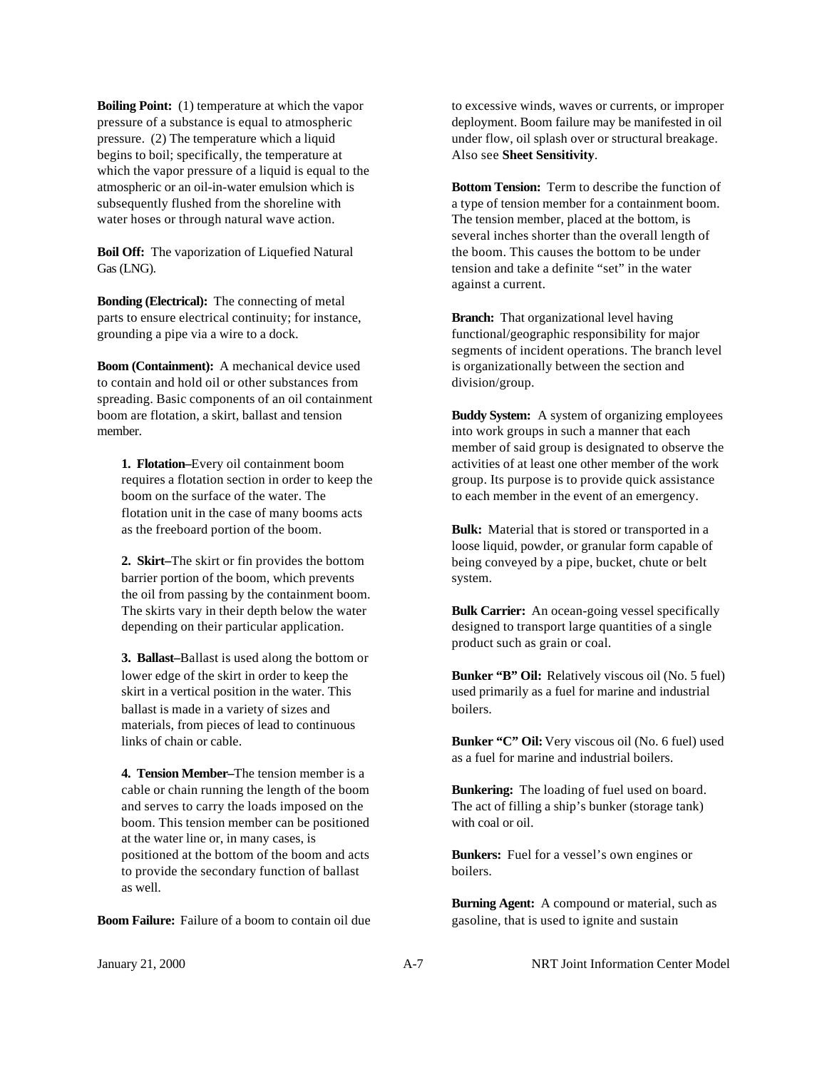**Boiling Point:** (1) temperature at which the vapor pressure of a substance is equal to atmospheric pressure. (2) The temperature which a liquid begins to boil; specifically, the temperature at which the vapor pressure of a liquid is equal to the atmospheric or an oil-in-water emulsion which is subsequently flushed from the shoreline with water hoses or through natural wave action.

**Boil Off:** The vaporization of Liquefied Natural Gas (LNG).

**Bonding (Electrical):** The connecting of metal parts to ensure electrical continuity; for instance, grounding a pipe via a wire to a dock.

**Boom (Containment):** A mechanical device used to contain and hold oil or other substances from spreading. Basic components of an oil containment boom are flotation, a skirt, ballast and tension member.

> **1. Flotation–**Every oil containment boom requires a flotation section in order to keep the boom on the surface of the water. The flotation unit in the case of many booms acts as the freeboard portion of the boom.
>
> **2. Skirt–**The skirt or fin provides the bottom barrier portion of the boom, which prevents the oil from passing by the containment boom. The skirts vary in their depth below the water depending on their particular application.
>
> **3. Ballast–**Ballast is used along the bottom or lower edge of the skirt in order to keep the skirt in a vertical position in the water. This ballast is made in a variety of sizes and materials, from pieces of lead to continuous links of chain or cable.
>
> **4. Tension Member–**The tension member is a cable or chain running the length of the boom and serves to carry the loads imposed on the boom. This tension member can be positioned at the water line or, in many cases, is positioned at the bottom of the boom and acts to provide the secondary function of ballast as well.

**Boom Failure:** Failure of a boom to contain oil due to excessive winds, waves or currents, or improper deployment. Boom failure may be manifested in oil under flow, oil splash over or structural breakage. Also see **Sheet Sensitivity**.

**Bottom Tension:** Term to describe the function of a type of tension member for a containment boom. The tension member, placed at the bottom, is several inches shorter than the overall length of the boom. This causes the bottom to be under tension and take a definite "set" in the water against a current.

**Branch:** That organizational level having functional/geographic responsibility for major segments of incident operations. The branch level is organizationally between the section and division/group.

**Buddy System:** A system of organizing employees into work groups in such a manner that each member of said group is designated to observe the activities of at least one other member of the work group. Its purpose is to provide quick assistance to each member in the event of an emergency.

**Bulk:** Material that is stored or transported in a loose liquid, powder, or granular form capable of being conveyed by a pipe, bucket, chute or belt system.

**Bulk Carrier:** An ocean-going vessel specifically designed to transport large quantities of a single product such as grain or coal.

**Bunker "B" Oil:** Relatively viscous oil (No. 5 fuel) used primarily as a fuel for marine and industrial boilers.

**Bunker "C" Oil:** Very viscous oil (No. 6 fuel) used as a fuel for marine and industrial boilers.

**Bunkering:** The loading of fuel used on board. The act of filling a ship's bunker (storage tank) with coal or oil.

**Bunkers:** Fuel for a vessel's own engines or boilers.

**Burning Agent:** A compound or material, such as gasoline, that is used to ignite and sustain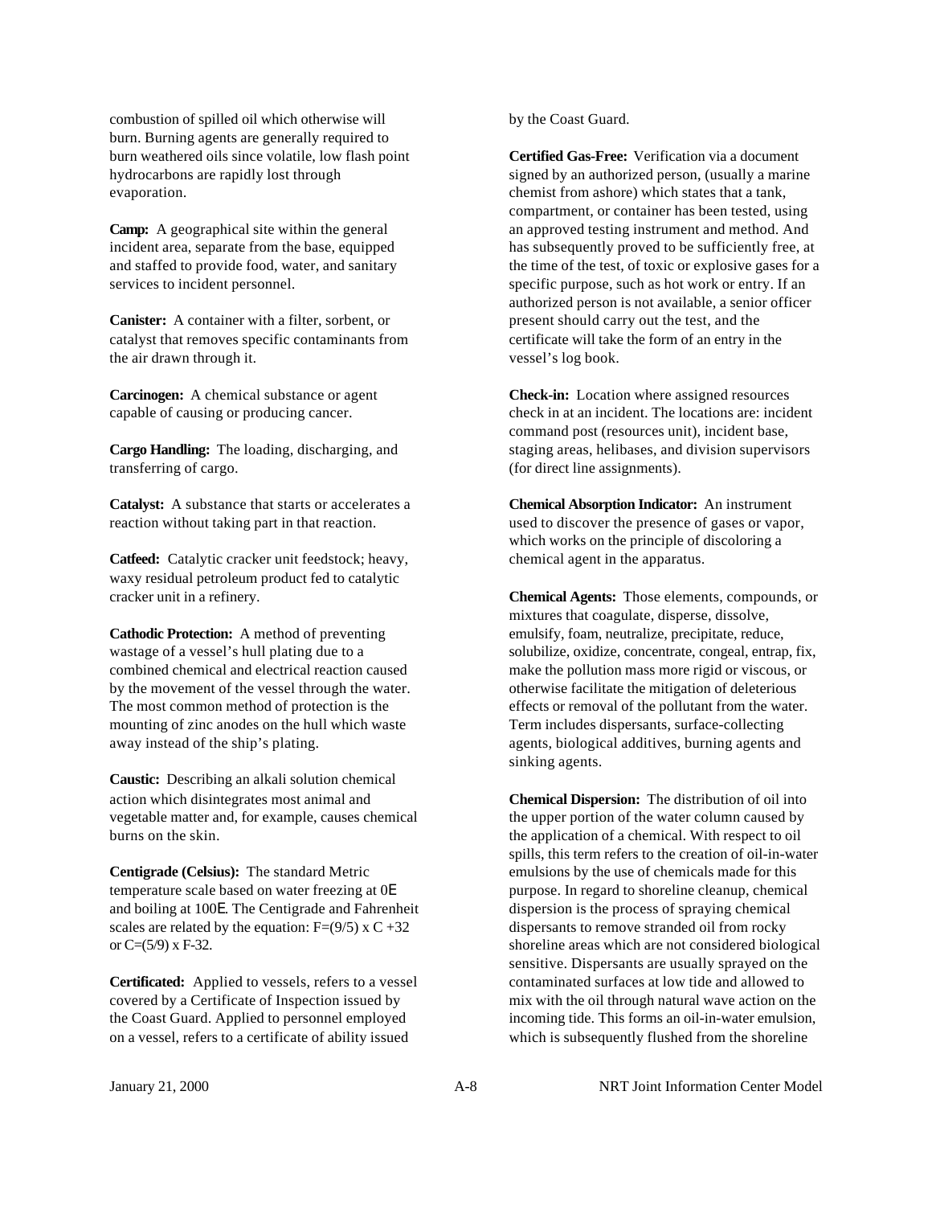combustion of spilled oil which otherwise will burn. Burning agents are generally required to burn weathered oils since volatile, low flash point hydrocarbons are rapidly lost through evaporation.

**Camp:** A geographical site within the general incident area, separate from the base, equipped and staffed to provide food, water, and sanitary services to incident personnel.

**Canister:** A container with a filter, sorbent, or catalyst that removes specific contaminants from the air drawn through it.

**Carcinogen:** A chemical substance or agent capable of causing or producing cancer.

**Cargo Handling:** The loading, discharging, and transferring of cargo.

**Catalyst:** A substance that starts or accelerates a reaction without taking part in that reaction.

**Catfeed:** Catalytic cracker unit feedstock; heavy, waxy residual petroleum product fed to catalytic cracker unit in a refinery.

**Cathodic Protection:** A method of preventing wastage of a vessel's hull plating due to a combined chemical and electrical reaction caused by the movement of the vessel through the water. The most common method of protection is the mounting of zinc anodes on the hull which waste away instead of the ship's plating.

**Caustic:** Describing an alkali solution chemical action which disintegrates most animal and vegetable matter and, for example, causes chemical burns on the skin.

**Centigrade (Celsius):** The standard Metric temperature scale based on water freezing at 0E and boiling at 100E. The Centigrade and Fahrenheit scales are related by the equation: $F=(9/5) \times C + 32$ or $C=(5/9) \times F-32$.

**Certificated:** Applied to vessels, refers to a vessel covered by a Certificate of Inspection issued by the Coast Guard. Applied to personnel employed on a vessel, refers to a certificate of ability issued by the Coast Guard.

**Certified Gas-Free:** Verification via a document signed by an authorized person, (usually a marine chemist from ashore) which states that a tank, compartment, or container has been tested, using an approved testing instrument and method. And has subsequently proved to be sufficiently free, at the time of the test, of toxic or explosive gases for a specific purpose, such as hot work or entry. If an authorized person is not available, a senior officer present should carry out the test, and the certificate will take the form of an entry in the vessel's log book.

**Check-in:** Location where assigned resources check in at an incident. The locations are: incident command post (resources unit), incident base, staging areas, helibases, and division supervisors (for direct line assignments).

**Chemical Absorption Indicator:** An instrument used to discover the presence of gases or vapor, which works on the principle of discoloring a chemical agent in the apparatus.

**Chemical Agents:** Those elements, compounds, or mixtures that coagulate, disperse, dissolve, emulsify, foam, neutralize, precipitate, reduce, solubilize, oxidize, concentrate, congeal, entrap, fix, make the pollution mass more rigid or viscous, or otherwise facilitate the mitigation of deleterious effects or removal of the pollutant from the water. Term includes dispersants, surface-collecting agents, biological additives, burning agents and sinking agents.

**Chemical Dispersion:** The distribution of oil into the upper portion of the water column caused by the application of a chemical. With respect to oil spills, this term refers to the creation of oil-in-water emulsions by the use of chemicals made for this purpose. In regard to shoreline cleanup, chemical dispersion is the process of spraying chemical dispersants to remove stranded oil from rocky shoreline areas which are not considered biological sensitive. Dispersants are usually sprayed on the contaminated surfaces at low tide and allowed to mix with the oil through natural wave action on the incoming tide. This forms an oil-in-water emulsion, which is subsequently flushed from the shoreline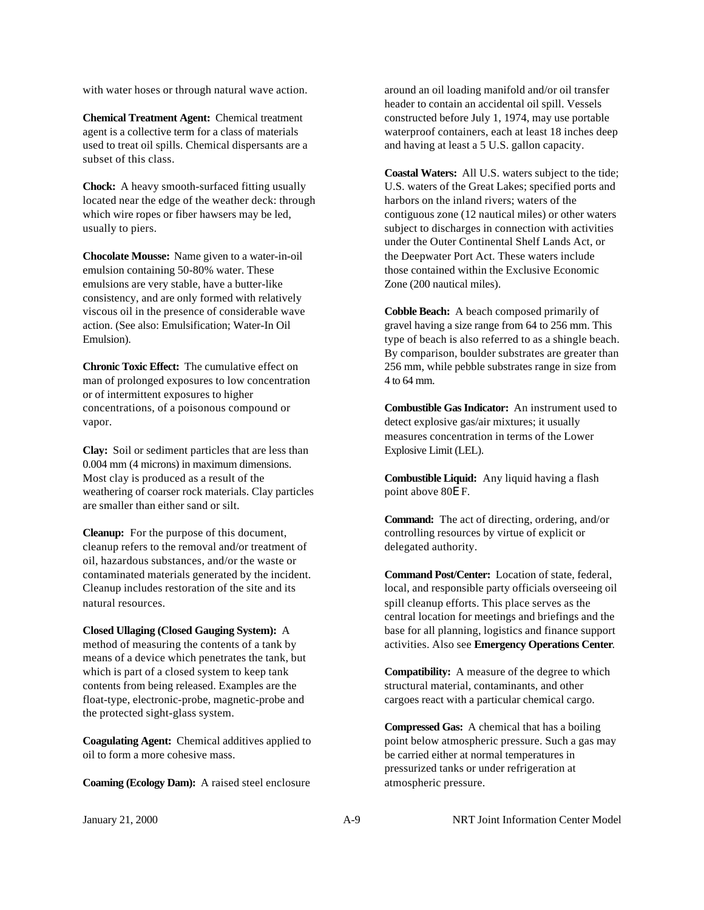with water hoses or through natural wave action.

**Chemical Treatment Agent:** Chemical treatment agent is a collective term for a class of materials used to treat oil spills. Chemical dispersants are a subset of this class.

**Chock:** A heavy smooth-surfaced fitting usually located near the edge of the weather deck: through which wire ropes or fiber hawsers may be led, usually to piers.

**Chocolate Mousse:** Name given to a water-in-oil emulsion containing 50-80% water. These emulsions are very stable, have a butter-like consistency, and are only formed with relatively viscous oil in the presence of considerable wave action. (See also: Emulsification; Water-In Oil Emulsion).

**Chronic Toxic Effect:** The cumulative effect on man of prolonged exposures to low concentration or of intermittent exposures to higher concentrations, of a poisonous compound or vapor.

**Clay:** Soil or sediment particles that are less than 0.004 mm (4 microns) in maximum dimensions. Most clay is produced as a result of the weathering of coarser rock materials. Clay particles are smaller than either sand or silt.

**Cleanup:** For the purpose of this document, cleanup refers to the removal and/or treatment of oil, hazardous substances, and/or the waste or contaminated materials generated by the incident. Cleanup includes restoration of the site and its natural resources.

**Closed Ullaging (Closed Gauging System):** A method of measuring the contents of a tank by means of a device which penetrates the tank, but which is part of a closed system to keep tank contents from being released. Examples are the float-type, electronic-probe, magnetic-probe and the protected sight-glass system.

**Coagulating Agent:** Chemical additives applied to oil to form a more cohesive mass.

**Coaming (Ecology Dam):** A raised steel enclosure around an oil loading manifold and/or oil transfer header to contain an accidental oil spill. Vessels constructed before July 1, 1974, may use portable waterproof containers, each at least 18 inches deep and having at least a 5 U.S. gallon capacity.

**Coastal Waters:** All U.S. waters subject to the tide; U.S. waters of the Great Lakes; specified ports and harbors on the inland rivers; waters of the contiguous zone (12 nautical miles) or other waters subject to discharges in connection with activities under the Outer Continental Shelf Lands Act, or the Deepwater Port Act. These waters include those contained within the Exclusive Economic Zone (200 nautical miles).

**Cobble Beach:** A beach composed primarily of gravel having a size range from 64 to 256 mm. This type of beach is also referred to as a shingle beach. By comparison, boulder substrates are greater than 256 mm, while pebble substrates range in size from 4 to 64 mm.

**Combustible Gas Indicator:** An instrument used to detect explosive gas/air mixtures; it usually measures concentration in terms of the Lower Explosive Limit (LEL).

**Combustible Liquid:** Any liquid having a flash point above 80°F.

**Command:** The act of directing, ordering, and/or controlling resources by virtue of explicit or delegated authority.

**Command Post/Center:** Location of state, federal, local, and responsible party officials overseeing oil spill cleanup efforts. This place serves as the central location for meetings and briefings and the base for all planning, logistics and finance support activities. Also see **Emergency Operations Center**.

**Compatibility:** A measure of the degree to which structural material, contaminants, and other cargoes react with a particular chemical cargo.

**Compressed Gas:** A chemical that has a boiling point below atmospheric pressure. Such a gas may be carried either at normal temperatures in pressurized tanks or under refrigeration at atmospheric pressure.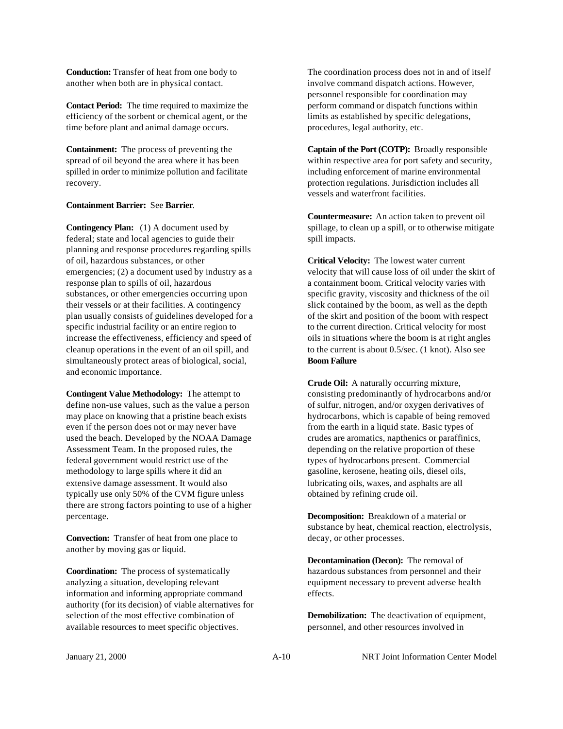**Conduction:** Transfer of heat from one body to another when both are in physical contact.

**Contact Period:** The time required to maximize the efficiency of the sorbent or chemical agent, or the time before plant and animal damage occurs.

**Containment:** The process of preventing the spread of oil beyond the area where it has been spilled in order to minimize pollution and facilitate recovery.

**Containment Barrier:** See **Barrier**.

**Contingency Plan:** (1) A document used by federal; state and local agencies to guide their planning and response procedures regarding spills of oil, hazardous substances, or other emergencies; (2) a document used by industry as a response plan to spills of oil, hazardous substances, or other emergencies occurring upon their vessels or at their facilities. A contingency plan usually consists of guidelines developed for a specific industrial facility or an entire region to increase the effectiveness, efficiency and speed of cleanup operations in the event of an oil spill, and simultaneously protect areas of biological, social, and economic importance.

**Contingent Value Methodology:** The attempt to define non-use values, such as the value a person may place on knowing that a pristine beach exists even if the person does not or may never have used the beach. Developed by the NOAA Damage Assessment Team. In the proposed rules, the federal government would restrict use of the methodology to large spills where it did an extensive damage assessment. It would also typically use only 50% of the CVM figure unless there are strong factors pointing to use of a higher percentage.

**Convection:** Transfer of heat from one place to another by moving gas or liquid.

**Coordination:** The process of systematically analyzing a situation, developing relevant information and informing appropriate command authority (for its decision) of viable alternatives for selection of the most effective combination of available resources to meet specific objectives.

The coordination process does not in and of itself involve command dispatch actions. However, personnel responsible for coordination may perform command or dispatch functions within limits as established by specific delegations, procedures, legal authority, etc.

**Captain of the Port (COTP):** Broadly responsible within respective area for port safety and security, including enforcement of marine environmental protection regulations. Jurisdiction includes all vessels and waterfront facilities.

**Countermeasure:** An action taken to prevent oil spillage, to clean up a spill, or to otherwise mitigate spill impacts.

**Critical Velocity:** The lowest water current velocity that will cause loss of oil under the skirt of a containment boom. Critical velocity varies with specific gravity, viscosity and thickness of the oil slick contained by the boom, as well as the depth of the skirt and position of the boom with respect to the current direction. Critical velocity for most oils in situations where the boom is at right angles to the current is about 0.5/sec. (1 knot). Also see **Boom Failure**

**Crude Oil:** A naturally occurring mixture, consisting predominantly of hydrocarbons and/or of sulfur, nitrogen, and/or oxygen derivatives of hydrocarbons, which is capable of being removed from the earth in a liquid state. Basic types of crudes are aromatics, napthenics or paraffinics, depending on the relative proportion of these types of hydrocarbons present. Commercial gasoline, kerosene, heating oils, diesel oils, lubricating oils, waxes, and asphalts are all obtained by refining crude oil.

**Decomposition:** Breakdown of a material or substance by heat, chemical reaction, electrolysis, decay, or other processes.

**Decontamination (Decon):** The removal of hazardous substances from personnel and their equipment necessary to prevent adverse health effects.

**Demobilization:** The deactivation of equipment, personnel, and other resources involved in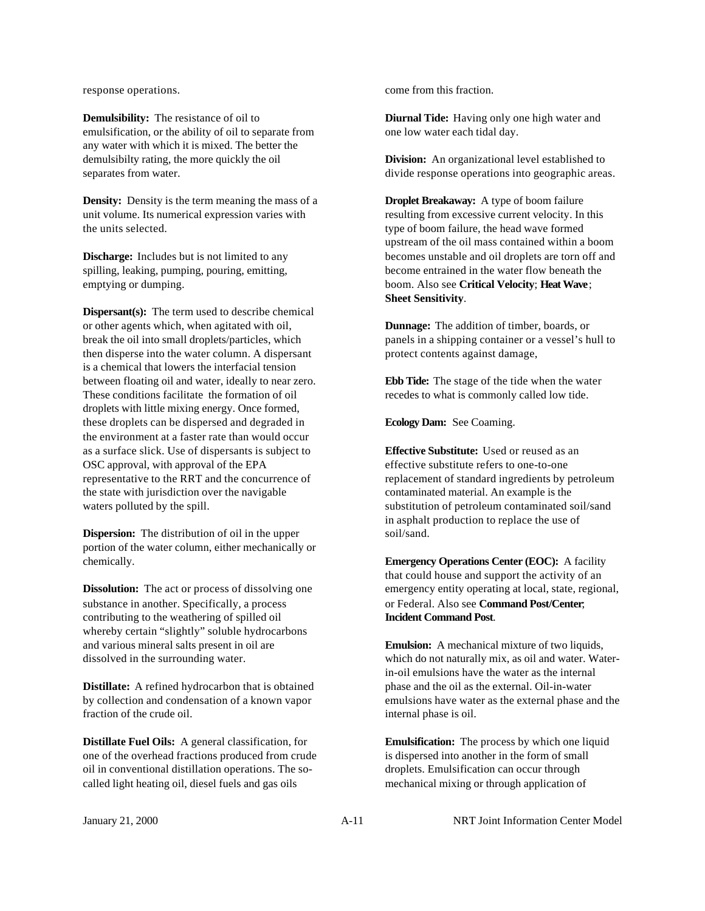response operations.

**Demulsibility:** The resistance of oil to emulsification, or the ability of oil to separate from any water with which it is mixed. The better the demulsibilty rating, the more quickly the oil separates from water.

**Density:** Density is the term meaning the mass of a unit volume. Its numerical expression varies with the units selected.

**Discharge:** Includes but is not limited to any spilling, leaking, pumping, pouring, emitting, emptying or dumping.

**Dispersant(s):** The term used to describe chemical or other agents which, when agitated with oil, break the oil into small droplets/particles, which then disperse into the water column. A dispersant is a chemical that lowers the interfacial tension between floating oil and water, ideally to near zero. These conditions facilitate the formation of oil droplets with little mixing energy. Once formed, these droplets can be dispersed and degraded in the environment at a faster rate than would occur as a surface slick. Use of dispersants is subject to OSC approval, with approval of the EPA representative to the RRT and the concurrence of the state with jurisdiction over the navigable waters polluted by the spill.

**Dispersion:** The distribution of oil in the upper portion of the water column, either mechanically or chemically.

**Dissolution:** The act or process of dissolving one substance in another. Specifically, a process contributing to the weathering of spilled oil whereby certain "slightly" soluble hydrocarbons and various mineral salts present in oil are dissolved in the surrounding water.

**Distillate:** A refined hydrocarbon that is obtained by collection and condensation of a known vapor fraction of the crude oil.

**Distillate Fuel Oils:** A general classification, for one of the overhead fractions produced from crude oil in conventional distillation operations. The so-called light heating oil, diesel fuels and gas oils come from this fraction.

**Diurnal Tide:** Having only one high water and one low water each tidal day.

**Division:** An organizational level established to divide response operations into geographic areas.

**Droplet Breakaway:** A type of boom failure resulting from excessive current velocity. In this type of boom failure, the head wave formed upstream of the oil mass contained within a boom becomes unstable and oil droplets are torn off and become entrained in the water flow beneath the boom. Also see **Critical Velocity**; **Heat Wave**; **Sheet Sensitivity**.

**Dunnage:** The addition of timber, boards, or panels in a shipping container or a vessel's hull to protect contents against damage,

**Ebb Tide:** The stage of the tide when the water recedes to what is commonly called low tide.

**Ecology Dam:** See Coaming.

**Effective Substitute:** Used or reused as an effective substitute refers to one-to-one replacement of standard ingredients by petroleum contaminated material. An example is the substitution of petroleum contaminated soil/sand in asphalt production to replace the use of soil/sand.

**Emergency Operations Center (EOC):** A facility that could house and support the activity of an emergency entity operating at local, state, regional, or Federal. Also see **Command Post/Center**; **Incident Command Post**.

**Emulsion:** A mechanical mixture of two liquids, which do not naturally mix, as oil and water. Water-in-oil emulsions have the water as the internal phase and the oil as the external. Oil-in-water emulsions have water as the external phase and the internal phase is oil.

**Emulsification:** The process by which one liquid is dispersed into another in the form of small droplets. Emulsification can occur through mechanical mixing or through application of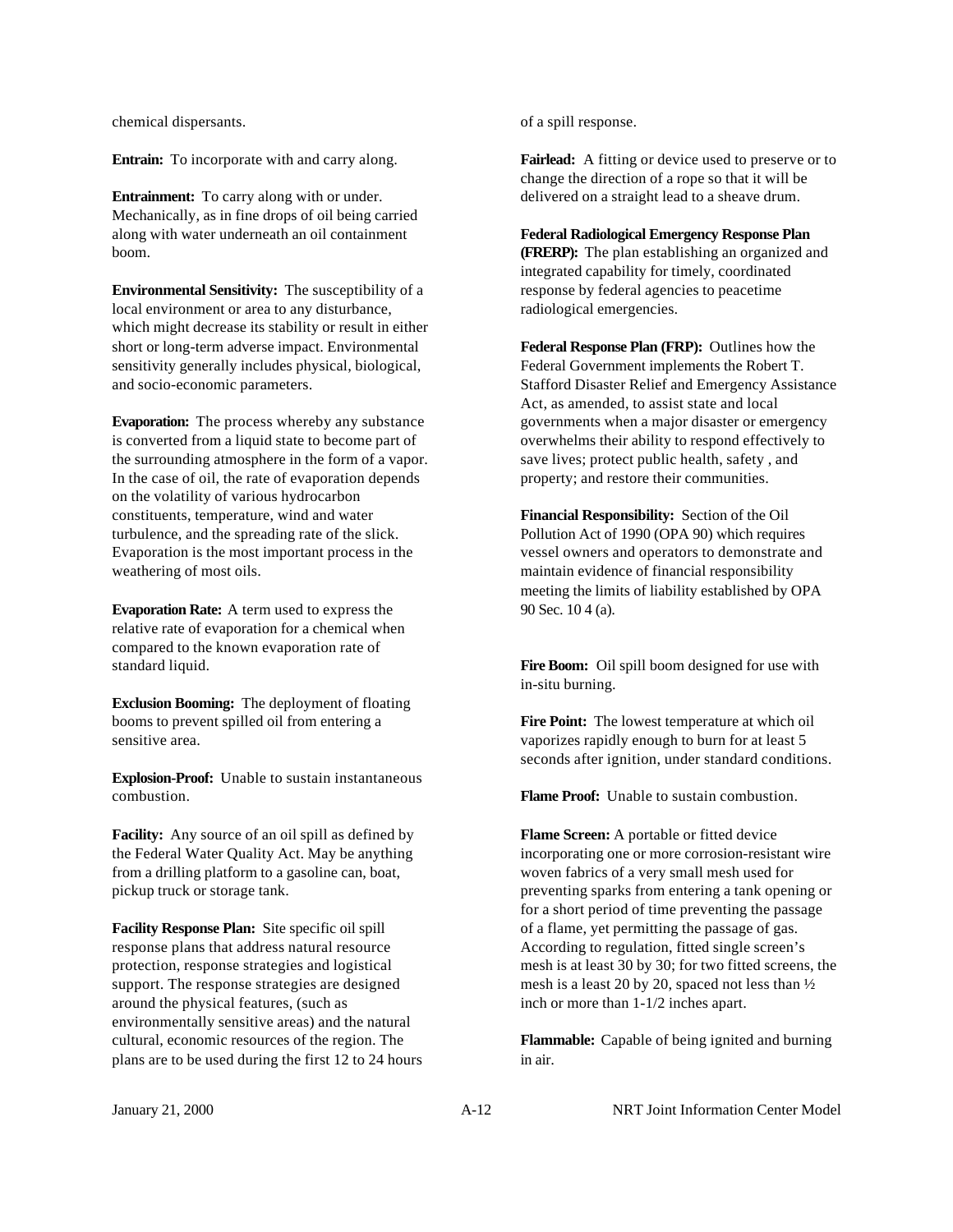chemical dispersants.

**Entrain:** To incorporate with and carry along.

**Entrainment:** To carry along with or under. Mechanically, as in fine drops of oil being carried along with water underneath an oil containment boom.

**Environmental Sensitivity:** The susceptibility of a local environment or area to any disturbance, which might decrease its stability or result in either short or long-term adverse impact. Environmental sensitivity generally includes physical, biological, and socio-economic parameters.

**Evaporation:** The process whereby any substance is converted from a liquid state to become part of the surrounding atmosphere in the form of a vapor. In the case of oil, the rate of evaporation depends on the volatility of various hydrocarbon constituents, temperature, wind and water turbulence, and the spreading rate of the slick. Evaporation is the most important process in the weathering of most oils.

**Evaporation Rate:** A term used to express the relative rate of evaporation for a chemical when compared to the known evaporation rate of standard liquid.

**Exclusion Booming:** The deployment of floating booms to prevent spilled oil from entering a sensitive area.

**Explosion-Proof:** Unable to sustain instantaneous combustion.

**Facility:** Any source of an oil spill as defined by the Federal Water Quality Act. May be anything from a drilling platform to a gasoline can, boat, pickup truck or storage tank.

**Facility Response Plan:** Site specific oil spill response plans that address natural resource protection, response strategies and logistical support. The response strategies are designed around the physical features, (such as environmentally sensitive areas) and the natural cultural, economic resources of the region. The plans are to be used during the first 12 to 24 hours of a spill response.

**Fairlead:** A fitting or device used to preserve or to change the direction of a rope so that it will be delivered on a straight lead to a sheave drum.

**Federal Radiological Emergency Response Plan (FRERP):** The plan establishing an organized and integrated capability for timely, coordinated response by federal agencies to peacetime radiological emergencies.

**Federal Response Plan (FRP):** Outlines how the Federal Government implements the Robert T. Stafford Disaster Relief and Emergency Assistance Act, as amended, to assist state and local governments when a major disaster or emergency overwhelms their ability to respond effectively to save lives; protect public health, safety , and property; and restore their communities.

**Financial Responsibility:** Section of the Oil Pollution Act of 1990 (OPA 90) which requires vessel owners and operators to demonstrate and maintain evidence of financial responsibility meeting the limits of liability established by OPA 90 Sec. 10 4 (a).

**Fire Boom:** Oil spill boom designed for use with in-situ burning.

**Fire Point:** The lowest temperature at which oil vaporizes rapidly enough to burn for at least 5 seconds after ignition, under standard conditions.

**Flame Proof:** Unable to sustain combustion.

**Flame Screen:** A portable or fitted device incorporating one or more corrosion-resistant wire woven fabrics of a very small mesh used for preventing sparks from entering a tank opening or for a short period of time preventing the passage of a flame, yet permitting the passage of gas. According to regulation, fitted single screen's mesh is at least 30 by 30; for two fitted screens, the mesh is a least 20 by 20, spaced not less than ½ inch or more than 1-1/2 inches apart.

**Flammable:** Capable of being ignited and burning in air.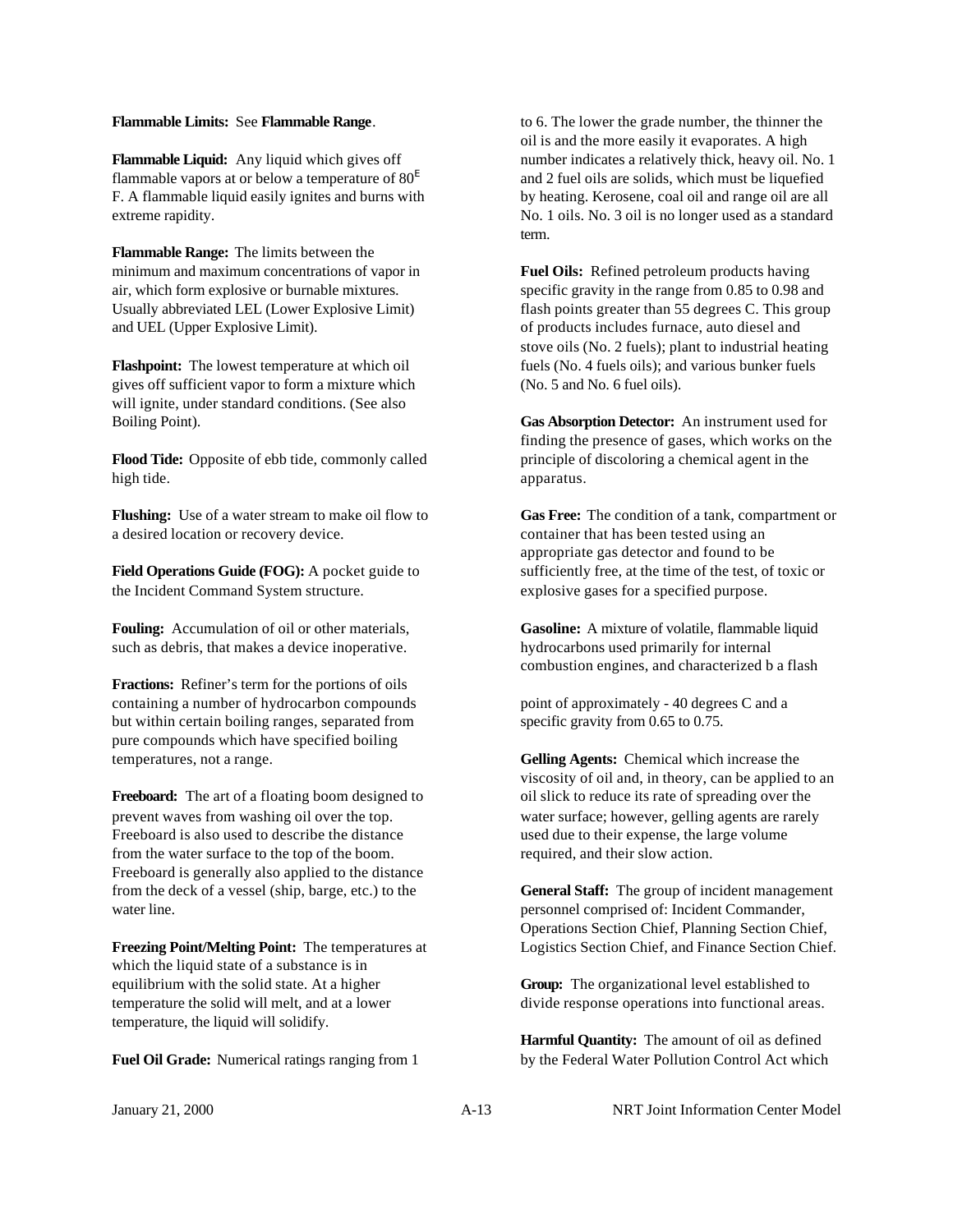**Flammable Limits:** See **Flammable Range**.

**Flammable Liquid:** Any liquid which gives off flammable vapors at or below a temperature of 80$^E$ F. A flammable liquid easily ignites and burns with extreme rapidity.

**Flammable Range:** The limits between the minimum and maximum concentrations of vapor in air, which form explosive or burnable mixtures. Usually abbreviated LEL (Lower Explosive Limit) and UEL (Upper Explosive Limit).

**Flashpoint:** The lowest temperature at which oil gives off sufficient vapor to form a mixture which will ignite, under standard conditions. (See also Boiling Point).

**Flood Tide:** Opposite of ebb tide, commonly called high tide.

**Flushing:** Use of a water stream to make oil flow to a desired location or recovery device.

**Field Operations Guide (FOG):** A pocket guide to the Incident Command System structure.

**Fouling:** Accumulation of oil or other materials, such as debris, that makes a device inoperative.

**Fractions:** Refiner's term for the portions of oils containing a number of hydrocarbon compounds but within certain boiling ranges, separated from pure compounds which have specified boiling temperatures, not a range.

**Freeboard:** The art of a floating boom designed to prevent waves from washing oil over the top. Freeboard is also used to describe the distance from the water surface to the top of the boom. Freeboard is generally also applied to the distance from the deck of a vessel (ship, barge, etc.) to the water line.

**Freezing Point/Melting Point:** The temperatures at which the liquid state of a substance is in equilibrium with the solid state. At a higher temperature the solid will melt, and at a lower temperature, the liquid will solidify.

**Fuel Oil Grade:** Numerical ratings ranging from 1 to 6. The lower the grade number, the thinner the oil is and the more easily it evaporates. A high number indicates a relatively thick, heavy oil. No. 1 and 2 fuel oils are solids, which must be liquefied by heating. Kerosene, coal oil and range oil are all No. 1 oils. No. 3 oil is no longer used as a standard term.

**Fuel Oils:** Refined petroleum products having specific gravity in the range from 0.85 to 0.98 and flash points greater than 55 degrees C. This group of products includes furnace, auto diesel and stove oils (No. 2 fuels); plant to industrial heating fuels (No. 4 fuels oils); and various bunker fuels (No. 5 and No. 6 fuel oils).

**Gas Absorption Detector:** An instrument used for finding the presence of gases, which works on the principle of discoloring a chemical agent in the apparatus.

**Gas Free:** The condition of a tank, compartment or container that has been tested using an appropriate gas detector and found to be sufficiently free, at the time of the test, of toxic or explosive gases for a specified purpose.

**Gasoline:** A mixture of volatile, flammable liquid hydrocarbons used primarily for internal combustion engines, and characterized b a flash point of approximately - 40 degrees C and a specific gravity from 0.65 to 0.75.

**Gelling Agents:** Chemical which increase the viscosity of oil and, in theory, can be applied to an oil slick to reduce its rate of spreading over the water surface; however, gelling agents are rarely used due to their expense, the large volume required, and their slow action.

**General Staff:** The group of incident management personnel comprised of: Incident Commander, Operations Section Chief, Planning Section Chief, Logistics Section Chief, and Finance Section Chief.

**Group:** The organizational level established to divide response operations into functional areas.

**Harmful Quantity:** The amount of oil as defined by the Federal Water Pollution Control Act which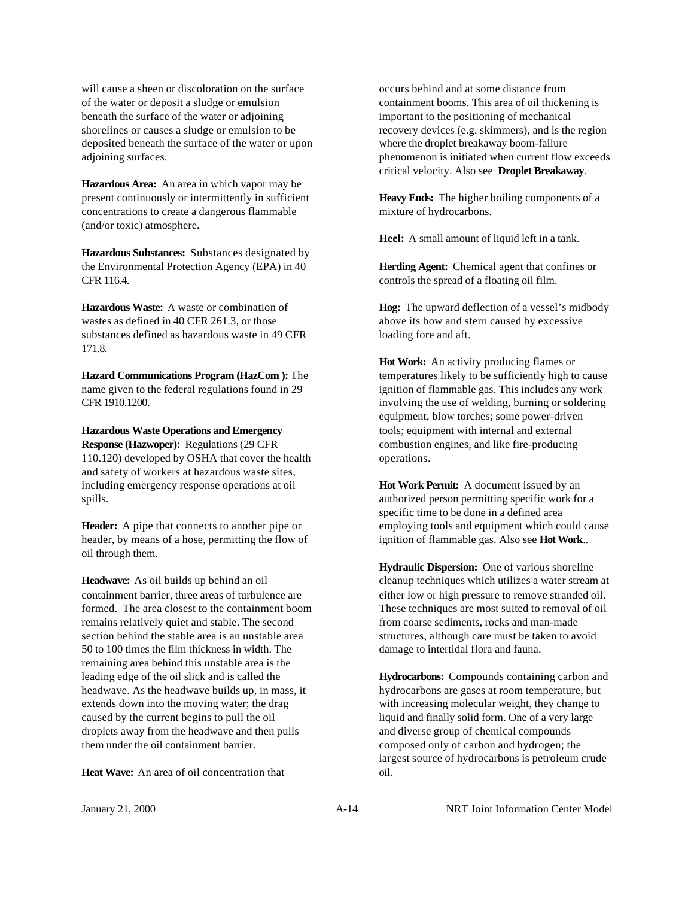will cause a sheen or discoloration on the surface of the water or deposit a sludge or emulsion beneath the surface of the water or adjoining shorelines or causes a sludge or emulsion to be deposited beneath the surface of the water or upon adjoining surfaces.

**Hazardous Area:** An area in which vapor may be present continuously or intermittently in sufficient concentrations to create a dangerous flammable (and/or toxic) atmosphere.

**Hazardous Substances:** Substances designated by the Environmental Protection Agency (EPA) in 40 CFR 116.4.

**Hazardous Waste:** A waste or combination of wastes as defined in 40 CFR 261.3, or those substances defined as hazardous waste in 49 CFR 171.8.

**Hazard Communications Program (HazCom ):** The name given to the federal regulations found in 29 CFR 1910.1200.

**Hazardous Waste Operations and Emergency Response (Hazwoper):** Regulations (29 CFR 110.120) developed by OSHA that cover the health and safety of workers at hazardous waste sites, including emergency response operations at oil spills.

**Header:** A pipe that connects to another pipe or header, by means of a hose, permitting the flow of oil through them.

**Headwave:** As oil builds up behind an oil containment barrier, three areas of turbulence are formed. The area closest to the containment boom remains relatively quiet and stable. The second section behind the stable area is an unstable area 50 to 100 times the film thickness in width. The remaining area behind this unstable area is the leading edge of the oil slick and is called the headwave. As the headwave builds up, in mass, it extends down into the moving water; the drag caused by the current begins to pull the oil droplets away from the headwave and then pulls them under the oil containment barrier.

**Heat Wave:** An area of oil concentration that occurs behind and at some distance from containment booms. This area of oil thickening is important to the positioning of mechanical recovery devices (e.g. skimmers), and is the region where the droplet breakaway boom-failure phenomenon is initiated when current flow exceeds critical velocity. Also see **Droplet Breakaway**.

**Heavy Ends:** The higher boiling components of a mixture of hydrocarbons.

**Heel:** A small amount of liquid left in a tank.

**Herding Agent:** Chemical agent that confines or controls the spread of a floating oil film.

**Hog:** The upward deflection of a vessel's midbody above its bow and stern caused by excessive loading fore and aft.

**Hot Work:** An activity producing flames or temperatures likely to be sufficiently high to cause ignition of flammable gas. This includes any work involving the use of welding, burning or soldering equipment, blow torches; some power-driven tools; equipment with internal and external combustion engines, and like fire-producing operations.

**Hot Work Permit:** A document issued by an authorized person permitting specific work for a specific time to be done in a defined area employing tools and equipment which could cause ignition of flammable gas. Also see **Hot Work**..

**Hydraulic Dispersion:** One of various shoreline cleanup techniques which utilizes a water stream at either low or high pressure to remove stranded oil. These techniques are most suited to removal of oil from coarse sediments, rocks and man-made structures, although care must be taken to avoid damage to intertidal flora and fauna.

**Hydrocarbons:** Compounds containing carbon and hydrocarbons are gases at room temperature, but with increasing molecular weight, they change to liquid and finally solid form. One of a very large and diverse group of chemical compounds composed only of carbon and hydrogen; the largest source of hydrocarbons is petroleum crude oil.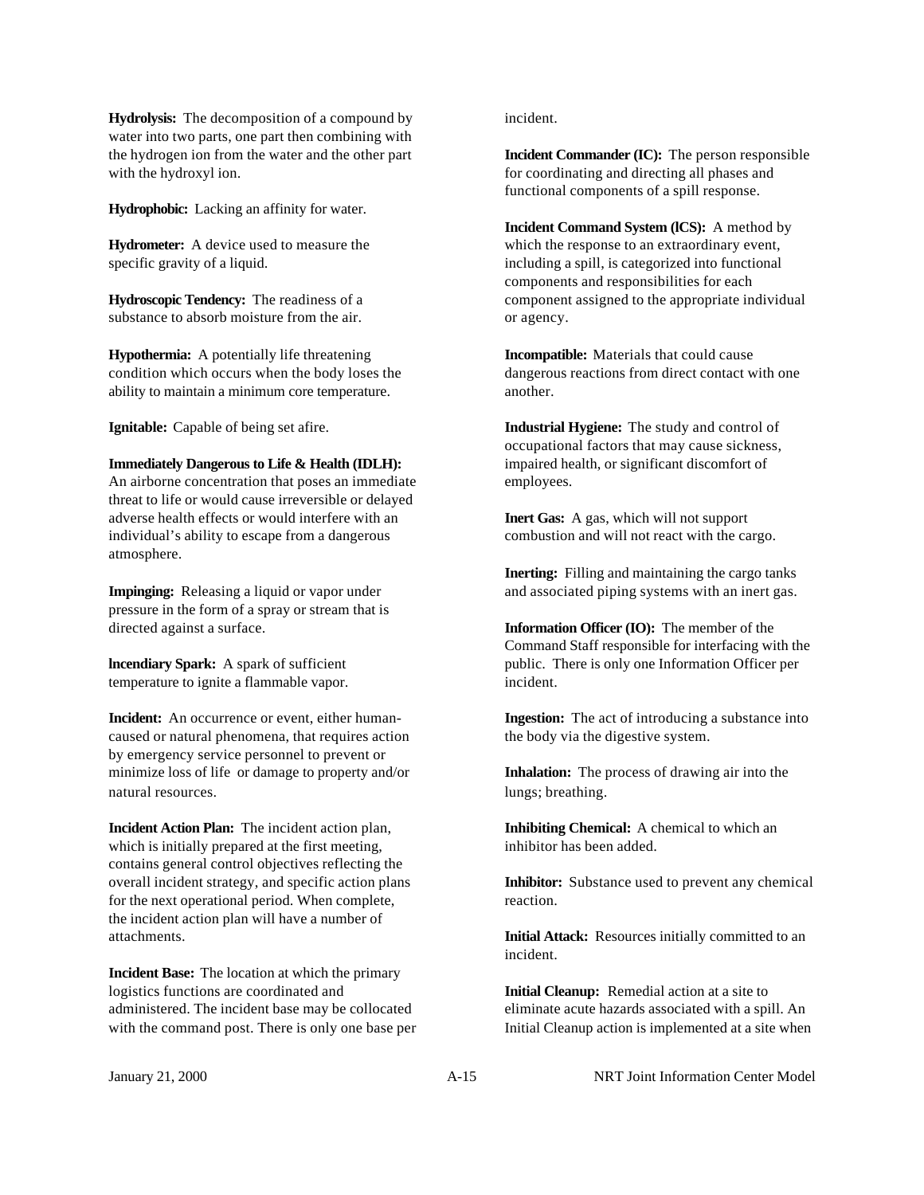**Hydrolysis:** The decomposition of a compound by water into two parts, one part then combining with the hydrogen ion from the water and the other part with the hydroxyl ion.

**Hydrophobic:** Lacking an affinity for water.

**Hydrometer:** A device used to measure the specific gravity of a liquid.

**Hydroscopic Tendency:** The readiness of a substance to absorb moisture from the air.

**Hypothermia:** A potentially life threatening condition which occurs when the body loses the ability to maintain a minimum core temperature.

**Ignitable:** Capable of being set afire.

**Immediately Dangerous to Life & Health (IDLH):** An airborne concentration that poses an immediate threat to life or would cause irreversible or delayed adverse health effects or would interfere with an individual's ability to escape from a dangerous atmosphere.

**Impinging:** Releasing a liquid or vapor under pressure in the form of a spray or stream that is directed against a surface.

**lncendiary Spark:** A spark of sufficient temperature to ignite a flammable vapor.

**Incident:** An occurrence or event, either human-caused or natural phenomena, that requires action by emergency service personnel to prevent or minimize loss of life or damage to property and/or natural resources.

**Incident Action Plan:** The incident action plan, which is initially prepared at the first meeting, contains general control objectives reflecting the overall incident strategy, and specific action plans for the next operational period. When complete, the incident action plan will have a number of attachments.

**Incident Base:** The location at which the primary logistics functions are coordinated and administered. The incident base may be collocated with the command post. There is only one base per incident.

**Incident Commander (IC):** The person responsible for coordinating and directing all phases and functional components of a spill response.

**Incident Command System (lCS):** A method by which the response to an extraordinary event, including a spill, is categorized into functional components and responsibilities for each component assigned to the appropriate individual or agency.

**Incompatible:** Materials that could cause dangerous reactions from direct contact with one another.

**Industrial Hygiene:** The study and control of occupational factors that may cause sickness, impaired health, or significant discomfort of employees.

**Inert Gas:** A gas, which will not support combustion and will not react with the cargo.

**Inerting:** Filling and maintaining the cargo tanks and associated piping systems with an inert gas.

**Information Officer (IO):** The member of the Command Staff responsible for interfacing with the public. There is only one Information Officer per incident.

**Ingestion:** The act of introducing a substance into the body via the digestive system.

**Inhalation:** The process of drawing air into the lungs; breathing.

**Inhibiting Chemical:** A chemical to which an inhibitor has been added.

**Inhibitor:** Substance used to prevent any chemical reaction.

**Initial Attack:** Resources initially committed to an incident.

**Initial Cleanup:** Remedial action at a site to eliminate acute hazards associated with a spill. An Initial Cleanup action is implemented at a site when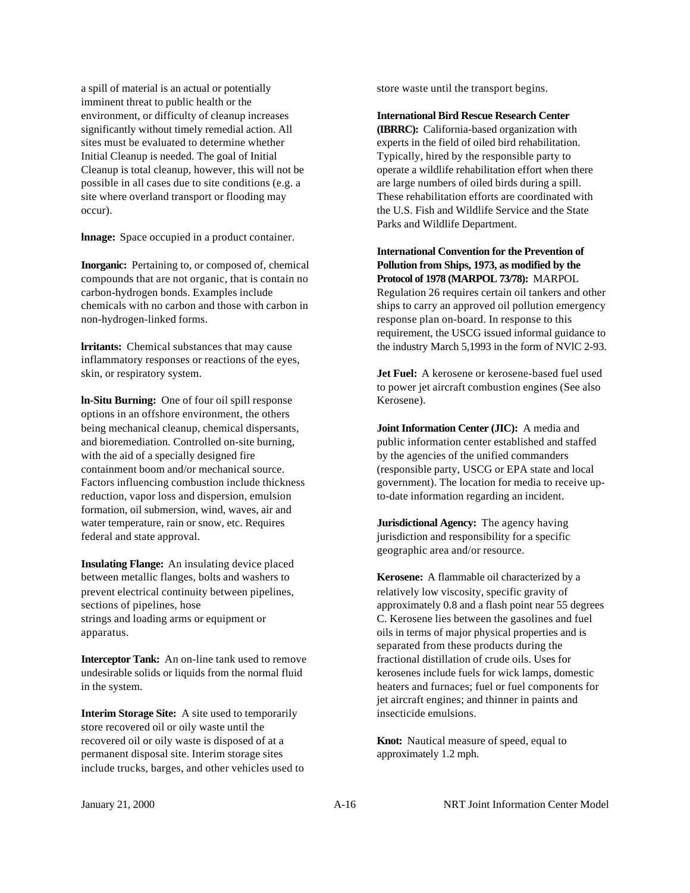a spill of material is an actual or potentially imminent threat to public health or the environment, or difficulty of cleanup increases significantly without timely remedial action. All sites must be evaluated to determine whether Initial Cleanup is needed. The goal of Initial Cleanup is total cleanup, however, this will not be possible in all cases due to site conditions (e.g. a site where overland transport or flooding may occur).

**lnnage:** Space occupied in a product container.

**Inorganic:** Pertaining to, or composed of, chemical compounds that are not organic, that is contain no carbon-hydrogen bonds. Examples include chemicals with no carbon and those with carbon in non-hydrogen-linked forms.

**lrritants:** Chemical substances that may cause inflammatory responses or reactions of the eyes, skin, or respiratory system.

**ln-Situ Burning:** One of four oil spill response options in an offshore environment, the others being mechanical cleanup, chemical dispersants, and bioremediation. Controlled on-site burning, with the aid of a specially designed fire containment boom and/or mechanical source. Factors influencing combustion include thickness reduction, vapor loss and dispersion, emulsion formation, oil submersion, wind, waves, air and water temperature, rain or snow, etc. Requires federal and state approval.

**Insulating Flange:** An insulating device placed between metallic flanges, bolts and washers to prevent electrical continuity between pipelines, sections of pipelines, hose strings and loading arms or equipment or apparatus.

**Interceptor Tank:** An on-line tank used to remove undesirable solids or liquids from the normal fluid in the system.

**Interim Storage Site:** A site used to temporarily store recovered oil or oily waste until the recovered oil or oily waste is disposed of at a permanent disposal site. Interim storage sites include trucks, barges, and other vehicles used to store waste until the transport begins.

**International Bird Rescue Research Center (IBRRC):** California-based organization with experts in the field of oiled bird rehabilitation. Typically, hired by the responsible party to operate a wildlife rehabilitation effort when there are large numbers of oiled birds during a spill. These rehabilitation efforts are coordinated with the U.S. Fish and Wildlife Service and the State Parks and Wildlife Department.

**International Convention for the Prevention of Pollution from Ships, 1973, as modified by the Protocol of 1978 (MARPOL 73/78):** MARPOL Regulation 26 requires certain oil tankers and other ships to carry an approved oil pollution emergency response plan on-board. In response to this requirement, the USCG issued informal guidance to the industry March 5,1993 in the form of NVlC 2-93.

**Jet Fuel:** A kerosene or kerosene-based fuel used to power jet aircraft combustion engines (See also Kerosene).

**Joint Information Center (JIC):** A media and public information center established and staffed by the agencies of the unified commanders (responsible party, USCG or EPA state and local government). The location for media to receive up-to-date information regarding an incident.

**Jurisdictional Agency:** The agency having jurisdiction and responsibility for a specific geographic area and/or resource.

**Kerosene:** A flammable oil characterized by a relatively low viscosity, specific gravity of approximately 0.8 and a flash point near 55 degrees C. Kerosene lies between the gasolines and fuel oils in terms of major physical properties and is separated from these products during the fractional distillation of crude oils. Uses for kerosenes include fuels for wick lamps, domestic heaters and furnaces; fuel or fuel components for jet aircraft engines; and thinner in paints and insecticide emulsions.

**Knot:** Nautical measure of speed, equal to approximately 1.2 mph.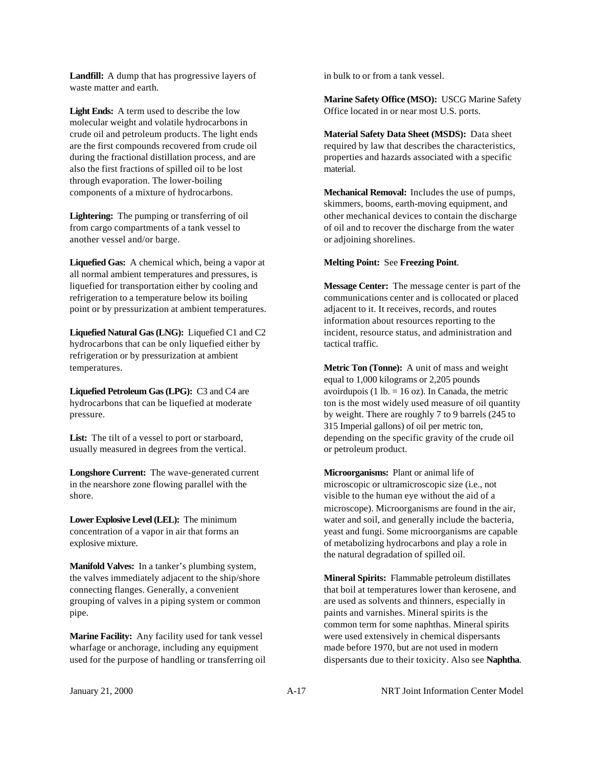**Landfill:** A dump that has progressive layers of waste matter and earth.

**Light Ends:** A term used to describe the low molecular weight and volatile hydrocarbons in crude oil and petroleum products. The light ends are the first compounds recovered from crude oil during the fractional distillation process, and are also the first fractions of spilled oil to be lost through evaporation. The lower-boiling components of a mixture of hydrocarbons.

**Lightering:** The pumping or transferring of oil from cargo compartments of a tank vessel to another vessel and/or barge.

**Liquefied Gas:** A chemical which, being a vapor at all normal ambient temperatures and pressures, is liquefied for transportation either by cooling and refrigeration to a temperature below its boiling point or by pressurization at ambient temperatures.

**Liquefied Natural Gas (LNG):** Liquefied C1 and C2 hydrocarbons that can be only liquefied either by refrigeration or by pressurization at ambient temperatures.

**Liquefied Petroleum Gas (LPG):** C3 and C4 are hydrocarbons that can be liquefied at moderate pressure.

**List:** The tilt of a vessel to port or starboard, usually measured in degrees from the vertical.

**Longshore Current:** The wave-generated current in the nearshore zone flowing parallel with the shore.

**Lower Explosive Level (LEL):** The minimum concentration of a vapor in air that forms an explosive mixture.

**Manifold Valves:** In a tanker's plumbing system, the valves immediately adjacent to the ship/shore connecting flanges. Generally, a convenient grouping of valves in a piping system or common pipe.

**Marine Facility:** Any facility used for tank vessel wharfage or anchorage, including any equipment used for the purpose of handling or transferring oil in bulk to or from a tank vessel.

**Marine Safety Office (MSO):** USCG Marine Safety Office located in or near most U.S. ports.

**Material Safety Data Sheet (MSDS):** Data sheet required by law that describes the characteristics, properties and hazards associated with a specific material.

**Mechanical Removal:** Includes the use of pumps, skimmers, booms, earth-moving equipment, and other mechanical devices to contain the discharge of oil and to recover the discharge from the water or adjoining shorelines.

**Melting Point:** See **Freezing Point**.

**Message Center:** The message center is part of the communications center and is collocated or placed adjacent to it. It receives, records, and routes information about resources reporting to the incident, resource status, and administration and tactical traffic.

**Metric Ton (Tonne):** A unit of mass and weight equal to 1,000 kilograms or 2,205 pounds avoirdupois (1 lb. = 16 oz). In Canada, the metric ton is the most widely used measure of oil quantity by weight. There are roughly 7 to 9 barrels (245 to 315 Imperial gallons) of oil per metric ton, depending on the specific gravity of the crude oil or petroleum product.

**Microorganisms:** Plant or animal life of microscopic or ultramicroscopic size (i.e., not visible to the human eye without the aid of a microscope). Microorganisms are found in the air, water and soil, and generally include the bacteria, yeast and fungi. Some microorganisms are capable of metabolizing hydrocarbons and play a role in the natural degradation of spilled oil.

**Mineral Spirits:** Flammable petroleum distillates that boil at temperatures lower than kerosene, and are used as solvents and thinners, especially in paints and varnishes. Mineral spirits is the common term for some naphthas. Mineral spirits were used extensively in chemical dispersants made before 1970, but are not used in modern dispersants due to their toxicity. Also see **Naphtha**.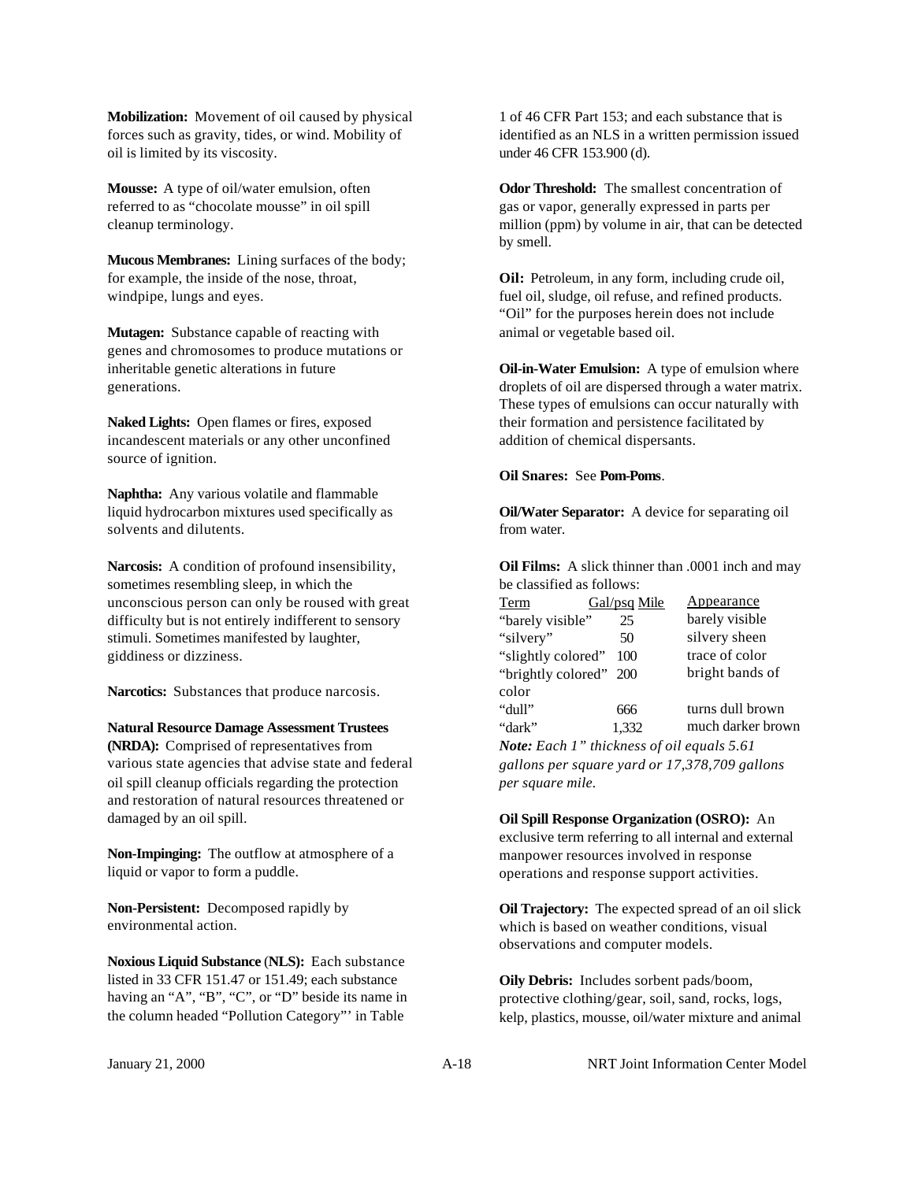**Mobilization:** Movement of oil caused by physical forces such as gravity, tides, or wind. Mobility of oil is limited by its viscosity.

**Mousse:** A type of oil/water emulsion, often referred to as "chocolate mousse" in oil spill cleanup terminology.

**Mucous Membranes:** Lining surfaces of the body; for example, the inside of the nose, throat, windpipe, lungs and eyes.

**Mutagen:** Substance capable of reacting with genes and chromosomes to produce mutations or inheritable genetic alterations in future generations.

**Naked Lights:** Open flames or fires, exposed incandescent materials or any other unconfined source of ignition.

**Naphtha:** Any various volatile and flammable liquid hydrocarbon mixtures used specifically as solvents and dilutents.

**Narcosis:** A condition of profound insensibility, sometimes resembling sleep, in which the unconscious person can only be roused with great difficulty but is not entirely indifferent to sensory stimuli. Sometimes manifested by laughter, giddiness or dizziness.

**Narcotics:** Substances that produce narcosis.

**Natural Resource Damage Assessment Trustees (NRDA):** Comprised of representatives from various state agencies that advise state and federal oil spill cleanup officials regarding the protection and restoration of natural resources threatened or damaged by an oil spill.

**Non-Impinging:** The outflow at atmosphere of a liquid or vapor to form a puddle.

**Non-Persistent:** Decomposed rapidly by environmental action.

**Noxious Liquid Substance (NLS):** Each substance listed in 33 CFR 151.47 or 151.49; each substance having an "A", "B", "C", or "D" beside its name in the column headed "Pollution Category"' in Table 1 of 46 CFR Part 153; and each substance that is identified as an NLS in a written permission issued under 46 CFR 153.900 (d).

**Odor Threshold:** The smallest concentration of gas or vapor, generally expressed in parts per million (ppm) by volume in air, that can be detected by smell.

**Oil:** Petroleum, in any form, including crude oil, fuel oil, sludge, oil refuse, and refined products. "Oil" for the purposes herein does not include animal or vegetable based oil.

**Oil-in-Water Emulsion:** A type of emulsion where droplets of oil are dispersed through a water matrix. These types of emulsions can occur naturally with their formation and persistence facilitated by addition of chemical dispersants.

**Oil Snares:** See **Pom-Poms**.

**Oil/Water Separator:** A device for separating oil from water.

**Oil Films:** A slick thinner than .0001 inch and may be classified as follows:

| Term | Gal/psq Mile | Appearance |
|---|---|---|
| "barely visible" | 25 | barely visible |
| "silvery" | 50 | silvery sheen |
| "slightly colored" | 100 | trace of color |
| "brightly colored" | 200 | bright bands of color |
| "dull" | 666 | turns dull brown |
| "dark" | 1,332 | much darker brown |

***Note:*** *Each 1" thickness of oil equals 5.61 gallons per square yard or 17,378,709 gallons per square mile.*

**Oil Spill Response Organization (OSRO):** An exclusive term referring to all internal and external manpower resources involved in response operations and response support activities.

**Oil Trajectory:** The expected spread of an oil slick which is based on weather conditions, visual observations and computer models.

**Oily Debris:** Includes sorbent pads/boom, protective clothing/gear, soil, sand, rocks, logs, kelp, plastics, mousse, oil/water mixture and animal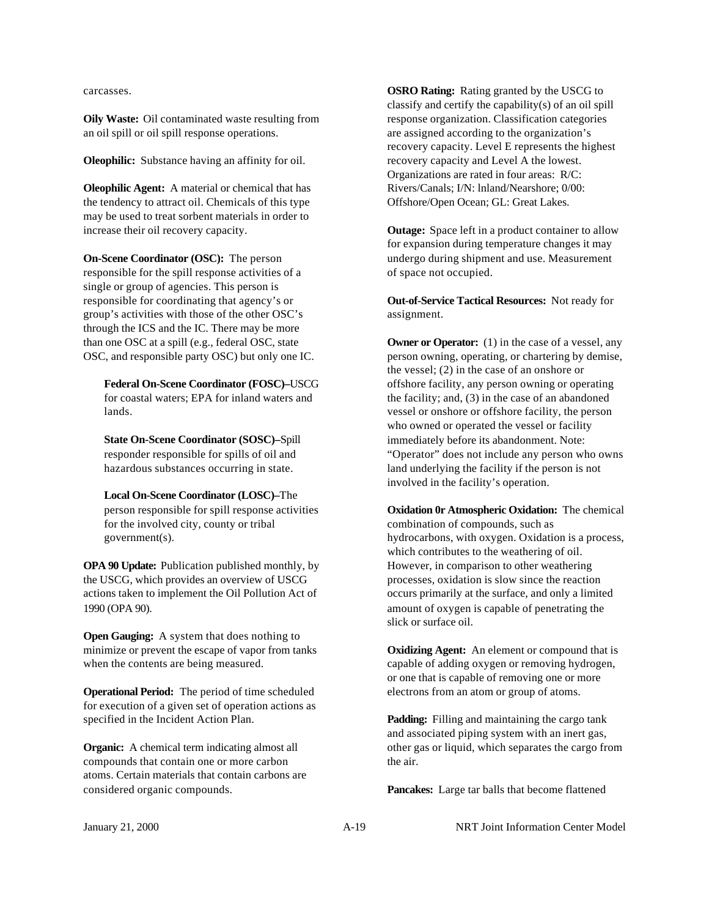carcasses.

**Oily Waste:** Oil contaminated waste resulting from an oil spill or oil spill response operations.

**Oleophilic:** Substance having an affinity for oil.

**Oleophilic Agent:** A material or chemical that has the tendency to attract oil. Chemicals of this type may be used to treat sorbent materials in order to increase their oil recovery capacity.

**On-Scene Coordinator (OSC):** The person responsible for the spill response activities of a single or group of agencies. This person is responsible for coordinating that agency's or group's activities with those of the other OSC's through the ICS and the IC. There may be more than one OSC at a spill (e.g., federal OSC, state OSC, and responsible party OSC) but only one IC.

> **Federal On-Scene Coordinator (FOSC)–**USCG for coastal waters; EPA for inland waters and lands.
>
> **State On-Scene Coordinator (SOSC)–**Spill responder responsible for spills of oil and hazardous substances occurring in state.
>
> **Local On-Scene Coordinator (LOSC)–**The person responsible for spill response activities for the involved city, county or tribal government(s).

**OPA 90 Update:** Publication published monthly, by the USCG, which provides an overview of USCG actions taken to implement the Oil Pollution Act of 1990 (OPA 90).

**Open Gauging:** A system that does nothing to minimize or prevent the escape of vapor from tanks when the contents are being measured.

**Operational Period:** The period of time scheduled for execution of a given set of operation actions as specified in the Incident Action Plan.

**Organic:** A chemical term indicating almost all compounds that contain one or more carbon atoms. Certain materials that contain carbons are considered organic compounds.

**OSRO Rating:** Rating granted by the USCG to classify and certify the capability(s) of an oil spill response organization. Classification categories are assigned according to the organization's recovery capacity. Level E represents the highest recovery capacity and Level A the lowest. Organizations are rated in four areas: R/C: Rivers/Canals; I/N: lnland/Nearshore; 0/00: Offshore/Open Ocean; GL: Great Lakes.

**Outage:** Space left in a product container to allow for expansion during temperature changes it may undergo during shipment and use. Measurement of space not occupied.

**Out-of-Service Tactical Resources:** Not ready for assignment.

**Owner or Operator:** (1) in the case of a vessel, any person owning, operating, or chartering by demise, the vessel; (2) in the case of an onshore or offshore facility, any person owning or operating the facility; and, (3) in the case of an abandoned vessel or onshore or offshore facility, the person who owned or operated the vessel or facility immediately before its abandonment. Note: "Operator" does not include any person who owns land underlying the facility if the person is not involved in the facility's operation.

**Oxidation 0r Atmospheric Oxidation:** The chemical combination of compounds, such as hydrocarbons, with oxygen. Oxidation is a process, which contributes to the weathering of oil. However, in comparison to other weathering processes, oxidation is slow since the reaction occurs primarily at the surface, and only a limited amount of oxygen is capable of penetrating the slick or surface oil.

**Oxidizing Agent:** An element or compound that is capable of adding oxygen or removing hydrogen, or one that is capable of removing one or more electrons from an atom or group of atoms.

**Padding:** Filling and maintaining the cargo tank and associated piping system with an inert gas, other gas or liquid, which separates the cargo from the air.

**Pancakes:** Large tar balls that become flattened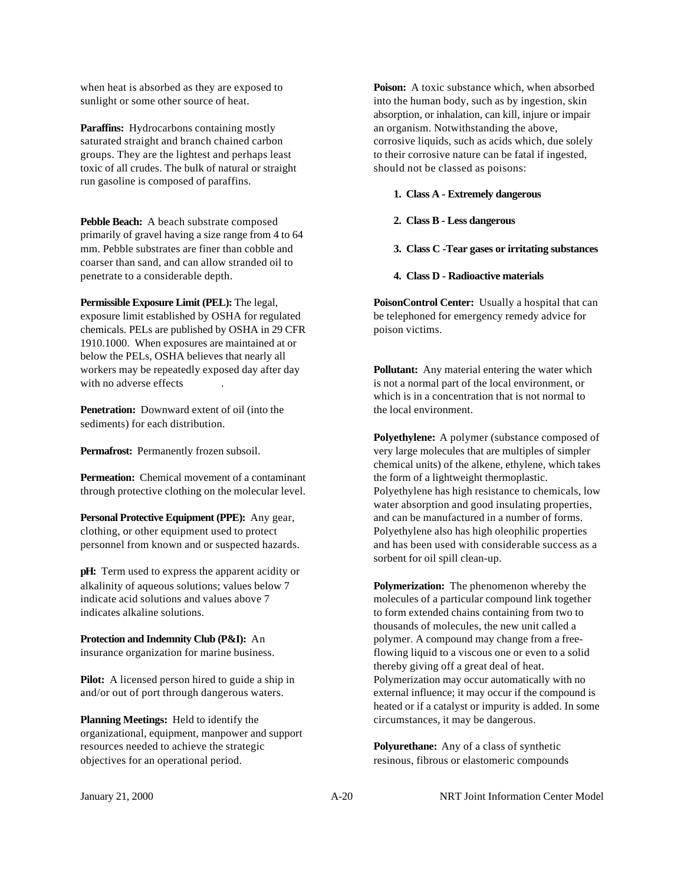when heat is absorbed as they are exposed to sunlight or some other source of heat.

**Paraffins:** Hydrocarbons containing mostly saturated straight and branch chained carbon groups. They are the lightest and perhaps least toxic of all crudes. The bulk of natural or straight run gasoline is composed of paraffins.

**Pebble Beach:** A beach substrate composed primarily of gravel having a size range from 4 to 64 mm. Pebble substrates are finer than cobble and coarser than sand, and can allow stranded oil to penetrate to a considerable depth.

**Permissible Exposure Limit (PEL):** The legal, exposure limit established by OSHA for regulated chemicals. PELs are published by OSHA in 29 CFR 1910.1000. When exposures are maintained at or below the PELs, OSHA believes that nearly all workers may be repeatedly exposed day after day with no adverse effects .

**Penetration:** Downward extent of oil (into the sediments) for each distribution.

**Permafrost:** Permanently frozen subsoil.

**Permeation:** Chemical movement of a contaminant through protective clothing on the molecular level.

**Personal Protective Equipment (PPE):** Any gear, clothing, or other equipment used to protect personnel from known and or suspected hazards.

**pH:** Term used to express the apparent acidity or alkalinity of aqueous solutions; values below 7 indicate acid solutions and values above 7 indicates alkaline solutions.

**Protection and Indemnity Club (P&I):** An insurance organization for marine business.

**Pilot:** A licensed person hired to guide a ship in and/or out of port through dangerous waters.

**Planning Meetings:** Held to identify the organizational, equipment, manpower and support resources needed to achieve the strategic objectives for an operational period.

**Poison:** A toxic substance which, when absorbed into the human body, such as by ingestion, skin absorption, or inhalation, can kill, injure or impair an organism. Notwithstanding the above, corrosive liquids, such as acids which, due solely to their corrosive nature can be fatal if ingested, should not be classed as poisons:

1. **Class A - Extremely dangerous**
2. **Class B - Less dangerous**
3. **Class C -Tear gases or irritating substances**
4. **Class D - Radioactive materials**

**PoisonControl Center:** Usually a hospital that can be telephoned for emergency remedy advice for poison victims.

**Pollutant:** Any material entering the water which is not a normal part of the local environment, or which is in a concentration that is not normal to the local environment.

**Polyethylene:** A polymer (substance composed of very large molecules that are multiples of simpler chemical units) of the alkene, ethylene, which takes the form of a lightweight thermoplastic. Polyethylene has high resistance to chemicals, low water absorption and good insulating properties, and can be manufactured in a number of forms. Polyethylene also has high oleophilic properties and has been used with considerable success as a sorbent for oil spill clean-up.

**Polymerization:** The phenomenon whereby the molecules of a particular compound link together to form extended chains containing from two to thousands of molecules, the new unit called a polymer. A compound may change from a free-flowing liquid to a viscous one or even to a solid thereby giving off a great deal of heat. Polymerization may occur automatically with no external influence; it may occur if the compound is heated or if a catalyst or impurity is added. In some circumstances, it may be dangerous.

**Polyurethane:** Any of a class of synthetic resinous, fibrous or elastomeric compounds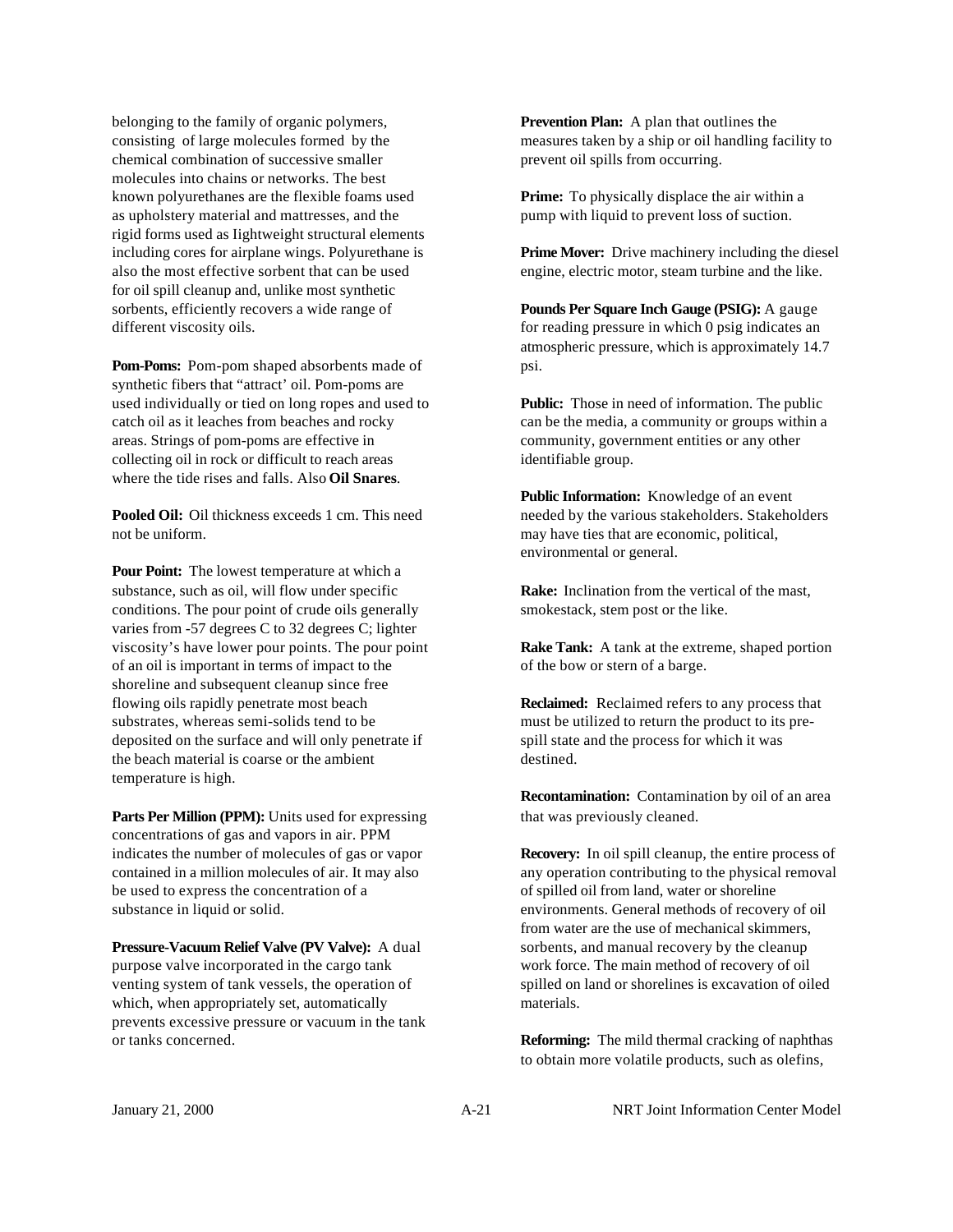belonging to the family of organic polymers, consisting of large molecules formed by the chemical combination of successive smaller molecules into chains or networks. The best known polyurethanes are the flexible foams used as upholstery material and mattresses, and the rigid forms used as Iightweight structural elements including cores for airplane wings. Polyurethane is also the most effective sorbent that can be used for oil spill cleanup and, unlike most synthetic sorbents, efficiently recovers a wide range of different viscosity oils.

**Pom-Poms:** Pom-pom shaped absorbents made of synthetic fibers that "attract' oil. Pom-poms are used individually or tied on long ropes and used to catch oil as it leaches from beaches and rocky areas. Strings of pom-poms are effective in collecting oil in rock or difficult to reach areas where the tide rises and falls. Also **Oil Snares**.

**Pooled Oil:** Oil thickness exceeds 1 cm. This need not be uniform.

**Pour Point:** The lowest temperature at which a substance, such as oil, will flow under specific conditions. The pour point of crude oils generally varies from -57 degrees C to 32 degrees C; lighter viscosity's have lower pour points. The pour point of an oil is important in terms of impact to the shoreline and subsequent cleanup since free flowing oils rapidly penetrate most beach substrates, whereas semi-solids tend to be deposited on the surface and will only penetrate if the beach material is coarse or the ambient temperature is high.

**Parts Per Million (PPM):** Units used for expressing concentrations of gas and vapors in air. PPM indicates the number of molecules of gas or vapor contained in a million molecules of air. It may also be used to express the concentration of a substance in liquid or solid.

**Pressure-Vacuum Relief Valve (PV Valve):** A dual purpose valve incorporated in the cargo tank venting system of tank vessels, the operation of which, when appropriately set, automatically prevents excessive pressure or vacuum in the tank or tanks concerned.

**Prevention Plan:** A plan that outlines the measures taken by a ship or oil handling facility to prevent oil spills from occurring.

**Prime:** To physically displace the air within a pump with liquid to prevent loss of suction.

**Prime Mover:** Drive machinery including the diesel engine, electric motor, steam turbine and the like.

**Pounds Per Square Inch Gauge (PSIG):** A gauge for reading pressure in which 0 psig indicates an atmospheric pressure, which is approximately 14.7 psi.

**Public:** Those in need of information. The public can be the media, a community or groups within a community, government entities or any other identifiable group.

**Public Information:** Knowledge of an event needed by the various stakeholders. Stakeholders may have ties that are economic, political, environmental or general.

**Rake:** Inclination from the vertical of the mast, smokestack, stem post or the like.

**Rake Tank:** A tank at the extreme, shaped portion of the bow or stern of a barge.

**Reclaimed:** Reclaimed refers to any process that must be utilized to return the product to its pre-spill state and the process for which it was destined.

**Recontamination:** Contamination by oil of an area that was previously cleaned.

**Recovery:** In oil spill cleanup, the entire process of any operation contributing to the physical removal of spilled oil from land, water or shoreline environments. General methods of recovery of oil from water are the use of mechanical skimmers, sorbents, and manual recovery by the cleanup work force. The main method of recovery of oil spilled on land or shorelines is excavation of oiled materials.

**Reforming:** The mild thermal cracking of naphthas to obtain more volatile products, such as olefins,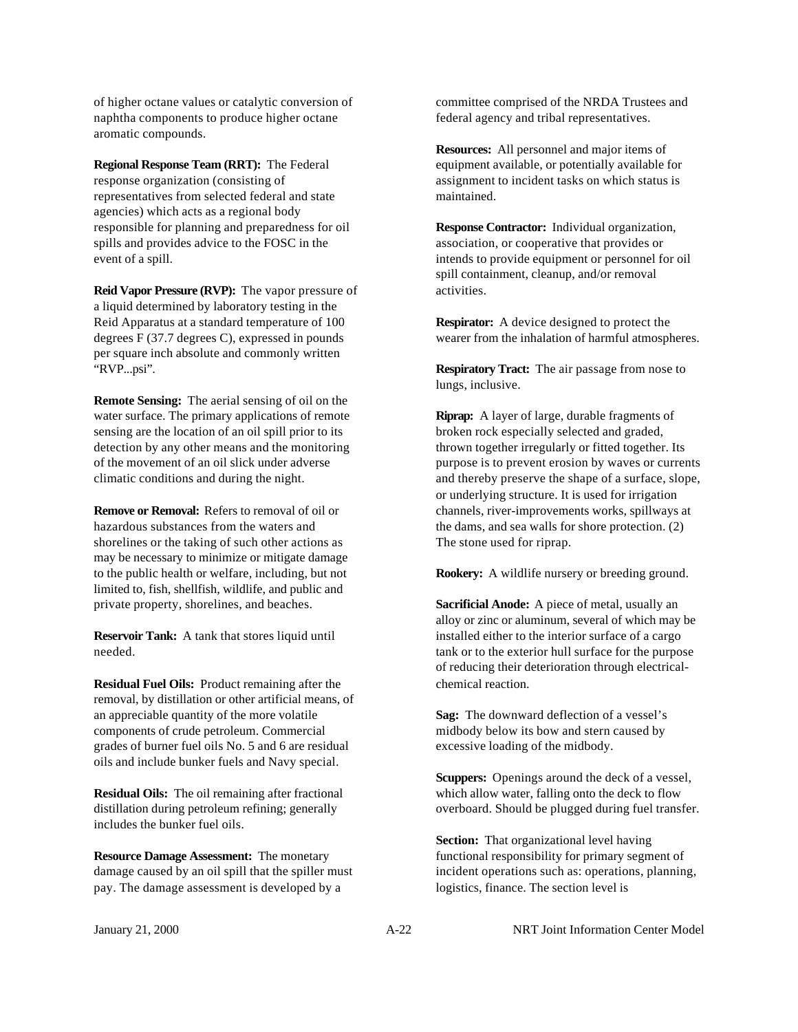of higher octane values or catalytic conversion of naphtha components to produce higher octane aromatic compounds.

**Regional Response Team (RRT):** The Federal response organization (consisting of representatives from selected federal and state agencies) which acts as a regional body responsible for planning and preparedness for oil spills and provides advice to the FOSC in the event of a spill.

**Reid Vapor Pressure (RVP):** The vapor pressure of a liquid determined by laboratory testing in the Reid Apparatus at a standard temperature of 100 degrees F (37.7 degrees C), expressed in pounds per square inch absolute and commonly written "RVP...psi".

**Remote Sensing:** The aerial sensing of oil on the water surface. The primary applications of remote sensing are the location of an oil spill prior to its detection by any other means and the monitoring of the movement of an oil slick under adverse climatic conditions and during the night.

**Remove or Removal:** Refers to removal of oil or hazardous substances from the waters and shorelines or the taking of such other actions as may be necessary to minimize or mitigate damage to the public health or welfare, including, but not limited to, fish, shellfish, wildlife, and public and private property, shorelines, and beaches.

**Reservoir Tank:** A tank that stores liquid until needed.

**Residual Fuel Oils:** Product remaining after the removal, by distillation or other artificial means, of an appreciable quantity of the more volatile components of crude petroleum. Commercial grades of burner fuel oils No. 5 and 6 are residual oils and include bunker fuels and Navy special.

**Residual Oils:** The oil remaining after fractional distillation during petroleum refining; generally includes the bunker fuel oils.

**Resource Damage Assessment:** The monetary damage caused by an oil spill that the spiller must pay. The damage assessment is developed by a committee comprised of the NRDA Trustees and federal agency and tribal representatives.

**Resources:** All personnel and major items of equipment available, or potentially available for assignment to incident tasks on which status is maintained.

**Response Contractor:** Individual organization, association, or cooperative that provides or intends to provide equipment or personnel for oil spill containment, cleanup, and/or removal activities.

**Respirator:** A device designed to protect the wearer from the inhalation of harmful atmospheres.

**Respiratory Tract:** The air passage from nose to lungs, inclusive.

**Riprap:** A layer of large, durable fragments of broken rock especially selected and graded, thrown together irregularly or fitted together. Its purpose is to prevent erosion by waves or currents and thereby preserve the shape of a surface, slope, or underlying structure. It is used for irrigation channels, river-improvements works, spillways at the dams, and sea walls for shore protection. (2) The stone used for riprap.

**Rookery:** A wildlife nursery or breeding ground.

**Sacrificial Anode:** A piece of metal, usually an alloy or zinc or aluminum, several of which may be installed either to the interior surface of a cargo tank or to the exterior hull surface for the purpose of reducing their deterioration through electrical-chemical reaction.

**Sag:** The downward deflection of a vessel's midbody below its bow and stern caused by excessive loading of the midbody.

**Scuppers:** Openings around the deck of a vessel, which allow water, falling onto the deck to flow overboard. Should be plugged during fuel transfer.

**Section:** That organizational level having functional responsibility for primary segment of incident operations such as: operations, planning, logistics, finance. The section level is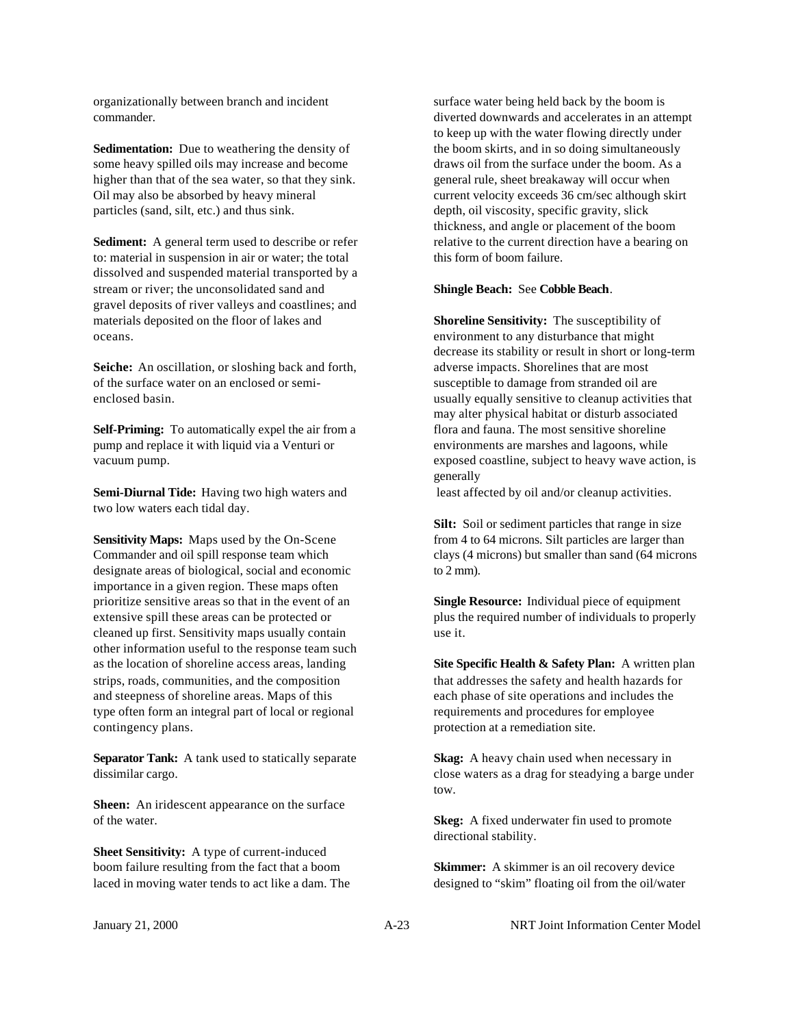organizationally between branch and incident commander.

**Sedimentation:** Due to weathering the density of some heavy spilled oils may increase and become higher than that of the sea water, so that they sink. Oil may also be absorbed by heavy mineral particles (sand, silt, etc.) and thus sink.

**Sediment:** A general term used to describe or refer to: material in suspension in air or water; the total dissolved and suspended material transported by a stream or river; the unconsolidated sand and gravel deposits of river valleys and coastlines; and materials deposited on the floor of lakes and oceans.

**Seiche:** An oscillation, or sloshing back and forth, of the surface water on an enclosed or semi-enclosed basin.

**Self-Priming:** To automatically expel the air from a pump and replace it with liquid via a Venturi or vacuum pump.

**Semi-Diurnal Tide:** Having two high waters and two low waters each tidal day.

**Sensitivity Maps:** Maps used by the On-Scene Commander and oil spill response team which designate areas of biological, social and economic importance in a given region. These maps often prioritize sensitive areas so that in the event of an extensive spill these areas can be protected or cleaned up first. Sensitivity maps usually contain other information useful to the response team such as the location of shoreline access areas, landing strips, roads, communities, and the composition and steepness of shoreline areas. Maps of this type often form an integral part of local or regional contingency plans.

**Separator Tank:** A tank used to statically separate dissimilar cargo.

**Sheen:** An iridescent appearance on the surface of the water.

**Sheet Sensitivity:** A type of current-induced boom failure resulting from the fact that a boom laced in moving water tends to act like a dam. The surface water being held back by the boom is diverted downwards and accelerates in an attempt to keep up with the water flowing directly under the boom skirts, and in so doing simultaneously draws oil from the surface under the boom. As a general rule, sheet breakaway will occur when current velocity exceeds 36 cm/sec although skirt depth, oil viscosity, specific gravity, slick thickness, and angle or placement of the boom relative to the current direction have a bearing on this form of boom failure.

**Shingle Beach:** See **Cobble Beach**.

**Shoreline Sensitivity:** The susceptibility of environment to any disturbance that might decrease its stability or result in short or long-term adverse impacts. Shorelines that are most susceptible to damage from stranded oil are usually equally sensitive to cleanup activities that may alter physical habitat or disturb associated flora and fauna. The most sensitive shoreline environments are marshes and lagoons, while exposed coastline, subject to heavy wave action, is generally least affected by oil and/or cleanup activities.

**Silt:** Soil or sediment particles that range in size from 4 to 64 microns. Silt particles are larger than clays (4 microns) but smaller than sand (64 microns to 2 mm).

**Single Resource:** Individual piece of equipment plus the required number of individuals to properly use it.

**Site Specific Health & Safety Plan:** A written plan that addresses the safety and health hazards for each phase of site operations and includes the requirements and procedures for employee protection at a remediation site.

**Skag:** A heavy chain used when necessary in close waters as a drag for steadying a barge under tow.

**Skeg:** A fixed underwater fin used to promote directional stability.

**Skimmer:** A skimmer is an oil recovery device designed to "skim" floating oil from the oil/water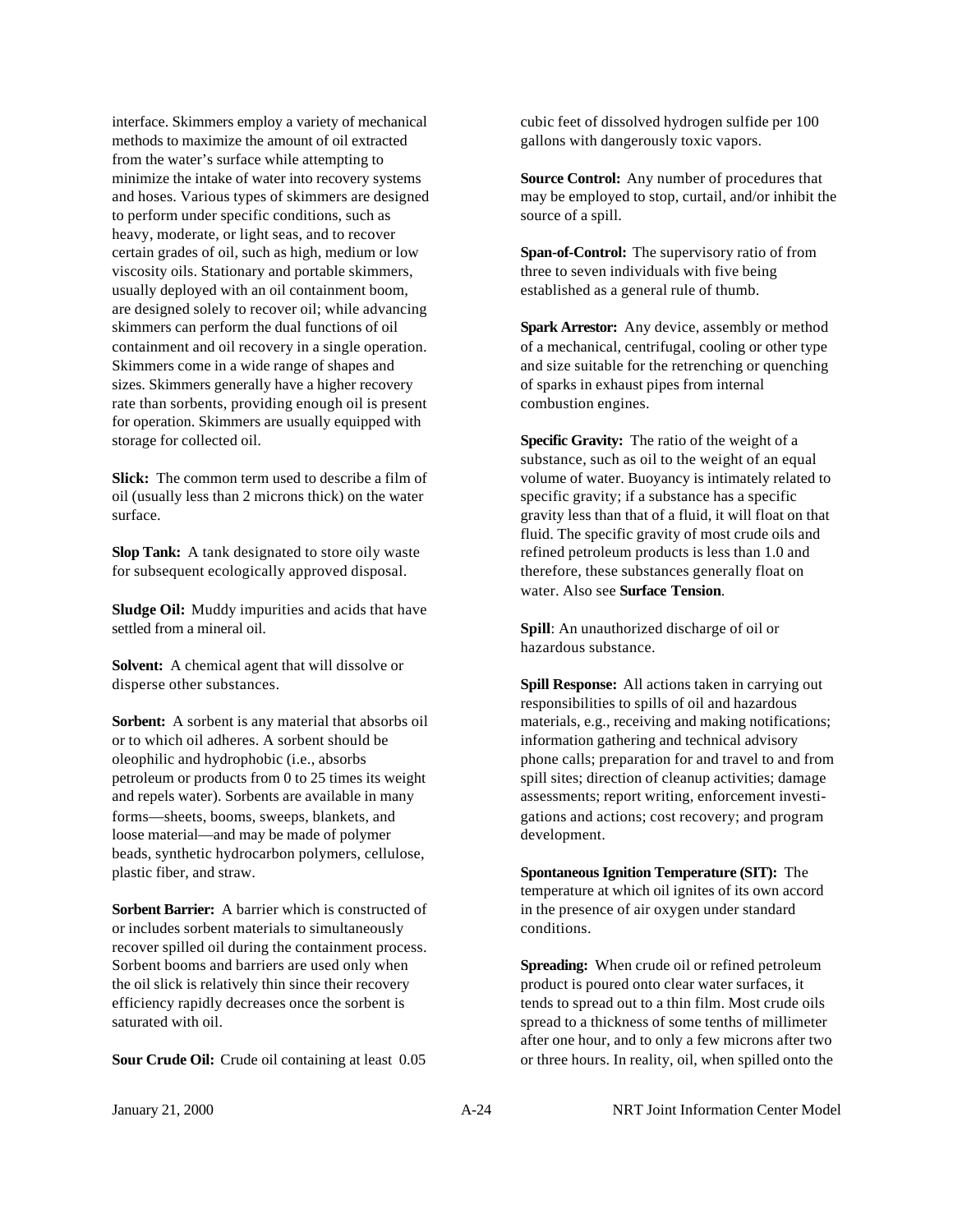interface. Skimmers employ a variety of mechanical methods to maximize the amount of oil extracted from the water's surface while attempting to minimize the intake of water into recovery systems and hoses. Various types of skimmers are designed to perform under specific conditions, such as heavy, moderate, or light seas, and to recover certain grades of oil, such as high, medium or low viscosity oils. Stationary and portable skimmers, usually deployed with an oil containment boom, are designed solely to recover oil; while advancing skimmers can perform the dual functions of oil containment and oil recovery in a single operation. Skimmers come in a wide range of shapes and sizes. Skimmers generally have a higher recovery rate than sorbents, providing enough oil is present for operation. Skimmers are usually equipped with storage for collected oil.

**Slick:** The common term used to describe a film of oil (usually less than 2 microns thick) on the water surface.

**Slop Tank:** A tank designated to store oily waste for subsequent ecologically approved disposal.

**Sludge Oil:** Muddy impurities and acids that have settled from a mineral oil.

**Solvent:** A chemical agent that will dissolve or disperse other substances.

**Sorbent:** A sorbent is any material that absorbs oil or to which oil adheres. A sorbent should be oleophilic and hydrophobic (i.e., absorbs petroleum or products from 0 to 25 times its weight and repels water). Sorbents are available in many forms—sheets, booms, sweeps, blankets, and loose material—and may be made of polymer beads, synthetic hydrocarbon polymers, cellulose, plastic fiber, and straw.

**Sorbent Barrier:** A barrier which is constructed of or includes sorbent materials to simultaneously recover spilled oil during the containment process. Sorbent booms and barriers are used only when the oil slick is relatively thin since their recovery efficiency rapidly decreases once the sorbent is saturated with oil.

**Sour Crude Oil:** Crude oil containing at least 0.05 cubic feet of dissolved hydrogen sulfide per 100 gallons with dangerously toxic vapors.

**Source Control:** Any number of procedures that may be employed to stop, curtail, and/or inhibit the source of a spill.

**Span-of-Control:** The supervisory ratio of from three to seven individuals with five being established as a general rule of thumb.

**Spark Arrestor:** Any device, assembly or method of a mechanical, centrifugal, cooling or other type and size suitable for the retrenching or quenching of sparks in exhaust pipes from internal combustion engines.

**Specific Gravity:** The ratio of the weight of a substance, such as oil to the weight of an equal volume of water. Buoyancy is intimately related to specific gravity; if a substance has a specific gravity less than that of a fluid, it will float on that fluid. The specific gravity of most crude oils and refined petroleum products is less than 1.0 and therefore, these substances generally float on water. Also see **Surface Tension**.

**Spill**: An unauthorized discharge of oil or hazardous substance.

**Spill Response:** All actions taken in carrying out responsibilities to spills of oil and hazardous materials, e.g., receiving and making notifications; information gathering and technical advisory phone calls; preparation for and travel to and from spill sites; direction of cleanup activities; damage assessments; report writing, enforcement investigations and actions; cost recovery; and program development.

**Spontaneous Ignition Temperature (SIT):** The temperature at which oil ignites of its own accord in the presence of air oxygen under standard conditions.

**Spreading:** When crude oil or refined petroleum product is poured onto clear water surfaces, it tends to spread out to a thin film. Most crude oils spread to a thickness of some tenths of millimeter after one hour, and to only a few microns after two or three hours. In reality, oil, when spilled onto the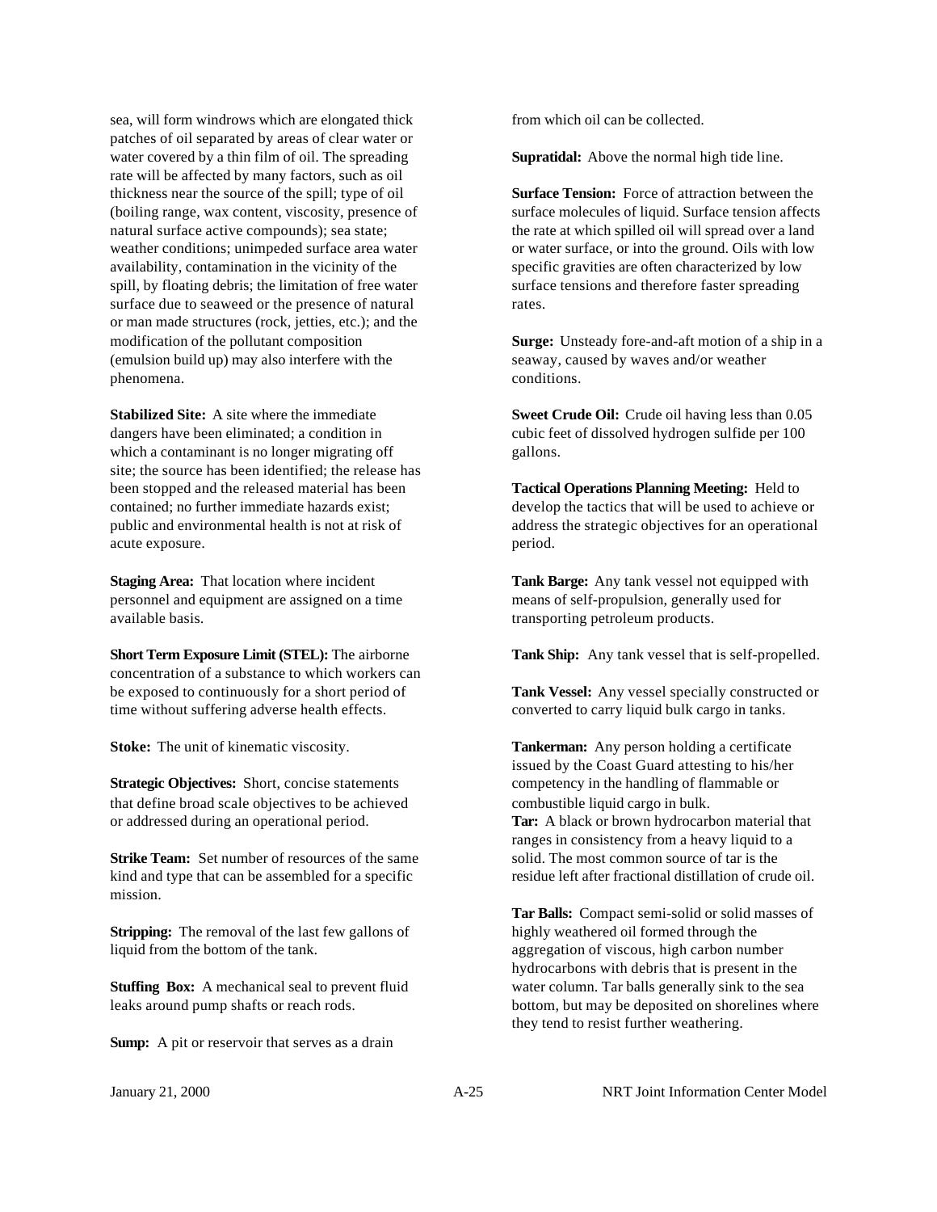sea, will form windrows which are elongated thick patches of oil separated by areas of clear water or water covered by a thin film of oil. The spreading rate will be affected by many factors, such as oil thickness near the source of the spill; type of oil (boiling range, wax content, viscosity, presence of natural surface active compounds); sea state; weather conditions; unimpeded surface area water availability, contamination in the vicinity of the spill, by floating debris; the limitation of free water surface due to seaweed or the presence of natural or man made structures (rock, jetties, etc.); and the modification of the pollutant composition (emulsion build up) may also interfere with the phenomena.

**Stabilized Site:** A site where the immediate dangers have been eliminated; a condition in which a contaminant is no longer migrating off site; the source has been identified; the release has been stopped and the released material has been contained; no further immediate hazards exist; public and environmental health is not at risk of acute exposure.

**Staging Area:** That location where incident personnel and equipment are assigned on a time available basis.

**Short Term Exposure Limit (STEL):** The airborne concentration of a substance to which workers can be exposed to continuously for a short period of time without suffering adverse health effects.

**Stoke:** The unit of kinematic viscosity.

**Strategic Objectives:** Short, concise statements that define broad scale objectives to be achieved or addressed during an operational period.

**Strike Team:** Set number of resources of the same kind and type that can be assembled for a specific mission.

**Stripping:** The removal of the last few gallons of liquid from the bottom of the tank.

**Stuffing Box:** A mechanical seal to prevent fluid leaks around pump shafts or reach rods.

**Sump:** A pit or reservoir that serves as a drain from which oil can be collected.

**Supratidal:** Above the normal high tide line.

**Surface Tension:** Force of attraction between the surface molecules of liquid. Surface tension affects the rate at which spilled oil will spread over a land or water surface, or into the ground. Oils with low specific gravities are often characterized by low surface tensions and therefore faster spreading rates.

**Surge:** Unsteady fore-and-aft motion of a ship in a seaway, caused by waves and/or weather conditions.

**Sweet Crude Oil:** Crude oil having less than 0.05 cubic feet of dissolved hydrogen sulfide per 100 gallons.

**Tactical Operations Planning Meeting:** Held to develop the tactics that will be used to achieve or address the strategic objectives for an operational period.

**Tank Barge:** Any tank vessel not equipped with means of self-propulsion, generally used for transporting petroleum products.

**Tank Ship:** Any tank vessel that is self-propelled.

**Tank Vessel:** Any vessel specially constructed or converted to carry liquid bulk cargo in tanks.

**Tankerman:** Any person holding a certificate issued by the Coast Guard attesting to his/her competency in the handling of flammable or combustible liquid cargo in bulk.

**Tar:** A black or brown hydrocarbon material that ranges in consistency from a heavy liquid to a solid. The most common source of tar is the residue left after fractional distillation of crude oil.

**Tar Balls:** Compact semi-solid or solid masses of highly weathered oil formed through the aggregation of viscous, high carbon number hydrocarbons with debris that is present in the water column. Tar balls generally sink to the sea bottom, but may be deposited on shorelines where they tend to resist further weathering.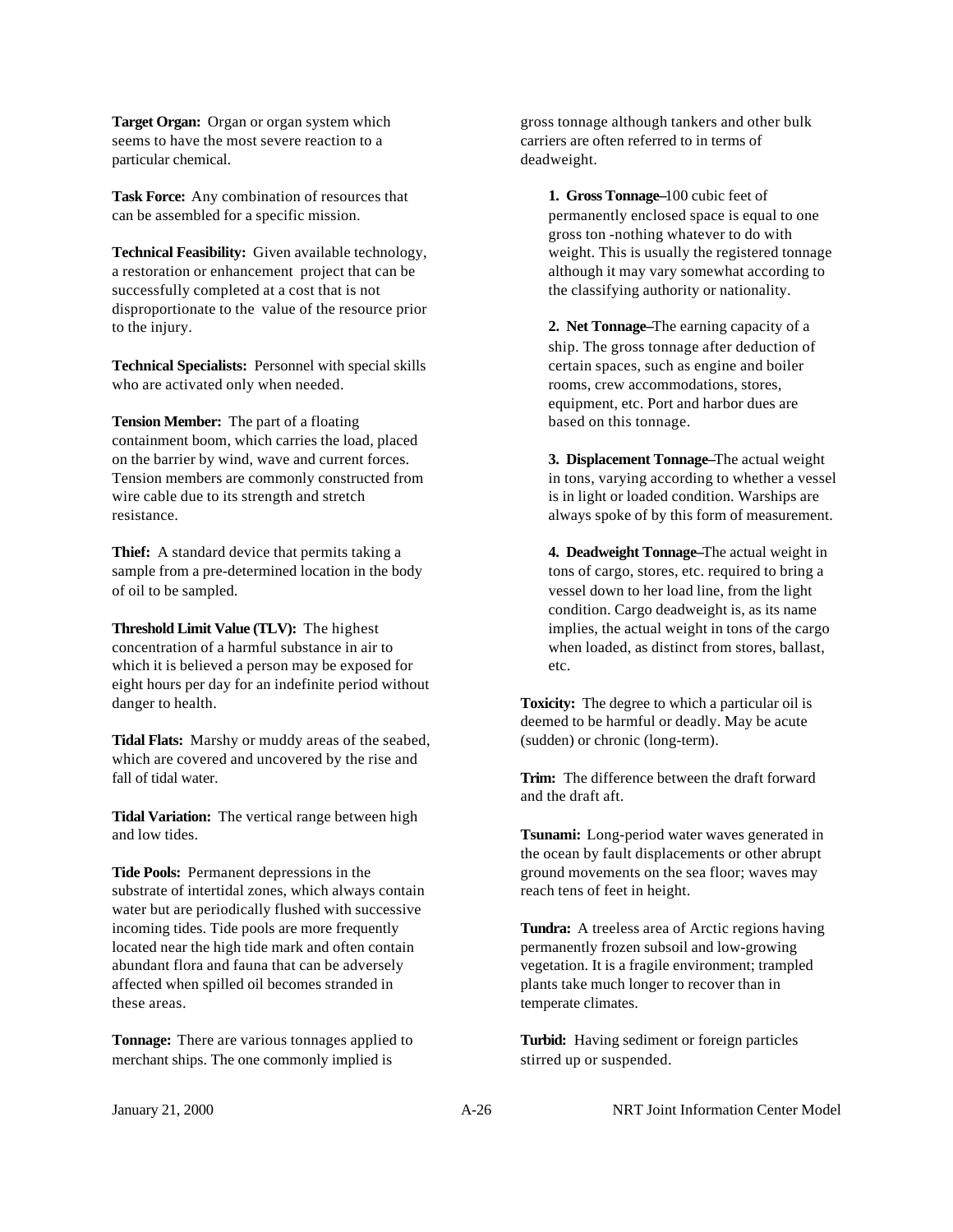**Target Organ:** Organ or organ system which seems to have the most severe reaction to a particular chemical.

**Task Force:** Any combination of resources that can be assembled for a specific mission.

**Technical Feasibility:** Given available technology, a restoration or enhancement project that can be successfully completed at a cost that is not disproportionate to the value of the resource prior to the injury.

**Technical Specialists:** Personnel with special skills who are activated only when needed.

**Tension Member:** The part of a floating containment boom, which carries the load, placed on the barrier by wind, wave and current forces. Tension members are commonly constructed from wire cable due to its strength and stretch resistance.

**Thief:** A standard device that permits taking a sample from a pre-determined location in the body of oil to be sampled.

**Threshold Limit Value (TLV):** The highest concentration of a harmful substance in air to which it is believed a person may be exposed for eight hours per day for an indefinite period without danger to health.

**Tidal Flats:** Marshy or muddy areas of the seabed, which are covered and uncovered by the rise and fall of tidal water.

**Tidal Variation:** The vertical range between high and low tides.

**Tide Pools:** Permanent depressions in the substrate of intertidal zones, which always contain water but are periodically flushed with successive incoming tides. Tide pools are more frequently located near the high tide mark and often contain abundant flora and fauna that can be adversely affected when spilled oil becomes stranded in these areas.

**Tonnage:** There are various tonnages applied to merchant ships. The one commonly implied is gross tonnage although tankers and other bulk carriers are often referred to in terms of deadweight.

> **1. Gross Tonnage**–100 cubic feet of permanently enclosed space is equal to one gross ton -nothing whatever to do with weight. This is usually the registered tonnage although it may vary somewhat according to the classifying authority or nationality.
>
> **2. Net Tonnage**–The earning capacity of a ship. The gross tonnage after deduction of certain spaces, such as engine and boiler rooms, crew accommodations, stores, equipment, etc. Port and harbor dues are based on this tonnage.
>
> **3. Displacement Tonnage**–The actual weight in tons, varying according to whether a vessel is in light or loaded condition. Warships are always spoke of by this form of measurement.
>
> **4. Deadweight Tonnage**–The actual weight in tons of cargo, stores, etc. required to bring a vessel down to her load line, from the light condition. Cargo deadweight is, as its name implies, the actual weight in tons of the cargo when loaded, as distinct from stores, ballast, etc.

**Toxicity:** The degree to which a particular oil is deemed to be harmful or deadly. May be acute (sudden) or chronic (long-term).

**Trim:** The difference between the draft forward and the draft aft.

**Tsunami:** Long-period water waves generated in the ocean by fault displacements or other abrupt ground movements on the sea floor; waves may reach tens of feet in height.

**Tundra:** A treeless area of Arctic regions having permanently frozen subsoil and low-growing vegetation. It is a fragile environment; trampled plants take much longer to recover than in temperate climates.

**Turbid:** Having sediment or foreign particles stirred up or suspended.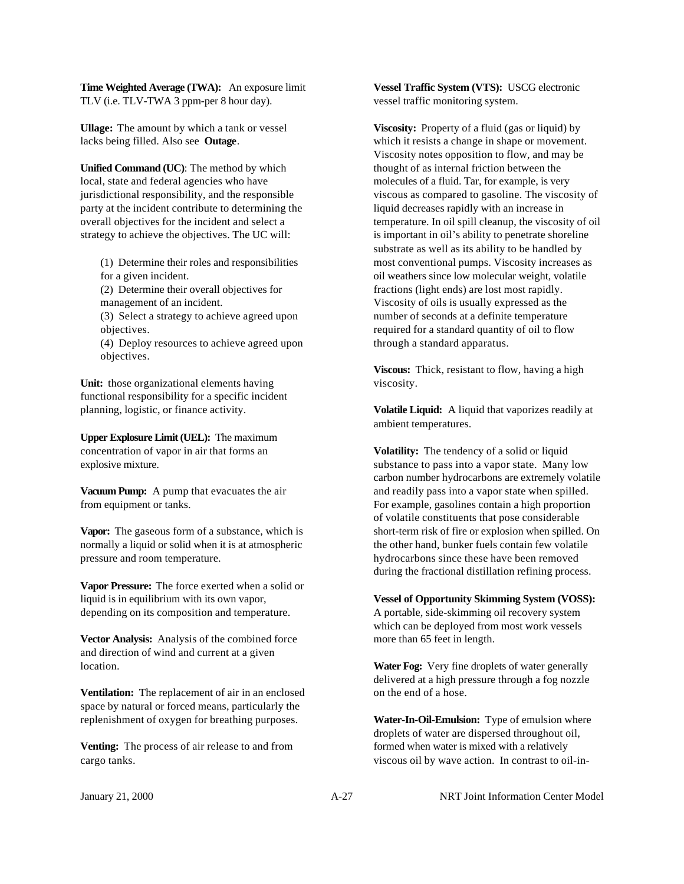**Time Weighted Average (TWA):** An exposure limit TLV (i.e. TLV-TWA 3 ppm-per 8 hour day).

**Ullage:** The amount by which a tank or vessel lacks being filled. Also see **Outage**.

**Unified Command (UC)**: The method by which local, state and federal agencies who have jurisdictional responsibility, and the responsible party at the incident contribute to determining the overall objectives for the incident and select a strategy to achieve the objectives. The UC will:

(1) Determine their roles and responsibilities for a given incident.
(2) Determine their overall objectives for management of an incident.
(3) Select a strategy to achieve agreed upon objectives.
(4) Deploy resources to achieve agreed upon objectives.

**Unit:** those organizational elements having functional responsibility for a specific incident planning, logistic, or finance activity.

**Upper Explosure Limit (UEL):** The maximum concentration of vapor in air that forms an explosive mixture.

**Vacuum Pump:** A pump that evacuates the air from equipment or tanks.

**Vapor:** The gaseous form of a substance, which is normally a liquid or solid when it is at atmospheric pressure and room temperature.

**Vapor Pressure:** The force exerted when a solid or liquid is in equilibrium with its own vapor, depending on its composition and temperature.

**Vector Analysis:** Analysis of the combined force and direction of wind and current at a given location.

**Ventilation:** The replacement of air in an enclosed space by natural or forced means, particularly the replenishment of oxygen for breathing purposes.

**Venting:** The process of air release to and from cargo tanks.

**Vessel Traffic System (VTS):** USCG electronic vessel traffic monitoring system.

**Viscosity:** Property of a fluid (gas or liquid) by which it resists a change in shape or movement. Viscosity notes opposition to flow, and may be thought of as internal friction between the molecules of a fluid. Tar, for example, is very viscous as compared to gasoline. The viscosity of liquid decreases rapidly with an increase in temperature. In oil spill cleanup, the viscosity of oil is important in oil's ability to penetrate shoreline substrate as well as its ability to be handled by most conventional pumps. Viscosity increases as oil weathers since low molecular weight, volatile fractions (light ends) are lost most rapidly. Viscosity of oils is usually expressed as the number of seconds at a definite temperature required for a standard quantity of oil to flow through a standard apparatus.

**Viscous:** Thick, resistant to flow, having a high viscosity.

**Volatile Liquid:** A liquid that vaporizes readily at ambient temperatures.

**Volatility:** The tendency of a solid or liquid substance to pass into a vapor state. Many low carbon number hydrocarbons are extremely volatile and readily pass into a vapor state when spilled. For example, gasolines contain a high proportion of volatile constituents that pose considerable short-term risk of fire or explosion when spilled. On the other hand, bunker fuels contain few volatile hydrocarbons since these have been removed during the fractional distillation refining process.

**Vessel of Opportunity Skimming System (VOSS):** A portable, side-skimming oil recovery system which can be deployed from most work vessels more than 65 feet in length.

**Water Fog:** Very fine droplets of water generally delivered at a high pressure through a fog nozzle on the end of a hose.

**Water-In-Oil-Emulsion:** Type of emulsion where droplets of water are dispersed throughout oil, formed when water is mixed with a relatively viscous oil by wave action. In contrast to oil-in-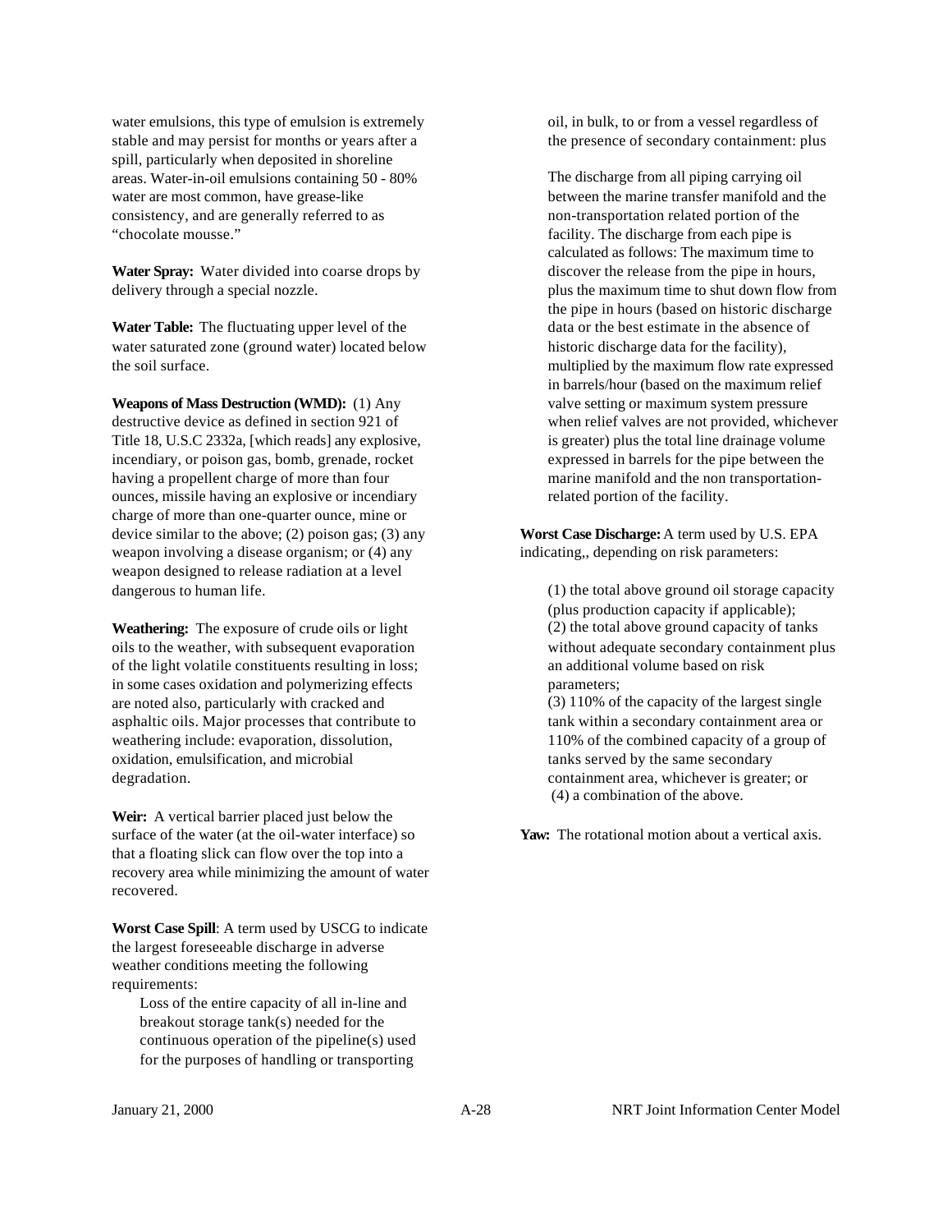water emulsions, this type of emulsion is extremely stable and may persist for months or years after a spill, particularly when deposited in shoreline areas. Water-in-oil emulsions containing 50 - 80% water are most common, have grease-like consistency, and are generally referred to as "chocolate mousse."

**Water Spray:** Water divided into coarse drops by delivery through a special nozzle.

**Water Table:** The fluctuating upper level of the water saturated zone (ground water) located below the soil surface.

**Weapons of Mass Destruction (WMD):** (1) Any destructive device as defined in section 921 of Title 18, U.S.C 2332a, [which reads] any explosive, incendiary, or poison gas, bomb, grenade, rocket having a propellent charge of more than four ounces, missile having an explosive or incendiary charge of more than one-quarter ounce, mine or device similar to the above; (2) poison gas; (3) any weapon involving a disease organism; or (4) any weapon designed to release radiation at a level dangerous to human life.

**Weathering:** The exposure of crude oils or light oils to the weather, with subsequent evaporation of the light volatile constituents resulting in loss; in some cases oxidation and polymerizing effects are noted also, particularly with cracked and asphaltic oils. Major processes that contribute to weathering include: evaporation, dissolution, oxidation, emulsification, and microbial degradation.

**Weir:** A vertical barrier placed just below the surface of the water (at the oil-water interface) so that a floating slick can flow over the top into a recovery area while minimizing the amount of water recovered.

**Worst Case Spill**: A term used by USCG to indicate the largest foreseeable discharge in adverse weather conditions meeting the following requirements:

Loss of the entire capacity of all in-line and breakout storage tank(s) needed for the continuous operation of the pipeline(s) used for the purposes of handling or transporting oil, in bulk, to or from a vessel regardless of the presence of secondary containment: plus

The discharge from all piping carrying oil between the marine transfer manifold and the non-transportation related portion of the facility. The discharge from each pipe is calculated as follows: The maximum time to discover the release from the pipe in hours, plus the maximum time to shut down flow from the pipe in hours (based on historic discharge data or the best estimate in the absence of historic discharge data for the facility), multiplied by the maximum flow rate expressed in barrels/hour (based on the maximum relief valve setting or maximum system pressure when relief valves are not provided, whichever is greater) plus the total line drainage volume expressed in barrels for the pipe between the marine manifold and the non transportation-related portion of the facility.

**Worst Case Discharge:** A term used by U.S. EPA indicating,, depending on risk parameters:

(1) the total above ground oil storage capacity (plus production capacity if applicable);
(2) the total above ground capacity of tanks without adequate secondary containment plus an additional volume based on risk parameters;
(3) 110% of the capacity of the largest single tank within a secondary containment area or 110% of the combined capacity of a group of tanks served by the same secondary containment area, whichever is greater; or
(4) a combination of the above.

**Yaw:** The rotational motion about a vertical axis.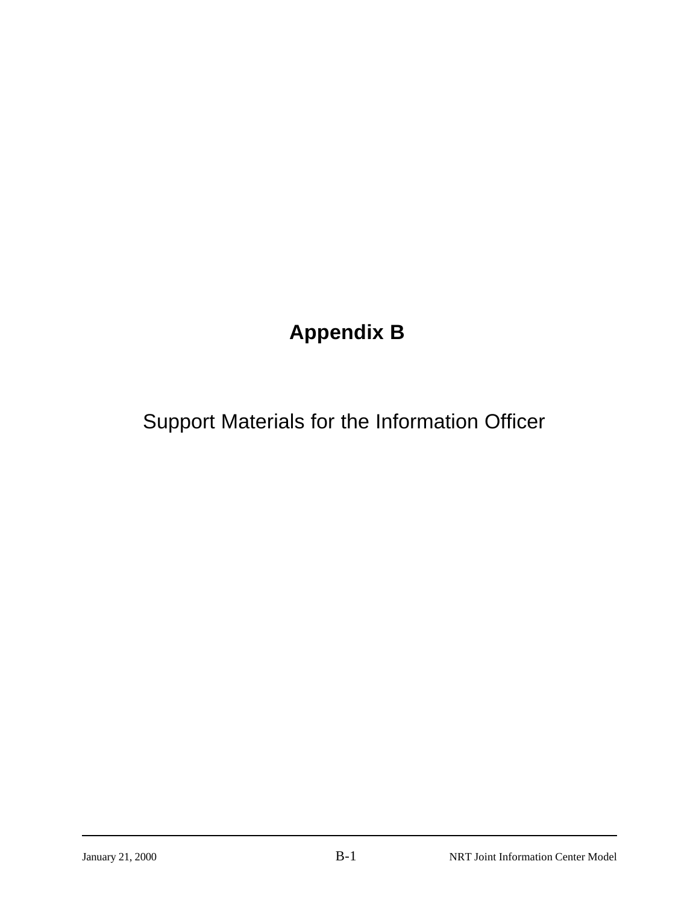# Appendix B

## Support Materials for the Information Officer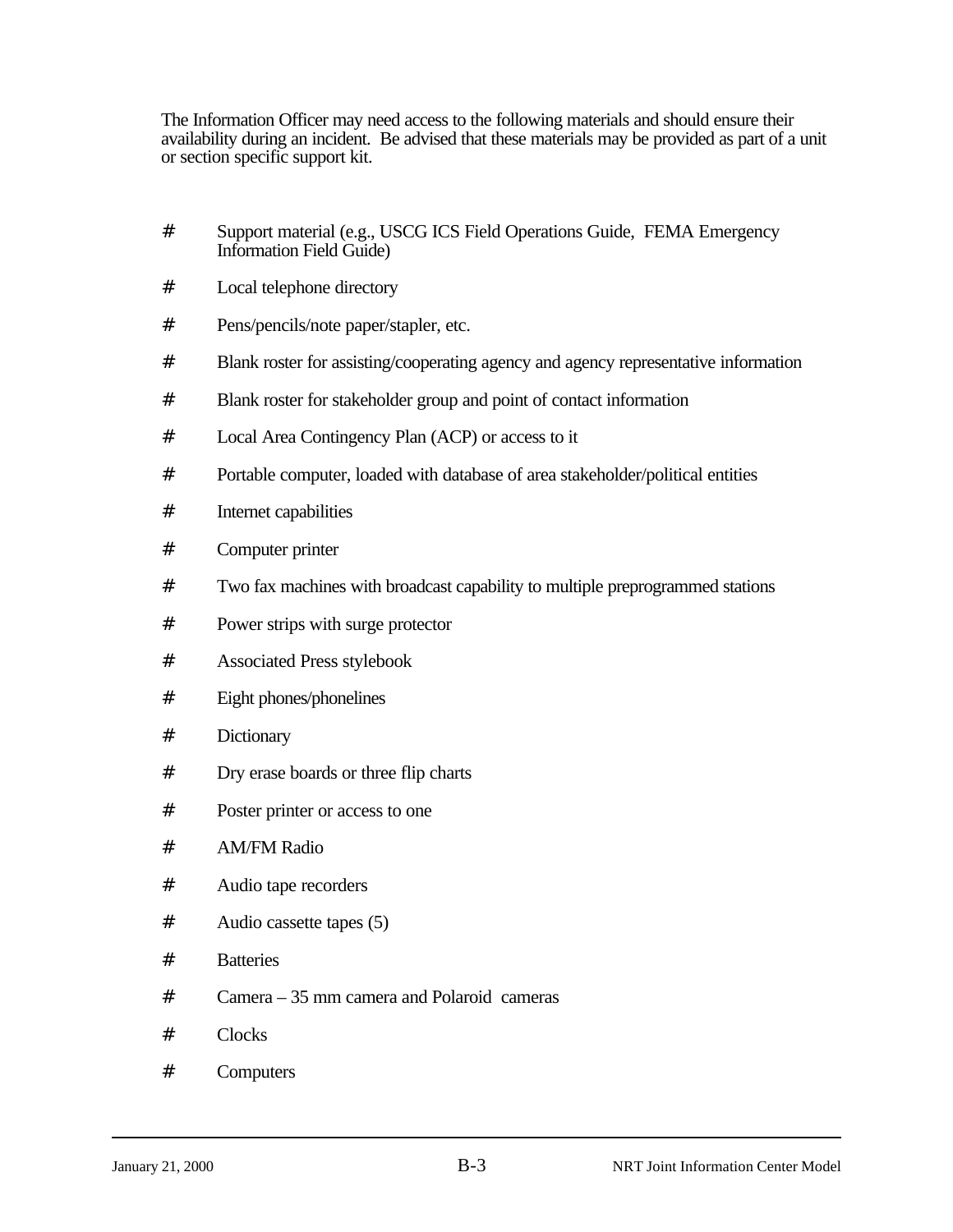The Information Officer may need access to the following materials and should ensure their availability during an incident. Be advised that these materials may be provided as part of a unit or section specific support kit.

- Support material (e.g., USCG ICS Field Operations Guide, FEMA Emergency Information Field Guide)
- Local telephone directory
- Pens/pencils/note paper/stapler, etc.
- Blank roster for assisting/cooperating agency and agency representative information
- Blank roster for stakeholder group and point of contact information
- Local Area Contingency Plan (ACP) or access to it
- Portable computer, loaded with database of area stakeholder/political entities
- Internet capabilities
- Computer printer
- Two fax machines with broadcast capability to multiple preprogrammed stations
- Power strips with surge protector
- Associated Press stylebook
- Eight phones/phonelines
- Dictionary
- Dry erase boards or three flip charts
- Poster printer or access to one
- AM/FM Radio
- Audio tape recorders
- Audio cassette tapes (5)
- Batteries
- Camera – 35 mm camera and Polaroid cameras
- Clocks
- Computers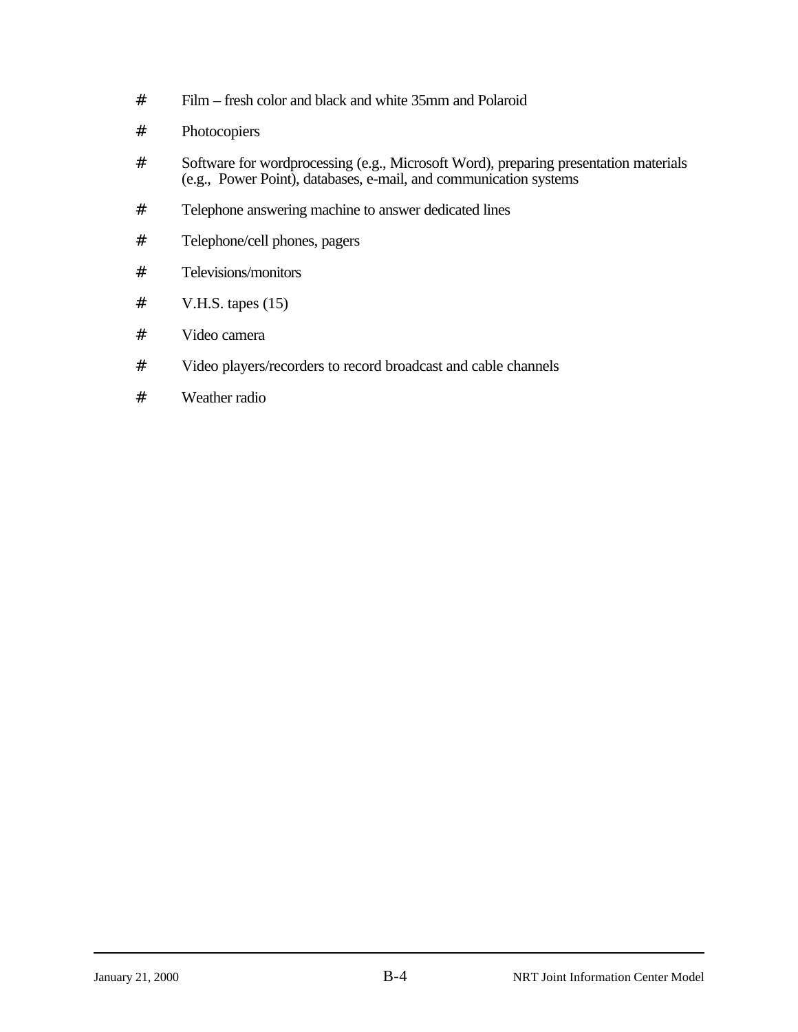- Film – fresh color and black and white 35mm and Polaroid
- Photocopiers
- Software for wordprocessing (e.g., Microsoft Word), preparing presentation materials (e.g., Power Point), databases, e-mail, and communication systems
- Telephone answering machine to answer dedicated lines
- Telephone/cell phones, pagers
- Televisions/monitors
- V.H.S. tapes (15)
- Video camera
- Video players/recorders to record broadcast and cable channels
- Weather radio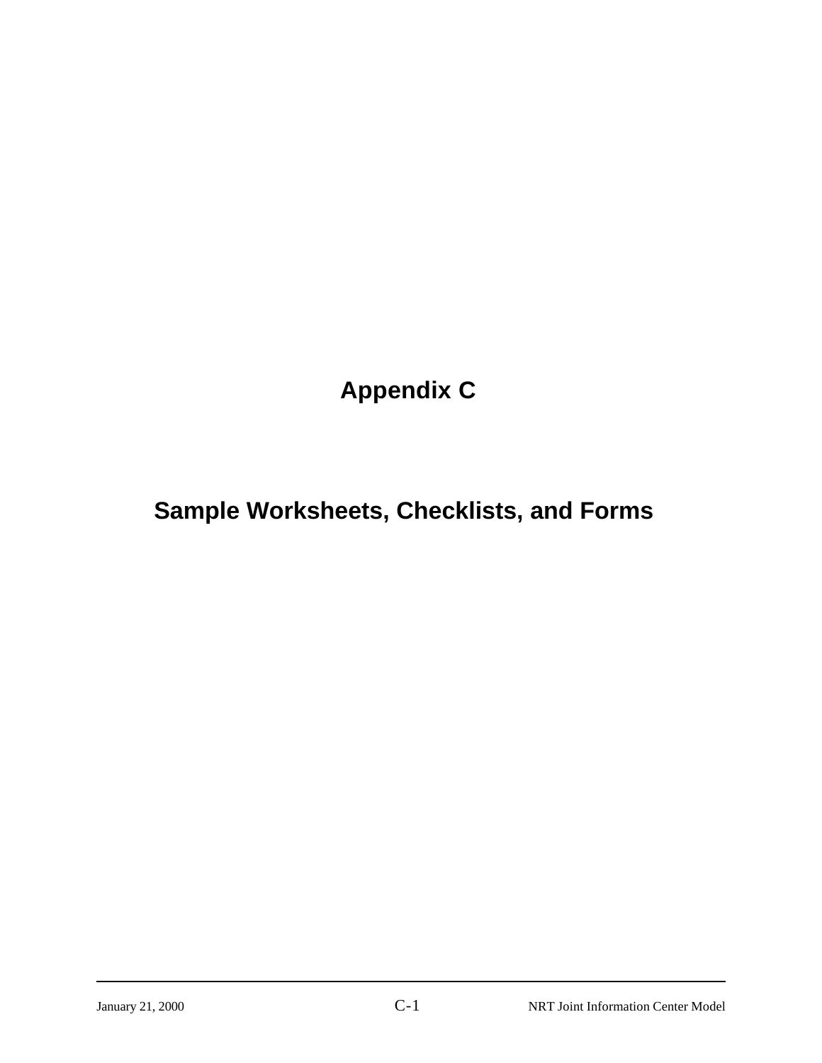# Appendix C

# Sample Worksheets, Checklists, and Forms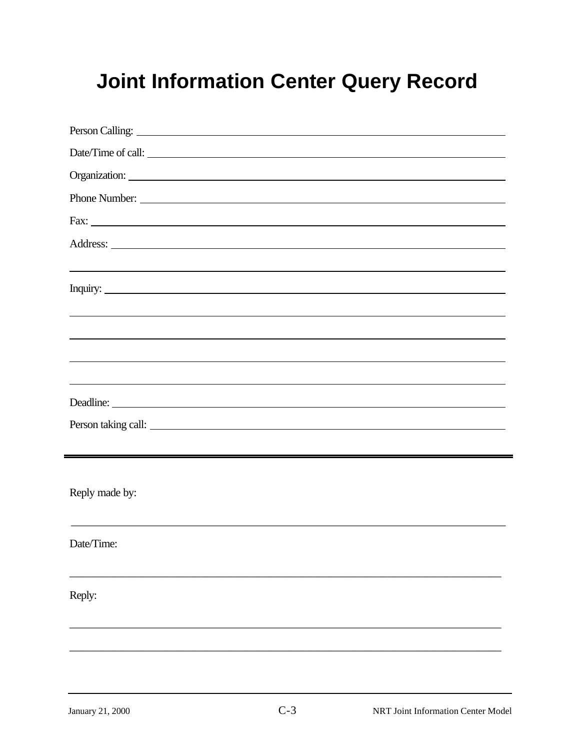# Joint Information Center Query Record

Person Calling: ______________________________________________

Date/Time of call: ____________________________________________

Organization: ________________________________________________

Phone Number: _______________________________________________

Fax: _______________________________________________________

Address: ____________________________________________________

____________________________________________________________

Inquiry: _____________________________________________________

____________________________________________________________

____________________________________________________________

____________________________________________________________

____________________________________________________________

Deadline: ____________________________________________________

Person taking call: _____________________________________________

---

Reply made by:

____________________________________________________________

Date/Time:

____________________________________________________________

Reply:

____________________________________________________________

____________________________________________________________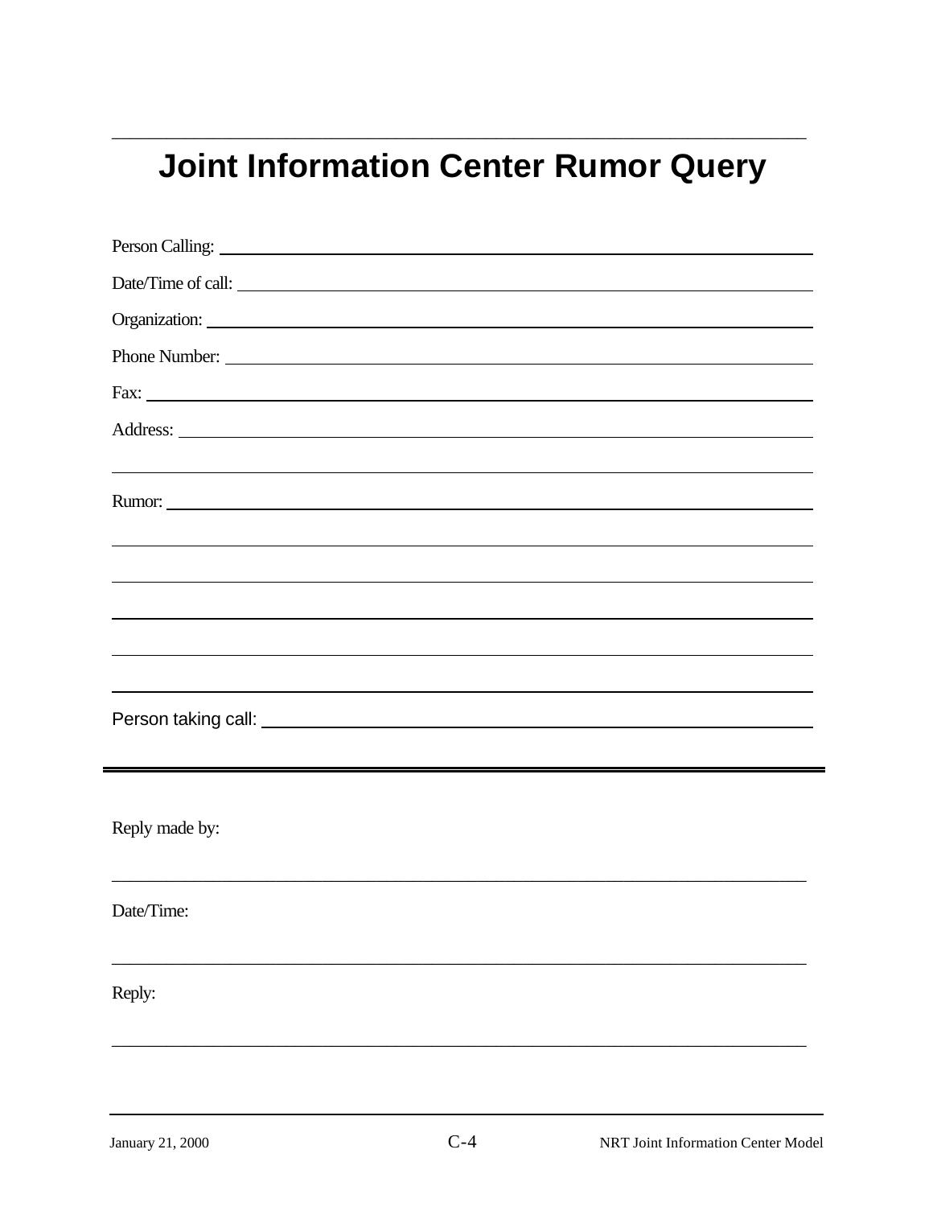# Joint Information Center Rumor Query

Person Calling: ______________________________

Date/Time of call: ______________________________

Organization: ______________________________

Phone Number: ______________________________

Fax: ______________________________

Address: ______________________________

______________________________

Rumor: ______________________________

______________________________

______________________________

______________________________

______________________________

______________________________

Person taking call: ______________________________

---

Reply made by:

______________________________

Date/Time:

______________________________

Reply:

______________________________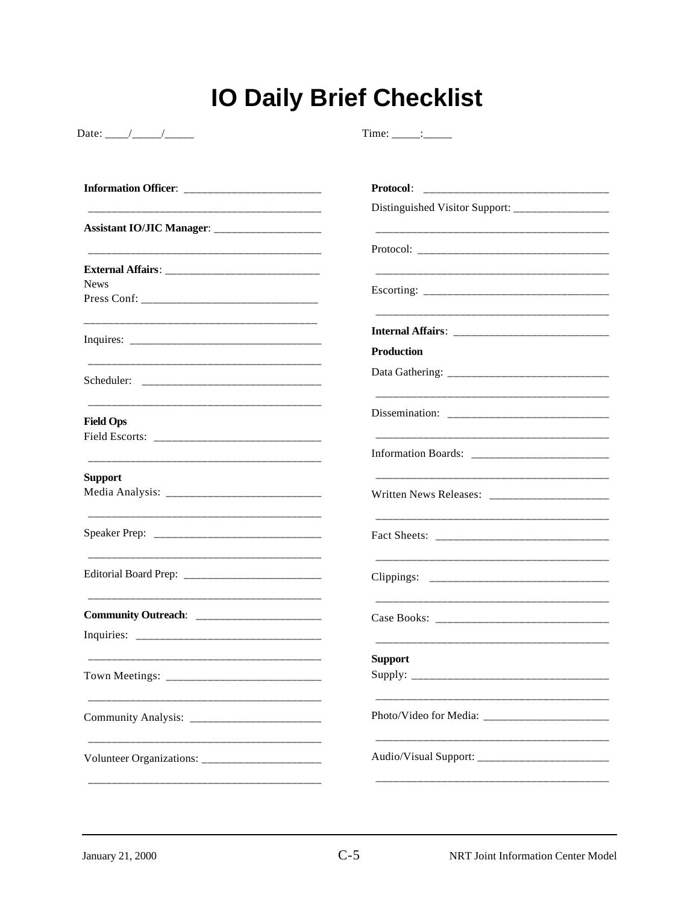# IO Daily Brief Checklist

Date: ____/_____/_____ Time: _____:_____

**Information Officer**: ________________________

__________________________________________

**Assistant IO/JIC Manager**: ___________________

__________________________________________

**External Affairs**: ___________________________

News

Press Conf: ______________________________

__________________________________________

Inquires: _________________________________

__________________________________________

Scheduler: ________________________________

__________________________________________

**Field Ops**

Field Escorts: _____________________________

__________________________________________

**Support**

Media Analysis: ___________________________

__________________________________________

Speaker Prep: _____________________________

__________________________________________

Editorial Board Prep: ________________________

__________________________________________

**Community Outreach**: ______________________

Inquiries: _________________________________

__________________________________________

Town Meetings: ___________________________

__________________________________________

Community Analysis: _______________________

__________________________________________

Volunteer Organizations: _____________________

__________________________________________

**Protocol**: ________________________________

Distinguished Visitor Support: _________________

__________________________________________

Protocol: __________________________________

__________________________________________

Escorting: _________________________________

__________________________________________

**Internal Affairs**: ___________________________

**Production**

Data Gathering: ____________________________

__________________________________________

Dissemination: _____________________________

__________________________________________

Information Boards: _________________________

__________________________________________

Written News Releases: _____________________

__________________________________________

Fact Sheets: _______________________________

__________________________________________

Clippings: ________________________________

__________________________________________

Case Books: _______________________________

__________________________________________

**Support**

Supply: ___________________________________

__________________________________________

Photo/Video for Media: ______________________

__________________________________________

Audio/Visual Support: _______________________

__________________________________________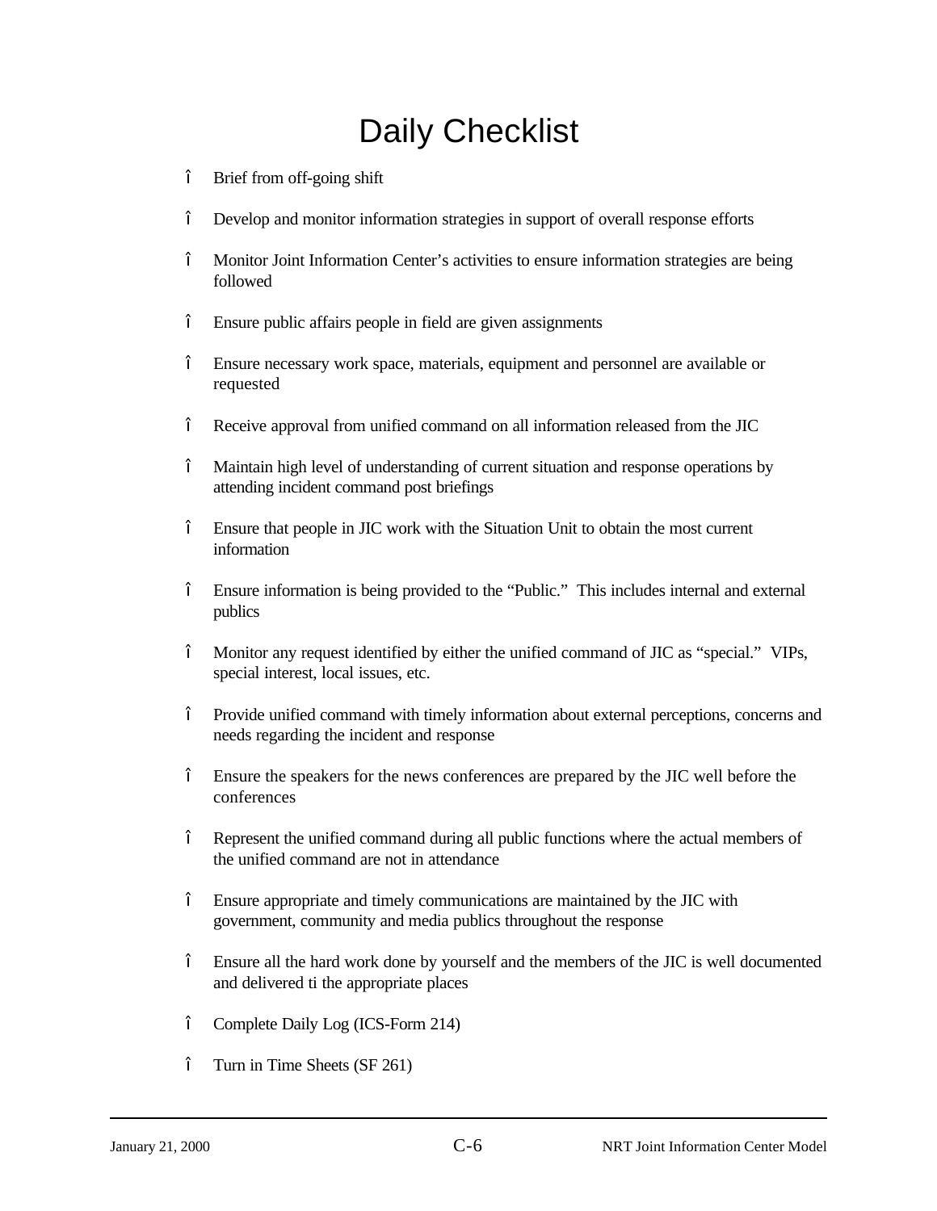# Daily Checklist

- Brief from off-going shift
- Develop and monitor information strategies in support of overall response efforts
- Monitor Joint Information Center's activities to ensure information strategies are being followed
- Ensure public affairs people in field are given assignments
- Ensure necessary work space, materials, equipment and personnel are available or requested
- Receive approval from unified command on all information released from the JIC
- Maintain high level of understanding of current situation and response operations by attending incident command post briefings
- Ensure that people in JIC work with the Situation Unit to obtain the most current information
- Ensure information is being provided to the "Public." This includes internal and external publics
- Monitor any request identified by either the unified command of JIC as "special." VIPs, special interest, local issues, etc.
- Provide unified command with timely information about external perceptions, concerns and needs regarding the incident and response
- Ensure the speakers for the news conferences are prepared by the JIC well before the conferences
- Represent the unified command during all public functions where the actual members of the unified command are not in attendance
- Ensure appropriate and timely communications are maintained by the JIC with government, community and media publics throughout the response
- Ensure all the hard work done by yourself and the members of the JIC is well documented and delivered ti the appropriate places
- Complete Daily Log (ICS-Form 214)
- Turn in Time Sheets (SF 261)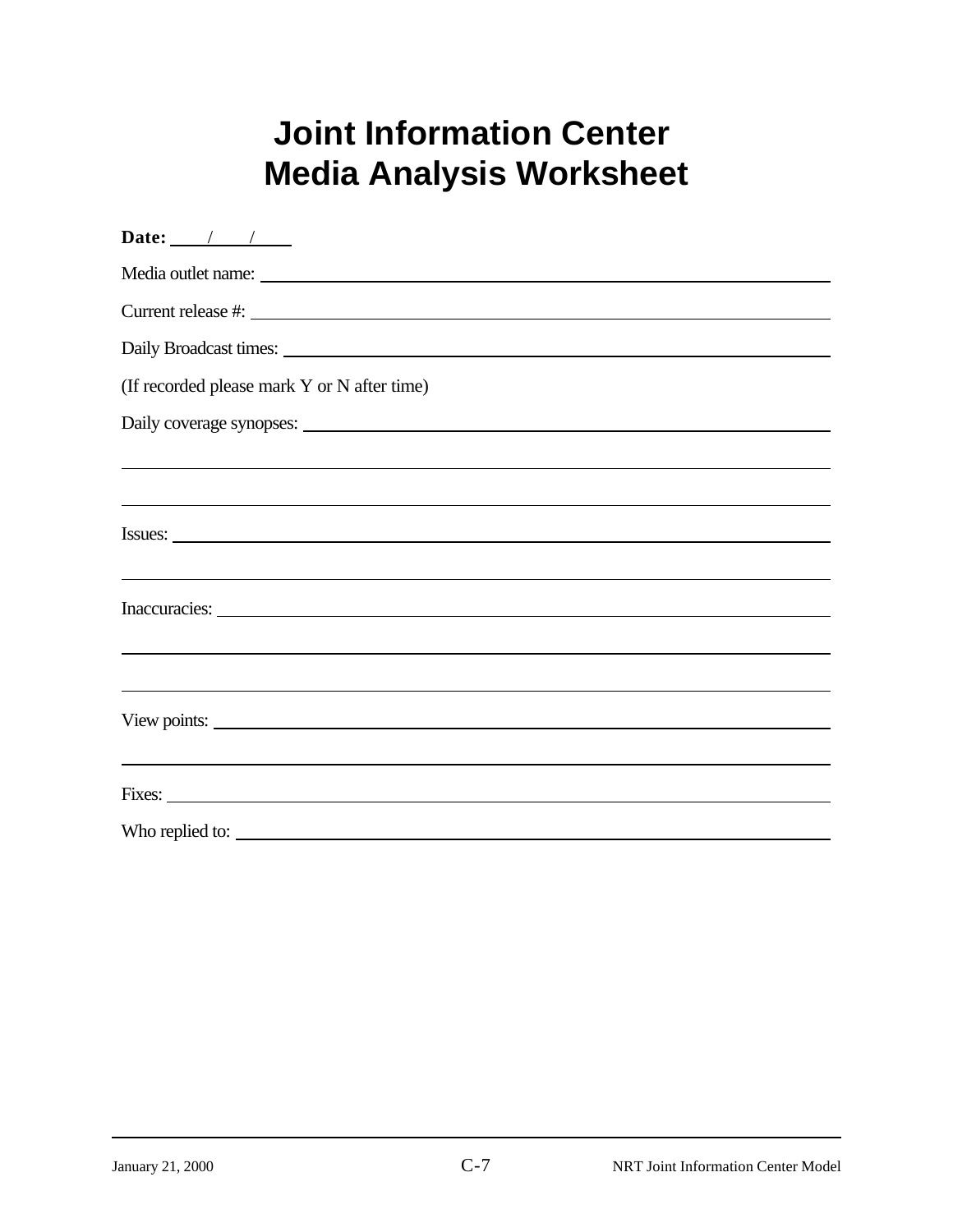# Joint Information Center Media Analysis Worksheet

**Date:** \_\_\_\_/\_\_\_\_/\_\_\_\_

Media outlet name: \_\_\_\_\_\_\_\_\_\_\_\_\_\_\_\_\_\_\_\_\_\_\_\_\_\_\_\_\_\_\_\_\_\_\_\_\_\_\_\_

Current release #: \_\_\_\_\_\_\_\_\_\_\_\_\_\_\_\_\_\_\_\_\_\_\_\_\_\_\_\_\_\_\_\_\_\_\_\_\_\_\_\_

Daily Broadcast times: \_\_\_\_\_\_\_\_\_\_\_\_\_\_\_\_\_\_\_\_\_\_\_\_\_\_\_\_\_\_\_\_\_\_\_\_\_\_\_\_

(If recorded please mark Y or N after time)

Daily coverage synopses: \_\_\_\_\_\_\_\_\_\_\_\_\_\_\_\_\_\_\_\_\_\_\_\_\_\_\_\_\_\_\_\_\_\_\_\_\_\_\_\_

\_\_\_\_\_\_\_\_\_\_\_\_\_\_\_\_\_\_\_\_\_\_\_\_\_\_\_\_\_\_\_\_\_\_\_\_\_\_\_\_\_\_\_\_\_\_\_\_\_\_\_\_\_\_\_\_

\_\_\_\_\_\_\_\_\_\_\_\_\_\_\_\_\_\_\_\_\_\_\_\_\_\_\_\_\_\_\_\_\_\_\_\_\_\_\_\_\_\_\_\_\_\_\_\_\_\_\_\_\_\_\_\_

Issues: \_\_\_\_\_\_\_\_\_\_\_\_\_\_\_\_\_\_\_\_\_\_\_\_\_\_\_\_\_\_\_\_\_\_\_\_\_\_\_\_\_\_\_\_\_\_\_\_

\_\_\_\_\_\_\_\_\_\_\_\_\_\_\_\_\_\_\_\_\_\_\_\_\_\_\_\_\_\_\_\_\_\_\_\_\_\_\_\_\_\_\_\_\_\_\_\_\_\_\_\_\_\_\_\_

Inaccuracies: \_\_\_\_\_\_\_\_\_\_\_\_\_\_\_\_\_\_\_\_\_\_\_\_\_\_\_\_\_\_\_\_\_\_\_\_\_\_\_\_\_\_\_\_

\_\_\_\_\_\_\_\_\_\_\_\_\_\_\_\_\_\_\_\_\_\_\_\_\_\_\_\_\_\_\_\_\_\_\_\_\_\_\_\_\_\_\_\_\_\_\_\_\_\_\_\_\_\_\_\_

\_\_\_\_\_\_\_\_\_\_\_\_\_\_\_\_\_\_\_\_\_\_\_\_\_\_\_\_\_\_\_\_\_\_\_\_\_\_\_\_\_\_\_\_\_\_\_\_\_\_\_\_\_\_\_\_

View points: \_\_\_\_\_\_\_\_\_\_\_\_\_\_\_\_\_\_\_\_\_\_\_\_\_\_\_\_\_\_\_\_\_\_\_\_\_\_\_\_\_\_\_\_

\_\_\_\_\_\_\_\_\_\_\_\_\_\_\_\_\_\_\_\_\_\_\_\_\_\_\_\_\_\_\_\_\_\_\_\_\_\_\_\_\_\_\_\_\_\_\_\_\_\_\_\_\_\_\_\_

Fixes: \_\_\_\_\_\_\_\_\_\_\_\_\_\_\_\_\_\_\_\_\_\_\_\_\_\_\_\_\_\_\_\_\_\_\_\_\_\_\_\_\_\_\_\_\_\_\_\_

Who replied to: \_\_\_\_\_\_\_\_\_\_\_\_\_\_\_\_\_\_\_\_\_\_\_\_\_\_\_\_\_\_\_\_\_\_\_\_\_\_\_\_\_\_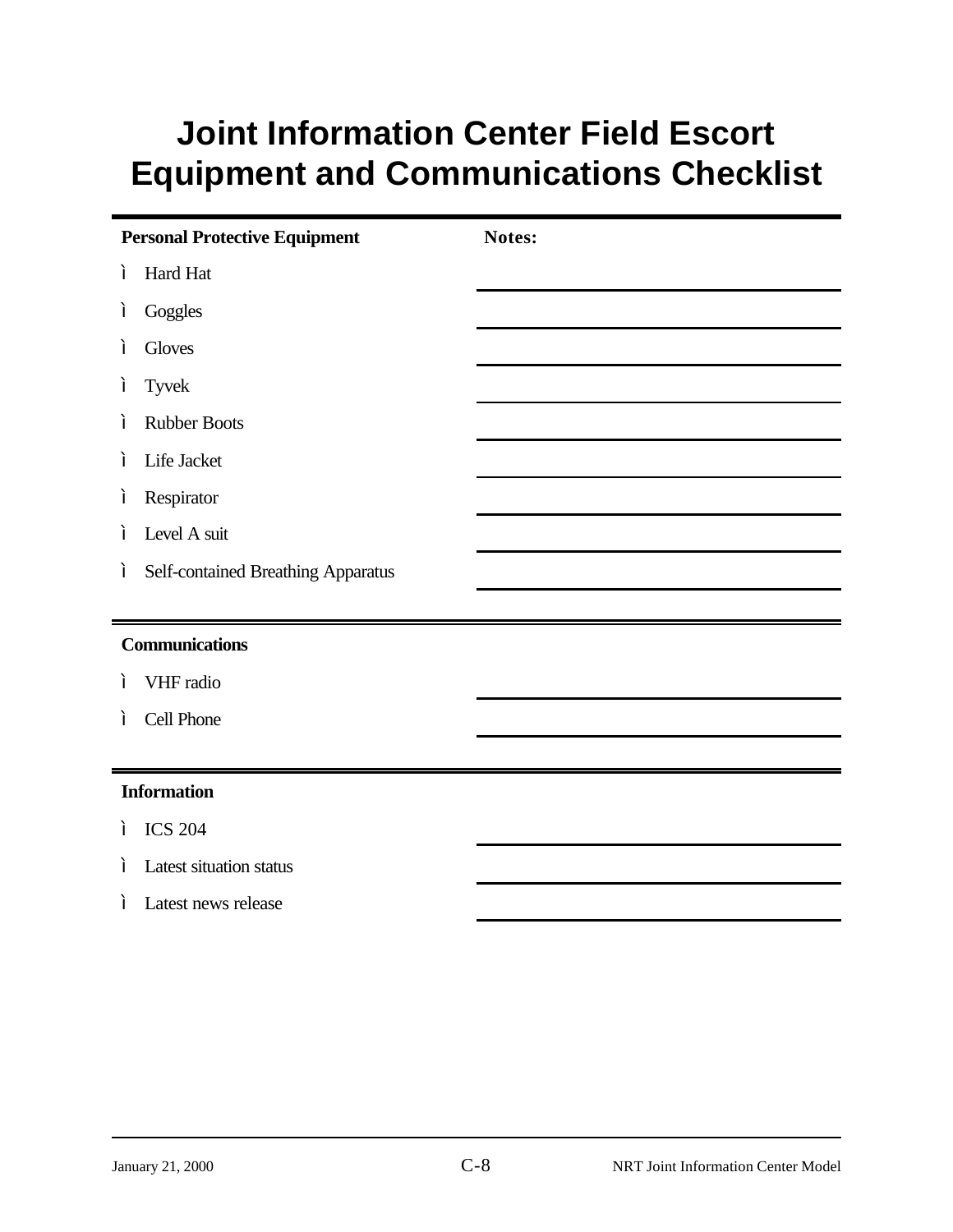# Joint Information Center Field Escort Equipment and Communications Checklist

**Personal Protective Equipment** | **Notes:**

- Hard Hat ____________________
- Goggles ____________________
- Gloves ____________________
- Tyvek ____________________
- Rubber Boots ____________________
- Life Jacket ____________________
- Respirator ____________________
- Level A suit ____________________
- Self-contained Breathing Apparatus ____________________

**Communications**

- VHF radio ____________________
- Cell Phone ____________________

**Information**

- ICS 204 ____________________
- Latest situation status ____________________
- Latest news release ____________________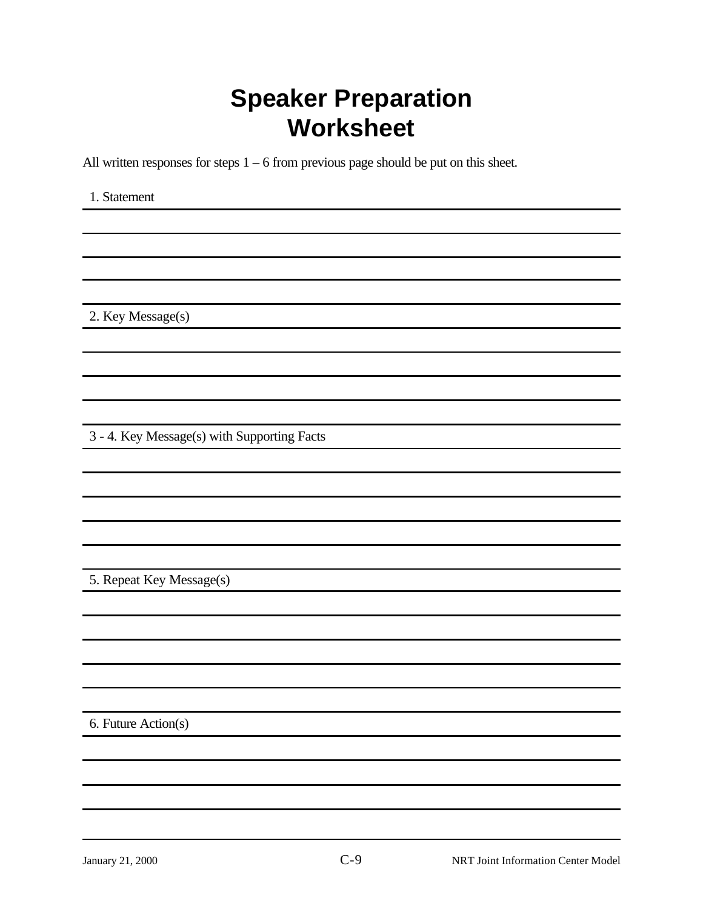# Speaker Preparation Worksheet

All written responses for steps 1 – 6 from previous page should be put on this sheet.

1. Statement

2. Key Message(s)

3 - 4. Key Message(s) with Supporting Facts

5. Repeat Key Message(s)

6. Future Action(s)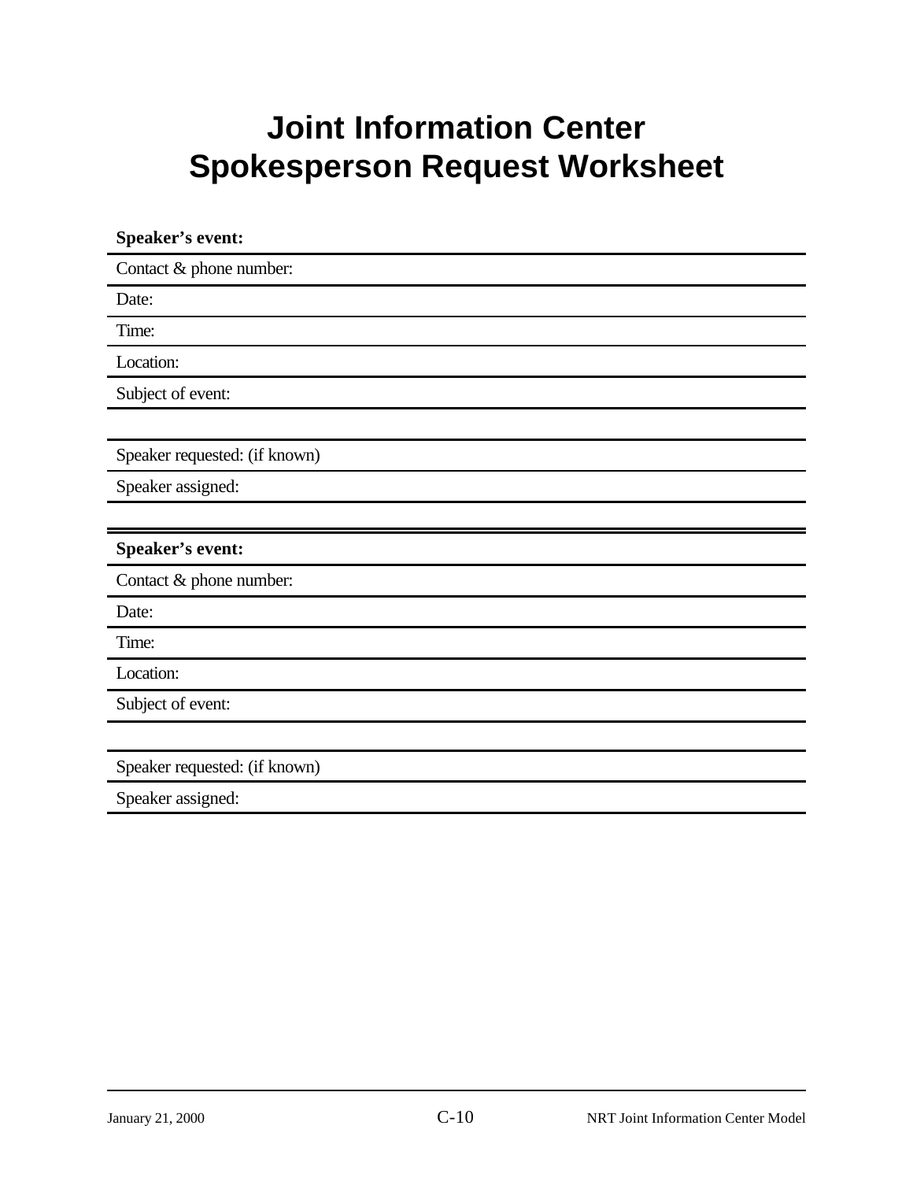# Joint Information Center Spokesperson Request Worksheet

**Speaker's event:**

Contact & phone number:

Date:

Time:

Location:

Subject of event:

Speaker requested: (if known)

Speaker assigned:

---

**Speaker's event:**

Contact & phone number:

Date:

Time:

Location:

Subject of event:

Speaker requested: (if known)

Speaker assigned: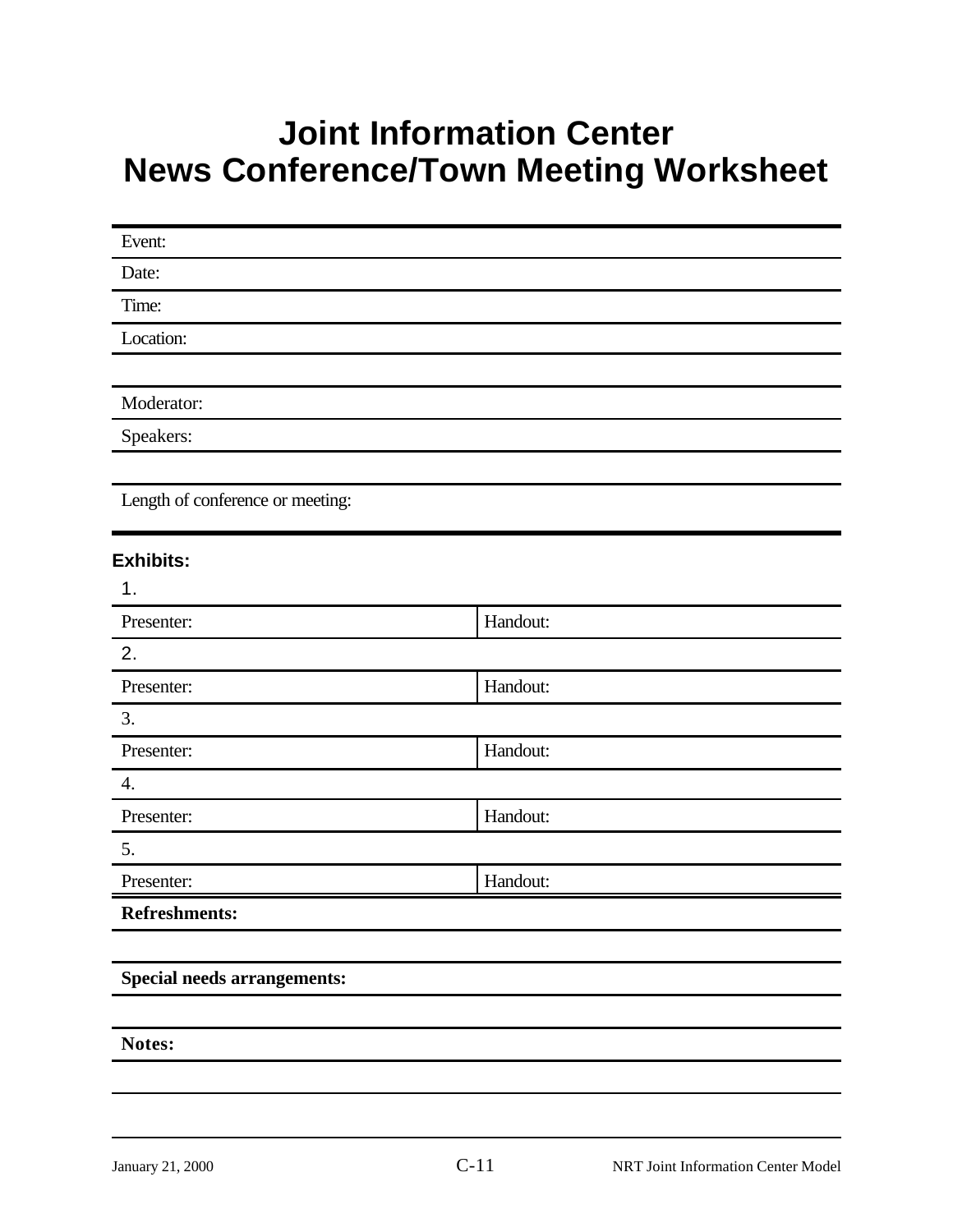# Joint Information Center
# News Conference/Town Meeting Worksheet

Event:

Date:

Time:

Location:

Moderator:

Speakers:

Length of conference or meeting:

**Exhibits:**

1.

| Presenter: | Handout: |
|---|---|

2.

| Presenter: | Handout: |
|---|---|

3.

| Presenter: | Handout: |
|---|---|

4.

| Presenter: | Handout: |
|---|---|

5.

| Presenter: | Handout: |
|---|---|

**Refreshments:**

**Special needs arrangements:**

**Notes:**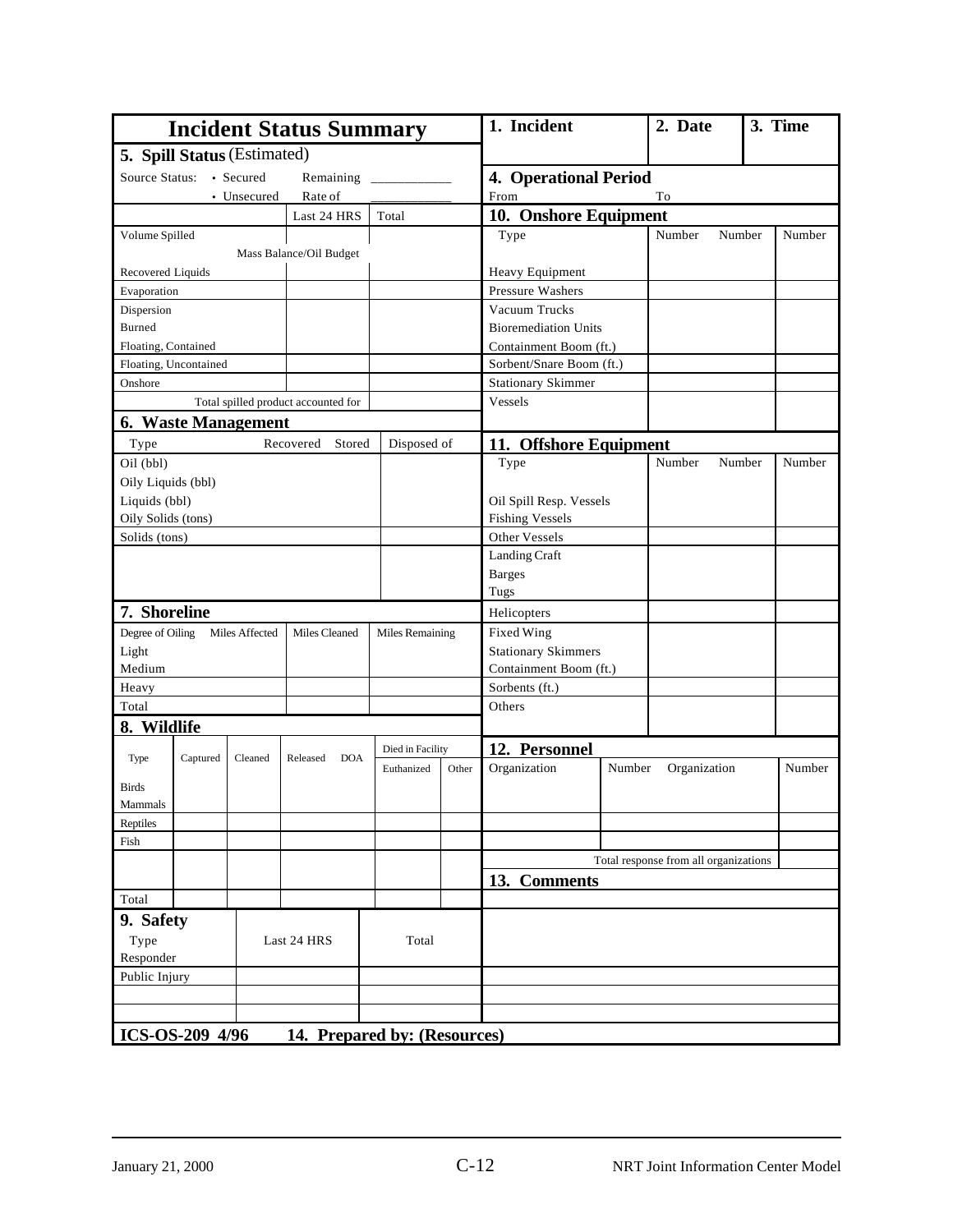# Incident Status Summary

| 1. Incident | 2. Date | 3. Time |
|---|---|---|
| | | |

## 4. Operational Period

From | To

## 5. Spill Status (Estimated)

Source Status: • Secured • Unsecured — Remaining ___________ Rate of ___________

| | Last 24 HRS | Total |
|---|---|---|
| Volume Spilled | | |
| **Mass Balance/Oil Budget** | | |
| Recovered Liquids | | |
| Evaporation | | |
| Dispersion | | |
| Burned | | |
| Floating, Contained | | |
| Floating, Uncontained | | |
| Onshore | | |
| Total spilled product accounted for | | |

## 6. Waste Management

| Type | Recovered | Stored | Disposed of |
|---|---|---|---|
| Oil (bbl) | | | |
| Oily Liquids (bbl) | | | |
| Liquids (bbl) | | | |
| Oily Solids (tons) | | | |
| Solids (tons) | | | |
| | | | |

## 7. Shoreline

| Degree of Oiling | Miles Affected | Miles Cleaned | Miles Remaining |
|---|---|---|---|
| Light | | | |
| Medium | | | |
| Heavy | | | |
| Total | | | |

## 8. Wildlife

| Type | Captured | Cleaned | Released | DOA | Died in Facility | |
|---|---|---|---|---|---|---|
| | | | | | Euthanized | Other |
| Birds | | | | | | |
| Mammals | | | | | | |
| Reptiles | | | | | | |
| Fish | | | | | | |
| | | | | | | |
| Total | | | | | | |

## 9. Safety

| Type | Last 24 HRS | Total |
|---|---|---|
| Responder | | |
| Public Injury | | |
| | | |
| | | |

## 10. Onshore Equipment

| Type | Number | Number | Number |
|---|---|---|---|
| Heavy Equipment | | | |
| Pressure Washers | | | |
| Vacuum Trucks | | | |
| Bioremediation Units | | | |
| Containment Boom (ft.) | | | |
| Sorbent/Snare Boom (ft.) | | | |
| Stationary Skimmer | | | |
| Vessels | | | |

## 11. Offshore Equipment

| Type | Number | Number | Number |
|---|---|---|---|
| Oil Spill Resp. Vessels | | | |
| Fishing Vessels | | | |
| Other Vessels | | | |
| Landing Craft | | | |
| Barges | | | |
| Tugs | | | |
| Helicopters | | | |
| Fixed Wing | | | |
| Stationary Skimmers | | | |
| Containment Boom (ft.) | | | |
| Sorbents (ft.) | | | |
| Others | | | |

## 12. Personnel

| Organization | Number | Organization | Number |
|---|---|---|---|
| | | | |
| | | | |
| | | | |
| | | Total response from all organizations | |

## 13. Comments

**ICS-OS-209 4/96** **14. Prepared by: (Resources)**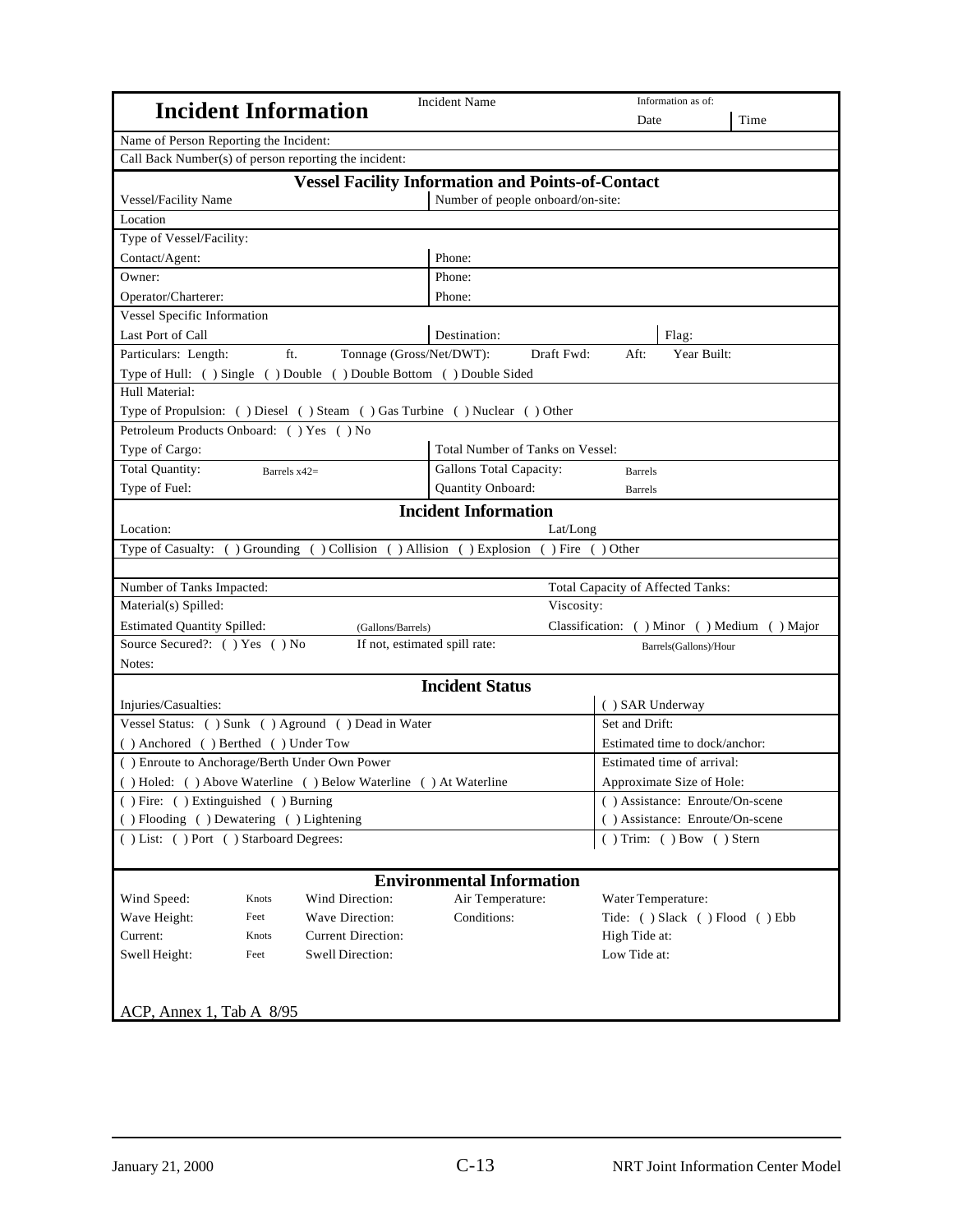# Incident Information

| Incident Name | Information as of: Date | Time |
|---|---|---|

Name of Person Reporting the Incident:

Call Back Number(s) of person reporting the incident:

## Vessel Facility Information and Points-of-Contact

| Vessel/Facility Name | Number of people onboard/on-site: |
|---|---|
| Location | |
| Type of Vessel/Facility: | |
| Contact/Agent: | Phone: |
| Owner: | Phone: |
| Operator/Charterer: | Phone: |

Vessel Specific Information

| Last Port of Call | Destination: | Flag: |
|---|---|---|

Particulars: Length: ft. Tonnage (Gross/Net/DWT): Draft Fwd: Aft: Year Built:

Type of Hull: ( ) Single ( ) Double ( ) Double Bottom ( ) Double Sided

Hull Material:

Type of Propulsion: ( ) Diesel ( ) Steam ( ) Gas Turbine ( ) Nuclear ( ) Other

Petroleum Products Onboard: ( ) Yes ( ) No

| Type of Cargo: | Total Number of Tanks on Vessel: |
|---|---|
| Total Quantity: Barrels x42= | Gallons Total Capacity: Barrels |
| Type of Fuel: | Quantity Onboard: Barrels |

## Incident Information

Location: Lat/Long

Type of Casualty: ( ) Grounding ( ) Collision ( ) Allision ( ) Explosion ( ) Fire ( ) Other

| Number of Tanks Impacted: | Total Capacity of Affected Tanks: |
|---|---|
| Material(s) Spilled: | Viscosity: |
| Estimated Quantity Spilled: (Gallons/Barrels) | Classification: ( ) Minor ( ) Medium ( ) Major |
| Source Secured?: ( ) Yes ( ) No If not, estimated spill rate: | Barrels(Gallons)/Hour |

Notes:

## Incident Status

| Injuries/Casualties: | ( ) SAR Underway |
|---|---|
| Vessel Status: ( ) Sunk ( ) Aground ( ) Dead in Water | Set and Drift: |
| ( ) Anchored ( ) Berthed ( ) Under Tow | Estimated time to dock/anchor: |
| ( ) Enroute to Anchorage/Berth Under Own Power | Estimated time of arrival: |
| ( ) Holed: ( ) Above Waterline ( ) Below Waterline ( ) At Waterline | Approximate Size of Hole: |
| ( ) Fire: ( ) Extinguished ( ) Burning | ( ) Assistance: Enroute/On-scene |
| ( ) Flooding ( ) Dewatering ( ) Lightening | ( ) Assistance: Enroute/On-scene |
| ( ) List: ( ) Port ( ) Starboard Degrees: | ( ) Trim: ( ) Bow ( ) Stern |

## Environmental Information

| | | | | |
|---|---|---|---|---|
| Wind Speed: Knots | Wind Direction: | Air Temperature: | Water Temperature: |
| Wave Height: Feet | Wave Direction: | Conditions: | Tide: ( ) Slack ( ) Flood ( ) Ebb |
| Current: Knots | Current Direction: | | High Tide at: |
| Swell Height: Feet | Swell Direction: | | Low Tide at: |

ACP, Annex 1, Tab A 8/95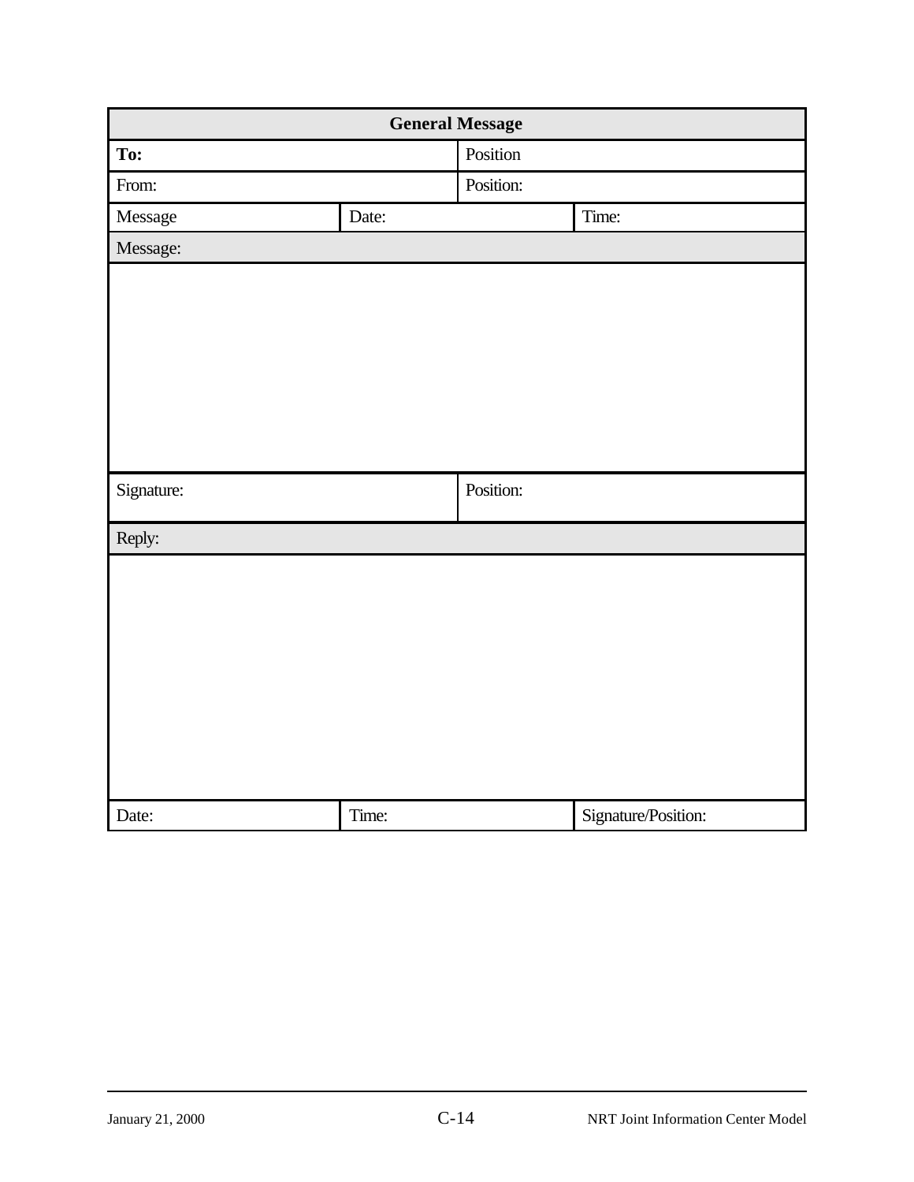| General Message | | | |
|---|---|---|---|
| **To:** | | Position | |
| From: | | Position: | |
| Message | Date: | | Time: |
| Message: | | | |
| | | | |
| Signature: | | Position: | |
| Reply: | | | |
| | | | |
| Date: | Time: | | Signature/Position: |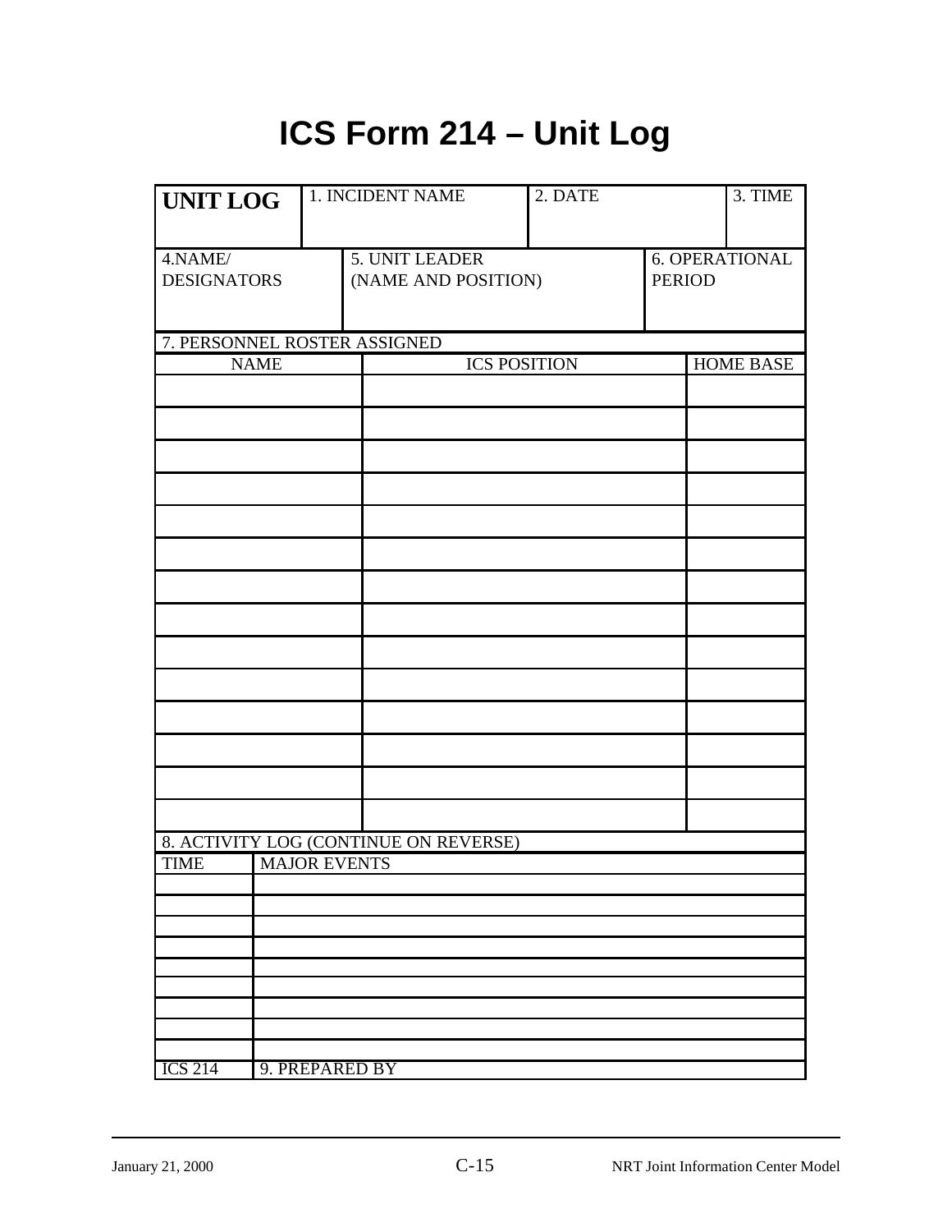# ICS Form 214 – Unit Log

| **UNIT LOG** | 1. INCIDENT NAME | 2. DATE | 3. TIME |
|---|---|---|---|
| | | | |

| 4.NAME/ DESIGNATORS | 5. UNIT LEADER (NAME AND POSITION) | 6. OPERATIONAL PERIOD |
|---|---|---|
| | | |

7. PERSONNEL ROSTER ASSIGNED

| NAME | ICS POSITION | HOME BASE |
|---|---|---|
| | | |
| | | |
| | | |
| | | |
| | | |
| | | |
| | | |
| | | |
| | | |
| | | |
| | | |
| | | |
| | | |
| | | |

8. ACTIVITY LOG (CONTINUE ON REVERSE)

| TIME | MAJOR EVENTS |
|---|---|
| | |
| | |
| | |
| | |
| | |
| | |
| | |
| | |
| | |
| ICS 214 | 9. PREPARED BY |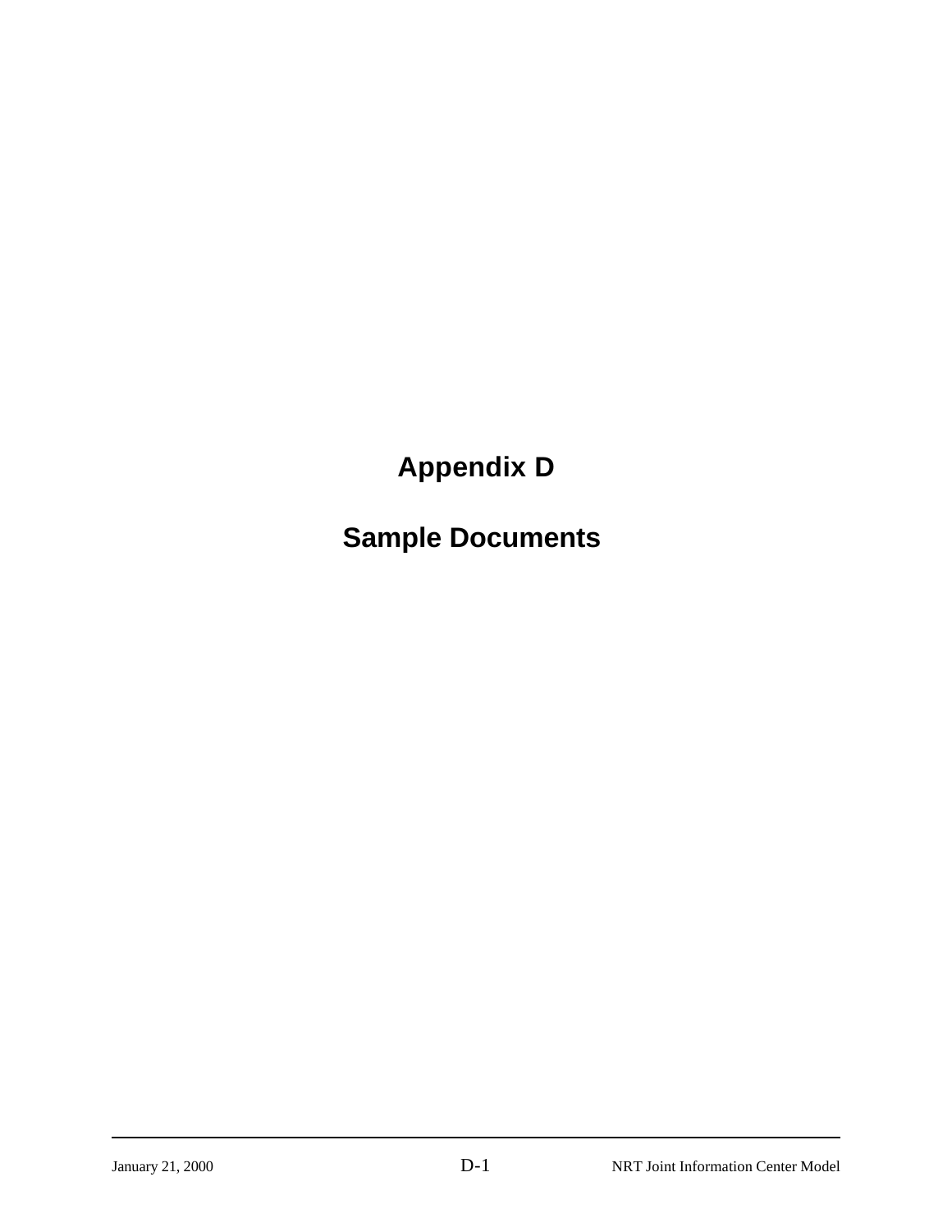# Appendix D

# Sample Documents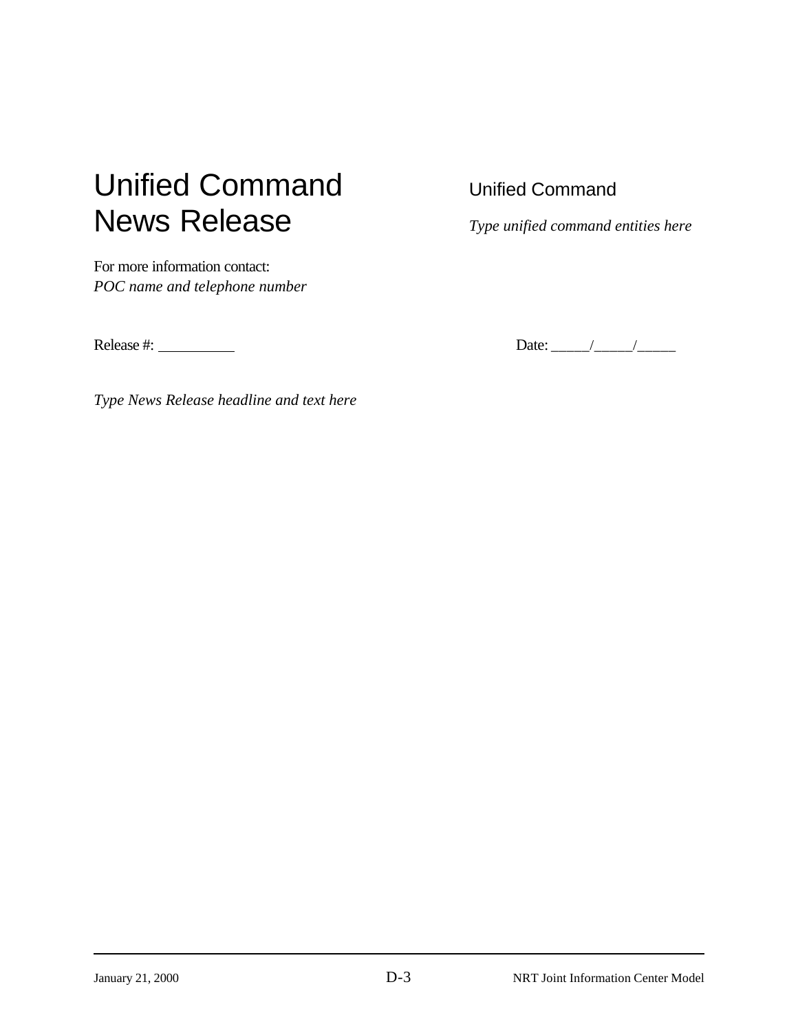# Unified Command News Release

Unified Command

*Type unified command entities here*

For more information contact:
*POC name and telephone number*

Release #: __________

Date: _____/_____/_____

*Type News Release headline and text here*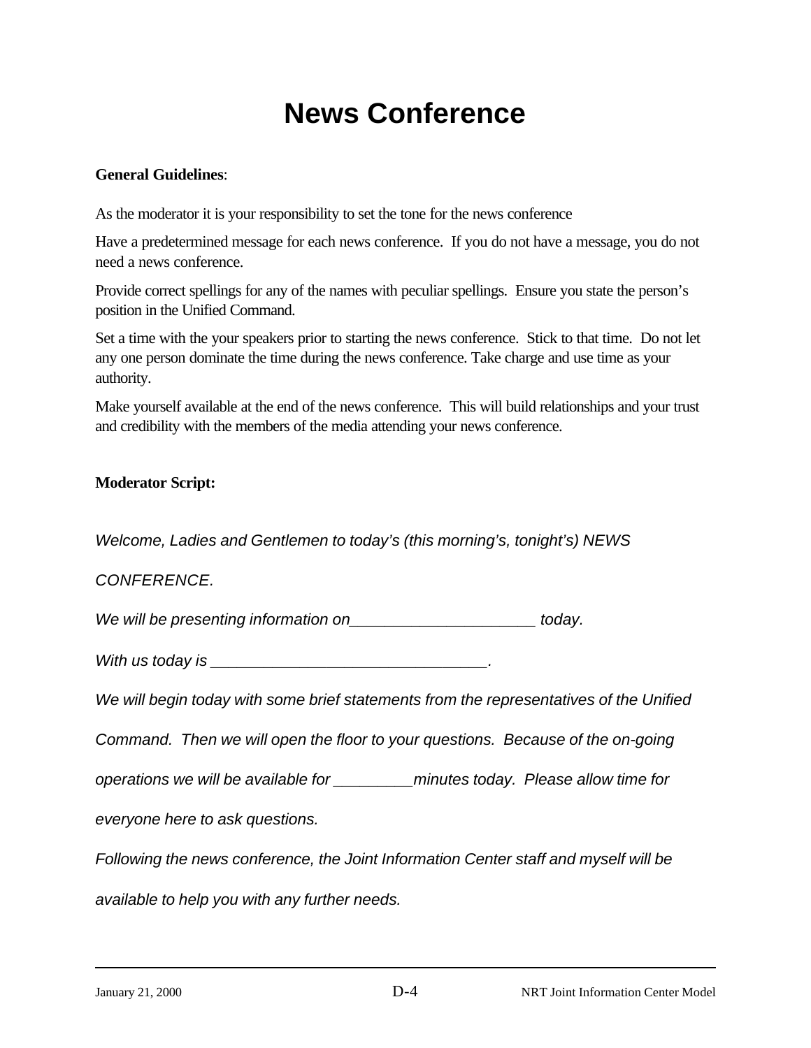# News Conference

**General Guidelines**:

As the moderator it is your responsibility to set the tone for the news conference

Have a predetermined message for each news conference. If you do not have a message, you do not need a news conference.

Provide correct spellings for any of the names with peculiar spellings. Ensure you state the person's position in the Unified Command.

Set a time with the your speakers prior to starting the news conference. Stick to that time. Do not let any one person dominate the time during the news conference. Take charge and use time as your authority.

Make yourself available at the end of the news conference. This will build relationships and your trust and credibility with the members of the media attending your news conference.

**Moderator Script:**

*Welcome, Ladies and Gentlemen to today's (this morning's, tonight's) NEWS CONFERENCE.*

*We will be presenting information on_____________________ today.*

*With us today is _______________________________.*

*We will begin today with some brief statements from the representatives of the Unified Command. Then we will open the floor to your questions. Because of the on-going operations we will be available for _________minutes today. Please allow time for everyone here to ask questions.*

*Following the news conference, the Joint Information Center staff and myself will be available to help you with any further needs.*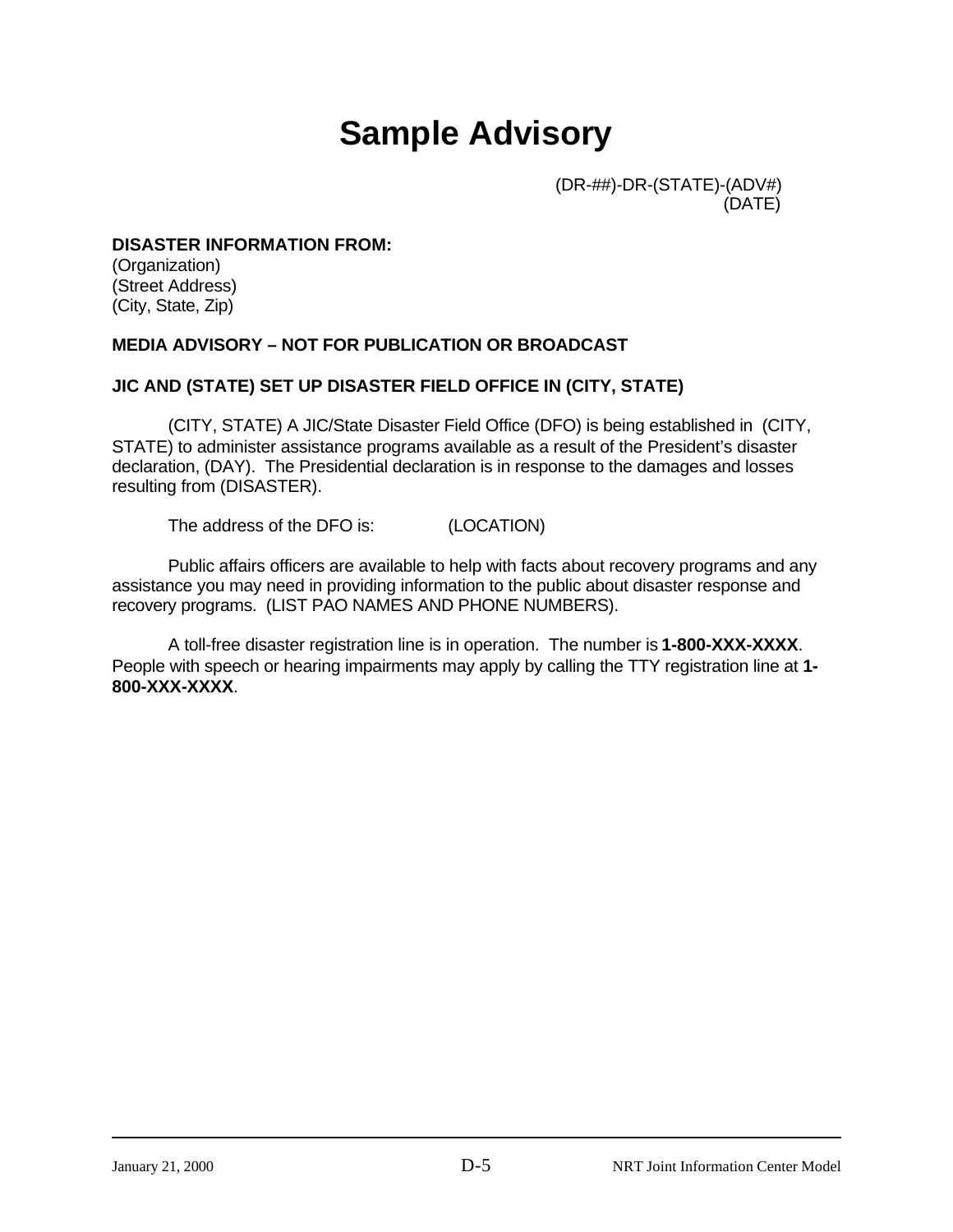# Sample Advisory

(DR-##)-DR-(STATE)-(ADV#)
(DATE)

**DISASTER INFORMATION FROM:**
(Organization)
(Street Address)
(City, State, Zip)

**MEDIA ADVISORY – NOT FOR PUBLICATION OR BROADCAST**

**JIC AND (STATE) SET UP DISASTER FIELD OFFICE IN (CITY, STATE)**

(CITY, STATE) A JIC/State Disaster Field Office (DFO) is being established in (CITY, STATE) to administer assistance programs available as a result of the President's disaster declaration, (DAY). The Presidential declaration is in response to the damages and losses resulting from (DISASTER).

The address of the DFO is: (LOCATION)

Public affairs officers are available to help with facts about recovery programs and any assistance you may need in providing information to the public about disaster response and recovery programs. (LIST PAO NAMES AND PHONE NUMBERS).

A toll-free disaster registration line is in operation. The number is **1-800-XXX-XXXX**. People with speech or hearing impairments may apply by calling the TTY registration line at **1-800-XXX-XXXX**.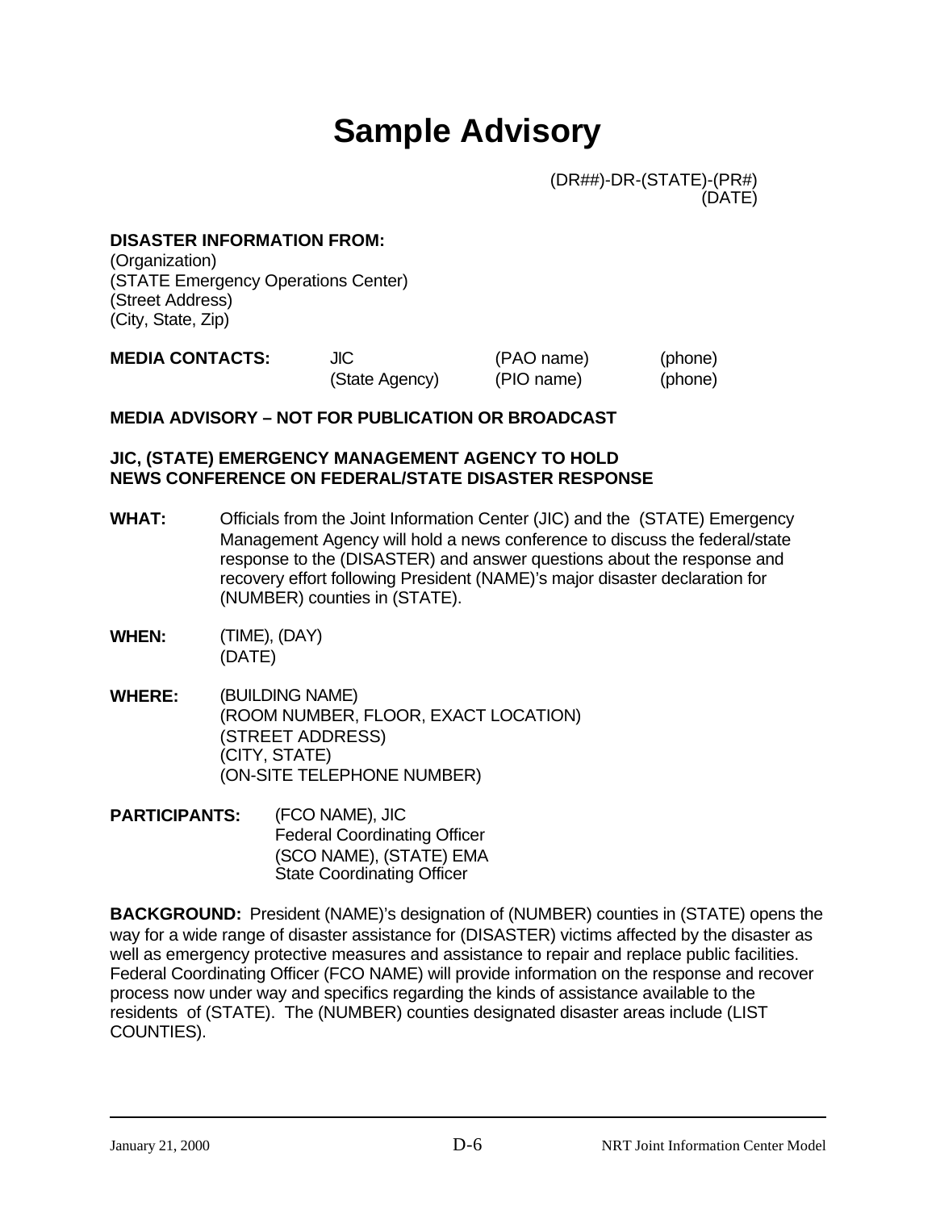# Sample Advisory

(DR##)-DR-(STATE)-(PR#)
(DATE)

**DISASTER INFORMATION FROM:**
(Organization)
(STATE Emergency Operations Center)
(Street Address)
(City, State, Zip)

| **MEDIA CONTACTS:** | JIC | (PAO name) | (phone) |
|---|---|---|---|
| | (State Agency) | (PIO name) | (phone) |

**MEDIA ADVISORY – NOT FOR PUBLICATION OR BROADCAST**

**JIC, (STATE) EMERGENCY MANAGEMENT AGENCY TO HOLD NEWS CONFERENCE ON FEDERAL/STATE DISASTER RESPONSE**

**WHAT:** Officials from the Joint Information Center (JIC) and the (STATE) Emergency Management Agency will hold a news conference to discuss the federal/state response to the (DISASTER) and answer questions about the response and recovery effort following President (NAME)'s major disaster declaration for (NUMBER) counties in (STATE).

**WHEN:** (TIME), (DAY)
(DATE)

**WHERE:** (BUILDING NAME)
(ROOM NUMBER, FLOOR, EXACT LOCATION)
(STREET ADDRESS)
(CITY, STATE)
(ON-SITE TELEPHONE NUMBER)

**PARTICIPANTS:** (FCO NAME), JIC
Federal Coordinating Officer
(SCO NAME), (STATE) EMA
State Coordinating Officer

**BACKGROUND:** President (NAME)'s designation of (NUMBER) counties in (STATE) opens the way for a wide range of disaster assistance for (DISASTER) victims affected by the disaster as well as emergency protective measures and assistance to repair and replace public facilities. Federal Coordinating Officer (FCO NAME) will provide information on the response and recover process now under way and specifics regarding the kinds of assistance available to the residents of (STATE). The (NUMBER) counties designated disaster areas include (LIST COUNTIES).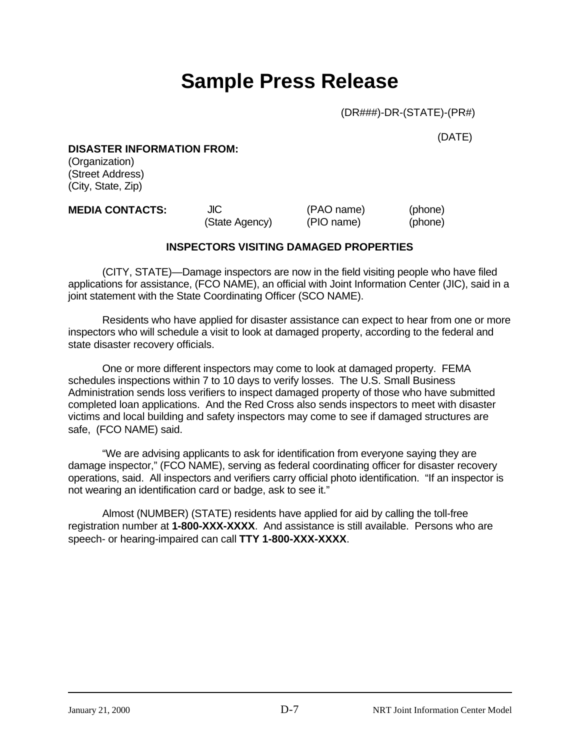# Sample Press Release

(DR###)-DR-(STATE)-(PR#)

(DATE)

**DISASTER INFORMATION FROM:**
(Organization)
(Street Address)
(City, State, Zip)

| **MEDIA CONTACTS:** | JIC | (PAO name) | (phone) |
|---|---|---|---|
| | (State Agency) | (PIO name) | (phone) |

**INSPECTORS VISITING DAMAGED PROPERTIES**

(CITY, STATE)—Damage inspectors are now in the field visiting people who have filed applications for assistance, (FCO NAME), an official with Joint Information Center (JIC), said in a joint statement with the State Coordinating Officer (SCO NAME).

Residents who have applied for disaster assistance can expect to hear from one or more inspectors who will schedule a visit to look at damaged property, according to the federal and state disaster recovery officials.

One or more different inspectors may come to look at damaged property. FEMA schedules inspections within 7 to 10 days to verify losses. The U.S. Small Business Administration sends loss verifiers to inspect damaged property of those who have submitted completed loan applications. And the Red Cross also sends inspectors to meet with disaster victims and local building and safety inspectors may come to see if damaged structures are safe, (FCO NAME) said.

"We are advising applicants to ask for identification from everyone saying they are damage inspector," (FCO NAME), serving as federal coordinating officer for disaster recovery operations, said. All inspectors and verifiers carry official photo identification. "If an inspector is not wearing an identification card or badge, ask to see it."

Almost (NUMBER) (STATE) residents have applied for aid by calling the toll-free registration number at **1-800-XXX-XXXX**. And assistance is still available. Persons who are speech- or hearing-impaired can call **TTY 1-800-XXX-XXXX**.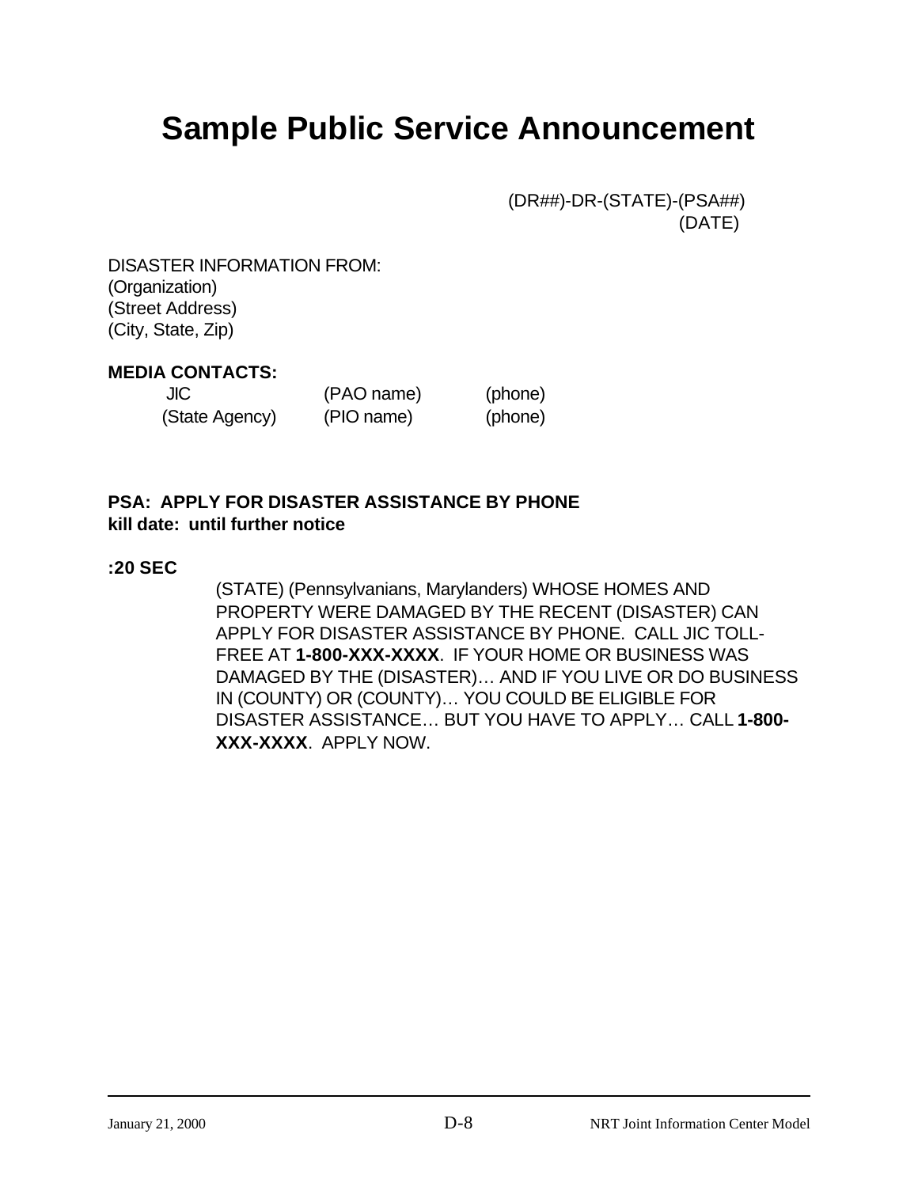# Sample Public Service Announcement

(DR##)-DR-(STATE)-(PSA##)
(DATE)

DISASTER INFORMATION FROM:
(Organization)
(Street Address)
(City, State, Zip)

**MEDIA CONTACTS:**

| | | |
|---|---|---|
| JIC | (PAO name) | (phone) |
| (State Agency) | (PIO name) | (phone) |

**PSA: APPLY FOR DISASTER ASSISTANCE BY PHONE**
**kill date: until further notice**

**:20 SEC**

(STATE) (Pennsylvanians, Marylanders) WHOSE HOMES AND PROPERTY WERE DAMAGED BY THE RECENT (DISASTER) CAN APPLY FOR DISASTER ASSISTANCE BY PHONE. CALL JIC TOLL-FREE AT **1-800-XXX-XXXX**. IF YOUR HOME OR BUSINESS WAS DAMAGED BY THE (DISASTER)… AND IF YOU LIVE OR DO BUSINESS IN (COUNTY) OR (COUNTY)… YOU COULD BE ELIGIBLE FOR DISASTER ASSISTANCE… BUT YOU HAVE TO APPLY… CALL **1-800-XXX-XXXX**. APPLY NOW.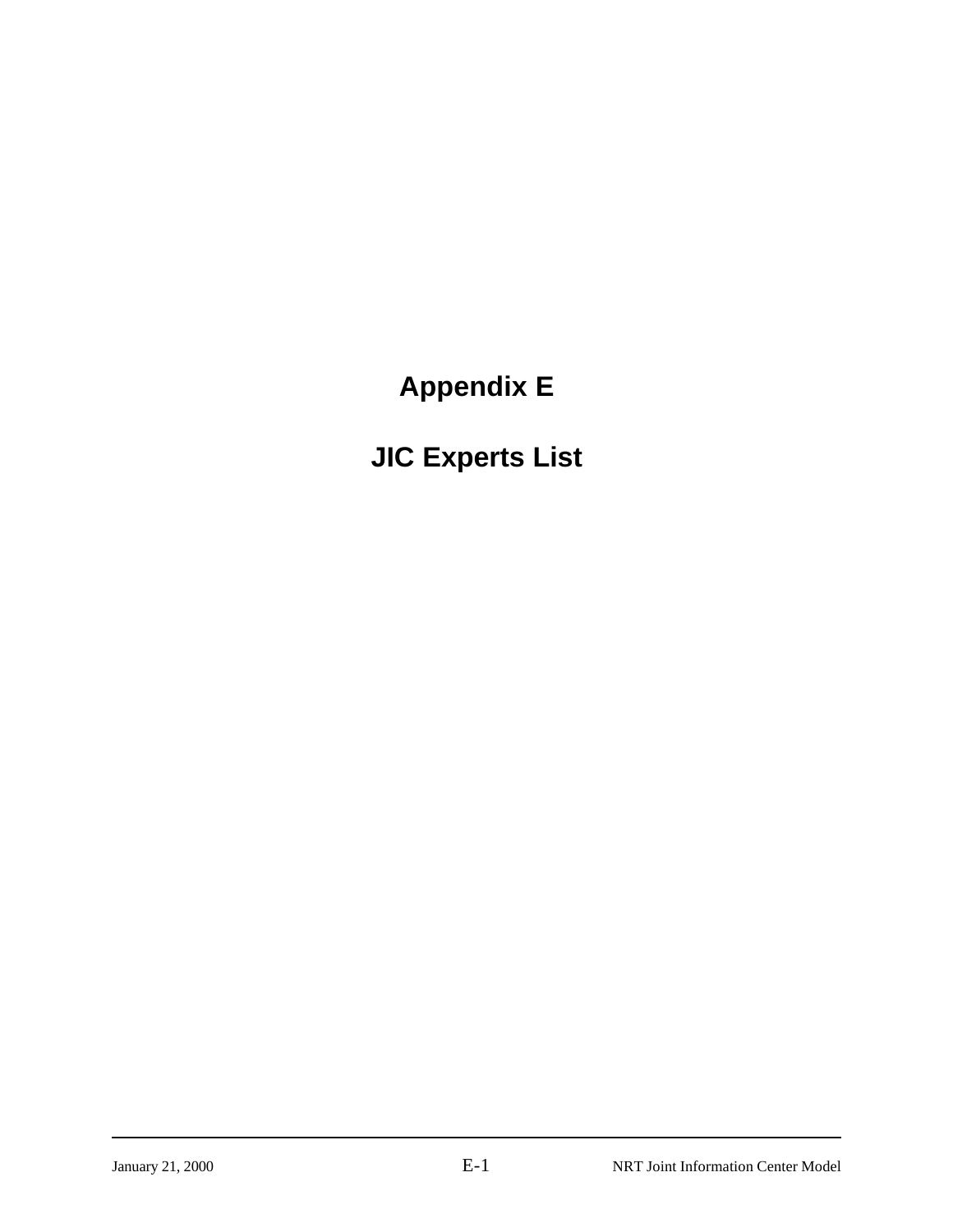# Appendix E

# JIC Experts List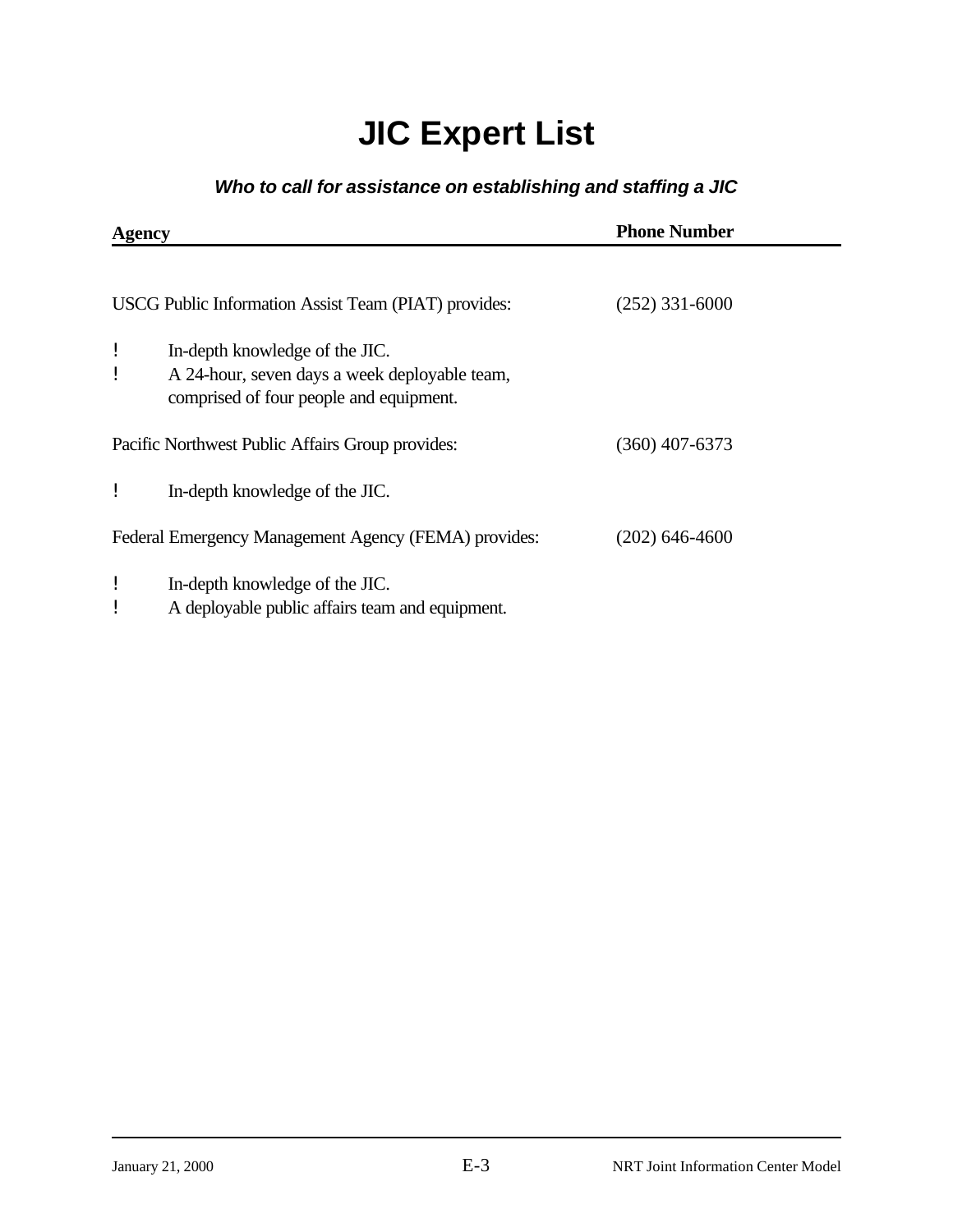# JIC Expert List

***Who to call for assistance on establishing and staffing a JIC***

| Agency | Phone Number |
|---|---|
| USCG Public Information Assist Team (PIAT) provides: | (252) 331-6000 |
| Pacific Northwest Public Affairs Group provides: | (360) 407-6373 |
| Federal Emergency Management Agency (FEMA) provides: | (202) 646-4600 |

USCG Public Information Assist Team (PIAT) provides: (252) 331-6000

- In-depth knowledge of the JIC.
- A 24-hour, seven days a week deployable team, comprised of four people and equipment.

Pacific Northwest Public Affairs Group provides: (360) 407-6373

- In-depth knowledge of the JIC.

Federal Emergency Management Agency (FEMA) provides: (202) 646-4600

- In-depth knowledge of the JIC.
- A deployable public affairs team and equipment.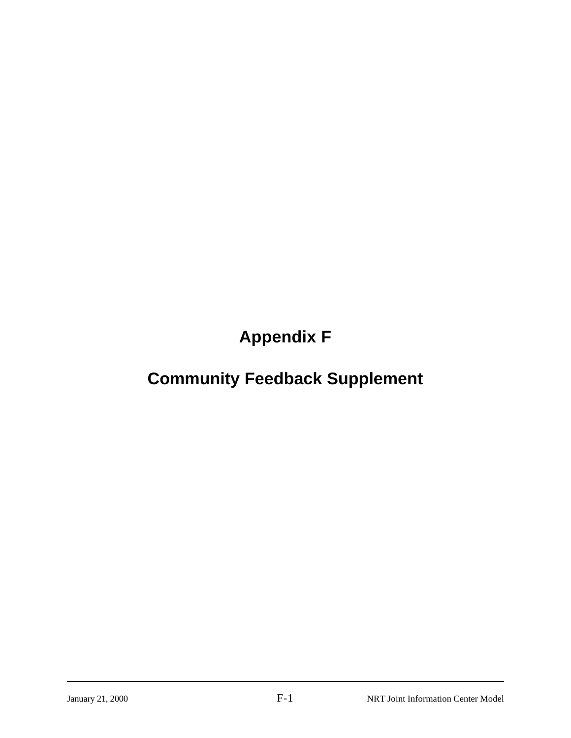# Appendix F

# Community Feedback Supplement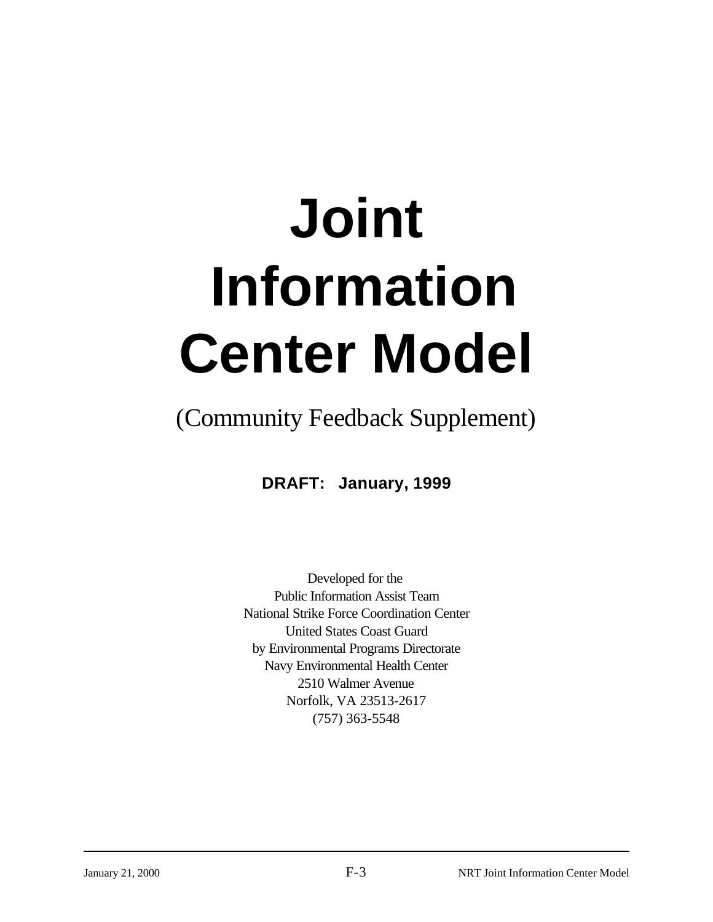# Joint Information Center Model

(Community Feedback Supplement)

**DRAFT: January, 1999**

Developed for the
Public Information Assist Team
National Strike Force Coordination Center
United States Coast Guard
by Environmental Programs Directorate
Navy Environmental Health Center
2510 Walmer Avenue
Norfolk, VA 23513-2617
(757) 363-5548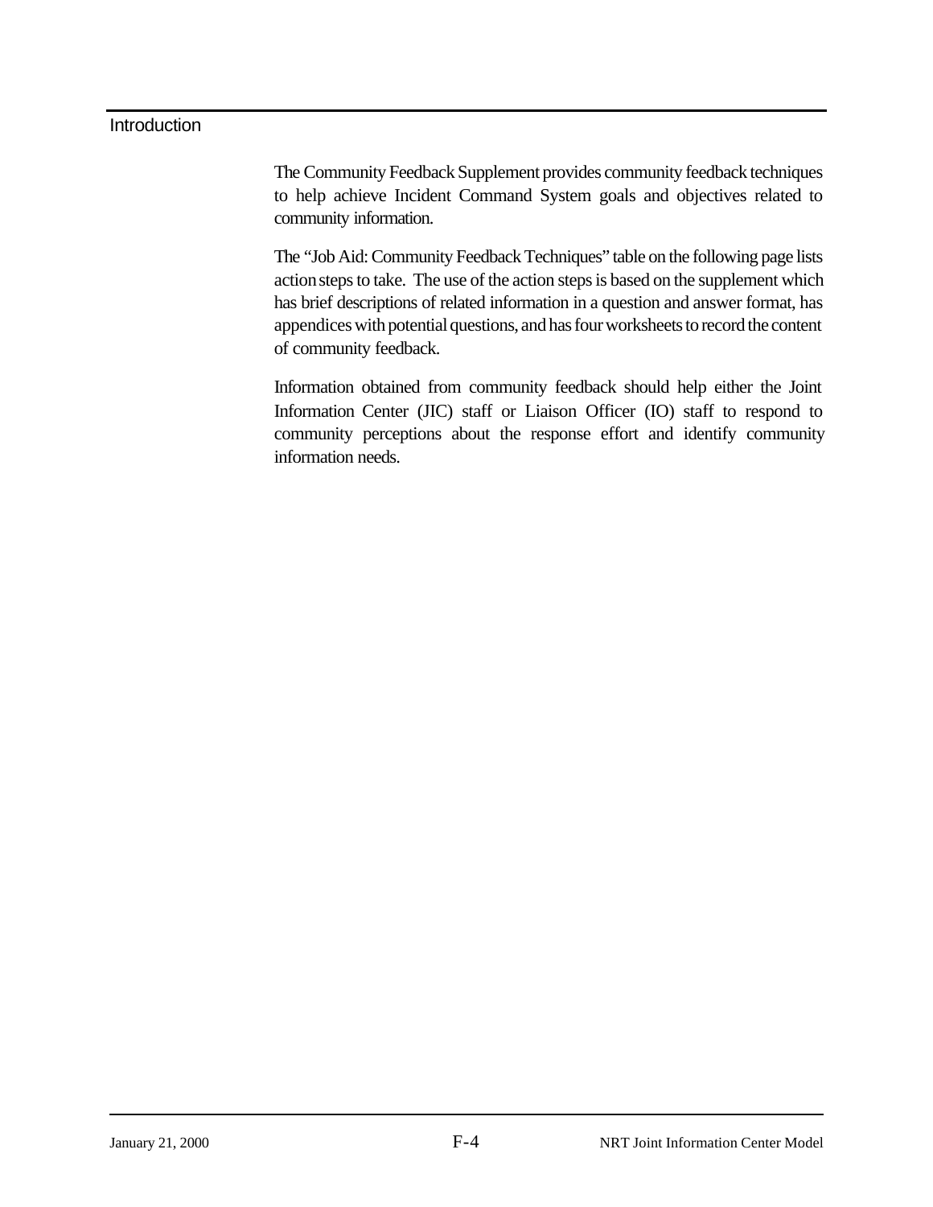## Introduction

The Community Feedback Supplement provides community feedback techniques to help achieve Incident Command System goals and objectives related to community information.

The "Job Aid: Community Feedback Techniques" table on the following page lists action steps to take. The use of the action steps is based on the supplement which has brief descriptions of related information in a question and answer format, has appendices with potential questions, and has four worksheets to record the content of community feedback.

Information obtained from community feedback should help either the Joint Information Center (JIC) staff or Liaison Officer (IO) staff to respond to community perceptions about the response effort and identify community information needs.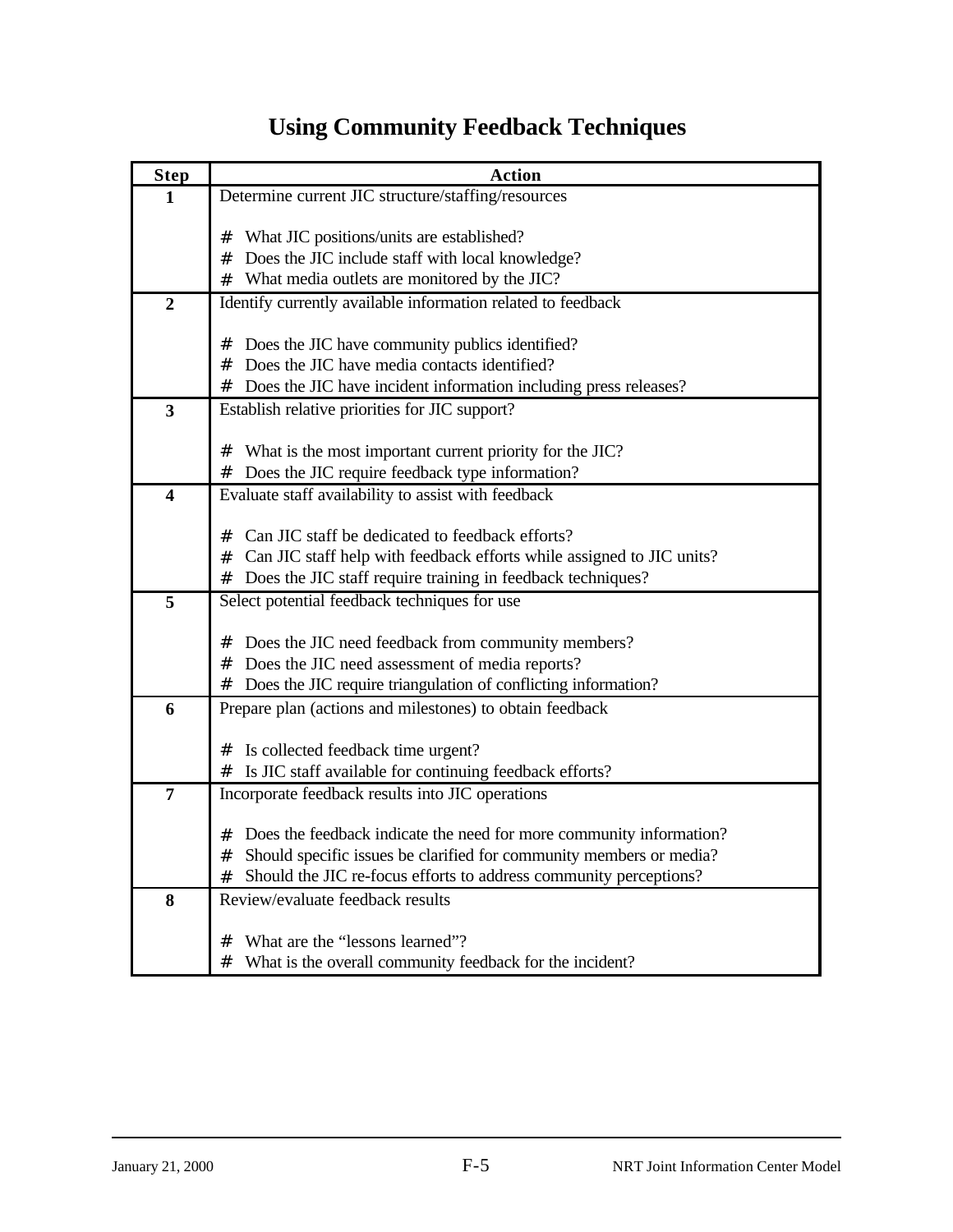# Using Community Feedback Techniques

| Step | Action |
|---|---|
| **1** | Determine current JIC structure/staffing/resources<br><br># What JIC positions/units are established?<br># Does the JIC include staff with local knowledge?<br># What media outlets are monitored by the JIC? |
| **2** | Identify currently available information related to feedback<br><br># Does the JIC have community publics identified?<br># Does the JIC have media contacts identified?<br># Does the JIC have incident information including press releases? |
| **3** | Establish relative priorities for JIC support?<br><br># What is the most important current priority for the JIC?<br># Does the JIC require feedback type information? |
| **4** | Evaluate staff availability to assist with feedback<br><br># Can JIC staff be dedicated to feedback efforts?<br># Can JIC staff help with feedback efforts while assigned to JIC units?<br># Does the JIC staff require training in feedback techniques? |
| **5** | Select potential feedback techniques for use<br><br># Does the JIC need feedback from community members?<br># Does the JIC need assessment of media reports?<br># Does the JIC require triangulation of conflicting information? |
| **6** | Prepare plan (actions and milestones) to obtain feedback<br><br># Is collected feedback time urgent?<br># Is JIC staff available for continuing feedback efforts? |
| **7** | Incorporate feedback results into JIC operations<br><br># Does the feedback indicate the need for more community information?<br># Should specific issues be clarified for community members or media?<br># Should the JIC re-focus efforts to address community perceptions? |
| **8** | Review/evaluate feedback results<br><br># What are the "lessons learned"?<br># What is the overall community feedback for the incident? |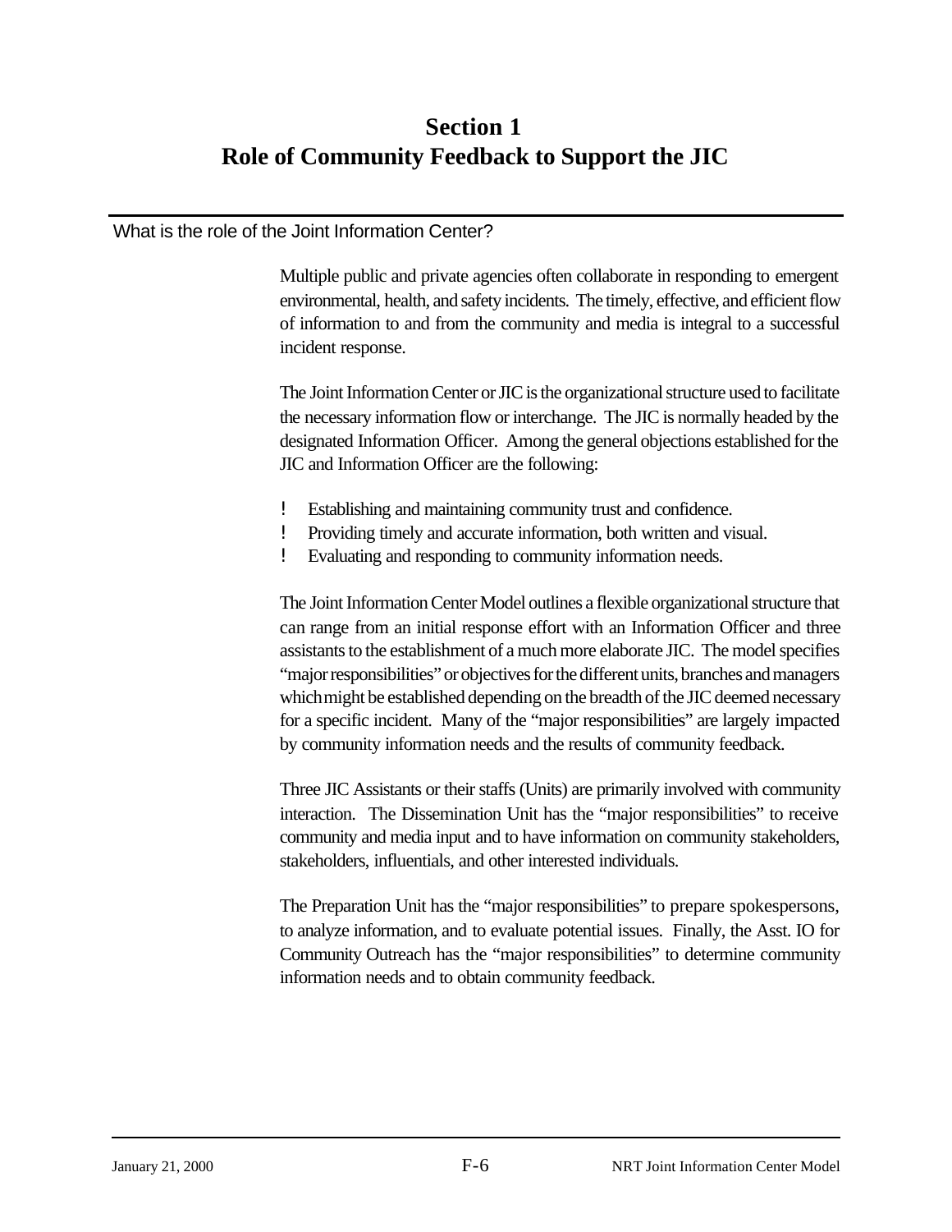# Section 1
# Role of Community Feedback to Support the JIC

## What is the role of the Joint Information Center?

Multiple public and private agencies often collaborate in responding to emergent environmental, health, and safety incidents. The timely, effective, and efficient flow of information to and from the community and media is integral to a successful incident response.

The Joint Information Center or JIC is the organizational structure used to facilitate the necessary information flow or interchange. The JIC is normally headed by the designated Information Officer. Among the general objections established for the JIC and Information Officer are the following:

- Establishing and maintaining community trust and confidence.
- Providing timely and accurate information, both written and visual.
- Evaluating and responding to community information needs.

The Joint Information Center Model outlines a flexible organizational structure that can range from an initial response effort with an Information Officer and three assistants to the establishment of a much more elaborate JIC. The model specifies "major responsibilities" or objectives for the different units, branches and managers which might be established depending on the breadth of the JIC deemed necessary for a specific incident. Many of the "major responsibilities" are largely impacted by community information needs and the results of community feedback.

Three JIC Assistants or their staffs (Units) are primarily involved with community interaction. The Dissemination Unit has the "major responsibilities" to receive community and media input and to have information on community stakeholders, stakeholders, influentials, and other interested individuals.

The Preparation Unit has the "major responsibilities" to prepare spokespersons, to analyze information, and to evaluate potential issues. Finally, the Asst. IO for Community Outreach has the "major responsibilities" to determine community information needs and to obtain community feedback.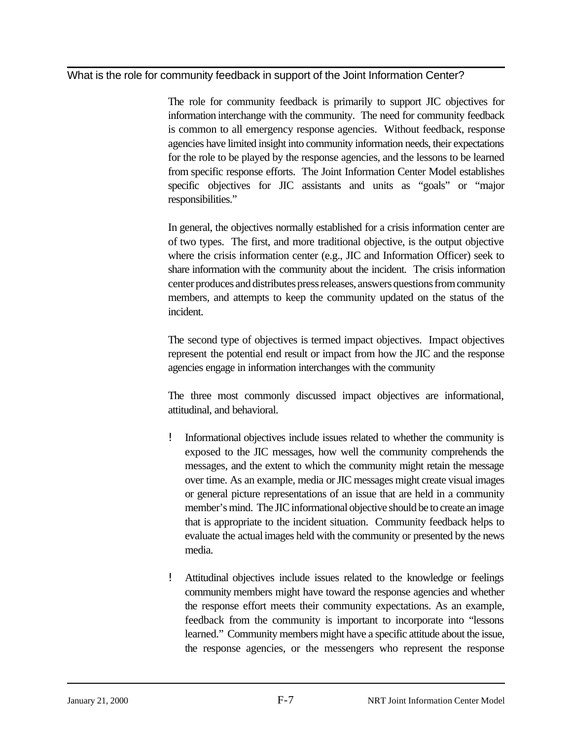## What is the role for community feedback in support of the Joint Information Center?

The role for community feedback is primarily to support JIC objectives for information interchange with the community. The need for community feedback is common to all emergency response agencies. Without feedback, response agencies have limited insight into community information needs, their expectations for the role to be played by the response agencies, and the lessons to be learned from specific response efforts. The Joint Information Center Model establishes specific objectives for JIC assistants and units as "goals" or "major responsibilities."

In general, the objectives normally established for a crisis information center are of two types. The first, and more traditional objective, is the output objective where the crisis information center (e.g., JIC and Information Officer) seek to share information with the community about the incident. The crisis information center produces and distributes press releases, answers questions from community members, and attempts to keep the community updated on the status of the incident.

The second type of objectives is termed impact objectives. Impact objectives represent the potential end result or impact from how the JIC and the response agencies engage in information interchanges with the community

The three most commonly discussed impact objectives are informational, attitudinal, and behavioral.

- Informational objectives include issues related to whether the community is exposed to the JIC messages, how well the community comprehends the messages, and the extent to which the community might retain the message over time. As an example, media or JIC messages might create visual images or general picture representations of an issue that are held in a community member's mind. The JIC informational objective should be to create an image that is appropriate to the incident situation. Community feedback helps to evaluate the actual images held with the community or presented by the news media.

- Attitudinal objectives include issues related to the knowledge or feelings community members might have toward the response agencies and whether the response effort meets their community expectations. As an example, feedback from the community is important to incorporate into "lessons learned." Community members might have a specific attitude about the issue, the response agencies, or the messengers who represent the response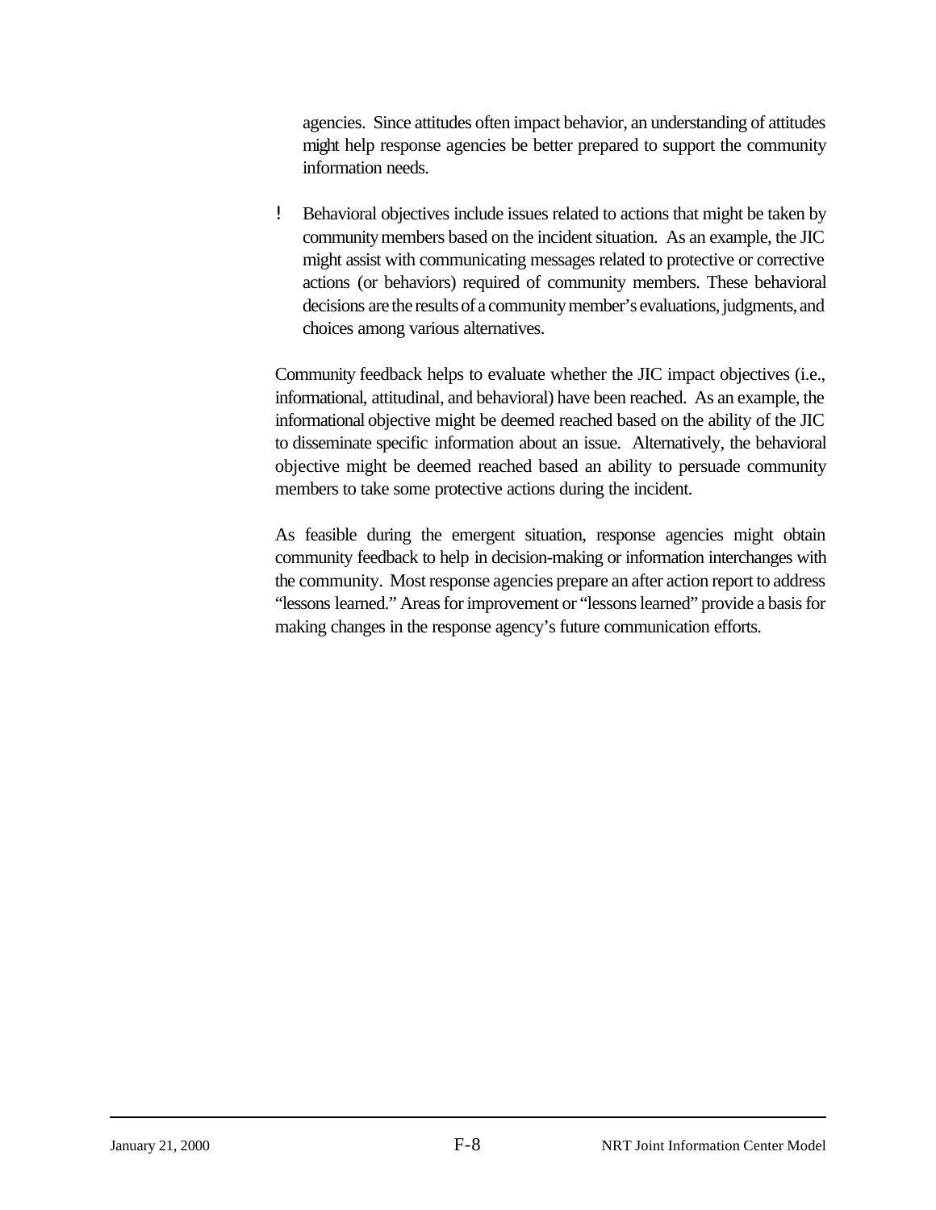agencies. Since attitudes often impact behavior, an understanding of attitudes might help response agencies be better prepared to support the community information needs.

- Behavioral objectives include issues related to actions that might be taken by community members based on the incident situation. As an example, the JIC might assist with communicating messages related to protective or corrective actions (or behaviors) required of community members. These behavioral decisions are the results of a community member's evaluations, judgments, and choices among various alternatives.

Community feedback helps to evaluate whether the JIC impact objectives (i.e., informational, attitudinal, and behavioral) have been reached. As an example, the informational objective might be deemed reached based on the ability of the JIC to disseminate specific information about an issue. Alternatively, the behavioral objective might be deemed reached based an ability to persuade community members to take some protective actions during the incident.

As feasible during the emergent situation, response agencies might obtain community feedback to help in decision-making or information interchanges with the community. Most response agencies prepare an after action report to address "lessons learned." Areas for improvement or "lessons learned" provide a basis for making changes in the response agency's future communication efforts.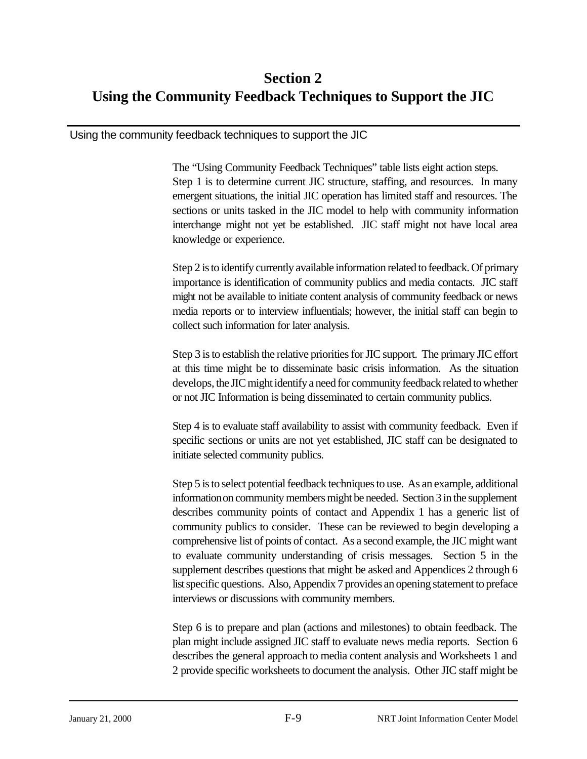# Section 2
# Using the Community Feedback Techniques to Support the JIC

Using the community feedback techniques to support the JIC

The "Using Community Feedback Techniques" table lists eight action steps. Step 1 is to determine current JIC structure, staffing, and resources. In many emergent situations, the initial JIC operation has limited staff and resources. The sections or units tasked in the JIC model to help with community information interchange might not yet be established. JIC staff might not have local area knowledge or experience.

Step 2 is to identify currently available information related to feedback. Of primary importance is identification of community publics and media contacts. JIC staff might not be available to initiate content analysis of community feedback or news media reports or to interview influentials; however, the initial staff can begin to collect such information for later analysis.

Step 3 is to establish the relative priorities for JIC support. The primary JIC effort at this time might be to disseminate basic crisis information. As the situation develops, the JIC might identify a need for community feedback related to whether or not JIC Information is being disseminated to certain community publics.

Step 4 is to evaluate staff availability to assist with community feedback. Even if specific sections or units are not yet established, JIC staff can be designated to initiate selected community publics.

Step 5 is to select potential feedback techniques to use. As an example, additional information on community members might be needed. Section 3 in the supplement describes community points of contact and Appendix 1 has a generic list of community publics to consider. These can be reviewed to begin developing a comprehensive list of points of contact. As a second example, the JIC might want to evaluate community understanding of crisis messages. Section 5 in the supplement describes questions that might be asked and Appendices 2 through 6 list specific questions. Also, Appendix 7 provides an opening statement to preface interviews or discussions with community members.

Step 6 is to prepare and plan (actions and milestones) to obtain feedback. The plan might include assigned JIC staff to evaluate news media reports. Section 6 describes the general approach to media content analysis and Worksheets 1 and 2 provide specific worksheets to document the analysis. Other JIC staff might be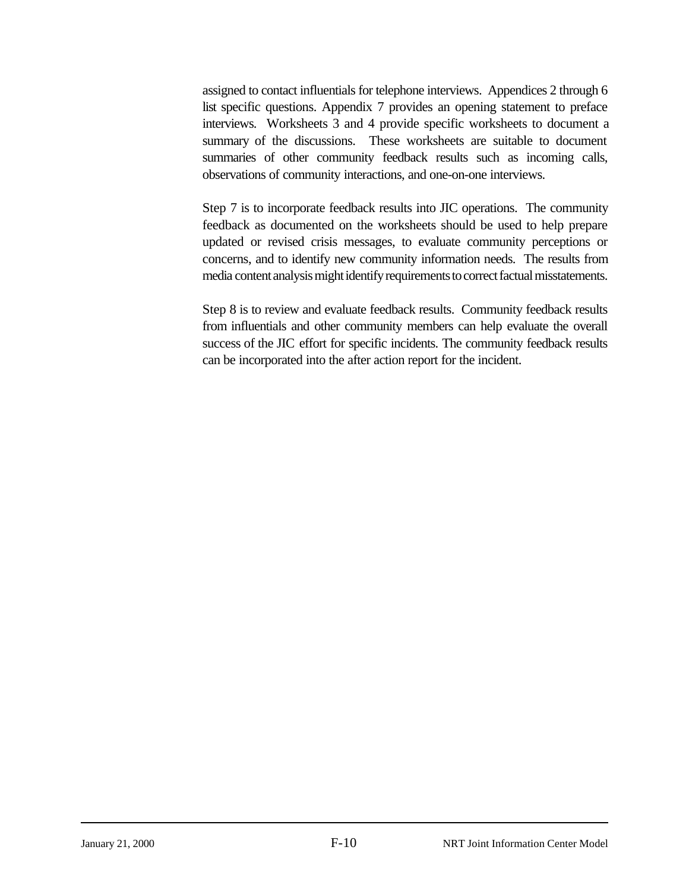assigned to contact influentials for telephone interviews. Appendices 2 through 6 list specific questions. Appendix 7 provides an opening statement to preface interviews. Worksheets 3 and 4 provide specific worksheets to document a summary of the discussions. These worksheets are suitable to document summaries of other community feedback results such as incoming calls, observations of community interactions, and one-on-one interviews.

Step 7 is to incorporate feedback results into JIC operations. The community feedback as documented on the worksheets should be used to help prepare updated or revised crisis messages, to evaluate community perceptions or concerns, and to identify new community information needs. The results from media content analysis might identify requirements to correct factual misstatements.

Step 8 is to review and evaluate feedback results. Community feedback results from influentials and other community members can help evaluate the overall success of the JIC effort for specific incidents. The community feedback results can be incorporated into the after action report for the incident.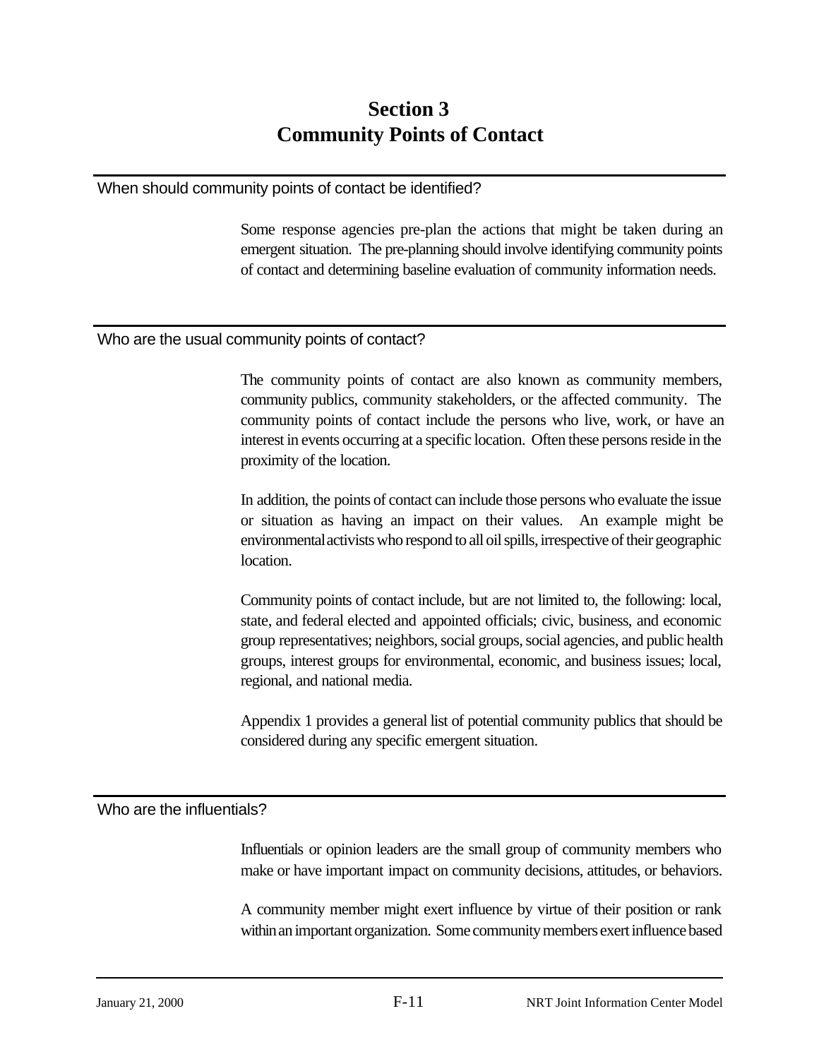# Section 3
# Community Points of Contact

## When should community points of contact be identified?

Some response agencies pre-plan the actions that might be taken during an emergent situation. The pre-planning should involve identifying community points of contact and determining baseline evaluation of community information needs.

## Who are the usual community points of contact?

The community points of contact are also known as community members, community publics, community stakeholders, or the affected community. The community points of contact include the persons who live, work, or have an interest in events occurring at a specific location. Often these persons reside in the proximity of the location.

In addition, the points of contact can include those persons who evaluate the issue or situation as having an impact on their values. An example might be environmental activists who respond to all oil spills, irrespective of their geographic location.

Community points of contact include, but are not limited to, the following: local, state, and federal elected and appointed officials; civic, business, and economic group representatives; neighbors, social groups, social agencies, and public health groups, interest groups for environmental, economic, and business issues; local, regional, and national media.

Appendix 1 provides a general list of potential community publics that should be considered during any specific emergent situation.

## Who are the influentials?

Influentials or opinion leaders are the small group of community members who make or have important impact on community decisions, attitudes, or behaviors.

A community member might exert influence by virtue of their position or rank within an important organization. Some community members exert influence based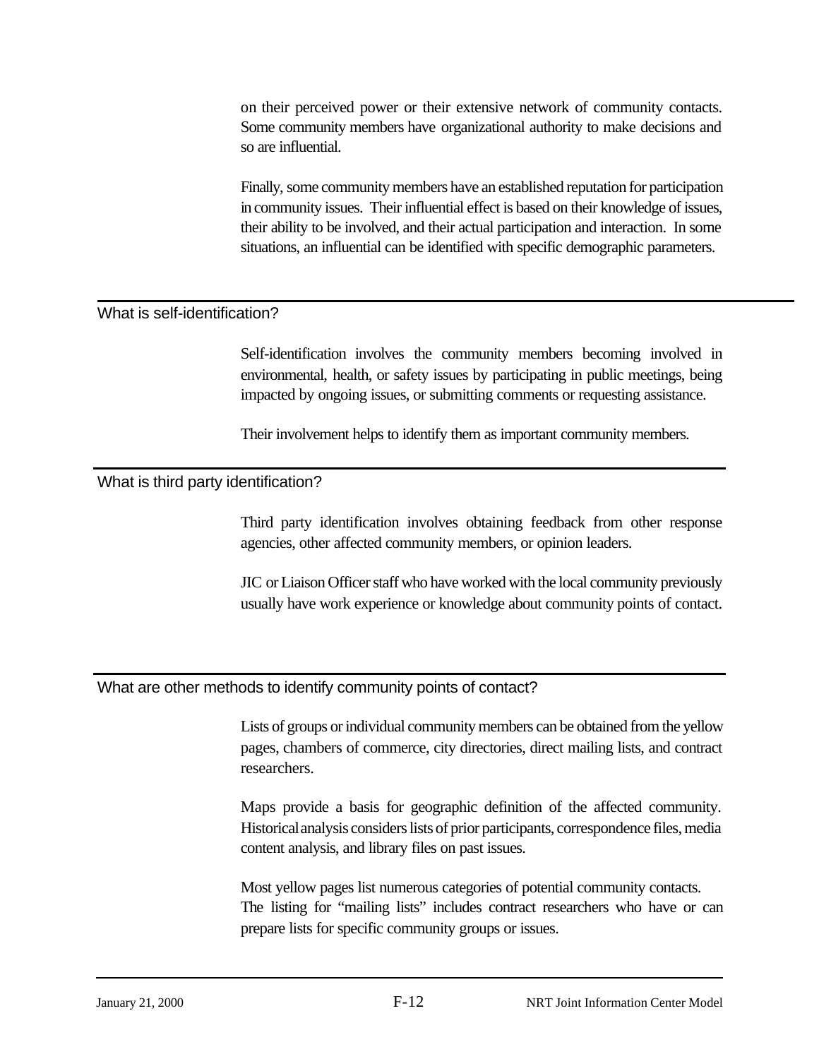on their perceived power or their extensive network of community contacts. Some community members have organizational authority to make decisions and so are influential.

Finally, some community members have an established reputation for participation in community issues. Their influential effect is based on their knowledge of issues, their ability to be involved, and their actual participation and interaction. In some situations, an influential can be identified with specific demographic parameters.

## What is self-identification?

Self-identification involves the community members becoming involved in environmental, health, or safety issues by participating in public meetings, being impacted by ongoing issues, or submitting comments or requesting assistance.

Their involvement helps to identify them as important community members.

## What is third party identification?

Third party identification involves obtaining feedback from other response agencies, other affected community members, or opinion leaders.

JIC or Liaison Officer staff who have worked with the local community previously usually have work experience or knowledge about community points of contact.

## What are other methods to identify community points of contact?

Lists of groups or individual community members can be obtained from the yellow pages, chambers of commerce, city directories, direct mailing lists, and contract researchers.

Maps provide a basis for geographic definition of the affected community. Historical analysis considers lists of prior participants, correspondence files, media content analysis, and library files on past issues.

Most yellow pages list numerous categories of potential community contacts. The listing for "mailing lists" includes contract researchers who have or can prepare lists for specific community groups or issues.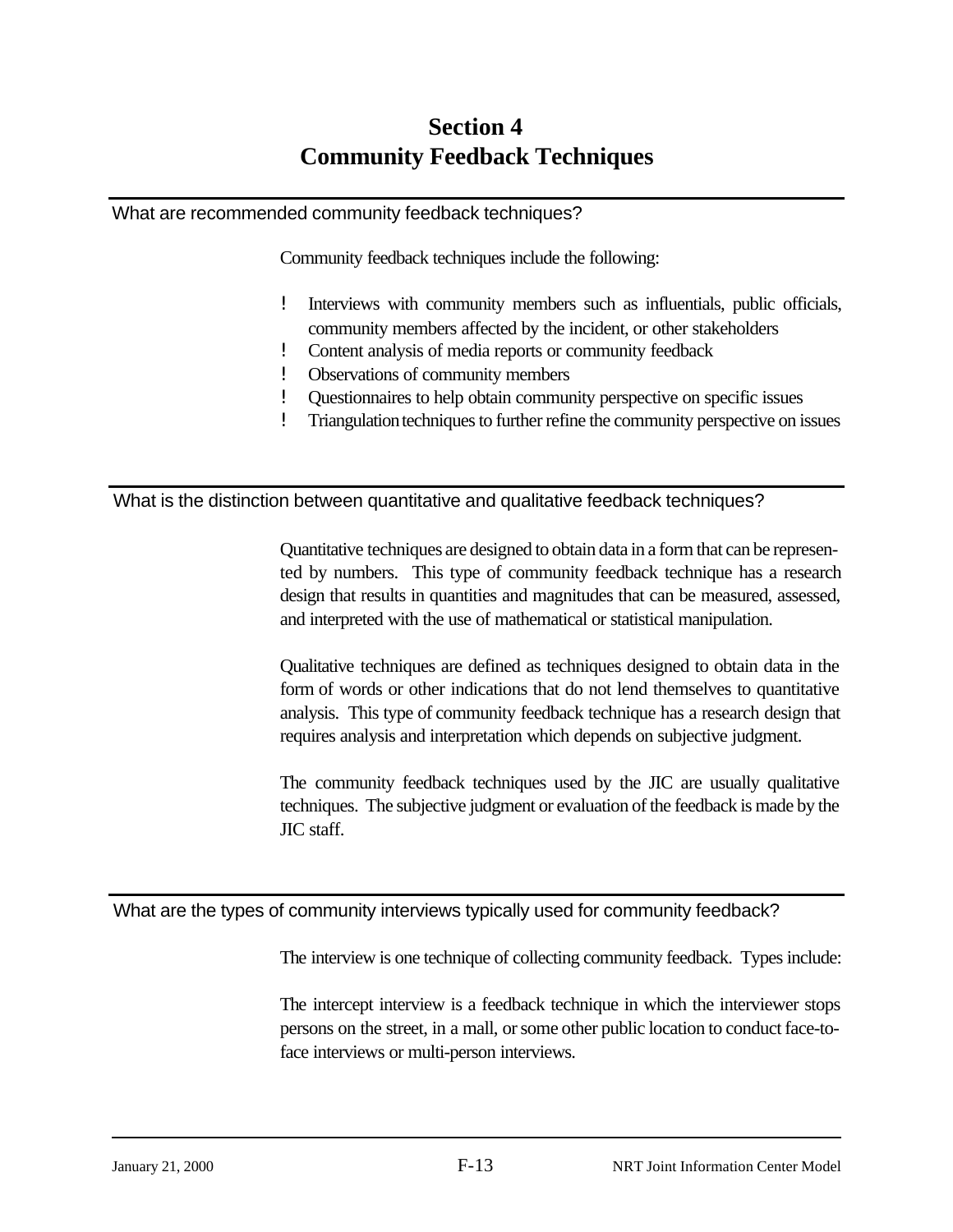# Section 4
# Community Feedback Techniques

## What are recommended community feedback techniques?

Community feedback techniques include the following:

- Interviews with community members such as influentials, public officials, community members affected by the incident, or other stakeholders
- Content analysis of media reports or community feedback
- Observations of community members
- Questionnaires to help obtain community perspective on specific issues
- Triangulation techniques to further refine the community perspective on issues

## What is the distinction between quantitative and qualitative feedback techniques?

Quantitative techniques are designed to obtain data in a form that can be represented by numbers. This type of community feedback technique has a research design that results in quantities and magnitudes that can be measured, assessed, and interpreted with the use of mathematical or statistical manipulation.

Qualitative techniques are defined as techniques designed to obtain data in the form of words or other indications that do not lend themselves to quantitative analysis. This type of community feedback technique has a research design that requires analysis and interpretation which depends on subjective judgment.

The community feedback techniques used by the JIC are usually qualitative techniques. The subjective judgment or evaluation of the feedback is made by the JIC staff.

## What are the types of community interviews typically used for community feedback?

The interview is one technique of collecting community feedback. Types include:

The intercept interview is a feedback technique in which the interviewer stops persons on the street, in a mall, or some other public location to conduct face-to-face interviews or multi-person interviews.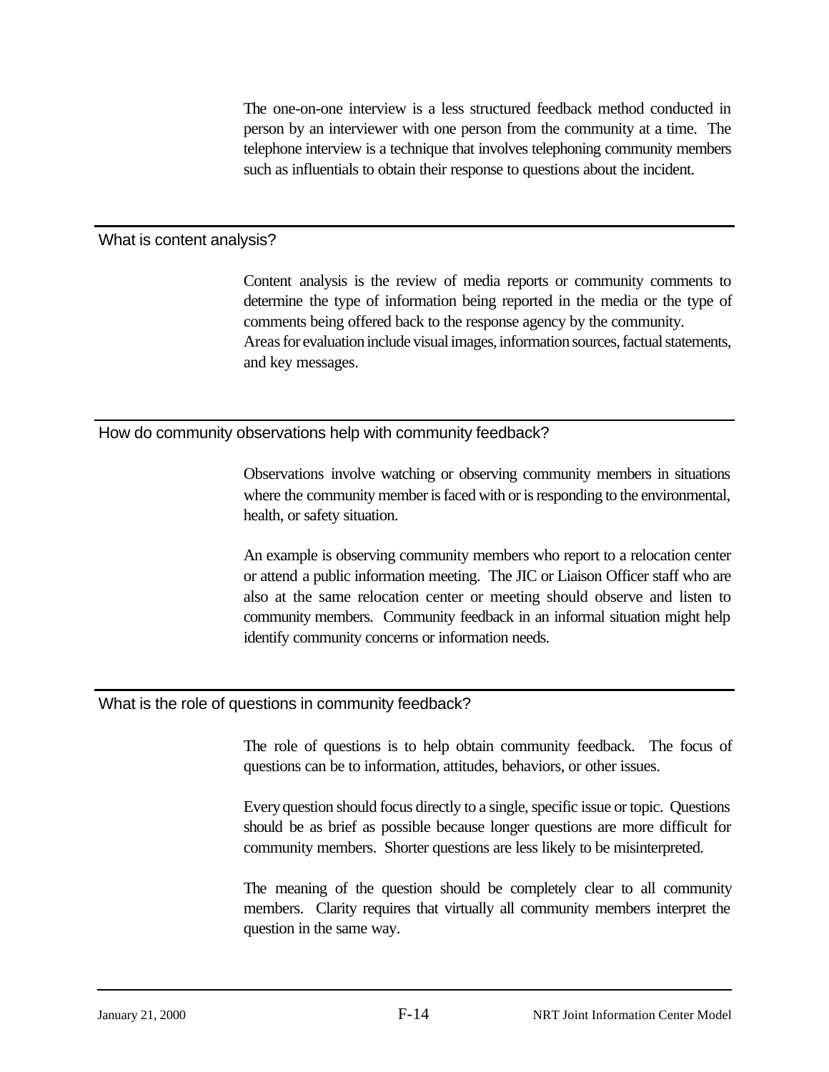The one-on-one interview is a less structured feedback method conducted in person by an interviewer with one person from the community at a time. The telephone interview is a technique that involves telephoning community members such as influentials to obtain their response to questions about the incident.

## What is content analysis?

Content analysis is the review of media reports or community comments to determine the type of information being reported in the media or the type of comments being offered back to the response agency by the community. Areas for evaluation include visual images, information sources, factual statements, and key messages.

## How do community observations help with community feedback?

Observations involve watching or observing community members in situations where the community member is faced with or is responding to the environmental, health, or safety situation.

An example is observing community members who report to a relocation center or attend a public information meeting. The JIC or Liaison Officer staff who are also at the same relocation center or meeting should observe and listen to community members. Community feedback in an informal situation might help identify community concerns or information needs.

## What is the role of questions in community feedback?

The role of questions is to help obtain community feedback. The focus of questions can be to information, attitudes, behaviors, or other issues.

Every question should focus directly to a single, specific issue or topic. Questions should be as brief as possible because longer questions are more difficult for community members. Shorter questions are less likely to be misinterpreted.

The meaning of the question should be completely clear to all community members. Clarity requires that virtually all community members interpret the question in the same way.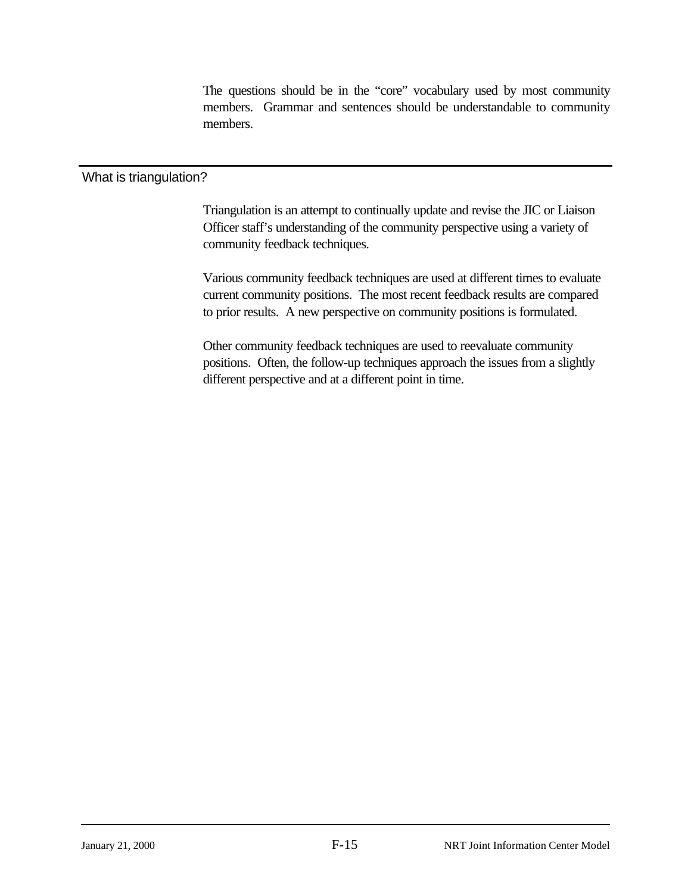The questions should be in the "core" vocabulary used by most community members. Grammar and sentences should be understandable to community members.

## What is triangulation?

Triangulation is an attempt to continually update and revise the JIC or Liaison Officer staff's understanding of the community perspective using a variety of community feedback techniques.

Various community feedback techniques are used at different times to evaluate current community positions. The most recent feedback results are compared to prior results. A new perspective on community positions is formulated.

Other community feedback techniques are used to reevaluate community positions. Often, the follow-up techniques approach the issues from a slightly different perspective and at a different point in time.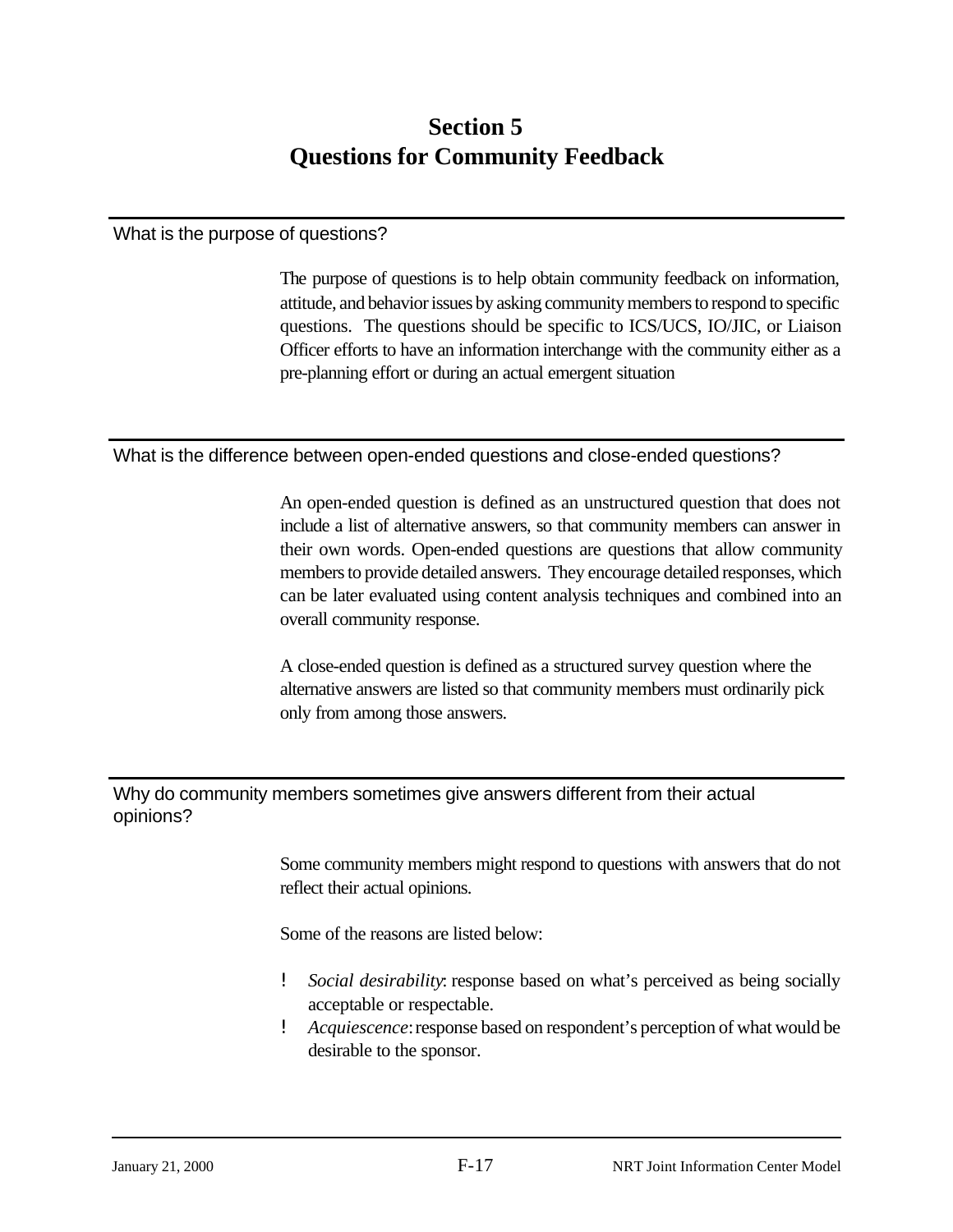# Section 5
# Questions for Community Feedback

## What is the purpose of questions?

The purpose of questions is to help obtain community feedback on information, attitude, and behavior issues by asking community members to respond to specific questions. The questions should be specific to ICS/UCS, IO/JIC, or Liaison Officer efforts to have an information interchange with the community either as a pre-planning effort or during an actual emergent situation

## What is the difference between open-ended questions and close-ended questions?

An open-ended question is defined as an unstructured question that does not include a list of alternative answers, so that community members can answer in their own words. Open-ended questions are questions that allow community members to provide detailed answers. They encourage detailed responses, which can be later evaluated using content analysis techniques and combined into an overall community response.

A close-ended question is defined as a structured survey question where the alternative answers are listed so that community members must ordinarily pick only from among those answers.

## Why do community members sometimes give answers different from their actual opinions?

Some community members might respond to questions with answers that do not reflect their actual opinions.

Some of the reasons are listed below:

- *Social desirability*: response based on what's perceived as being socially acceptable or respectable.
- *Acquiescence*: response based on respondent's perception of what would be desirable to the sponsor.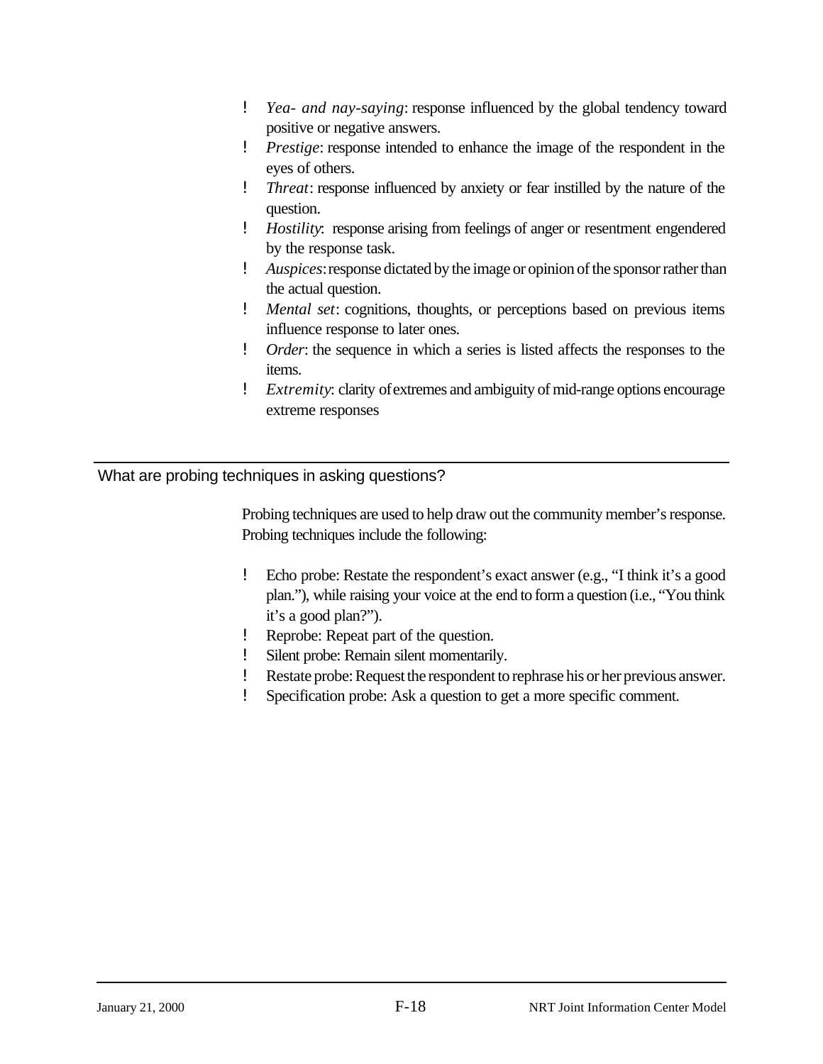- *Yea- and nay-saying*: response influenced by the global tendency toward positive or negative answers.
- *Prestige*: response intended to enhance the image of the respondent in the eyes of others.
- *Threat*: response influenced by anxiety or fear instilled by the nature of the question.
- *Hostility*: response arising from feelings of anger or resentment engendered by the response task.
- *Auspices*: response dictated by the image or opinion of the sponsor rather than the actual question.
- *Mental set*: cognitions, thoughts, or perceptions based on previous items influence response to later ones.
- *Order*: the sequence in which a series is listed affects the responses to the items.
- *Extremity*: clarity of extremes and ambiguity of mid-range options encourage extreme responses

## What are probing techniques in asking questions?

Probing techniques are used to help draw out the community member's response. Probing techniques include the following:

- Echo probe: Restate the respondent's exact answer (e.g., "I think it's a good plan."), while raising your voice at the end to form a question (i.e., "You think it's a good plan?").
- Reprobe: Repeat part of the question.
- Silent probe: Remain silent momentarily.
- Restate probe: Request the respondent to rephrase his or her previous answer.
- Specification probe: Ask a question to get a more specific comment.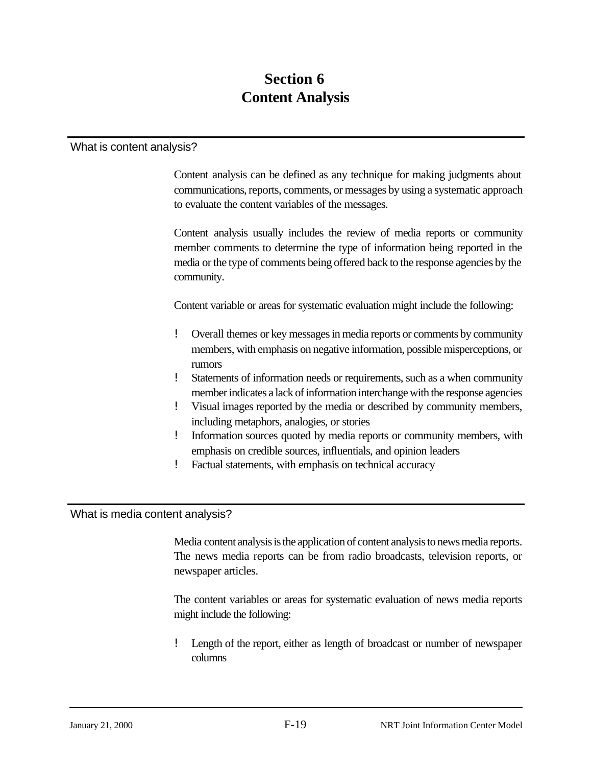# Section 6
# Content Analysis

## What is content analysis?

Content analysis can be defined as any technique for making judgments about communications, reports, comments, or messages by using a systematic approach to evaluate the content variables of the messages.

Content analysis usually includes the review of media reports or community member comments to determine the type of information being reported in the media or the type of comments being offered back to the response agencies by the community.

Content variable or areas for systematic evaluation might include the following:

- Overall themes or key messages in media reports or comments by community members, with emphasis on negative information, possible misperceptions, or rumors
- Statements of information needs or requirements, such as a when community member indicates a lack of information interchange with the response agencies
- Visual images reported by the media or described by community members, including metaphors, analogies, or stories
- Information sources quoted by media reports or community members, with emphasis on credible sources, influentials, and opinion leaders
- Factual statements, with emphasis on technical accuracy

## What is media content analysis?

Media content analysis is the application of content analysis to news media reports. The news media reports can be from radio broadcasts, television reports, or newspaper articles.

The content variables or areas for systematic evaluation of news media reports might include the following:

- Length of the report, either as length of broadcast or number of newspaper columns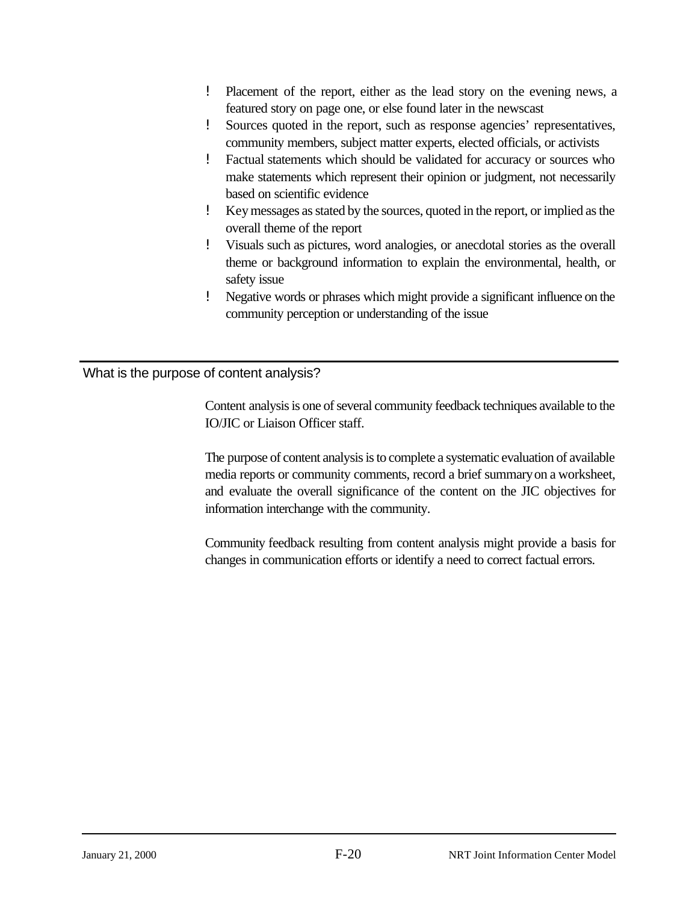- Placement of the report, either as the lead story on the evening news, a featured story on page one, or else found later in the newscast
- Sources quoted in the report, such as response agencies' representatives, community members, subject matter experts, elected officials, or activists
- Factual statements which should be validated for accuracy or sources who make statements which represent their opinion or judgment, not necessarily based on scientific evidence
- Key messages as stated by the sources, quoted in the report, or implied as the overall theme of the report
- Visuals such as pictures, word analogies, or anecdotal stories as the overall theme or background information to explain the environmental, health, or safety issue
- Negative words or phrases which might provide a significant influence on the community perception or understanding of the issue

## What is the purpose of content analysis?

Content analysis is one of several community feedback techniques available to the IO/JIC or Liaison Officer staff.

The purpose of content analysis is to complete a systematic evaluation of available media reports or community comments, record a brief summary on a worksheet, and evaluate the overall significance of the content on the JIC objectives for information interchange with the community.

Community feedback resulting from content analysis might provide a basis for changes in communication efforts or identify a need to correct factual errors.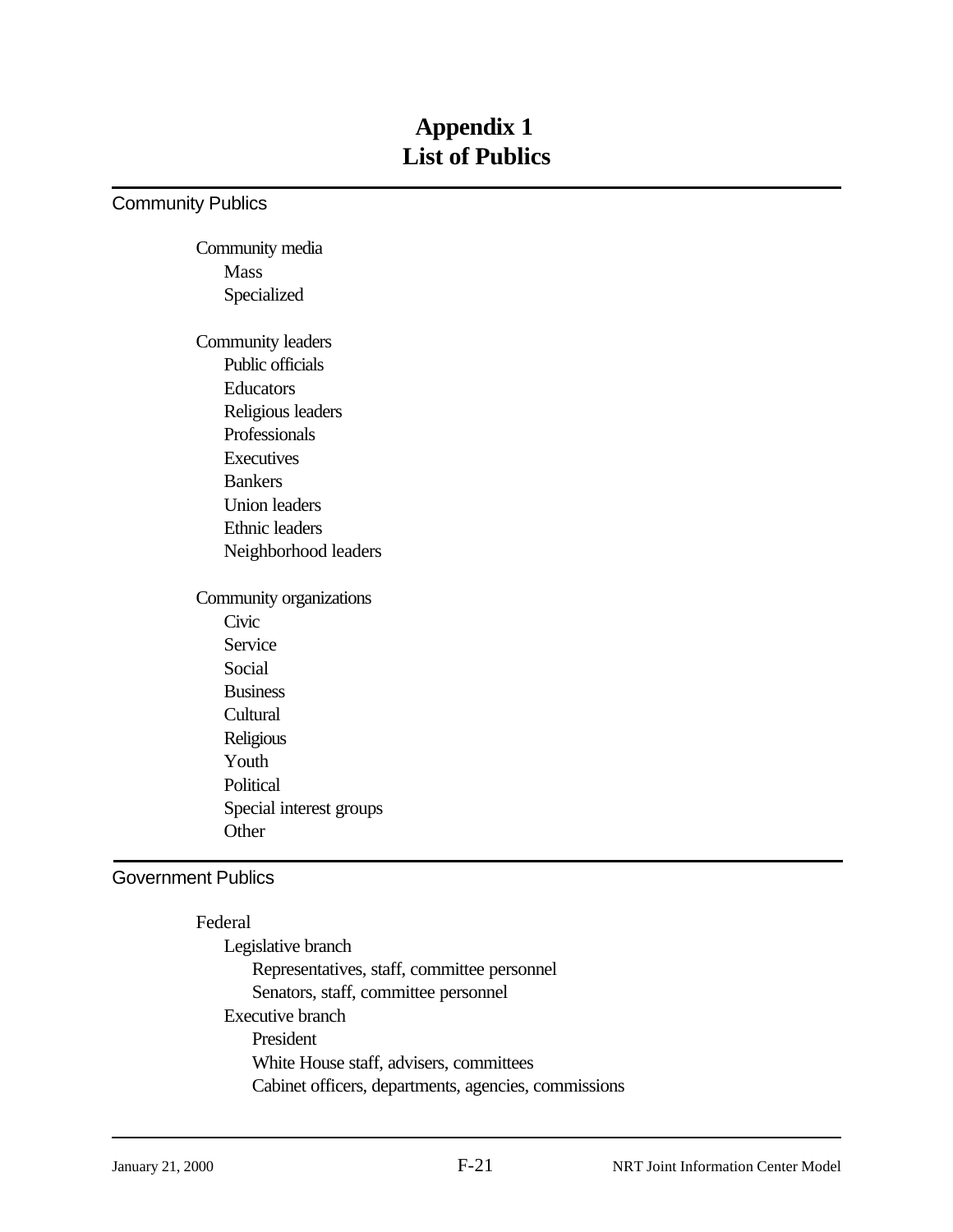# Appendix 1
# List of Publics

## Community Publics

- Community media
  - Mass
  - Specialized

- Community leaders
  - Public officials
  - Educators
  - Religious leaders
  - Professionals
  - Executives
  - Bankers
  - Union leaders
  - Ethnic leaders
  - Neighborhood leaders

- Community organizations
  - Civic
  - Service
  - Social
  - Business
  - Cultural
  - Religious
  - Youth
  - Political
  - Special interest groups
  - Other

## Government Publics

- Federal
  - Legislative branch
    - Representatives, staff, committee personnel
    - Senators, staff, committee personnel
  - Executive branch
    - President
    - White House staff, advisers, committees
    - Cabinet officers, departments, agencies, commissions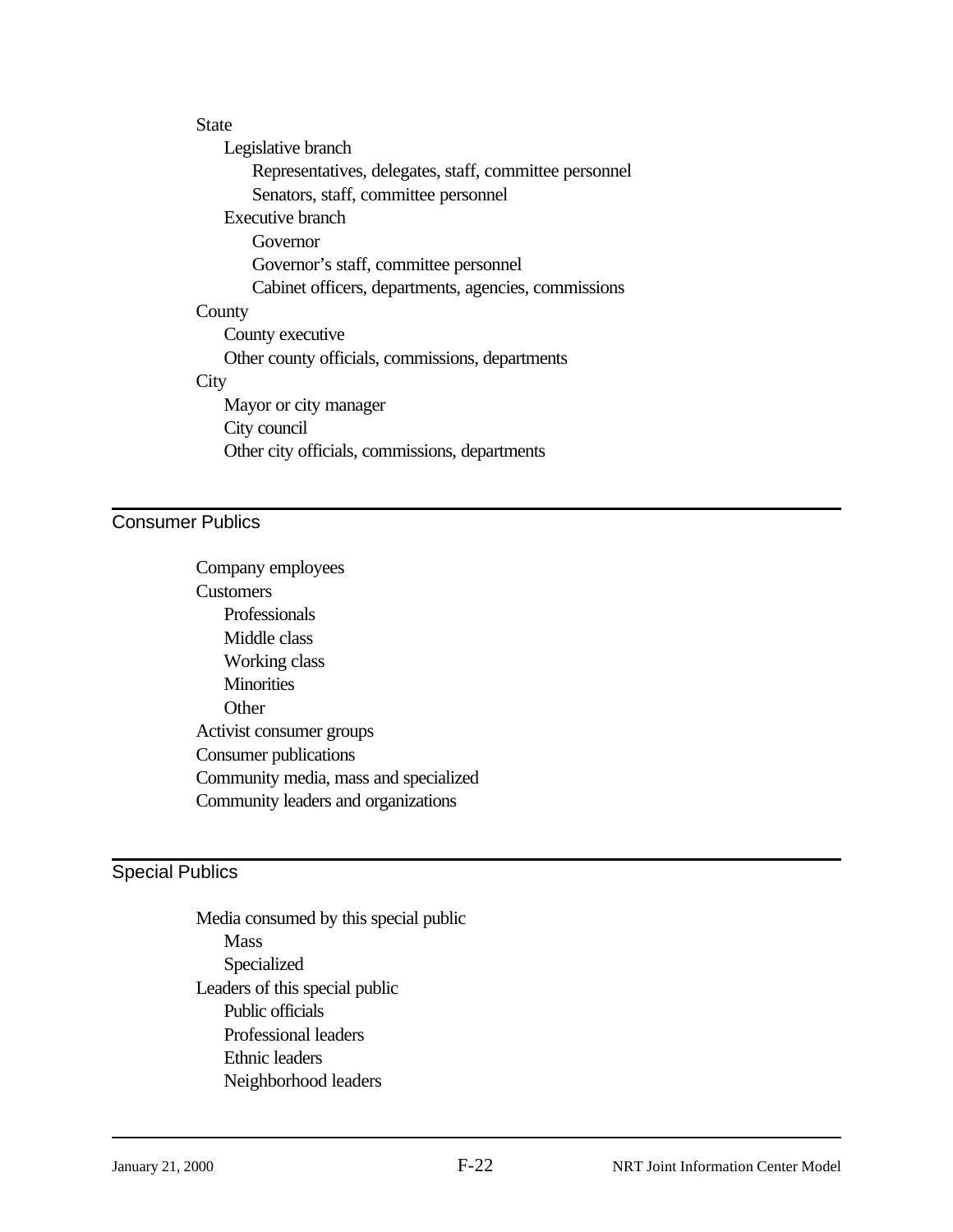- State
  - Legislative branch
    - Representatives, delegates, staff, committee personnel
    - Senators, staff, committee personnel
  - Executive branch
    - Governor
    - Governor's staff, committee personnel
    - Cabinet officers, departments, agencies, commissions
- County
  - County executive
  - Other county officials, commissions, departments
- City
  - Mayor or city manager
  - City council
  - Other city officials, commissions, departments

## Consumer Publics

- Company employees
- Customers
  - Professionals
  - Middle class
  - Working class
  - Minorities
  - Other
- Activist consumer groups
- Consumer publications
- Community media, mass and specialized
- Community leaders and organizations

## Special Publics

- Media consumed by this special public
  - Mass
  - Specialized
- Leaders of this special public
  - Public officials
  - Professional leaders
  - Ethnic leaders
  - Neighborhood leaders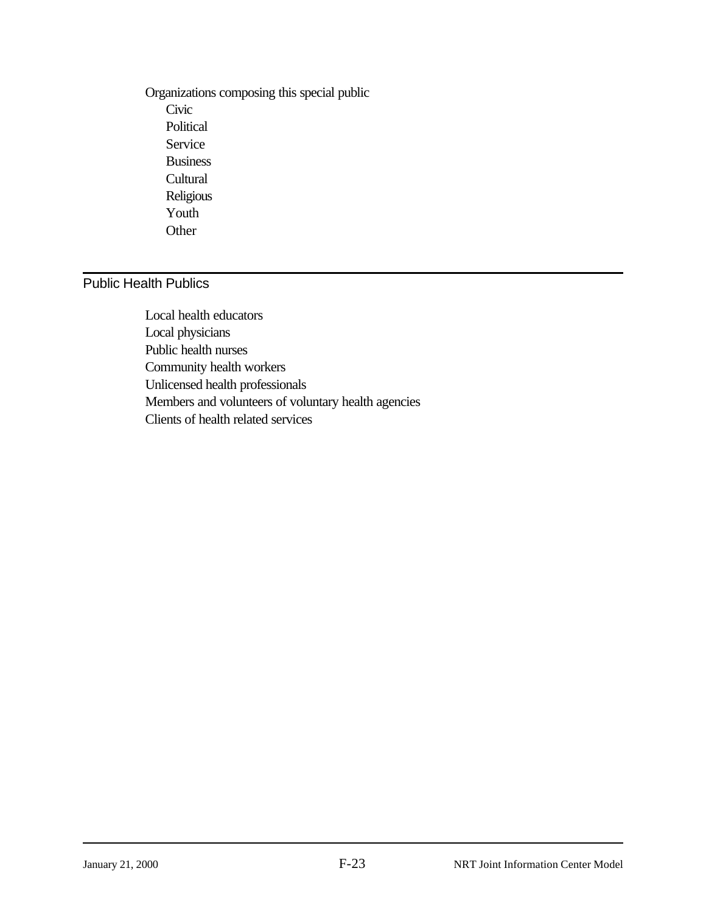Organizations composing this special public

- Civic
- Political
- Service
- Business
- Cultural
- Religious
- Youth
- Other

## Public Health Publics

- Local health educators
- Local physicians
- Public health nurses
- Community health workers
- Unlicensed health professionals
- Members and volunteers of voluntary health agencies
- Clients of health related services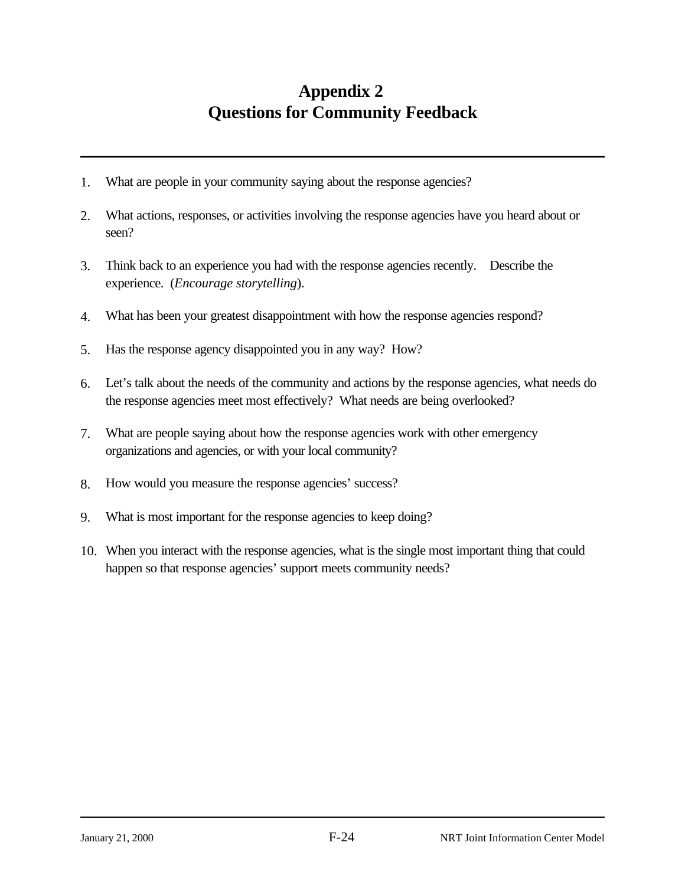# Appendix 2
# Questions for Community Feedback

1. What are people in your community saying about the response agencies?

2. What actions, responses, or activities involving the response agencies have you heard about or seen?

3. Think back to an experience you had with the response agencies recently. Describe the experience. (*Encourage storytelling*).

4. What has been your greatest disappointment with how the response agencies respond?

5. Has the response agency disappointed you in any way? How?

6. Let's talk about the needs of the community and actions by the response agencies, what needs do the response agencies meet most effectively? What needs are being overlooked?

7. What are people saying about how the response agencies work with other emergency organizations and agencies, or with your local community?

8. How would you measure the response agencies' success?

9. What is most important for the response agencies to keep doing?

10. When you interact with the response agencies, what is the single most important thing that could happen so that response agencies' support meets community needs?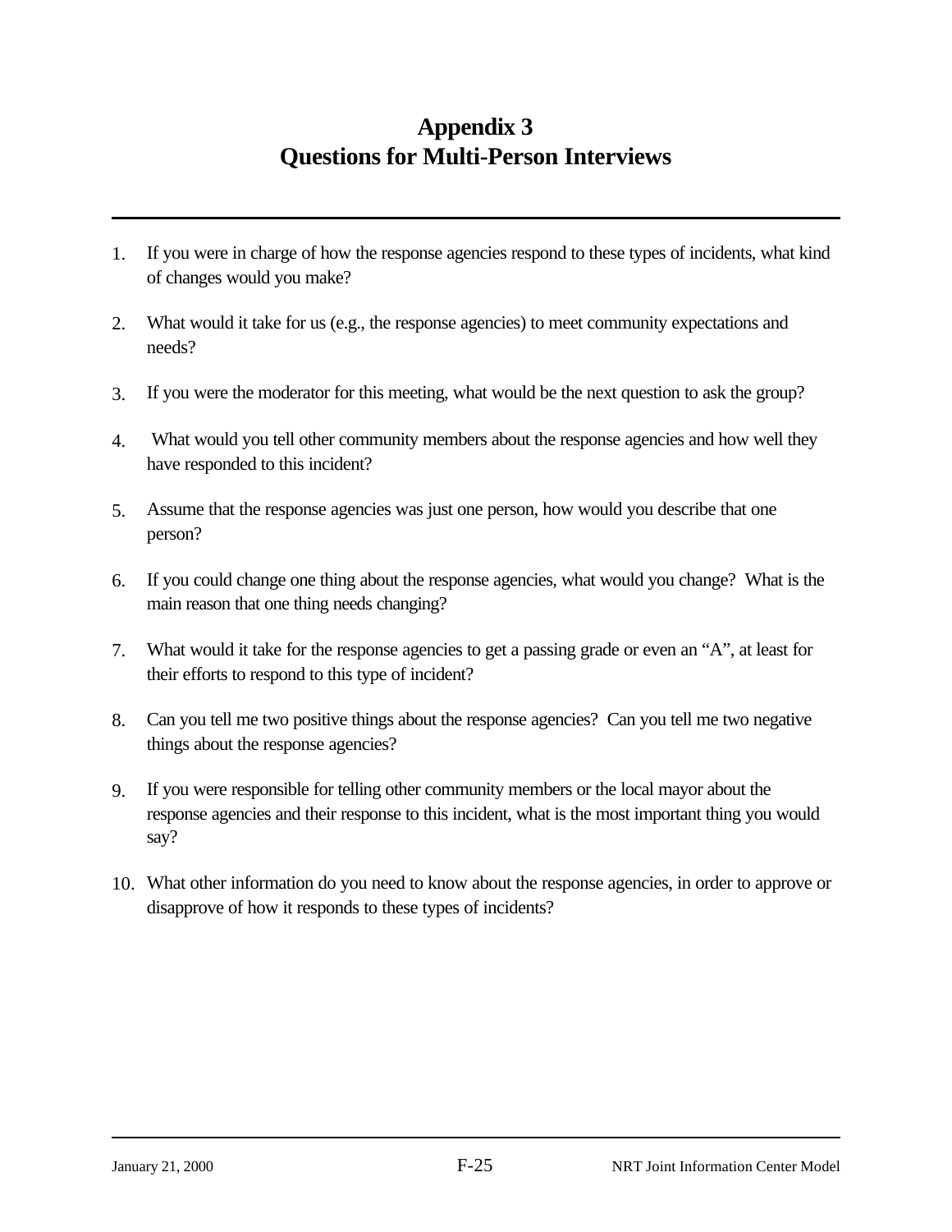# Appendix 3
# Questions for Multi-Person Interviews

1. If you were in charge of how the response agencies respond to these types of incidents, what kind of changes would you make?

2. What would it take for us (e.g., the response agencies) to meet community expectations and needs?

3. If you were the moderator for this meeting, what would be the next question to ask the group?

4. What would you tell other community members about the response agencies and how well they have responded to this incident?

5. Assume that the response agencies was just one person, how would you describe that one person?

6. If you could change one thing about the response agencies, what would you change? What is the main reason that one thing needs changing?

7. What would it take for the response agencies to get a passing grade or even an "A", at least for their efforts to respond to this type of incident?

8. Can you tell me two positive things about the response agencies? Can you tell me two negative things about the response agencies?

9. If you were responsible for telling other community members or the local mayor about the response agencies and their response to this incident, what is the most important thing you would say?

10. What other information do you need to know about the response agencies, in order to approve or disapprove of how it responds to these types of incidents?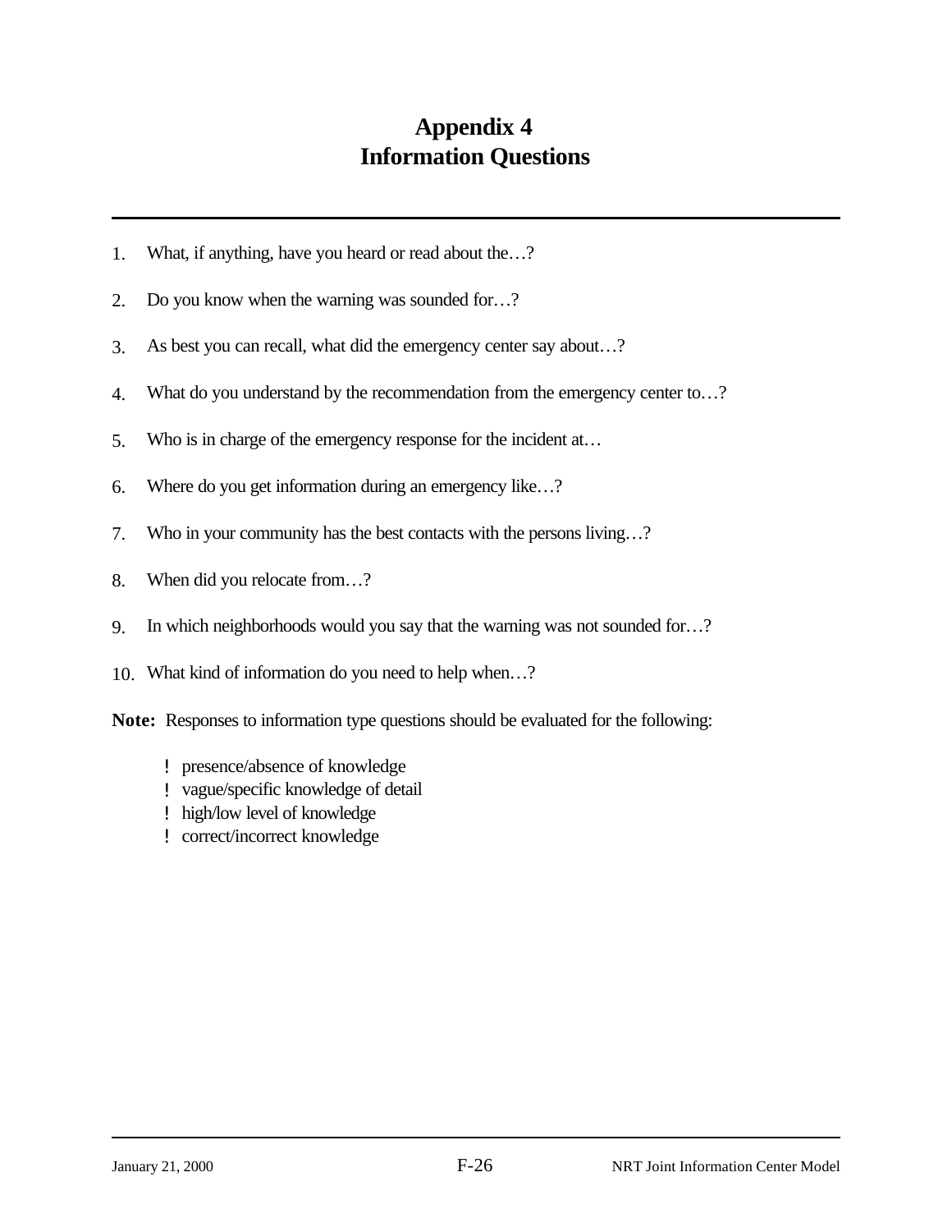# Appendix 4
# Information Questions

1. What, if anything, have you heard or read about the…?
2. Do you know when the warning was sounded for…?
3. As best you can recall, what did the emergency center say about…?
4. What do you understand by the recommendation from the emergency center to…?
5. Who is in charge of the emergency response for the incident at…
6. Where do you get information during an emergency like…?
7. Who in your community has the best contacts with the persons living…?
8. When did you relocate from…?
9. In which neighborhoods would you say that the warning was not sounded for…?
10. What kind of information do you need to help when…?

**Note:** Responses to information type questions should be evaluated for the following:

- presence/absence of knowledge
- vague/specific knowledge of detail
- high/low level of knowledge
- correct/incorrect knowledge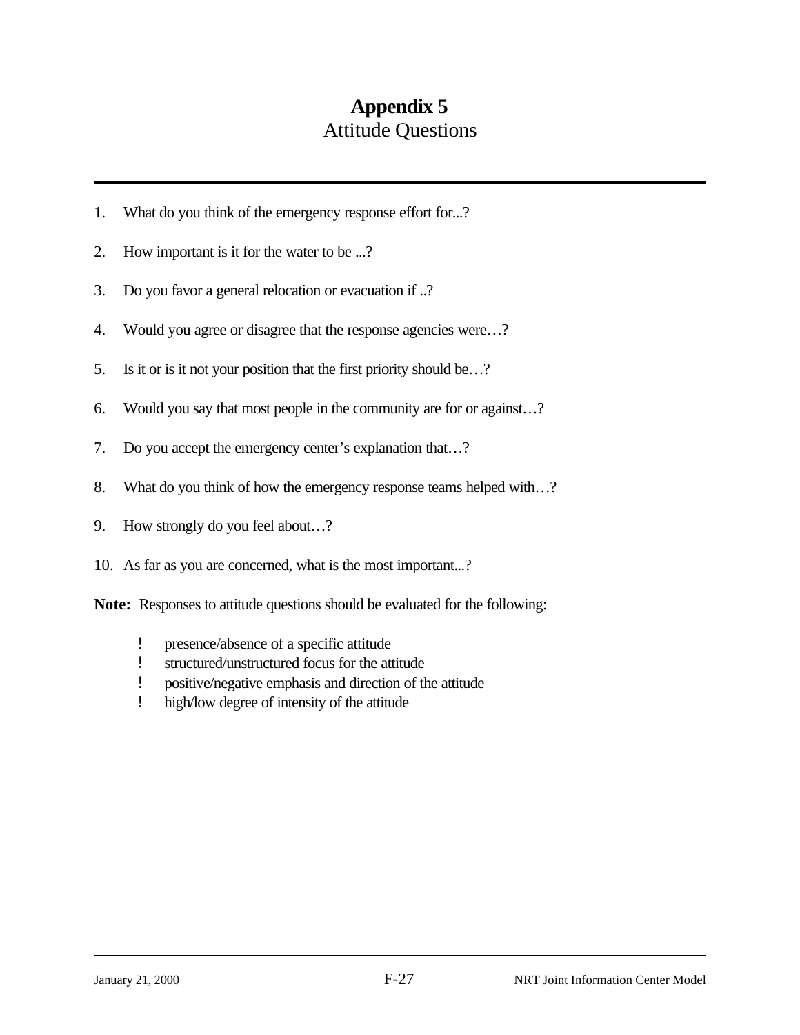# Appendix 5

## Attitude Questions

1. What do you think of the emergency response effort for...?
2. How important is it for the water to be ...?
3. Do you favor a general relocation or evacuation if ..?
4. Would you agree or disagree that the response agencies were…?
5. Is it or is it not your position that the first priority should be…?
6. Would you say that most people in the community are for or against…?
7. Do you accept the emergency center's explanation that…?
8. What do you think of how the emergency response teams helped with…?
9. How strongly do you feel about…?
10. As far as you are concerned, what is the most important...?

**Note:** Responses to attitude questions should be evaluated for the following:

- presence/absence of a specific attitude
- structured/unstructured focus for the attitude
- positive/negative emphasis and direction of the attitude
- high/low degree of intensity of the attitude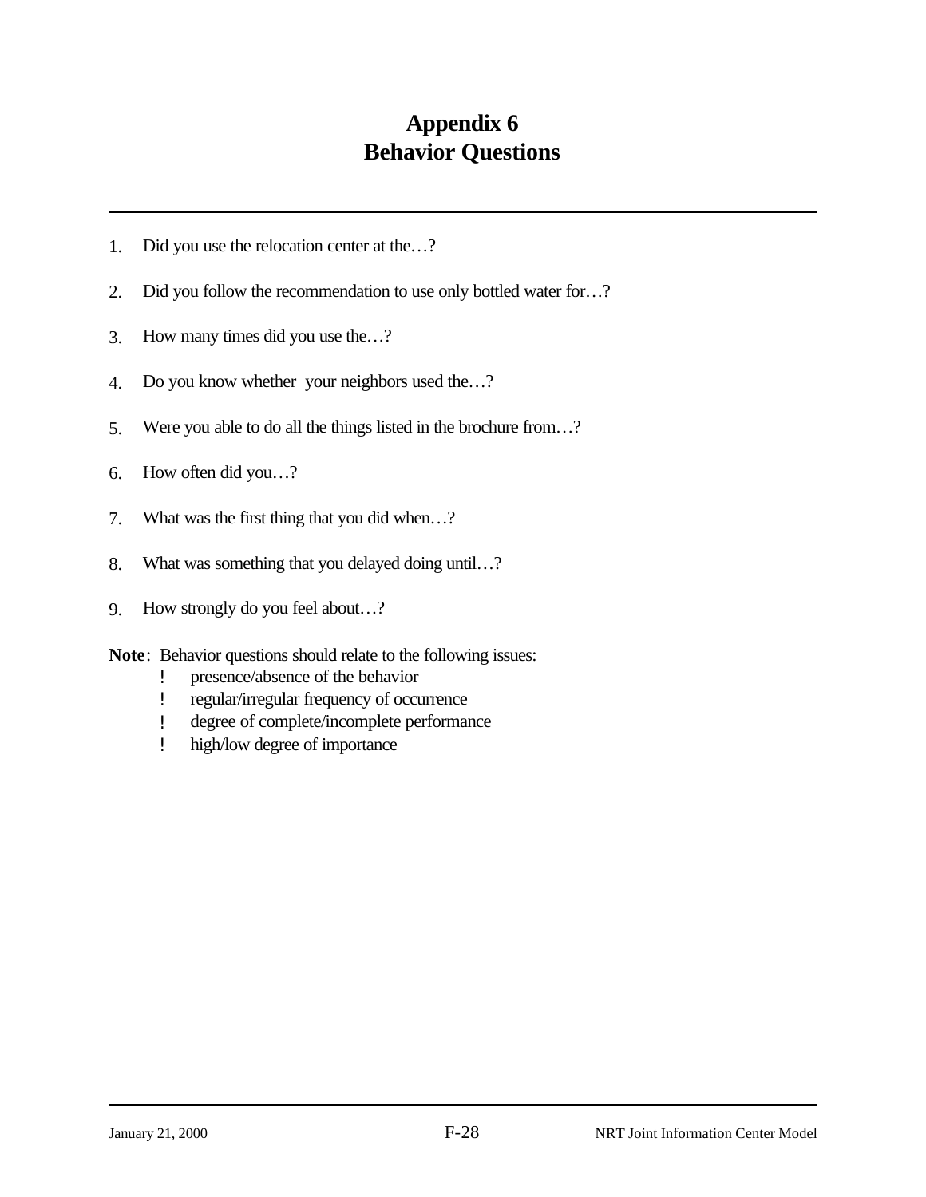# Appendix 6
# Behavior Questions

1. Did you use the relocation center at the…?

2. Did you follow the recommendation to use only bottled water for…?

3. How many times did you use the…?

4. Do you know whether your neighbors used the…?

5. Were you able to do all the things listed in the brochure from…?

6. How often did you…?

7. What was the first thing that you did when…?

8. What was something that you delayed doing until…?

9. How strongly do you feel about…?

**Note**: Behavior questions should relate to the following issues:

- presence/absence of the behavior
- regular/irregular frequency of occurrence
- degree of complete/incomplete performance
- high/low degree of importance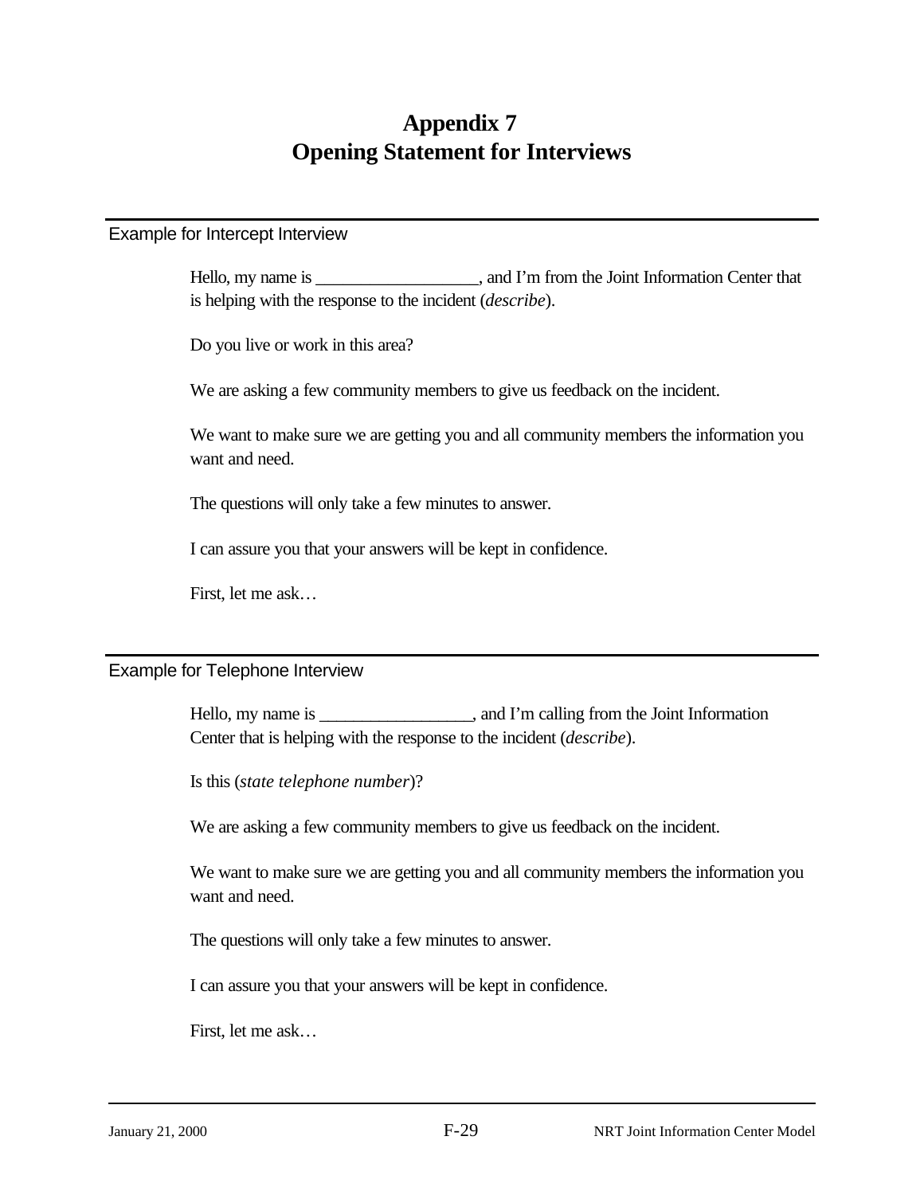# Appendix 7
# Opening Statement for Interviews

## Example for Intercept Interview

Hello, my name is __________________, and I'm from the Joint Information Center that is helping with the response to the incident (*describe*).

Do you live or work in this area?

We are asking a few community members to give us feedback on the incident.

We want to make sure we are getting you and all community members the information you want and need.

The questions will only take a few minutes to answer.

I can assure you that your answers will be kept in confidence.

First, let me ask…

## Example for Telephone Interview

Hello, my name is _________________, and I'm calling from the Joint Information Center that is helping with the response to the incident (*describe*).

Is this (*state telephone number*)?

We are asking a few community members to give us feedback on the incident.

We want to make sure we are getting you and all community members the information you want and need.

The questions will only take a few minutes to answer.

I can assure you that your answers will be kept in confidence.

First, let me ask…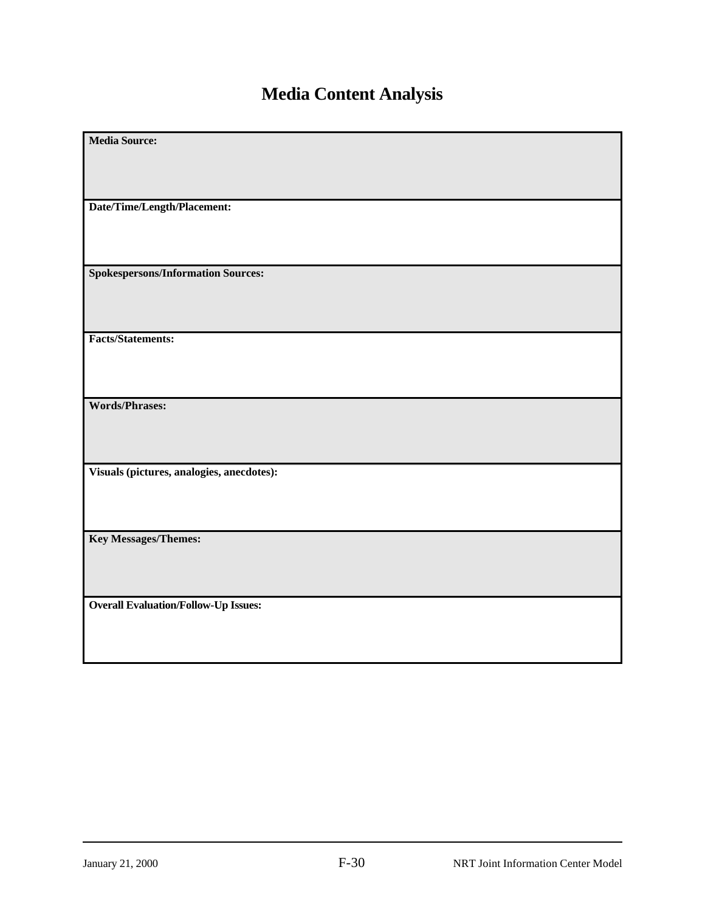# Media Content Analysis

| **Media Source:** |
|---|
| **Date/Time/Length/Placement:** |
| **Spokespersons/Information Sources:** |
| **Facts/Statements:** |
| **Words/Phrases:** |
| **Visuals (pictures, analogies, anecdotes):** |
| **Key Messages/Themes:** |
| **Overall Evaluation/Follow-Up Issues:** |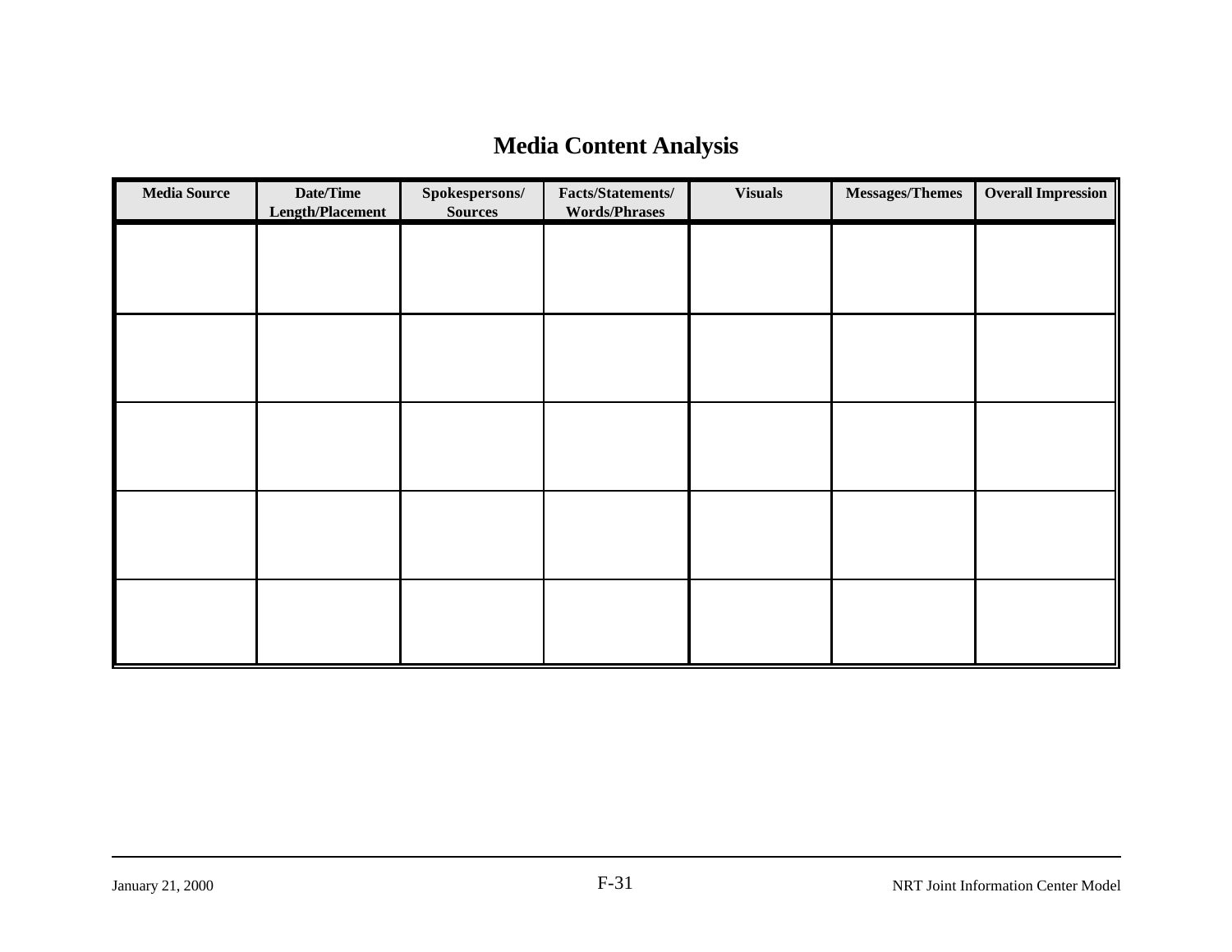# Media Content Analysis

| Media Source | Date/Time Length/Placement | Spokespersons/ Sources | Facts/Statements/ Words/Phrases | Visuals | Messages/Themes | Overall Impression |
|---|---|---|---|---|---|---|
| | | | | | | |
| | | | | | | |
| | | | | | | |
| | | | | | | |
| | | | | | | |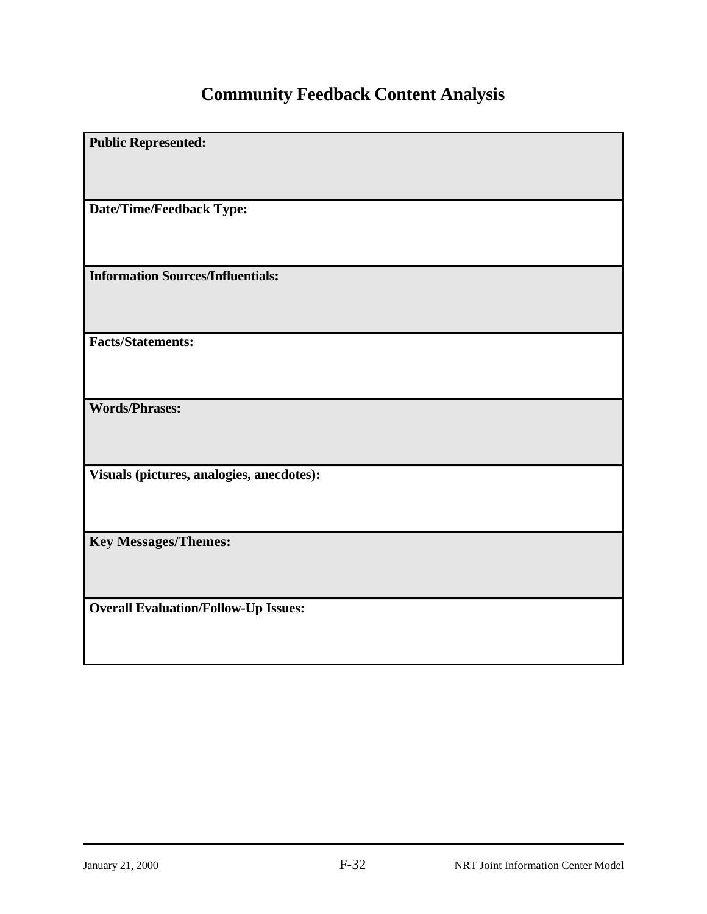# Community Feedback Content Analysis

| Public Represented: |
|---|
| Date/Time/Feedback Type: |
| Information Sources/Influentials: |
| Facts/Statements: |
| Words/Phrases: |
| Visuals (pictures, analogies, anecdotes): |
| Key Messages/Themes: |
| Overall Evaluation/Follow-Up Issues: |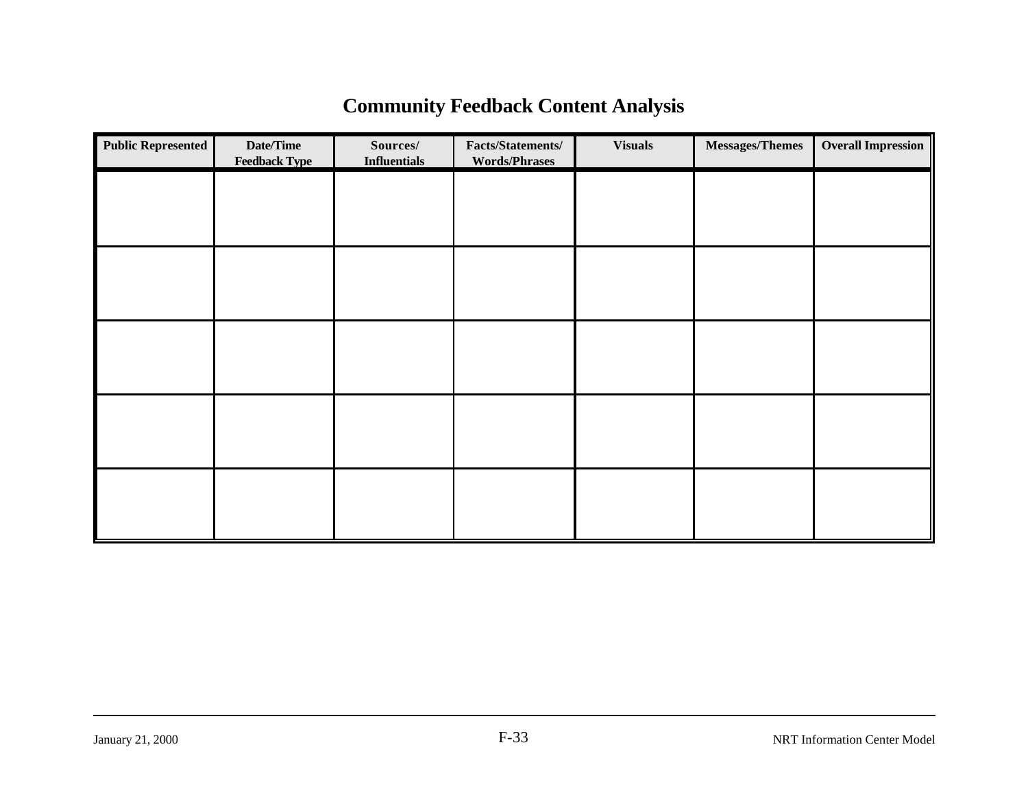# Community Feedback Content Analysis

| Public Represented | Date/Time Feedback Type | Sources/ Influentials | Facts/Statements/ Words/Phrases | Visuals | Messages/Themes | Overall Impression |
|---|---|---|---|---|---|---|
| | | | | | | |
| | | | | | | |
| | | | | | | |
| | | | | | | |
| | | | | | | |